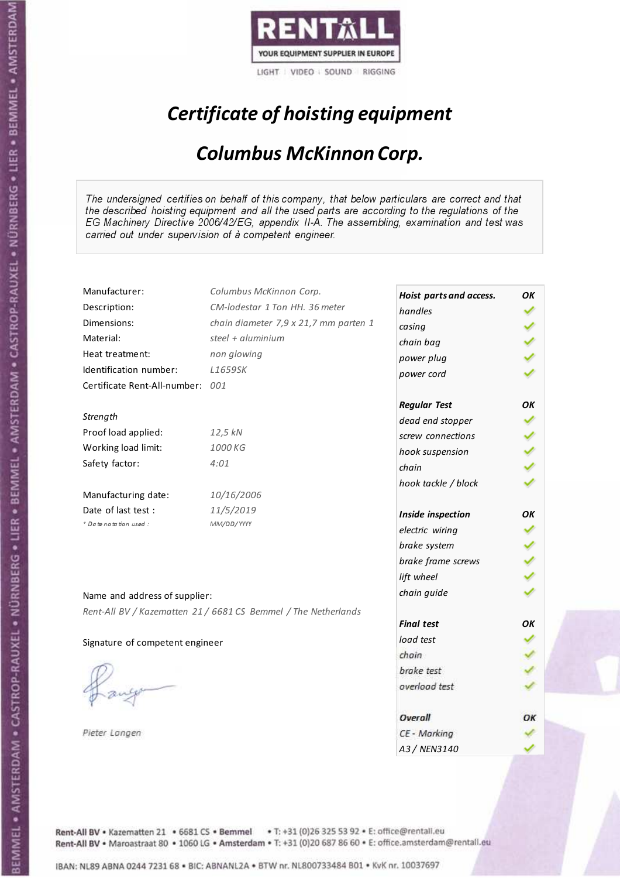RENTALL

YOUR EQUIPMENT SUPPLIER IN EUROPE

LIGHT | VIDEO | SOUND | RIGGING

# Certificate of hoisting equipment

## Columbus McKinnon Corp.

*The undersigned certifies on behalf of this company, that below particulars are correct and that the described hoisting equipment and all the used parts are according to the regulations of the EG Machinery Directive 2006/42/EG, appendix II-A. The assembling, examination and test was carried out under supervision of à competent engineer.*

| | |
|---|---|
| Manufacturer: | *Columbus McKinnon Corp.* |
| Description: | *CM-lodestar 1 Ton HH. 36 meter* |
| Dimensions: | *chain diameter 7,9 x 21,7 mm parten 1* |
| Material: | *steel + aluminium* |
| Heat treatment: | *non glowing* |
| Identification number: | *L1659SK* |
| Certificate Rent-All-number: | *001* |

*Strength*

| | |
|---|---|
| Proof load applied: | *12,5 kN* |
| Working load limit: | *1000 KG* |
| Safety factor: | *4:01* |

| | |
|---|---|
| Manufacturing date: | *10/16/2006* |
| Date of last test : | *11/5/2019* |
| *\* Date notation used :* | *MM/DD/YYYY* |

| **Hoist parts and access.** | **OK** |
|---|---|
| *handles* | ✓ |
| *casing* | ✓ |
| *chain bag* | ✓ |
| *power plug* | ✓ |
| *power cord* | ✓ |
| **Regular Test** | **OK** |
| *dead end stopper* | ✓ |
| *screw connections* | ✓ |
| *hook suspension* | ✓ |
| *chain* | ✓ |
| *hook tackle / block* | ✓ |
| **Inside inspection** | **OK** |
| *electric wiring* | ✓ |
| *brake system* | ✓ |
| *brake frame screws* | ✓ |
| *lift wheel* | ✓ |
| *chain guide* | ✓ |
| **Final test** | **OK** |
| *load test* | ✓ |
| *chain* | ✓ |
| *brake test* | ✓ |
| *overload test* | ✓ |
| **Overall** | **OK** |
| *CE - Marking* | ✓ |
| *A3 / NEN3140* | ✓ |

Name and address of supplier:

*Rent-All BV / Kazematten 21 / 6681 CS Bemmel / The Netherlands*

Signature of competent engineer

*Pieter Langen*

Rent-All BV • Kazematten 21 • 6681 CS • **Bemmel** • T: +31 (0)26 325 53 92 • E: office@rentall.eu
Rent-All BV • Maroastraat 80 • 1060 LG • **Amsterdam** • T: +31 (0)20 687 86 60 • E: office.amsterdam@rentall.eu

IBAN: NL89 ABNA 0244 7231 68 • BIC: ABNANL2A • BTW nr. NL800733484 B01 • KvK nr. 10037697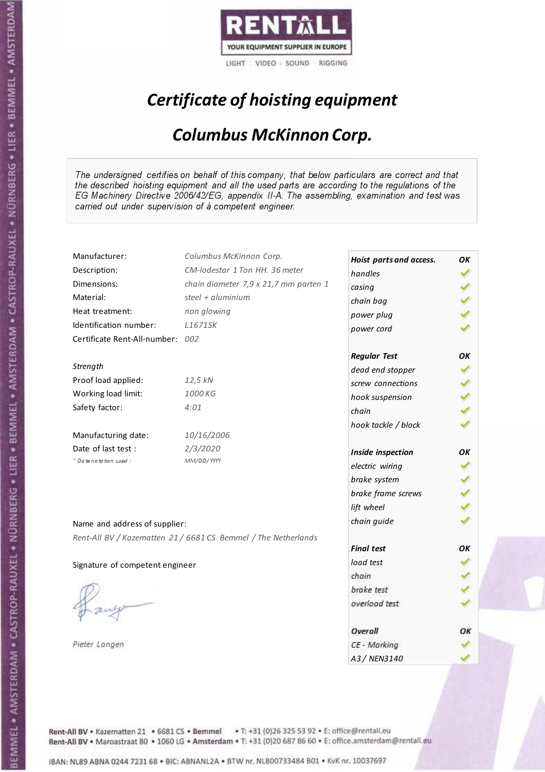RENTALL
YOUR EQUIPMENT SUPPLIER IN EUROPE
LIGHT | VIDEO | SOUND | RIGGING

# Certificate of hoisting equipment

## Columbus McKinnon Corp.

The undersigned certifies on behalf of this company, that below particulars are correct and that the described hoisting equipment and all the used parts are according to the regulations of the EG Machinery Directive 2006/42/EG, appendix II-A. The assembling, examination and test was carried out under supervision of à competent engineer.

| | |
|---|---|
| Manufacturer: | Columbus McKinnon Corp. |
| Description: | CM-lodestar 1 Ton HH. 36 meter |
| Dimensions: | chain diameter 7,9 x 21,7 mm parten 1 |
| Material: | steel + aluminium |
| Heat treatment: | non glowing |
| Identification number: | L1671SK |
| Certificate Rent-All-number: | 002 |

*Strength*

| | |
|---|---|
| Proof load applied: | 12,5 kN |
| Working load limit: | 1000 KG |
| Safety factor: | 4:01 |

| | |
|---|---|
| Manufacturing date: | 10/16/2006 |
| Date of last test : | 2/3/2020 |
| * Date notation used : | MM/DD/YYYY |

| Hoist parts and access. | OK |
|---|---|
| handles | ✓ |
| casing | ✓ |
| chain bag | ✓ |
| power plug | ✓ |
| power cord | ✓ |
| **Regular Test** | **OK** |
| dead end stopper | ✓ |
| screw connections | ✓ |
| hook suspension | ✓ |
| chain | ✓ |
| hook tackle / block | ✓ |
| **Inside inspection** | **OK** |
| electric wiring | ✓ |
| brake system | ✓ |
| brake frame screws | ✓ |
| lift wheel | ✓ |
| chain guide | ✓ |
| **Final test** | **OK** |
| load test | ✓ |
| chain | ✓ |
| brake test | ✓ |
| overload test | ✓ |
| **Overall** | **OK** |
| CE - Marking | ✓ |
| A3 / NEN3140 | ✓ |

Name and address of supplier:

*Rent-All BV / Kazematten 21 / 6681 CS Bemmel / The Netherlands*

Signature of competent engineer

*Pieter Langen*

Rent-All BV • Kazematten 21 • 6681 CS • Bemmel • T: +31 (0)26 325 53 92 • E: office@rentall.eu
Rent-All BV • Maroastraat 80 • 1060 LG • Amsterdam • T: +31 (0)20 687 86 60 • E: office.amsterdam@rentall.eu

IBAN: NL89 ABNA 0244 7231 68 • BIC: ABNANL2A • BTW nr. NL800733484 B01 • KvK nr. 10037697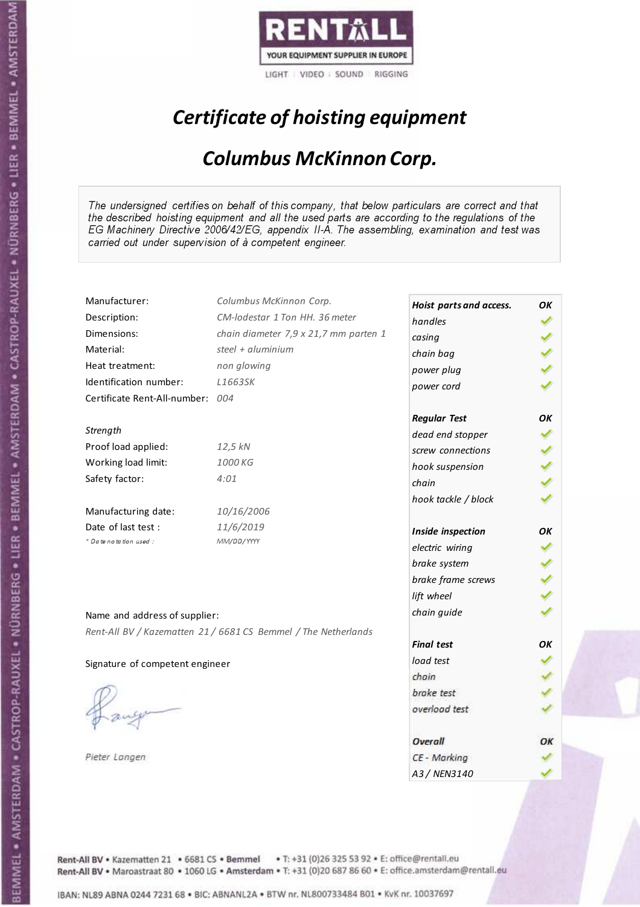RENTALL

YOUR EQUIPMENT SUPPLIER IN EUROPE

LIGHT | VIDEO | SOUND | RIGGING

# *Certificate of hoisting equipment*

## *Columbus McKinnon Corp.*

*The undersigned certifies on behalf of this company, that below particulars are correct and that the described hoisting equipment and all the used parts are according to the regulations of the EG Machinery Directive 2006/42/EG, appendix II-A. The assembling, examination and test was carried out under supervision of à competent engineer.*

| | |
|---|---|
| Manufacturer: | *Columbus McKinnon Corp.* |
| Description: | *CM-lodestar 1 Ton HH. 36 meter* |
| Dimensions: | *chain diameter 7,9 x 21,7 mm parten 1* |
| Material: | *steel + aluminium* |
| Heat treatment: | *non glowing* |
| Identification number: | *L1663SK* |
| Certificate Rent-All-number: | *004* |

*Strength*

| | |
|---|---|
| Proof load applied: | *12,5 kN* |
| Working load limit: | *1000 KG* |
| Safety factor: | *4:01* |

| | |
|---|---|
| Manufacturing date: | *10/16/2006* |
| Date of last test : | *11/6/2019* |
| *\* Date notation used :* | *MM/DD/YYYY* |

Name and address of supplier:

*Rent-All BV / Kazematten 21 / 6681 CS Bemmel / The Netherlands*

Signature of competent engineer

*Pieter Langen*

| ***Hoist parts and access.*** | ***OK*** |
|---|---|
| *handles* | ✓ |
| *casing* | ✓ |
| *chain bag* | ✓ |
| *power plug* | ✓ |
| *power cord* | ✓ |
| ***Regular Test*** | ***OK*** |
| *dead end stopper* | ✓ |
| *screw connections* | ✓ |
| *hook suspension* | ✓ |
| *chain* | ✓ |
| *hook tackle / block* | ✓ |
| ***Inside inspection*** | ***OK*** |
| *electric wiring* | ✓ |
| *brake system* | ✓ |
| *brake frame screws* | ✓ |
| *lift wheel* | ✓ |
| *chain guide* | ✓ |
| ***Final test*** | ***OK*** |
| *load test* | ✓ |
| *chain* | ✓ |
| *brake test* | ✓ |
| *overload test* | ✓ |
| ***Overall*** | ***OK*** |
| *CE - Marking* | ✓ |
| *A3 / NEN3140* | ✓ |

Rent-All BV • Kazematten 21 • 6681 CS • Bemmel • T: +31 (0)26 325 53 92 • E: office@rentall.eu
Rent-All BV • Maroastraat 80 • 1060 LG • Amsterdam • T: +31 (0)20 687 86 60 • E: office.amsterdam@rentall.eu

IBAN: NL89 ABNA 0244 7231 68 • BIC: ABNANL2A • BTW nr. NL800733484 B01 • KvK nr. 10037697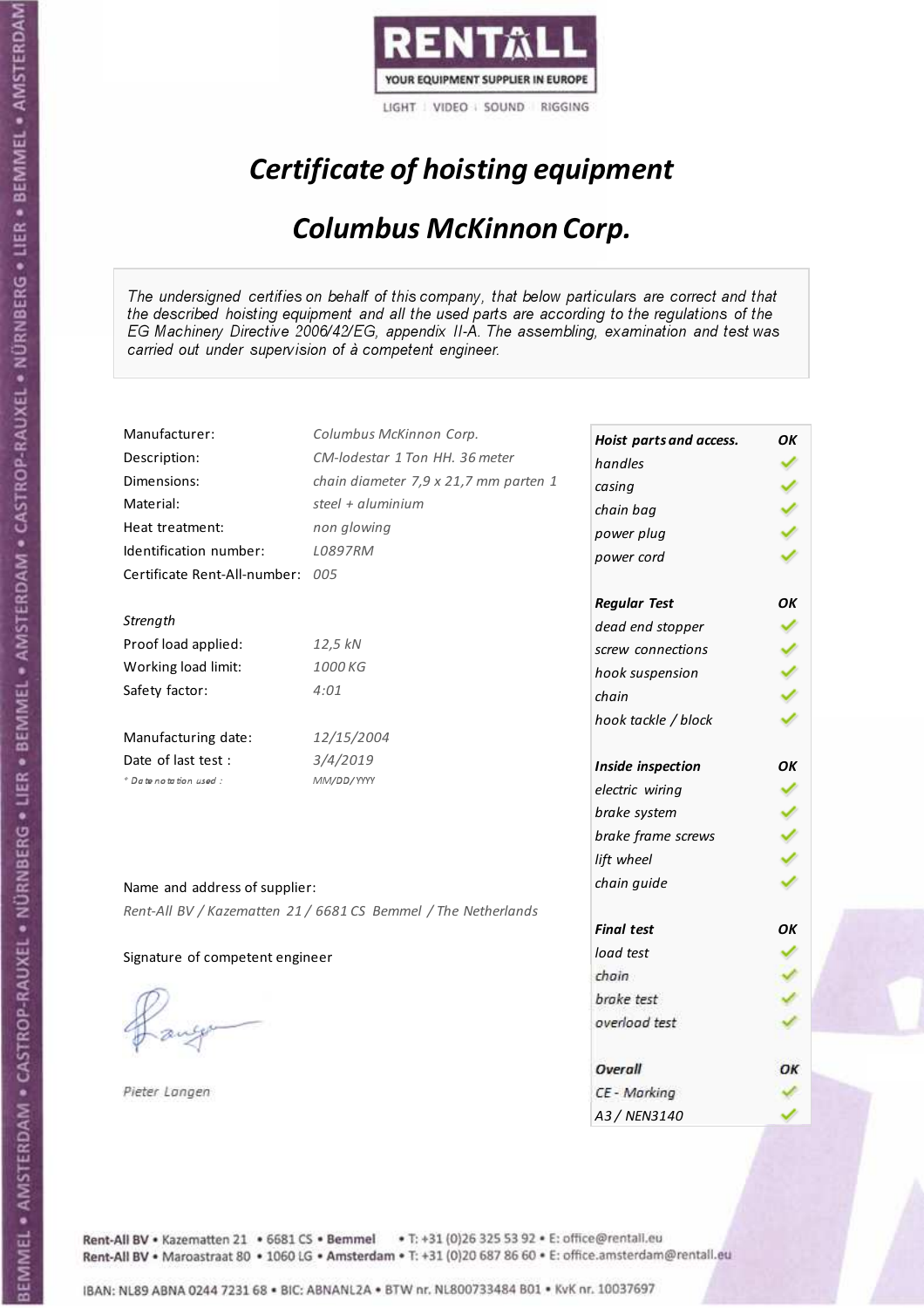RENTALL
YOUR EQUIPMENT SUPPLIER IN EUROPE
LIGHT | VIDEO | SOUND | RIGGING

# *Certificate of hoisting equipment*

## *Columbus McKinnon Corp.*

*The undersigned certifies on behalf of this company, that below particulars are correct and that the described hoisting equipment and all the used parts are according to the regulations of the EG Machinery Directive 2006/42/EG, appendix II-A. The assembling, examination and test was carried out under supervision of à competent engineer.*

| | |
|---|---|
| Manufacturer: | *Columbus McKinnon Corp.* |
| Description: | *CM-lodestar 1 Ton HH. 36 meter* |
| Dimensions: | *chain diameter 7,9 x 21,7 mm parten 1* |
| Material: | *steel + aluminium* |
| Heat treatment: | *non glowing* |
| Identification number: | *L0897RM* |
| Certificate Rent-All-number: | *005* |

*Strength*

| | |
|---|---|
| Proof load applied: | *12,5 kN* |
| Working load limit: | *1000 KG* |
| Safety factor: | *4:01* |

| | |
|---|---|
| Manufacturing date: | *12/15/2004* |
| Date of last test : | *3/4/2019* |
| *\* Date notation used :* | *MM/DD/YYYY* |

Name and address of supplier:

*Rent-All BV / Kazematten 21 / 6681 CS Bemmel / The Netherlands*

Signature of competent engineer

*Pieter Langen*

| ***Hoist parts and access.*** | ***OK*** |
|---|---|
| *handles* | ✓ |
| *casing* | ✓ |
| *chain bag* | ✓ |
| *power plug* | ✓ |
| *power cord* | ✓ |
| ***Regular Test*** | ***OK*** |
| *dead end stopper* | ✓ |
| *screw connections* | ✓ |
| *hook suspension* | ✓ |
| *chain* | ✓ |
| *hook tackle / block* | ✓ |
| ***Inside inspection*** | ***OK*** |
| *electric wiring* | ✓ |
| *brake system* | ✓ |
| *brake frame screws* | ✓ |
| *lift wheel* | ✓ |
| *chain guide* | ✓ |
| ***Final test*** | ***OK*** |
| *load test* | ✓ |
| *chain* | ✓ |
| *brake test* | ✓ |
| *overload test* | ✓ |
| ***Overall*** | ***OK*** |
| *CE - Marking* | ✓ |
| *A3 / NEN3140* | ✓ |

Rent-All BV • Kazematten 21 • 6681 CS • Bemmel • T: +31 (0)26 325 53 92 • E: office@rentall.eu
Rent-All BV • Maroastraat 80 • 1060 LG • Amsterdam • T: +31 (0)20 687 86 60 • E: office.amsterdam@rentall.eu

IBAN: NL89 ABNA 0244 7231 68 • BIC: ABNANL2A • BTW nr. NL800733484 B01 • KvK nr. 10037697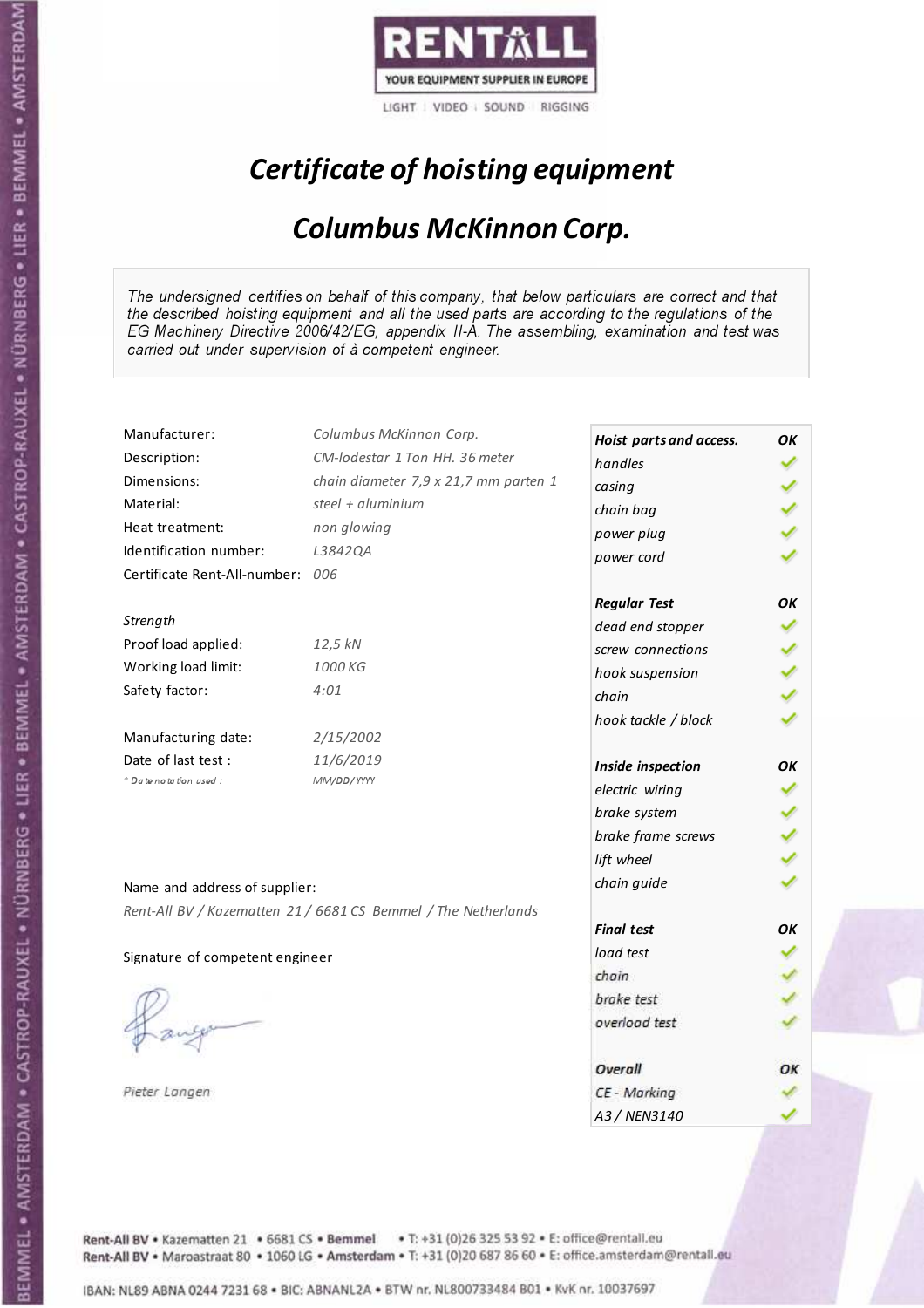RENTALL

YOUR EQUIPMENT SUPPLIER IN EUROPE

LIGHT | VIDEO | SOUND | RIGGING

# *Certificate of hoisting equipment*

## *Columbus McKinnon Corp.*

*The undersigned certifies on behalf of this company, that below particulars are correct and that the described hoisting equipment and all the used parts are according to the regulations of the EG Machinery Directive 2006/42/EG, appendix II-A. The assembling, examination and test was carried out under supervision of à competent engineer.*

| | |
|---|---|
| Manufacturer: | *Columbus McKinnon Corp.* |
| Description: | *CM-lodestar 1 Ton HH. 36 meter* |
| Dimensions: | *chain diameter 7,9 x 21,7 mm parten 1* |
| Material: | *steel + aluminium* |
| Heat treatment: | *non glowing* |
| Identification number: | *L3842QA* |
| Certificate Rent-All-number: | *006* |

*Strength*

| | |
|---|---|
| Proof load applied: | *12,5 kN* |
| Working load limit: | *1000 KG* |
| Safety factor: | *4:01* |

| | |
|---|---|
| Manufacturing date: | *2/15/2002* |
| Date of last test : | *11/6/2019* |
| *\* Date notation used :* | *MM/DD/YYYY* |

| | |
|---|---|
| ***Hoist parts and access.*** | ***OK*** |
| *handles* | ✓ |
| *casing* | ✓ |
| *chain bag* | ✓ |
| *power plug* | ✓ |
| *power cord* | ✓ |
| ***Regular Test*** | ***OK*** |
| *dead end stopper* | ✓ |
| *screw connections* | ✓ |
| *hook suspension* | ✓ |
| *chain* | ✓ |
| *hook tackle / block* | ✓ |
| ***Inside inspection*** | ***OK*** |
| *electric wiring* | ✓ |
| *brake system* | ✓ |
| *brake frame screws* | ✓ |
| *lift wheel* | ✓ |
| *chain guide* | ✓ |
| ***Final test*** | ***OK*** |
| *load test* | ✓ |
| *chain* | ✓ |
| *brake test* | ✓ |
| *overload test* | ✓ |
| ***Overall*** | ***OK*** |
| *CE - Marking* | ✓ |
| *A3 / NEN3140* | ✓ |

Name and address of supplier:

*Rent-All BV / Kazematten 21 / 6681 CS Bemmel / The Netherlands*

Signature of competent engineer

*Pieter Langen*

Rent-All BV • Kazematten 21 • 6681 CS • **Bemmel** • T: +31 (0)26 325 53 92 • E: office@rentall.eu
Rent-All BV • Maroastraat 80 • 1060 LG • **Amsterdam** • T: +31 (0)20 687 86 60 • E: office.amsterdam@rentall.eu

IBAN: NL89 ABNA 0244 7231 68 • BIC: ABNANL2A • BTW nr. NL800733484 B01 • KvK nr. 10037697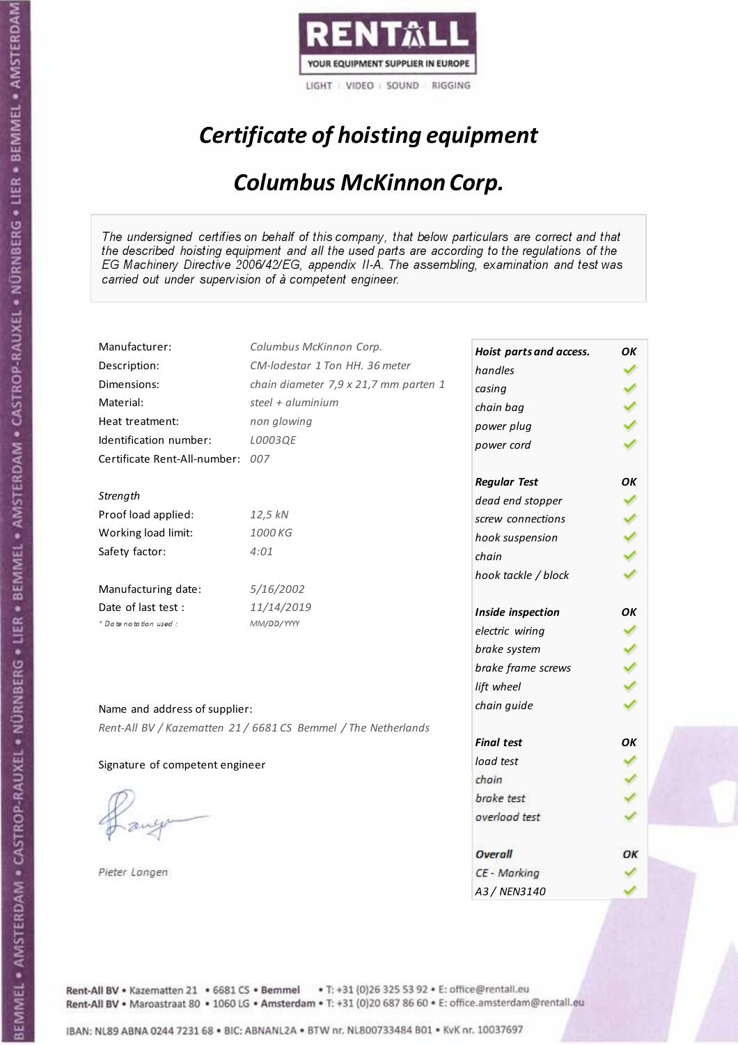RENTALL
YOUR EQUIPMENT SUPPLIER IN EUROPE
LIGHT | VIDEO | SOUND | RIGGING

# *Certificate of hoisting equipment*

## *Columbus McKinnon Corp.*

*The undersigned certifies on behalf of this company, that below particulars are correct and that the described hoisting equipment and all the used parts are according to the regulations of the EG Machinery Directive 2006/42/EG, appendix II-A. The assembling, examination and test was carried out under supervision of à competent engineer.*

| | |
|---|---|
| Manufacturer: | *Columbus McKinnon Corp.* |
| Description: | *CM-lodestar 1 Ton HH. 36 meter* |
| Dimensions: | *chain diameter 7,9 x 21,7 mm parten 1* |
| Material: | *steel + aluminium* |
| Heat treatment: | *non glowing* |
| Identification number: | *L0003QE* |
| Certificate Rent-All-number: | *007* |

*Strength*

| | |
|---|---|
| Proof load applied: | *12,5 kN* |
| Working load limit: | *1000 KG* |
| Safety factor: | *4:01* |

| | |
|---|---|
| Manufacturing date: | *5/16/2002* |
| Date of last test : | *11/14/2019* |
| * Date notation used : | *MM/DD/YYYY* |

| ***Hoist parts and access.*** | ***OK*** |
|---|---|
| *handles* | ✓ |
| *casing* | ✓ |
| *chain bag* | ✓ |
| *power plug* | ✓ |
| *power cord* | ✓ |
| ***Regular Test*** | ***OK*** |
| *dead end stopper* | ✓ |
| *screw connections* | ✓ |
| *hook suspension* | ✓ |
| *chain* | ✓ |
| *hook tackle / block* | ✓ |
| ***Inside inspection*** | ***OK*** |
| *electric wiring* | ✓ |
| *brake system* | ✓ |
| *brake frame screws* | ✓ |
| *lift wheel* | ✓ |
| *chain guide* | ✓ |
| ***Final test*** | ***OK*** |
| *load test* | ✓ |
| *chain* | ✓ |
| *brake test* | ✓ |
| *overload test* | ✓ |
| ***Overall*** | ***OK*** |
| *CE - Marking* | ✓ |
| *A3 / NEN3140* | ✓ |

Name and address of supplier:

*Rent-All BV / Kazematten 21 / 6681 CS Bemmel / The Netherlands*

Signature of competent engineer

*Pieter Langen*

**Rent-All BV** • Kazematten 21 • 6681 CS • **Bemmel** • T: +31 (0)26 325 53 92 • E: office@rentall.eu
**Rent-All BV** • Maroastraat 80 • 1060 LG • **Amsterdam** • T: +31 (0)20 687 86 60 • E: office.amsterdam@rentall.eu

IBAN: NL89 ABNA 0244 7231 68 • BIC: ABNANL2A • BTW nr. NL800733484 B01 • KvK nr. 10037697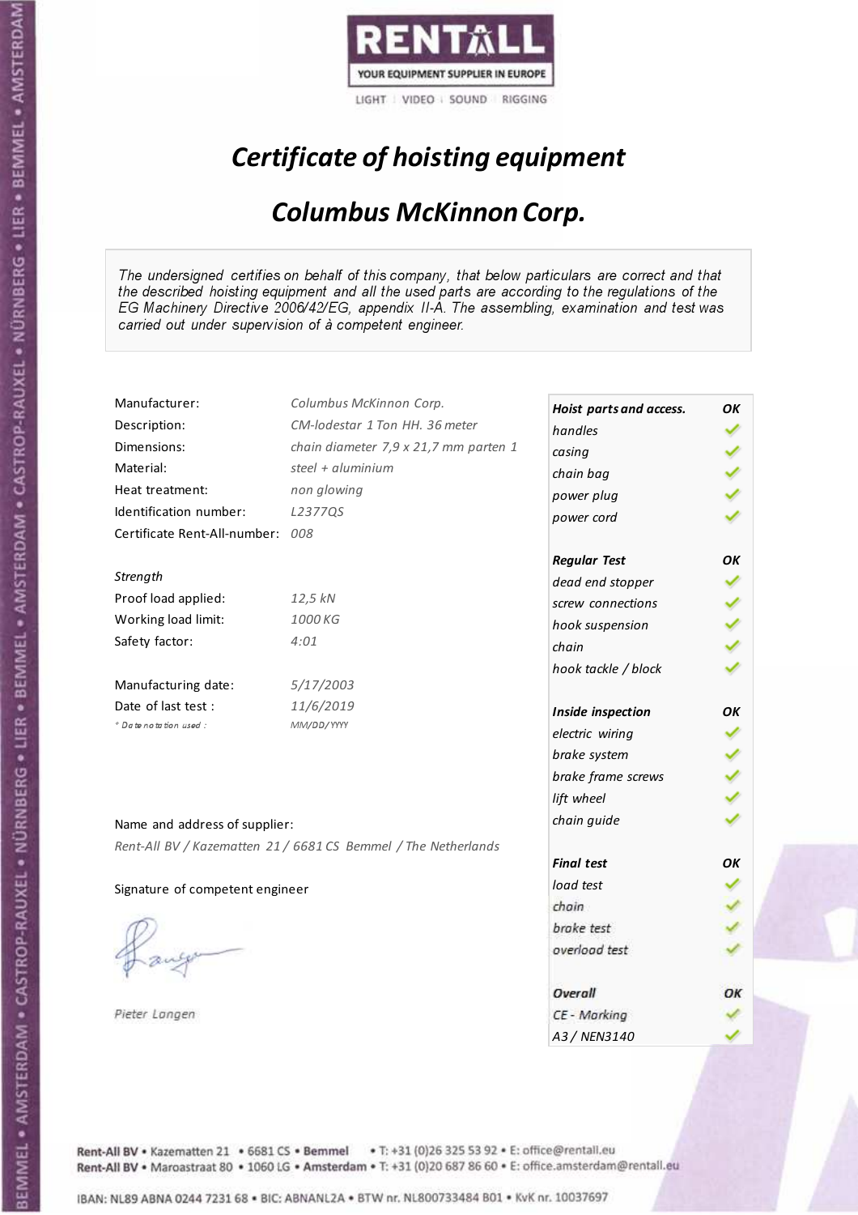RENTALL
YOUR EQUIPMENT SUPPLIER IN EUROPE
LIGHT | VIDEO | SOUND | RIGGING

# *Certificate of hoisting equipment*

## *Columbus McKinnon Corp.*

*The undersigned certifies on behalf of this company, that below particulars are correct and that the described hoisting equipment and all the used parts are according to the regulations of the EG Machinery Directive 2006/42/EG, appendix II-A. The assembling, examination and test was carried out under supervision of à competent engineer.*

| | |
|---|---|
| Manufacturer: | *Columbus McKinnon Corp.* |
| Description: | *CM-lodestar 1 Ton HH. 36 meter* |
| Dimensions: | *chain diameter 7,9 x 21,7 mm parten 1* |
| Material: | *steel + aluminium* |
| Heat treatment: | *non glowing* |
| Identification number: | *L2377QS* |
| Certificate Rent-All-number: | *008* |

*Strength*

| | |
|---|---|
| Proof load applied: | *12,5 kN* |
| Working load limit: | *1000 KG* |
| Safety factor: | *4:01* |

| | |
|---|---|
| Manufacturing date: | *5/17/2003* |
| Date of last test : | *11/6/2019* |
| *\* Date notation used :* | *MM/DD/YYYY* |

| *Hoist parts and access.* | *OK* |
|---|---|
| *handles* | ✓ |
| *casing* | ✓ |
| *chain bag* | ✓ |
| *power plug* | ✓ |
| *power cord* | ✓ |
| ***Regular Test*** | ***OK*** |
| *dead end stopper* | ✓ |
| *screw connections* | ✓ |
| *hook suspension* | ✓ |
| *chain* | ✓ |
| *hook tackle / block* | ✓ |
| ***Inside inspection*** | ***OK*** |
| *electric wiring* | ✓ |
| *brake system* | ✓ |
| *brake frame screws* | ✓ |
| *lift wheel* | ✓ |
| *chain guide* | ✓ |
| ***Final test*** | ***OK*** |
| *load test* | ✓ |
| *chain* | ✓ |
| *brake test* | ✓ |
| *overload test* | ✓ |
| ***Overall*** | ***OK*** |
| *CE - Marking* | ✓ |
| *A3 / NEN3140* | ✓ |

Name and address of supplier:

*Rent-All BV / Kazematten 21 / 6681 CS Bemmel / The Netherlands*

Signature of competent engineer

*Pieter Langen*

Rent-All BV • Kazematten 21 • 6681 CS • **Bemmel** • T: +31 (0)26 325 53 92 • E: office@rentall.eu
Rent-All BV • Maroastraat 80 • 1060 LG • **Amsterdam** • T: +31 (0)20 687 86 60 • E: office.amsterdam@rentall.eu

IBAN: NL89 ABNA 0244 7231 68 • BIC: ABNANL2A • BTW nr. NL800733484 B01 • KvK nr. 10037697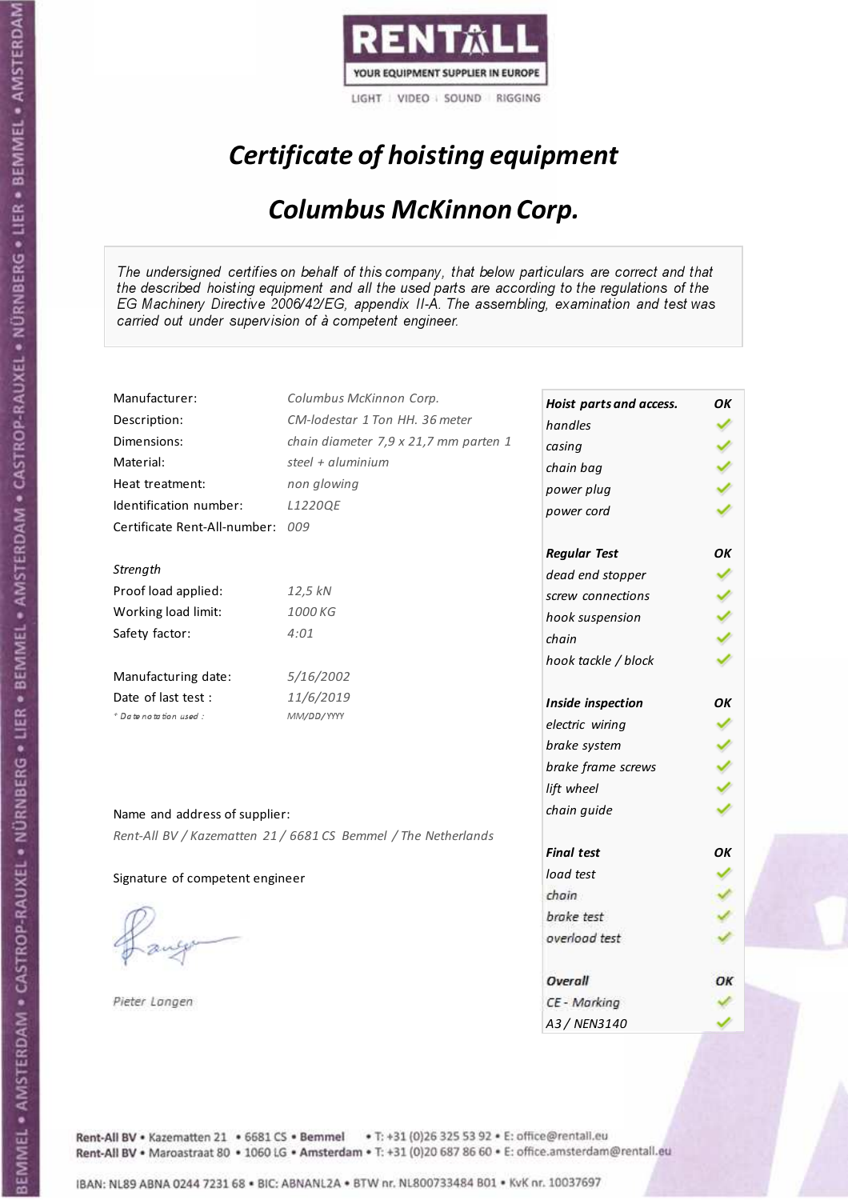RENTALL
YOUR EQUIPMENT SUPPLIER IN EUROPE
LIGHT | VIDEO | SOUND | RIGGING

# *Certificate of hoisting equipment*

## *Columbus McKinnon Corp.*

*The undersigned certifies on behalf of this company, that below particulars are correct and that the described hoisting equipment and all the used parts are according to the regulations of the EG Machinery Directive 2006/42/EG, appendix II-A. The assembling, examination and test was carried out under supervision of à competent engineer.*

| | |
|---|---|
| Manufacturer: | *Columbus McKinnon Corp.* |
| Description: | *CM-lodestar 1 Ton HH. 36 meter* |
| Dimensions: | *chain diameter 7,9 x 21,7 mm parten 1* |
| Material: | *steel + aluminium* |
| Heat treatment: | *non glowing* |
| Identification number: | *L1220QE* |
| Certificate Rent-All-number: | *009* |

*Strength*

| | |
|---|---|
| Proof load applied: | *12,5 kN* |
| Working load limit: | *1000 KG* |
| Safety factor: | *4:01* |

| | |
|---|---|
| Manufacturing date: | *5/16/2002* |
| Date of last test : | *11/6/2019* |
| *\* Date notation used :* | *MM/DD/YYYY* |

| ***Hoist parts and access.*** | ***OK*** |
|---|---|
| *handles* | ✓ |
| *casing* | ✓ |
| *chain bag* | ✓ |
| *power plug* | ✓ |
| *power cord* | ✓ |
| ***Regular Test*** | ***OK*** |
| *dead end stopper* | ✓ |
| *screw connections* | ✓ |
| *hook suspension* | ✓ |
| *chain* | ✓ |
| *hook tackle / block* | ✓ |
| ***Inside inspection*** | ***OK*** |
| *electric wiring* | ✓ |
| *brake system* | ✓ |
| *brake frame screws* | ✓ |
| *lift wheel* | ✓ |
| *chain guide* | ✓ |
| ***Final test*** | ***OK*** |
| *load test* | ✓ |
| *chain* | ✓ |
| *brake test* | ✓ |
| *overload test* | ✓ |
| ***Overall*** | ***OK*** |
| *CE - Marking* | ✓ |
| *A3 / NEN3140* | ✓ |

Name and address of supplier:

*Rent-All BV / Kazematten 21 / 6681 CS Bemmel / The Netherlands*

Signature of competent engineer

*Pieter Langen*

Rent-All BV • Kazematten 21 • 6681 CS • **Bemmel** • T: +31 (0)26 325 53 92 • E: office@rentall.eu
Rent-All BV • Maroastraat 80 • 1060 LG • **Amsterdam** • T: +31 (0)20 687 86 60 • E: office.amsterdam@rentall.eu

IBAN: NL89 ABNA 0244 7231 68 • BIC: ABNANL2A • BTW nr. NL800733484 B01 • KvK nr. 10037697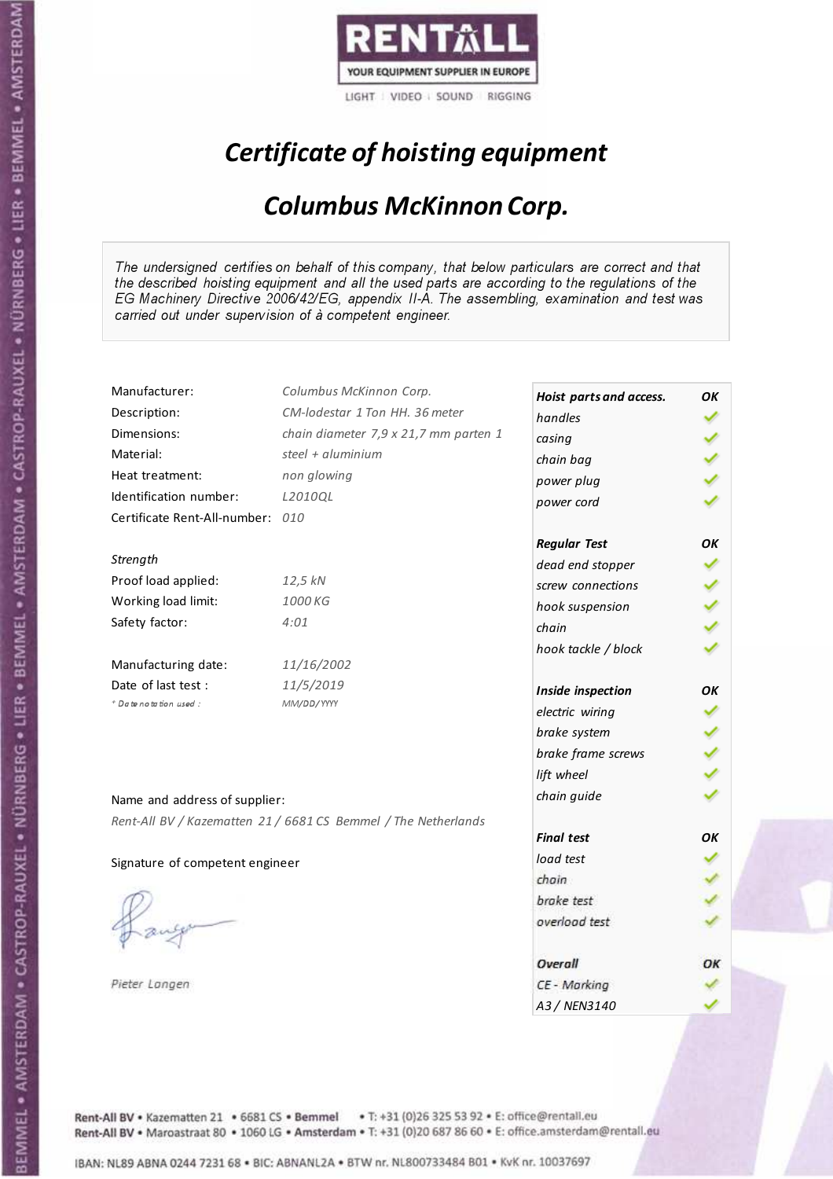RENTALL
YOUR EQUIPMENT SUPPLIER IN EUROPE
LIGHT | VIDEO | SOUND | RIGGING

# *Certificate of hoisting equipment*

## *Columbus McKinnon Corp.*

*The undersigned certifies on behalf of this company, that below particulars are correct and that the described hoisting equipment and all the used parts are according to the regulations of the EG Machinery Directive 2006/42/EG, appendix II-A. The assembling, examination and test was carried out under supervision of à competent engineer.*

| | |
|---|---|
| Manufacturer: | *Columbus McKinnon Corp.* |
| Description: | *CM-lodestar 1 Ton HH. 36 meter* |
| Dimensions: | *chain diameter 7,9 x 21,7 mm parten 1* |
| Material: | *steel + aluminium* |
| Heat treatment: | *non glowing* |
| Identification number: | *L2010QL* |
| Certificate Rent-All-number: | *010* |

*Strength*

| | |
|---|---|
| Proof load applied: | *12,5 kN* |
| Working load limit: | *1000 KG* |
| Safety factor: | *4:01* |

| | |
|---|---|
| Manufacturing date: | *11/16/2002* |
| Date of last test : | *11/5/2019* |
| *\* Date notation used :* | *MM/DD/YYYY* |

| ***Hoist parts and access.*** | ***OK*** |
|---|---|
| *handles* | ✓ |
| *casing* | ✓ |
| *chain bag* | ✓ |
| *power plug* | ✓ |
| *power cord* | ✓ |
| ***Regular Test*** | ***OK*** |
| *dead end stopper* | ✓ |
| *screw connections* | ✓ |
| *hook suspension* | ✓ |
| *chain* | ✓ |
| *hook tackle / block* | ✓ |
| ***Inside inspection*** | ***OK*** |
| *electric wiring* | ✓ |
| *brake system* | ✓ |
| *brake frame screws* | ✓ |
| *lift wheel* | ✓ |
| *chain guide* | ✓ |
| ***Final test*** | ***OK*** |
| *load test* | ✓ |
| *chain* | ✓ |
| *brake test* | ✓ |
| *overload test* | ✓ |
| ***Overall*** | ***OK*** |
| *CE - Marking* | ✓ |
| *A3 / NEN3140* | ✓ |

Name and address of supplier:

*Rent-All BV / Kazematten 21 / 6681 CS Bemmel / The Netherlands*

Signature of competent engineer

*Pieter Langen*

Rent-All BV • Kazematten 21 • 6681 CS • **Bemmel** • T: +31 (0)26 325 53 92 • E: office@rentall.eu
Rent-All BV • Maroastraat 80 • 1060 LG • **Amsterdam** • T: +31 (0)20 687 86 60 • E: office.amsterdam@rentall.eu

IBAN: NL89 ABNA 0244 7231 68 • BIC: ABNANL2A • BTW nr. NL800733484 B01 • KvK nr. 10037697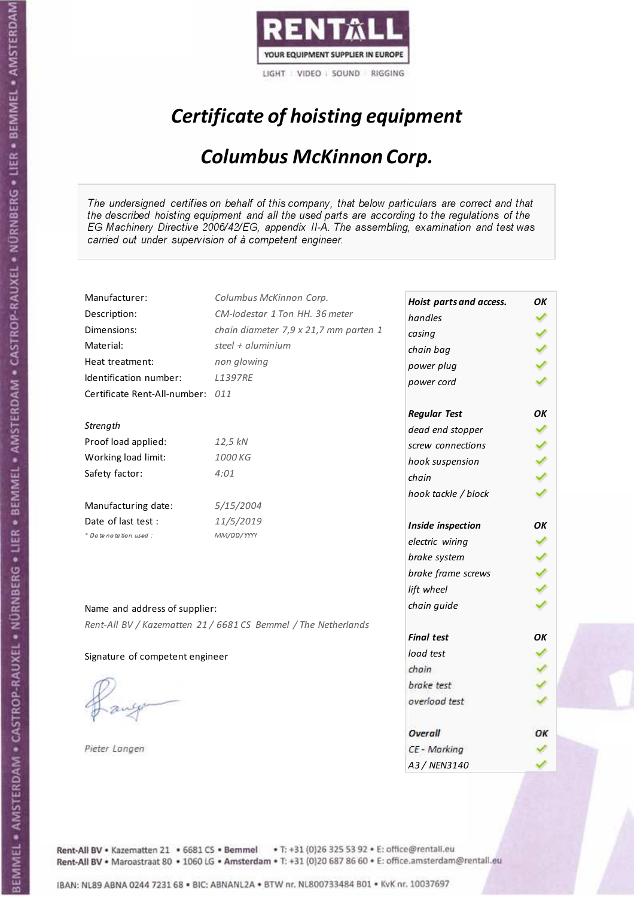RENTALL

YOUR EQUIPMENT SUPPLIER IN EUROPE

LIGHT | VIDEO | SOUND | RIGGING

# *Certificate of hoisting equipment*

## *Columbus McKinnon Corp.*

*The undersigned certifies on behalf of this company, that below particulars are correct and that the described hoisting equipment and all the used parts are according to the regulations of the EG Machinery Directive 2006/42/EG, appendix II-A. The assembling, examination and test was carried out under supervision of à competent engineer.*

| | |
|---|---|
| Manufacturer: | *Columbus McKinnon Corp.* |
| Description: | *CM-lodestar 1 Ton HH. 36 meter* |
| Dimensions: | *chain diameter 7,9 x 21,7 mm parten 1* |
| Material: | *steel + aluminium* |
| Heat treatment: | *non glowing* |
| Identification number: | *L1397RE* |
| Certificate Rent-All-number: | *011* |

*Strength*

| | |
|---|---|
| Proof load applied: | *12,5 kN* |
| Working load limit: | *1000 KG* |
| Safety factor: | *4:01* |

| | |
|---|---|
| Manufacturing date: | *5/15/2004* |
| Date of last test : | *11/5/2019* |
| *\* Date notation used :* | *MM/DD/YYYY* |

Name and address of supplier:

*Rent-All BV / Kazematten 21 / 6681 CS Bemmel / The Netherlands*

Signature of competent engineer

*Pieter Langen*

| ***Hoist parts and access.*** | ***OK*** |
|---|---|
| *handles* | ✓ |
| *casing* | ✓ |
| *chain bag* | ✓ |
| *power plug* | ✓ |
| *power cord* | ✓ |
| ***Regular Test*** | ***OK*** |
| *dead end stopper* | ✓ |
| *screw connections* | ✓ |
| *hook suspension* | ✓ |
| *chain* | ✓ |
| *hook tackle / block* | ✓ |
| ***Inside inspection*** | ***OK*** |
| *electric wiring* | ✓ |
| *brake system* | ✓ |
| *brake frame screws* | ✓ |
| *lift wheel* | ✓ |
| *chain guide* | ✓ |
| ***Final test*** | ***OK*** |
| *load test* | ✓ |
| *chain* | ✓ |
| *brake test* | ✓ |
| *overload test* | ✓ |
| ***Overall*** | ***OK*** |
| *CE - Marking* | ✓ |
| *A3 / NEN3140* | ✓ |

Rent-All BV • Kazematten 21 • 6681 CS • Bemmel • T: +31 (0)26 325 53 92 • E: office@rentall.eu
Rent-All BV • Maroastraat 80 • 1060 LG • Amsterdam • T: +31 (0)20 687 86 60 • E: office.amsterdam@rentall.eu

IBAN: NL89 ABNA 0244 7231 68 • BIC: ABNANL2A • BTW nr. NL800733484 B01 • KvK nr. 10037697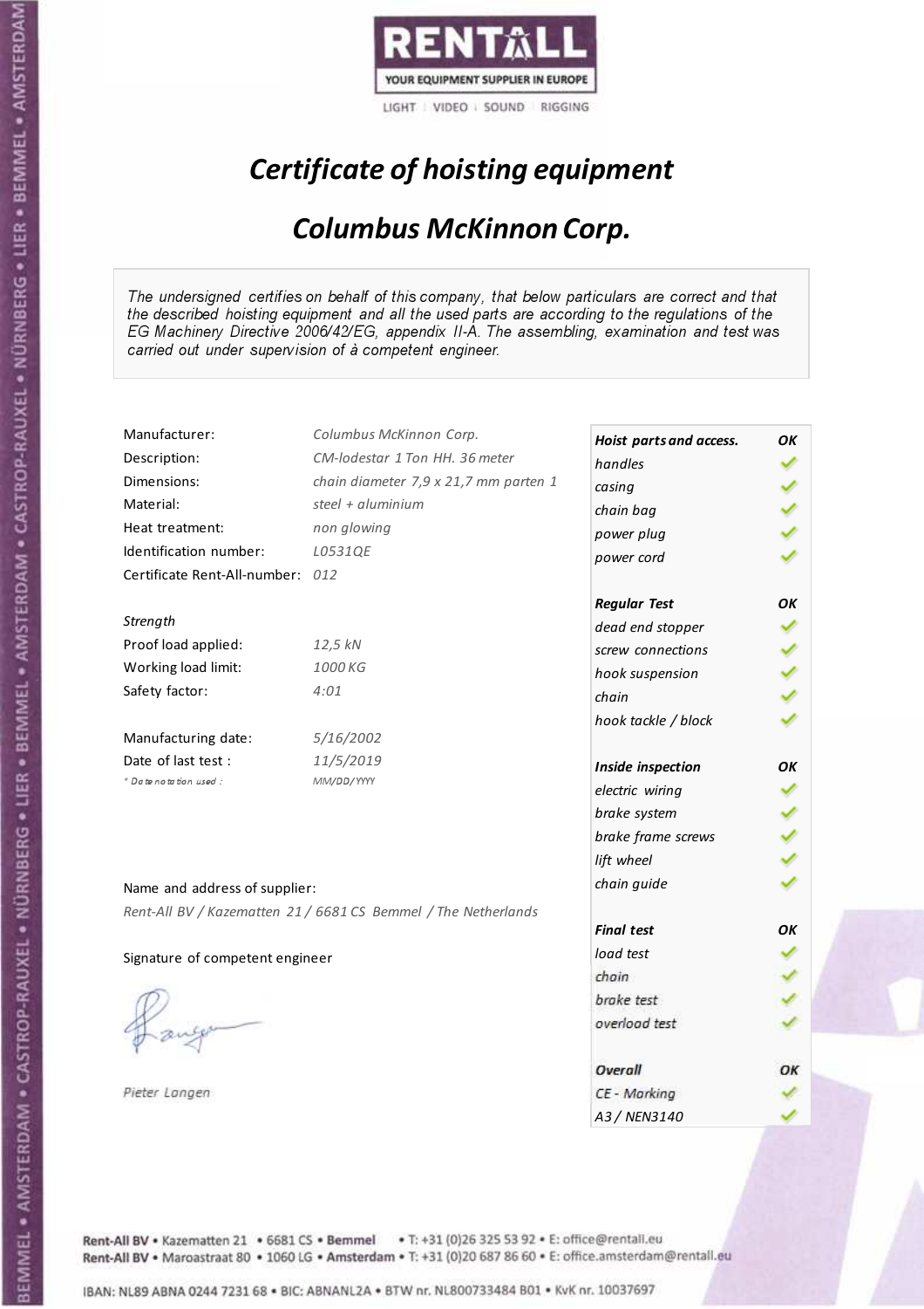RENTALL

YOUR EQUIPMENT SUPPLIER IN EUROPE

LIGHT | VIDEO | SOUND | RIGGING

# *Certificate of hoisting equipment*

## *Columbus McKinnon Corp.*

*The undersigned certifies on behalf of this company, that below particulars are correct and that the described hoisting equipment and all the used parts are according to the regulations of the EG Machinery Directive 2006/42/EG, appendix II-A. The assembling, examination and test was carried out under supervision of à competent engineer.*

| | |
|---|---|
| Manufacturer: | *Columbus McKinnon Corp.* |
| Description: | *CM-lodestar 1 Ton HH. 36 meter* |
| Dimensions: | *chain diameter 7,9 x 21,7 mm parten 1* |
| Material: | *steel + aluminium* |
| Heat treatment: | *non glowing* |
| Identification number: | *L0531QE* |
| Certificate Rent-All-number: | *012* |

*Strength*

| | |
|---|---|
| Proof load applied: | *12,5 kN* |
| Working load limit: | *1000 KG* |
| Safety factor: | *4:01* |

| | |
|---|---|
| Manufacturing date: | *5/16/2002* |
| Date of last test : | *11/5/2019* |
| *\* Date notation used :* | *MM/DD/YYYY* |

| ***Hoist parts and access.*** | ***OK*** |
|---|---|
| *handles* | ✓ |
| *casing* | ✓ |
| *chain bag* | ✓ |
| *power plug* | ✓ |
| *power cord* | ✓ |
| ***Regular Test*** | ***OK*** |
| *dead end stopper* | ✓ |
| *screw connections* | ✓ |
| *hook suspension* | ✓ |
| *chain* | ✓ |
| *hook tackle / block* | ✓ |
| ***Inside inspection*** | ***OK*** |
| *electric wiring* | ✓ |
| *brake system* | ✓ |
| *brake frame screws* | ✓ |
| *lift wheel* | ✓ |
| *chain guide* | ✓ |
| ***Final test*** | ***OK*** |
| *load test* | ✓ |
| *chain* | ✓ |
| *brake test* | ✓ |
| *overload test* | ✓ |
| ***Overall*** | ***OK*** |
| *CE - Marking* | ✓ |
| *A3 / NEN3140* | ✓ |

Name and address of supplier:

*Rent-All BV / Kazematten 21 / 6681 CS Bemmel / The Netherlands*

Signature of competent engineer

*Pieter Langen*

Rent-All BV • Kazematten 21 • 6681 CS • **Bemmel** • T: +31 (0)26 325 53 92 • E: office@rentall.eu
Rent-All BV • Maroastraat 80 • 1060 LG • **Amsterdam** • T: +31 (0)20 687 86 60 • E: office.amsterdam@rentall.eu

IBAN: NL89 ABNA 0244 7231 68 • BIC: ABNANL2A • BTW nr. NL800733484 B01 • KvK nr. 10037697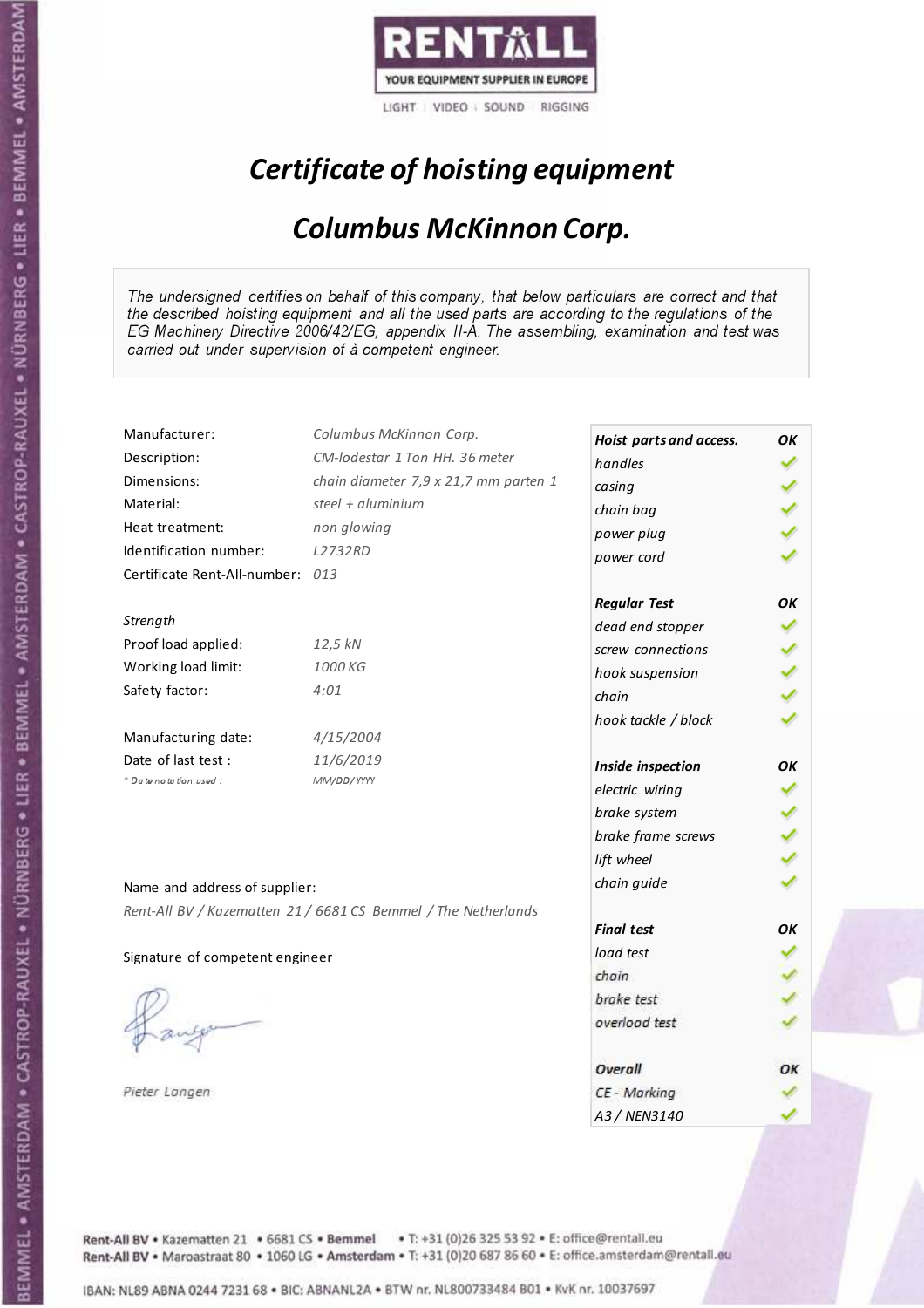RENTALL

YOUR EQUIPMENT SUPPLIER IN EUROPE

LIGHT | VIDEO | SOUND | RIGGING

# *Certificate of hoisting equipment*

## *Columbus McKinnon Corp.*

*The undersigned certifies on behalf of this company, that below particulars are correct and that the described hoisting equipment and all the used parts are according to the regulations of the EG Machinery Directive 2006/42/EG, appendix II-A. The assembling, examination and test was carried out under supervision of à competent engineer.*

| | |
|---|---|
| Manufacturer: | *Columbus McKinnon Corp.* |
| Description: | *CM-lodestar 1 Ton HH. 36 meter* |
| Dimensions: | *chain diameter 7,9 x 21,7 mm parten 1* |
| Material: | *steel + aluminium* |
| Heat treatment: | *non glowing* |
| Identification number: | *L2732RD* |
| Certificate Rent-All-number: | *013* |

*Strength*

| | |
|---|---|
| Proof load applied: | *12,5 kN* |
| Working load limit: | *1000 KG* |
| Safety factor: | *4:01* |

| | |
|---|---|
| Manufacturing date: | *4/15/2004* |
| Date of last test : | *11/6/2019* |
| * Date notation used : | *MM/DD/YYYY* |

| ***Hoist parts and access.*** | ***OK*** |
|---|---|
| *handles* | ✓ |
| *casing* | ✓ |
| *chain bag* | ✓ |
| *power plug* | ✓ |
| *power cord* | ✓ |
| ***Regular Test*** | ***OK*** |
| *dead end stopper* | ✓ |
| *screw connections* | ✓ |
| *hook suspension* | ✓ |
| *chain* | ✓ |
| *hook tackle / block* | ✓ |
| ***Inside inspection*** | ***OK*** |
| *electric wiring* | ✓ |
| *brake system* | ✓ |
| *brake frame screws* | ✓ |
| *lift wheel* | ✓ |
| *chain guide* | ✓ |
| ***Final test*** | ***OK*** |
| *load test* | ✓ |
| *chain* | ✓ |
| *brake test* | ✓ |
| *overload test* | ✓ |
| ***Overall*** | ***OK*** |
| *CE - Marking* | ✓ |
| *A3 / NEN3140* | ✓ |

Name and address of supplier:

*Rent-All BV / Kazematten 21 / 6681 CS Bemmel / The Netherlands*

Signature of competent engineer

*Pieter Langen*

Rent-All BV • Kazematten 21 • 6681 CS • **Bemmel** • T: +31 (0)26 325 53 92 • E: office@rentall.eu
Rent-All BV • Maroastraat 80 • 1060 LG • **Amsterdam** • T: +31 (0)20 687 86 60 • E: office.amsterdam@rentall.eu

IBAN: NL89 ABNA 0244 7231 68 • BIC: ABNANL2A • BTW nr. NL800733484 B01 • KvK nr. 10037697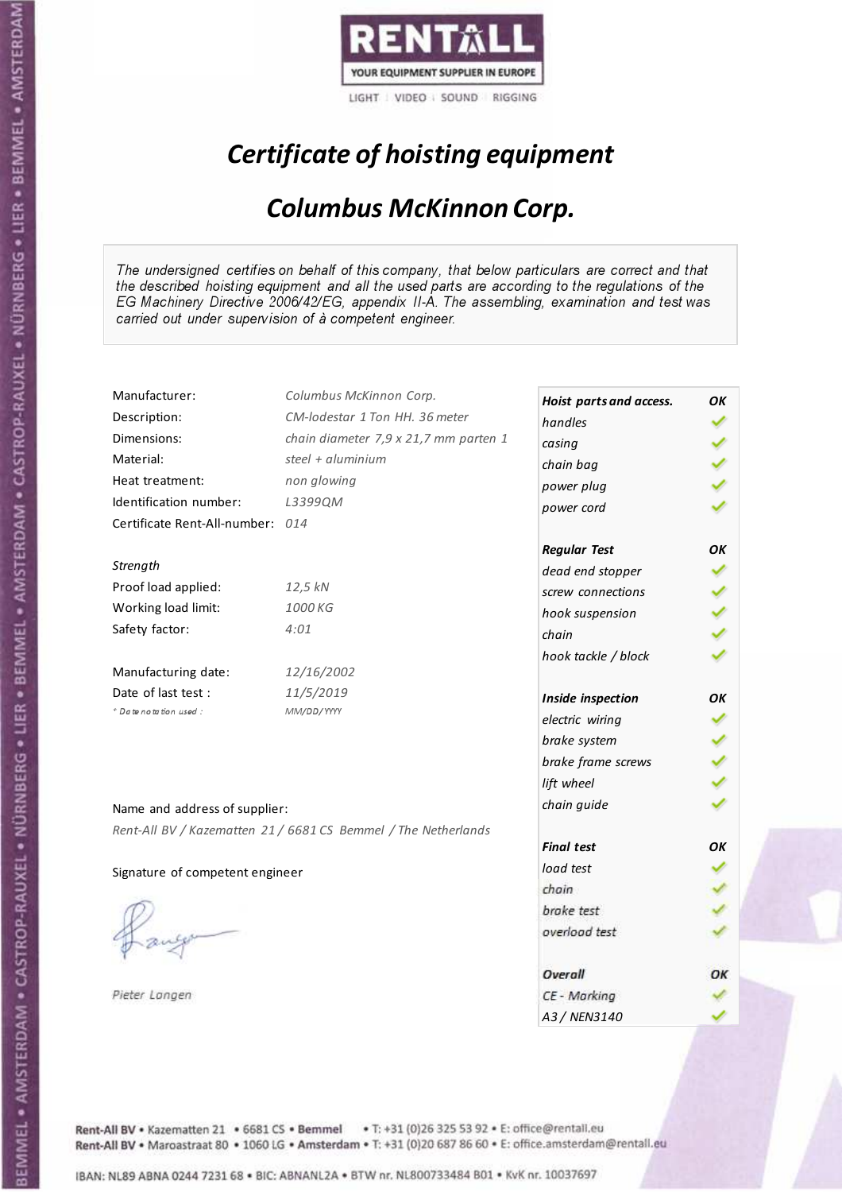RENTALL

YOUR EQUIPMENT SUPPLIER IN EUROPE

LIGHT | VIDEO | SOUND | RIGGING

# *Certificate of hoisting equipment*

## *Columbus McKinnon Corp.*

*The undersigned certifies on behalf of this company, that below particulars are correct and that the described hoisting equipment and all the used parts are according to the regulations of the EG Machinery Directive 2006/42/EG, appendix II-A. The assembling, examination and test was carried out under supervision of à competent engineer.*

| | |
|---|---|
| Manufacturer: | *Columbus McKinnon Corp.* |
| Description: | *CM-lodestar 1 Ton HH. 36 meter* |
| Dimensions: | *chain diameter 7,9 x 21,7 mm parten 1* |
| Material: | *steel + aluminium* |
| Heat treatment: | *non glowing* |
| Identification number: | *L3399QM* |
| Certificate Rent-All-number: | *014* |

*Strength*

| | |
|---|---|
| Proof load applied: | *12,5 kN* |
| Working load limit: | *1000 KG* |
| Safety factor: | *4:01* |

| | |
|---|---|
| Manufacturing date: | *12/16/2002* |
| Date of last test : | *11/5/2019* |
| *\* Date notation used :* | *MM/DD/YYYY* |

Name and address of supplier:

*Rent-All BV / Kazematten 21 / 6681 CS Bemmel / The Netherlands*

Signature of competent engineer

*Pieter Langen*

| ***Hoist parts and access.*** | ***OK*** |
|---|---|
| *handles* | ✓ |
| *casing* | ✓ |
| *chain bag* | ✓ |
| *power plug* | ✓ |
| *power cord* | ✓ |
| ***Regular Test*** | ***OK*** |
| *dead end stopper* | ✓ |
| *screw connections* | ✓ |
| *hook suspension* | ✓ |
| *chain* | ✓ |
| *hook tackle / block* | ✓ |
| ***Inside inspection*** | ***OK*** |
| *electric wiring* | ✓ |
| *brake system* | ✓ |
| *brake frame screws* | ✓ |
| *lift wheel* | ✓ |
| *chain guide* | ✓ |
| ***Final test*** | ***OK*** |
| *load test* | ✓ |
| *chain* | ✓ |
| *brake test* | ✓ |
| *overload test* | ✓ |
| ***Overall*** | ***OK*** |
| *CE - Marking* | ✓ |
| *A3 / NEN3140* | ✓ |

Rent-All BV • Kazematten 21 • 6681 CS • Bemmel • T: +31 (0)26 325 53 92 • E: office@rentall.eu
Rent-All BV • Maroastraat 80 • 1060 LG • Amsterdam • T: +31 (0)20 687 86 60 • E: office.amsterdam@rentall.eu

IBAN: NL89 ABNA 0244 7231 68 • BIC: ABNANL2A • BTW nr. NL800733484 B01 • KvK nr. 10037697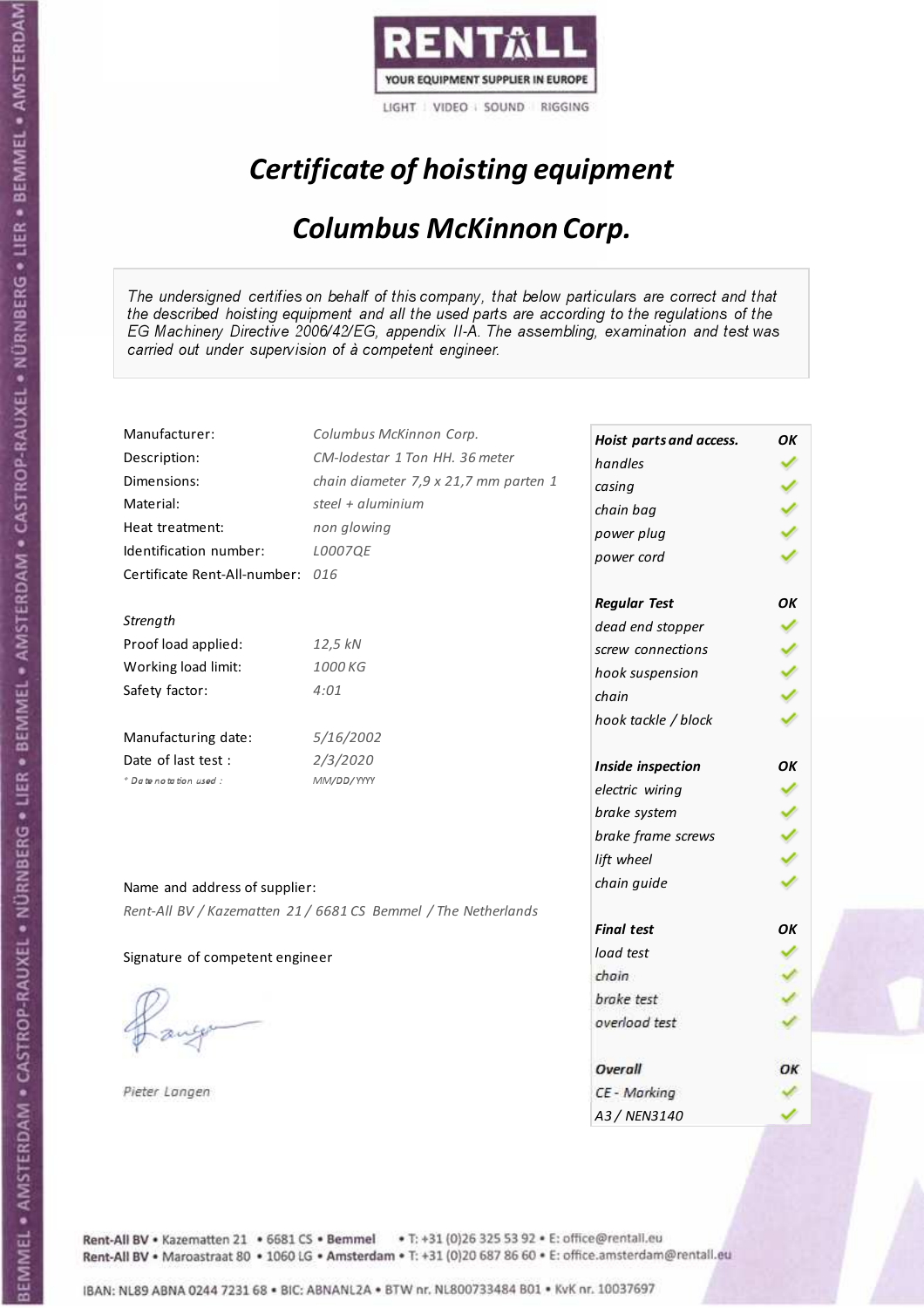RENTALL

YOUR EQUIPMENT SUPPLIER IN EUROPE

LIGHT | VIDEO | SOUND | RIGGING

# *Certificate of hoisting equipment*

## *Columbus McKinnon Corp.*

*The undersigned certifies on behalf of this company, that below particulars are correct and that the described hoisting equipment and all the used parts are according to the regulations of the EG Machinery Directive 2006/42/EG, appendix II-A. The assembling, examination and test was carried out under supervision of à competent engineer.*

| | |
|---|---|
| Manufacturer: | *Columbus McKinnon Corp.* |
| Description: | *CM-lodestar 1 Ton HH. 36 meter* |
| Dimensions: | *chain diameter 7,9 x 21,7 mm parten 1* |
| Material: | *steel + aluminium* |
| Heat treatment: | *non glowing* |
| Identification number: | *L0007QE* |
| Certificate Rent-All-number: | *016* |

*Strength*

| | |
|---|---|
| Proof load applied: | *12,5 kN* |
| Working load limit: | *1000 KG* |
| Safety factor: | *4:01* |

| | |
|---|---|
| Manufacturing date: | *5/16/2002* |
| Date of last test : | *2/3/2020* |
| *\* Date notation used :* | *MM/DD/YYYY* |

| ***Hoist parts and access.*** | ***OK*** |
|---|---|
| *handles* | ✓ |
| *casing* | ✓ |
| *chain bag* | ✓ |
| *power plug* | ✓ |
| *power cord* | ✓ |
| ***Regular Test*** | ***OK*** |
| *dead end stopper* | ✓ |
| *screw connections* | ✓ |
| *hook suspension* | ✓ |
| *chain* | ✓ |
| *hook tackle / block* | ✓ |
| ***Inside inspection*** | ***OK*** |
| *electric wiring* | ✓ |
| *brake system* | ✓ |
| *brake frame screws* | ✓ |
| *lift wheel* | ✓ |
| *chain guide* | ✓ |
| ***Final test*** | ***OK*** |
| *load test* | ✓ |
| *chain* | ✓ |
| *brake test* | ✓ |
| *overload test* | ✓ |
| ***Overall*** | ***OK*** |
| *CE - Marking* | ✓ |
| *A3 / NEN3140* | ✓ |

Name and address of supplier:

*Rent-All BV / Kazematten 21 / 6681 CS Bemmel / The Netherlands*

Signature of competent engineer

*Pieter Langen*

Rent-All BV • Kazematten 21 • 6681 CS • **Bemmel** • T: +31 (0)26 325 53 92 • E: office@rentall.eu
Rent-All BV • Maroastraat 80 • 1060 LG • **Amsterdam** • T: +31 (0)20 687 86 60 • E: office.amsterdam@rentall.eu

IBAN: NL89 ABNA 0244 7231 68 • BIC: ABNANL2A • BTW nr. NL800733484 B01 • KvK nr. 10037697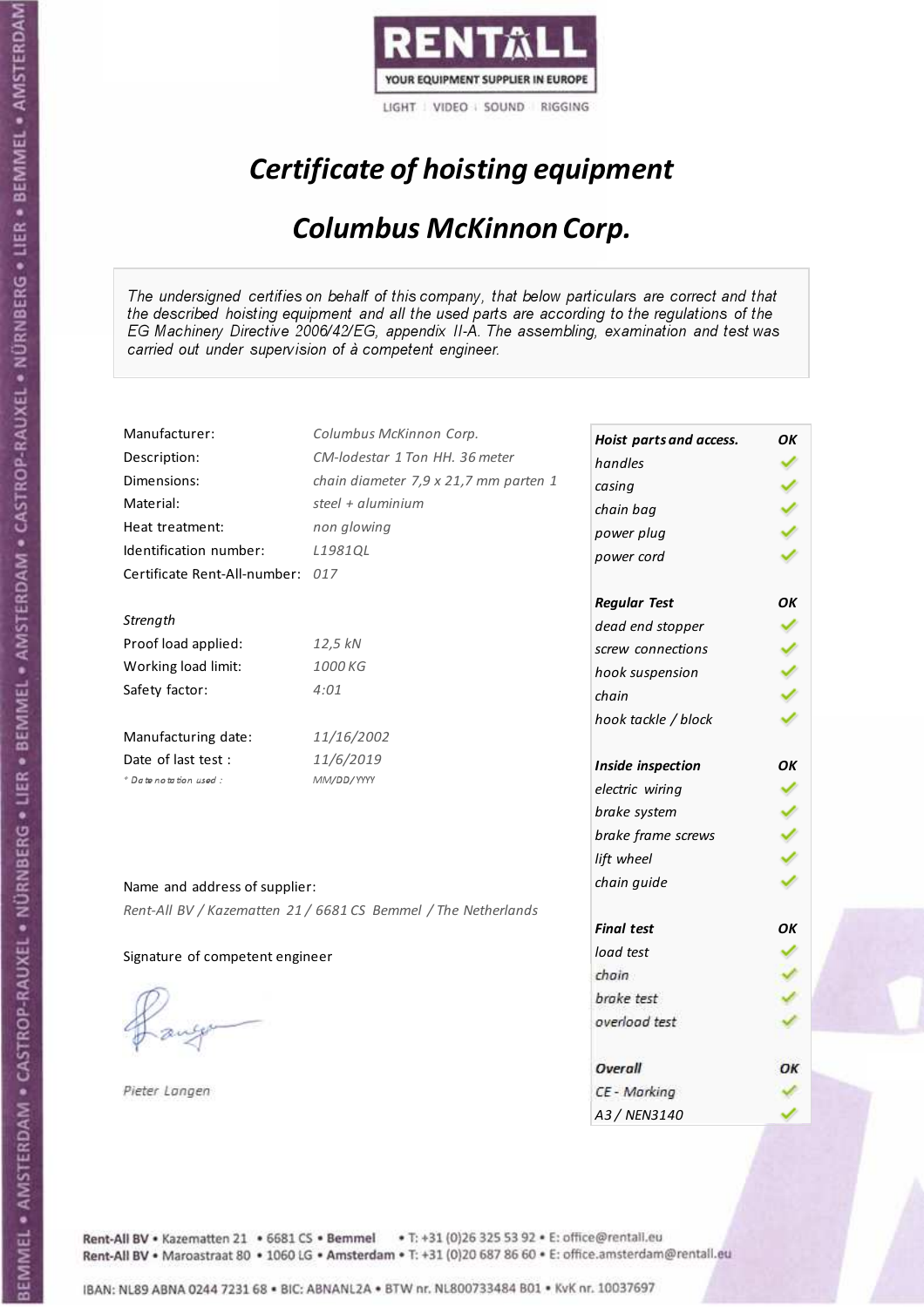RENTALL

YOUR EQUIPMENT SUPPLIER IN EUROPE

LIGHT | VIDEO | SOUND | RIGGING

# *Certificate of hoisting equipment*

## *Columbus McKinnon Corp.*

*The undersigned certifies on behalf of this company, that below particulars are correct and that the described hoisting equipment and all the used parts are according to the regulations of the EG Machinery Directive 2006/42/EG, appendix II-A. The assembling, examination and test was carried out under supervision of à competent engineer.*

| | |
|---|---|
| Manufacturer: | *Columbus McKinnon Corp.* |
| Description: | *CM-lodestar 1 Ton HH. 36 meter* |
| Dimensions: | *chain diameter 7,9 x 21,7 mm parten 1* |
| Material: | *steel + aluminium* |
| Heat treatment: | *non glowing* |
| Identification number: | *L1981QL* |
| Certificate Rent-All-number: | *017* |

*Strength*

| | |
|---|---|
| Proof load applied: | *12,5 kN* |
| Working load limit: | *1000 KG* |
| Safety factor: | *4:01* |

| | |
|---|---|
| Manufacturing date: | *11/16/2002* |
| Date of last test : | *11/6/2019* |
| * Date notation used : | *MM/DD/YYYY* |

Name and address of supplier:

*Rent-All BV / Kazematten 21 / 6681 CS Bemmel / The Netherlands*

Signature of competent engineer

*Pieter Langen*

| ***Hoist parts and access.*** | ***OK*** |
|---|---|
| *handles* | ✓ |
| *casing* | ✓ |
| *chain bag* | ✓ |
| *power plug* | ✓ |
| *power cord* | ✓ |
| ***Regular Test*** | ***OK*** |
| *dead end stopper* | ✓ |
| *screw connections* | ✓ |
| *hook suspension* | ✓ |
| *chain* | ✓ |
| *hook tackle / block* | ✓ |
| ***Inside inspection*** | ***OK*** |
| *electric wiring* | ✓ |
| *brake system* | ✓ |
| *brake frame screws* | ✓ |
| *lift wheel* | ✓ |
| *chain guide* | ✓ |
| ***Final test*** | ***OK*** |
| *load test* | ✓ |
| *chain* | ✓ |
| *brake test* | ✓ |
| *overload test* | ✓ |
| ***Overall*** | ***OK*** |
| *CE - Marking* | ✓ |
| *A3 / NEN3140* | ✓ |

Rent-All BV • Kazematten 21 • 6681 CS • Bemmel • T: +31 (0)26 325 53 92 • E: office@rentall.eu
Rent-All BV • Maroastraat 80 • 1060 LG • Amsterdam • T: +31 (0)20 687 86 60 • E: office.amsterdam@rentall.eu

IBAN: NL89 ABNA 0244 7231 68 • BIC: ABNANL2A • BTW nr. NL800733484 B01 • KvK nr. 10037697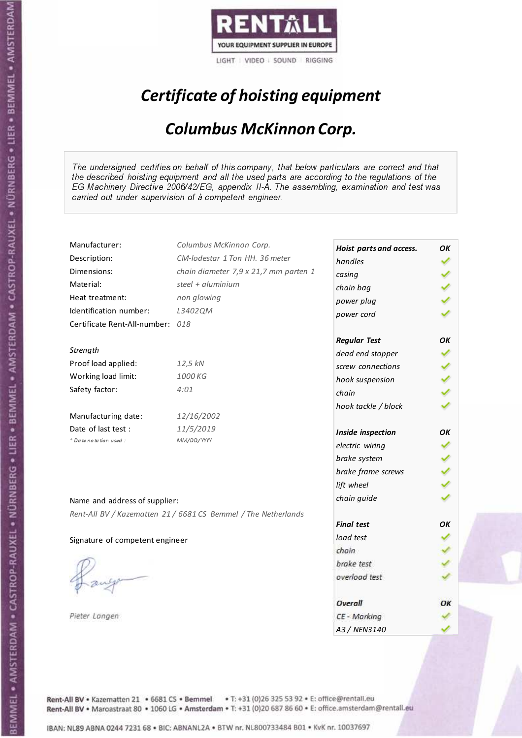RENTALL

YOUR EQUIPMENT SUPPLIER IN EUROPE

LIGHT | VIDEO | SOUND | RIGGING

# *Certificate of hoisting equipment*

## *Columbus McKinnon Corp.*

*The undersigned certifies on behalf of this company, that below particulars are correct and that the described hoisting equipment and all the used parts are according to the regulations of the EG Machinery Directive 2006/42/EG, appendix II-A. The assembling, examination and test was carried out under supervision of à competent engineer.*

| | |
|---|---|
| Manufacturer: | *Columbus McKinnon Corp.* |
| Description: | *CM-lodestar 1 Ton HH. 36 meter* |
| Dimensions: | *chain diameter 7,9 x 21,7 mm parten 1* |
| Material: | *steel + aluminium* |
| Heat treatment: | *non glowing* |
| Identification number: | *L3402QM* |
| Certificate Rent-All-number: | *018* |

*Strength*

| | |
|---|---|
| Proof load applied: | *12,5 kN* |
| Working load limit: | *1000 KG* |
| Safety factor: | *4:01* |

| | |
|---|---|
| Manufacturing date: | *12/16/2002* |
| Date of last test : | *11/5/2019* |
| *\* Date notation used :* | *MM/DD/YYYY* |

| **Hoist parts and access.** | **OK** |
|---|---|
| *handles* | ✓ |
| *casing* | ✓ |
| *chain bag* | ✓ |
| *power plug* | ✓ |
| *power cord* | ✓ |
| **Regular Test** | **OK** |
| *dead end stopper* | ✓ |
| *screw connections* | ✓ |
| *hook suspension* | ✓ |
| *chain* | ✓ |
| *hook tackle / block* | ✓ |
| **Inside inspection** | **OK** |
| *electric wiring* | ✓ |
| *brake system* | ✓ |
| *brake frame screws* | ✓ |
| *lift wheel* | ✓ |
| *chain guide* | ✓ |
| **Final test** | **OK** |
| *load test* | ✓ |
| *chain* | ✓ |
| *brake test* | ✓ |
| *overload test* | ✓ |
| **Overall** | **OK** |
| *CE - Marking* | ✓ |
| *A3 / NEN3140* | ✓ |

Name and address of supplier:

*Rent-All BV / Kazematten 21 / 6681 CS Bemmel / The Netherlands*

Signature of competent engineer

*Pieter Langen*

Rent-All BV • Kazematten 21 • 6681 CS • Bemmel • T: +31 (0)26 325 53 92 • E: office@rentall.eu
Rent-All BV • Maroastraat 80 • 1060 LG • Amsterdam • T: +31 (0)20 687 86 60 • E: office.amsterdam@rentall.eu

IBAN: NL89 ABNA 0244 7231 68 • BIC: ABNANL2A • BTW nr. NL800733484 B01 • KvK nr. 10037697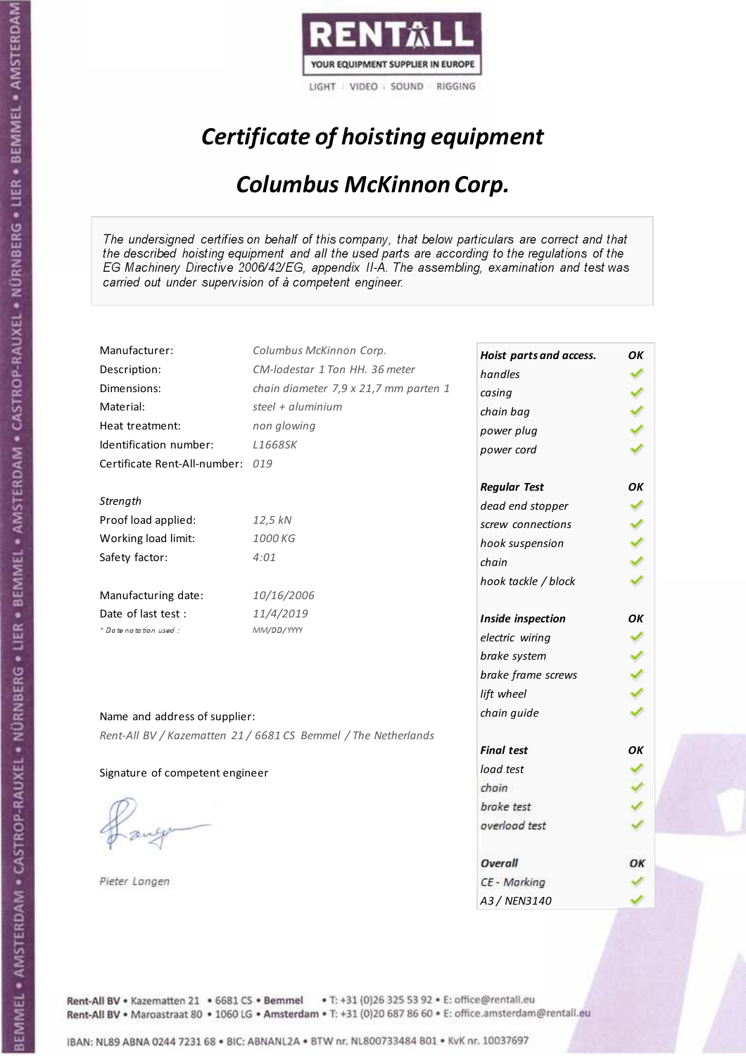RENTALL

YOUR EQUIPMENT SUPPLIER IN EUROPE

LIGHT | VIDEO | SOUND | RIGGING

# *Certificate of hoisting equipment*

## *Columbus McKinnon Corp.*

*The undersigned certifies on behalf of this company, that below particulars are correct and that the described hoisting equipment and all the used parts are according to the regulations of the EG Machinery Directive 2006/42/EG, appendix II-A. The assembling, examination and test was carried out under supervision of à competent engineer.*

| | |
|---|---|
| Manufacturer: | *Columbus McKinnon Corp.* |
| Description: | *CM-lodestar 1 Ton HH. 36 meter* |
| Dimensions: | *chain diameter 7,9 x 21,7 mm parten 1* |
| Material: | *steel + aluminium* |
| Heat treatment: | *non glowing* |
| Identification number: | *L1668SK* |
| Certificate Rent-All-number: | *019* |

*Strength*

| | |
|---|---|
| Proof load applied: | *12,5 kN* |
| Working load limit: | *1000 KG* |
| Safety factor: | *4:01* |

| | |
|---|---|
| Manufacturing date: | *10/16/2006* |
| Date of last test : | *11/4/2019* |
| *\* Date notation used :* | *MM/DD/YYYY* |

| ***Hoist parts and access.*** | ***OK*** |
|---|---|
| *handles* | ✓ |
| *casing* | ✓ |
| *chain bag* | ✓ |
| *power plug* | ✓ |
| *power cord* | ✓ |
| ***Regular Test*** | ***OK*** |
| *dead end stopper* | ✓ |
| *screw connections* | ✓ |
| *hook suspension* | ✓ |
| *chain* | ✓ |
| *hook tackle / block* | ✓ |
| ***Inside inspection*** | ***OK*** |
| *electric wiring* | ✓ |
| *brake system* | ✓ |
| *brake frame screws* | ✓ |
| *lift wheel* | ✓ |
| *chain guide* | ✓ |
| ***Final test*** | ***OK*** |
| *load test* | ✓ |
| *chain* | ✓ |
| *brake test* | ✓ |
| *overload test* | ✓ |
| ***Overall*** | ***OK*** |
| *CE - Marking* | ✓ |
| *A3 / NEN3140* | ✓ |

Name and address of supplier:

*Rent-All BV / Kazematten 21 / 6681 CS Bemmel / The Netherlands*

Signature of competent engineer

*Pieter Langen*

Rent-All BV • Kazematten 21 • 6681 CS • **Bemmel** • T: +31 (0)26 325 53 92 • E: office@rentall.eu
Rent-All BV • Maroastraat 80 • 1060 LG • **Amsterdam** • T: +31 (0)20 687 86 60 • E: office.amsterdam@rentall.eu

IBAN: NL89 ABNA 0244 7231 68 • BIC: ABNANL2A • BTW nr. NL800733484 B01 • KvK nr. 10037697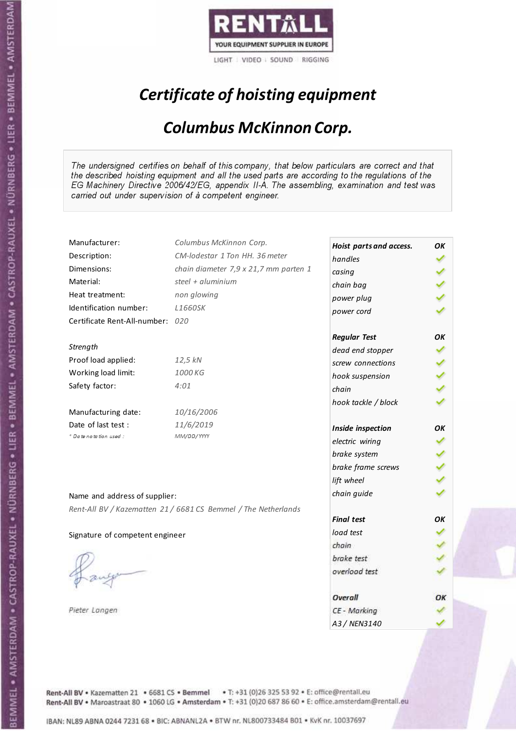RENTALL

YOUR EQUIPMENT SUPPLIER IN EUROPE

LIGHT | VIDEO | SOUND | RIGGING

# *Certificate of hoisting equipment*

## *Columbus McKinnon Corp.*

*The undersigned certifies on behalf of this company, that below particulars are correct and that the described hoisting equipment and all the used parts are according to the regulations of the EG Machinery Directive 2006/42/EG, appendix II-A. The assembling, examination and test was carried out under supervision of à competent engineer.*

| | |
|---|---|
| Manufacturer: | *Columbus McKinnon Corp.* |
| Description: | *CM-lodestar 1 Ton HH. 36 meter* |
| Dimensions: | *chain diameter 7,9 x 21,7 mm parten 1* |
| Material: | *steel + aluminium* |
| Heat treatment: | *non glowing* |
| Identification number: | *L1660SK* |
| Certificate Rent-All-number: | *020* |

*Strength*

| | |
|---|---|
| Proof load applied: | *12,5 kN* |
| Working load limit: | *1000 KG* |
| Safety factor: | *4:01* |

| | |
|---|---|
| Manufacturing date: | *10/16/2006* |
| Date of last test : | *11/6/2019* |
| * *Date notation used :* | *MM/DD/YYYY* |

| | |
|---|---|
| ***Hoist parts and access.*** | ***OK*** |
| *handles* | ✓ |
| *casing* | ✓ |
| *chain bag* | ✓ |
| *power plug* | ✓ |
| *power cord* | ✓ |
| ***Regular Test*** | ***OK*** |
| *dead end stopper* | ✓ |
| *screw connections* | ✓ |
| *hook suspension* | ✓ |
| *chain* | ✓ |
| *hook tackle / block* | ✓ |
| ***Inside inspection*** | ***OK*** |
| *electric wiring* | ✓ |
| *brake system* | ✓ |
| *brake frame screws* | ✓ |
| *lift wheel* | ✓ |
| *chain guide* | ✓ |
| ***Final test*** | ***OK*** |
| *load test* | ✓ |
| *chain* | ✓ |
| *brake test* | ✓ |
| *overload test* | ✓ |
| ***Overall*** | ***OK*** |
| *CE - Marking* | ✓ |
| *A3 / NEN3140* | ✓ |

Name and address of supplier:

*Rent-All BV / Kazematten 21 / 6681 CS Bemmel / The Netherlands*

Signature of competent engineer

*Pieter Langen*

**Rent-All BV** • Kazematten 21 • 6681 CS • **Bemmel** • T: +31 (0)26 325 53 92 • E: office@rentall.eu
**Rent-All BV** • Maroastraat 80 • 1060 LG • **Amsterdam** • T: +31 (0)20 687 86 60 • E: office.amsterdam@rentall.eu

IBAN: NL89 ABNA 0244 7231 68 • BIC: ABNANL2A • BTW nr. NL800733484 B01 • KvK nr. 10037697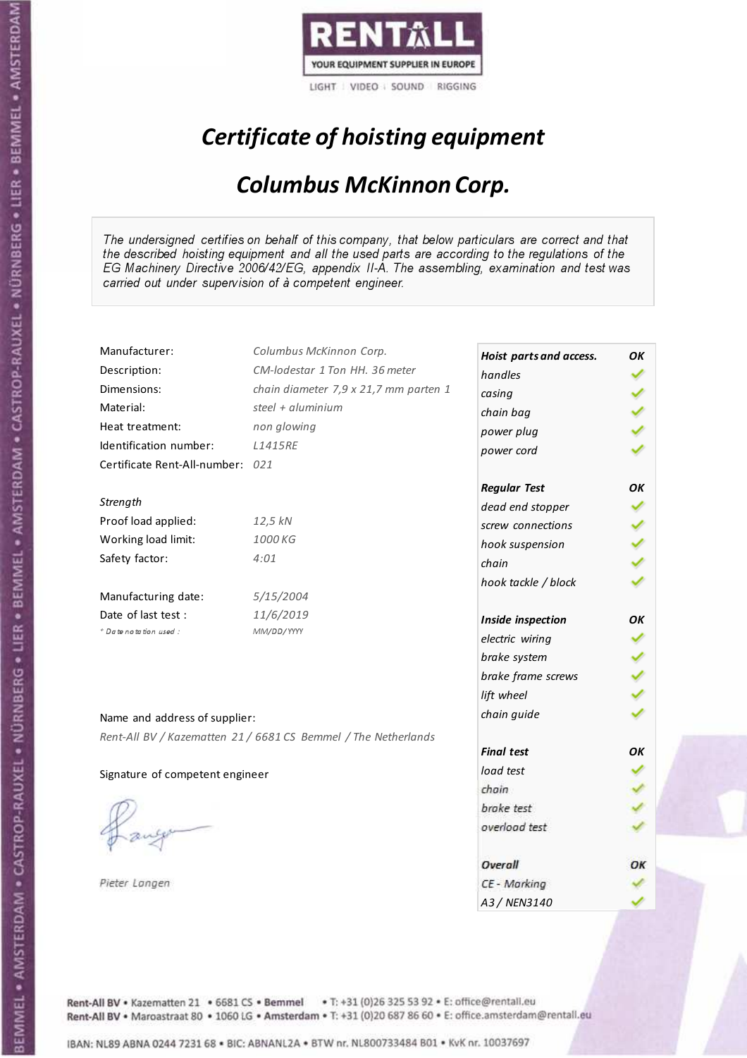RENTALL

YOUR EQUIPMENT SUPPLIER IN EUROPE

LIGHT | VIDEO | SOUND | RIGGING

# *Certificate of hoisting equipment*

## *Columbus McKinnon Corp.*

*The undersigned certifies on behalf of this company, that below particulars are correct and that the described hoisting equipment and all the used parts are according to the regulations of the EG Machinery Directive 2006/42/EG, appendix II-A. The assembling, examination and test was carried out under supervision of à competent engineer.*

| | |
|---|---|
| Manufacturer: | *Columbus McKinnon Corp.* |
| Description: | *CM-lodestar 1 Ton HH. 36 meter* |
| Dimensions: | *chain diameter 7,9 x 21,7 mm parten 1* |
| Material: | *steel + aluminium* |
| Heat treatment: | *non glowing* |
| Identification number: | *L1415RE* |
| Certificate Rent-All-number: | *021* |

*Strength*

| | |
|---|---|
| Proof load applied: | *12,5 kN* |
| Working load limit: | *1000 KG* |
| Safety factor: | *4:01* |

| | |
|---|---|
| Manufacturing date: | *5/15/2004* |
| Date of last test : | *11/6/2019* |
| * Date notation used : | *MM/DD/YYYY* |

Name and address of supplier:

*Rent-All BV / Kazematten 21 / 6681 CS Bemmel / The Netherlands*

Signature of competent engineer

*Pieter Langen*

| ***Hoist parts and access.*** | ***OK*** |
|---|---|
| *handles* | ✓ |
| *casing* | ✓ |
| *chain bag* | ✓ |
| *power plug* | ✓ |
| *power cord* | ✓ |
| ***Regular Test*** | ***OK*** |
| *dead end stopper* | ✓ |
| *screw connections* | ✓ |
| *hook suspension* | ✓ |
| *chain* | ✓ |
| *hook tackle / block* | ✓ |
| ***Inside inspection*** | ***OK*** |
| *electric wiring* | ✓ |
| *brake system* | ✓ |
| *brake frame screws* | ✓ |
| *lift wheel* | ✓ |
| *chain guide* | ✓ |
| ***Final test*** | ***OK*** |
| *load test* | ✓ |
| *chain* | ✓ |
| *brake test* | ✓ |
| *overload test* | ✓ |
| ***Overall*** | ***OK*** |
| *CE - Marking* | ✓ |
| *A3 / NEN3140* | ✓ |

Rent-All BV • Kazematten 21 • 6681 CS • Bemmel • T: +31 (0)26 325 53 92 • E: office@rentall.eu
Rent-All BV • Maroastraat 80 • 1060 LG • Amsterdam • T: +31 (0)20 687 86 60 • E: office.amsterdam@rentall.eu

IBAN: NL89 ABNA 0244 7231 68 • BIC: ABNANL2A • BTW nr. NL800733484 B01 • KvK nr. 10037697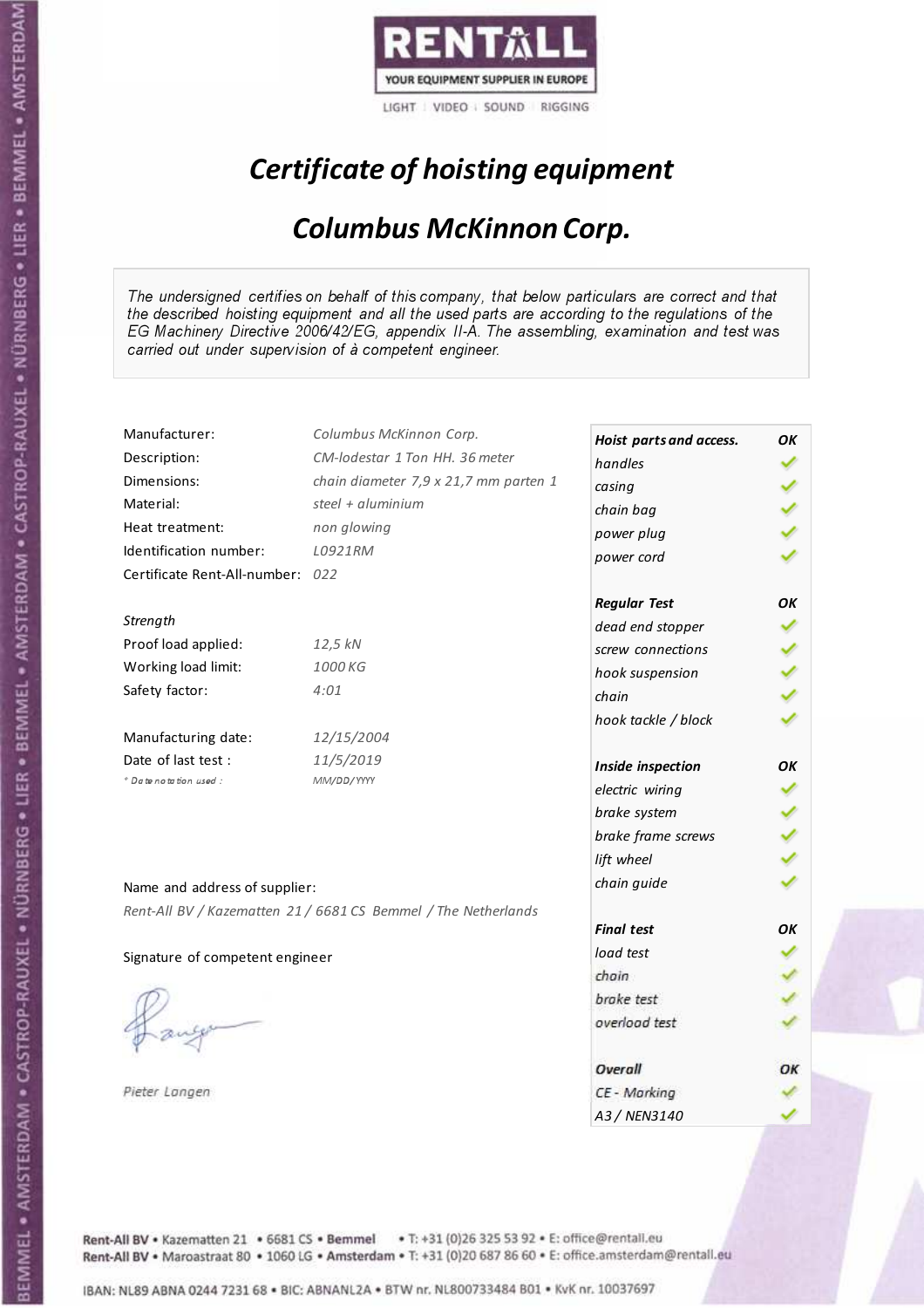RENTALL
YOUR EQUIPMENT SUPPLIER IN EUROPE
LIGHT | VIDEO | SOUND | RIGGING

# Certificate of hoisting equipment

## Columbus McKinnon Corp.

*The undersigned certifies on behalf of this company, that below particulars are correct and that the described hoisting equipment and all the used parts are according to the regulations of the EG Machinery Directive 2006/42/EG, appendix II-A. The assembling, examination and test was carried out under supervision of à competent engineer.*

| | |
|---|---|
| Manufacturer: | *Columbus McKinnon Corp.* |
| Description: | *CM-lodestar 1 Ton HH. 36 meter* |
| Dimensions: | *chain diameter 7,9 x 21,7 mm parten 1* |
| Material: | *steel + aluminium* |
| Heat treatment: | *non glowing* |
| Identification number: | *L0921RM* |
| Certificate Rent-All-number: | *022* |

*Strength*

| | |
|---|---|
| Proof load applied: | *12,5 kN* |
| Working load limit: | *1000 KG* |
| Safety factor: | *4:01* |

| | |
|---|---|
| Manufacturing date: | *12/15/2004* |
| Date of last test : | *11/5/2019* |
| * *Date notation used :* | *MM/DD/YYYY* |

Name and address of supplier:

*Rent-All BV / Kazematten 21 / 6681 CS Bemmel / The Netherlands*

Signature of competent engineer

*Pieter Langen*

| **Hoist parts and access.** | **OK** |
|---|---|
| handles | ✓ |
| casing | ✓ |
| chain bag | ✓ |
| power plug | ✓ |
| power cord | ✓ |
| **Regular Test** | **OK** |
| dead end stopper | ✓ |
| screw connections | ✓ |
| hook suspension | ✓ |
| chain | ✓ |
| hook tackle / block | ✓ |
| **Inside inspection** | **OK** |
| electric wiring | ✓ |
| brake system | ✓ |
| brake frame screws | ✓ |
| lift wheel | ✓ |
| chain guide | ✓ |
| **Final test** | **OK** |
| load test | ✓ |
| chain | ✓ |
| brake test | ✓ |
| overload test | ✓ |
| **Overall** | **OK** |
| CE - Marking | ✓ |
| A3 / NEN3140 | ✓ |

Rent-All BV • Kazematten 21 • 6681 CS • Bemmel • T: +31 (0)26 325 53 92 • E: office@rentall.eu
Rent-All BV • Maroastraat 80 • 1060 LG • Amsterdam • T: +31 (0)20 687 86 60 • E: office.amsterdam@rentall.eu

IBAN: NL89 ABNA 0244 7231 68 • BIC: ABNANL2A • BTW nr. NL800733484 B01 • KvK nr. 10037697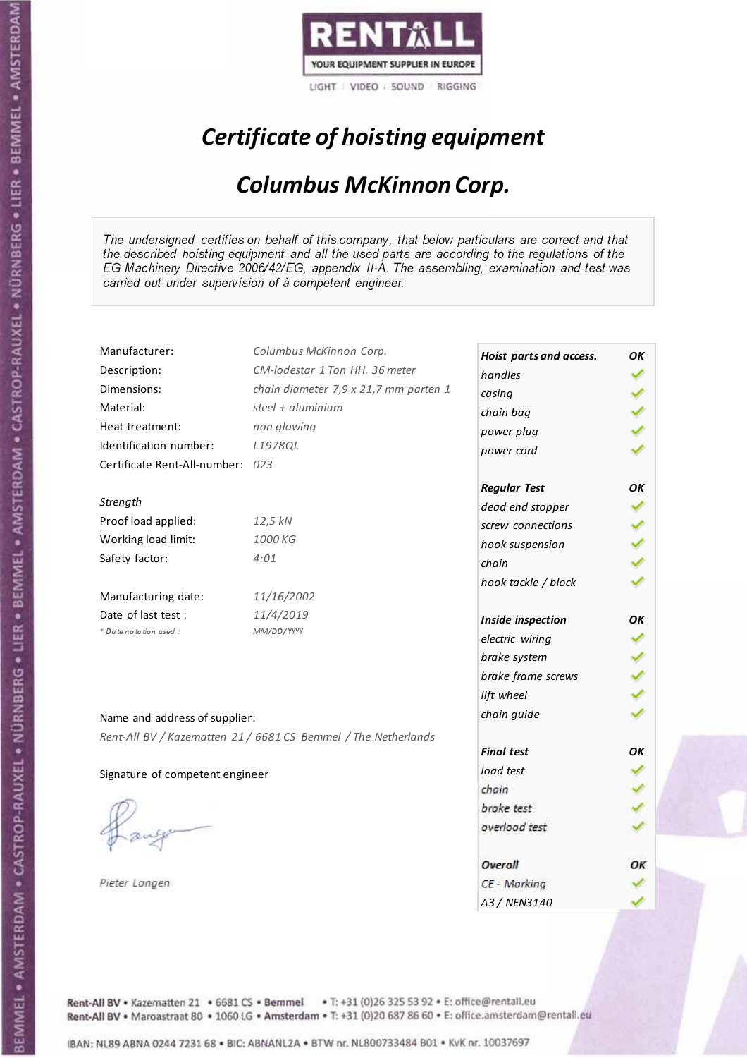RENTALL
YOUR EQUIPMENT SUPPLIER IN EUROPE
LIGHT | VIDEO | SOUND | RIGGING

# *Certificate of hoisting equipment*

## *Columbus McKinnon Corp.*

*The undersigned certifies on behalf of this company, that below particulars are correct and that the described hoisting equipment and all the used parts are according to the regulations of the EG Machinery Directive 2006/42/EG, appendix II-A. The assembling, examination and test was carried out under supervision of à competent engineer.*

| | |
|---|---|
| Manufacturer: | *Columbus McKinnon Corp.* |
| Description: | *CM-lodestar 1 Ton HH. 36 meter* |
| Dimensions: | *chain diameter 7,9 x 21,7 mm parten 1* |
| Material: | *steel + aluminium* |
| Heat treatment: | *non glowing* |
| Identification number: | *L1978QL* |
| Certificate Rent-All-number: | *023* |
| *Strength* | |
| Proof load applied: | *12,5 kN* |
| Working load limit: | *1000 KG* |
| Safety factor: | *4:01* |
| Manufacturing date: | *11/16/2002* |
| Date of last test : | *11/4/2019* |
| *\* Date notation used :* | *MM/DD/YYYY* |

| **Hoist parts and access.** | **OK** |
|---|---|
| handles | ✓ |
| casing | ✓ |
| chain bag | ✓ |
| power plug | ✓ |
| power cord | ✓ |
| **Regular Test** | **OK** |
| dead end stopper | ✓ |
| screw connections | ✓ |
| hook suspension | ✓ |
| chain | ✓ |
| hook tackle / block | ✓ |
| **Inside inspection** | **OK** |
| electric wiring | ✓ |
| brake system | ✓ |
| brake frame screws | ✓ |
| lift wheel | ✓ |
| chain guide | ✓ |
| **Final test** | **OK** |
| load test | ✓ |
| chain | ✓ |
| brake test | ✓ |
| overload test | ✓ |
| **Overall** | **OK** |
| CE - Marking | ✓ |
| A3 / NEN3140 | ✓ |

Name and address of supplier:

*Rent-All BV / Kazematten 21 / 6681 CS Bemmel / The Netherlands*

Signature of competent engineer

*Pieter Langen*

Rent-All BV • Kazematten 21 • 6681 CS • Bemmel • T: +31 (0)26 325 53 92 • E: office@rentall.eu
Rent-All BV • Maroastraat 80 • 1060 LG • Amsterdam • T: +31 (0)20 687 86 60 • E: office.amsterdam@rentall.eu

IBAN: NL89 ABNA 0244 7231 68 • BIC: ABNANL2A • BTW nr. NL800733484 B01 • KvK nr. 10037697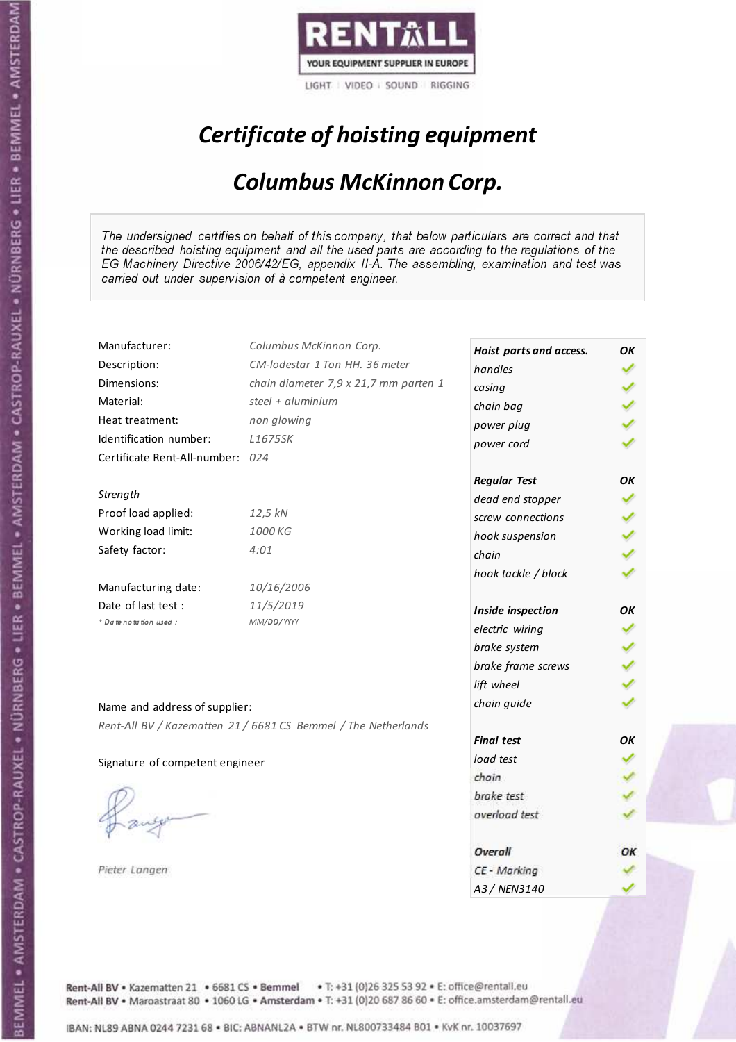RENTALL

YOUR EQUIPMENT SUPPLIER IN EUROPE

LIGHT | VIDEO | SOUND | RIGGING

# *Certificate of hoisting equipment*

## *Columbus McKinnon Corp.*

*The undersigned certifies on behalf of this company, that below particulars are correct and that the described hoisting equipment and all the used parts are according to the regulations of the EG Machinery Directive 2006/42/EG, appendix II-A. The assembling, examination and test was carried out under supervision of à competent engineer.*

| | |
|---|---|
| Manufacturer: | *Columbus McKinnon Corp.* |
| Description: | *CM-lodestar 1 Ton HH. 36 meter* |
| Dimensions: | *chain diameter 7,9 x 21,7 mm parten 1* |
| Material: | *steel + aluminium* |
| Heat treatment: | *non glowing* |
| Identification number: | *L1675SK* |
| Certificate Rent-All-number: | *024* |

*Strength*

| | |
|---|---|
| Proof load applied: | *12,5 kN* |
| Working load limit: | *1000 KG* |
| Safety factor: | *4:01* |

| | |
|---|---|
| Manufacturing date: | *10/16/2006* |
| Date of last test : | *11/5/2019* |
| * *Date notation used :* | *MM/DD/YYYY* |

| **Hoist parts and access.** | **OK** |
|---|---|
| *handles* | ✓ |
| *casing* | ✓ |
| *chain bag* | ✓ |
| *power plug* | ✓ |
| *power cord* | ✓ |
| **Regular Test** | **OK** |
| *dead end stopper* | ✓ |
| *screw connections* | ✓ |
| *hook suspension* | ✓ |
| *chain* | ✓ |
| *hook tackle / block* | ✓ |
| **Inside inspection** | **OK** |
| *electric wiring* | ✓ |
| *brake system* | ✓ |
| *brake frame screws* | ✓ |
| *lift wheel* | ✓ |
| *chain guide* | ✓ |
| **Final test** | **OK** |
| *load test* | ✓ |
| *chain* | ✓ |
| *brake test* | ✓ |
| *overload test* | ✓ |
| **Overall** | **OK** |
| *CE - Marking* | ✓ |
| *A3 / NEN3140* | ✓ |

Name and address of supplier:

*Rent-All BV / Kazematten 21 / 6681 CS Bemmel / The Netherlands*

Signature of competent engineer

*Pieter Langen*

Rent-All BV • Kazematten 21 • 6681 CS • Bemmel • T: +31 (0)26 325 53 92 • E: office@rentall.eu
Rent-All BV • Maroastraat 80 • 1060 LG • Amsterdam • T: +31 (0)20 687 86 60 • E: office.amsterdam@rentall.eu

IBAN: NL89 ABNA 0244 7231 68 • BIC: ABNANL2A • BTW nr. NL800733484 B01 • KvK nr. 10037697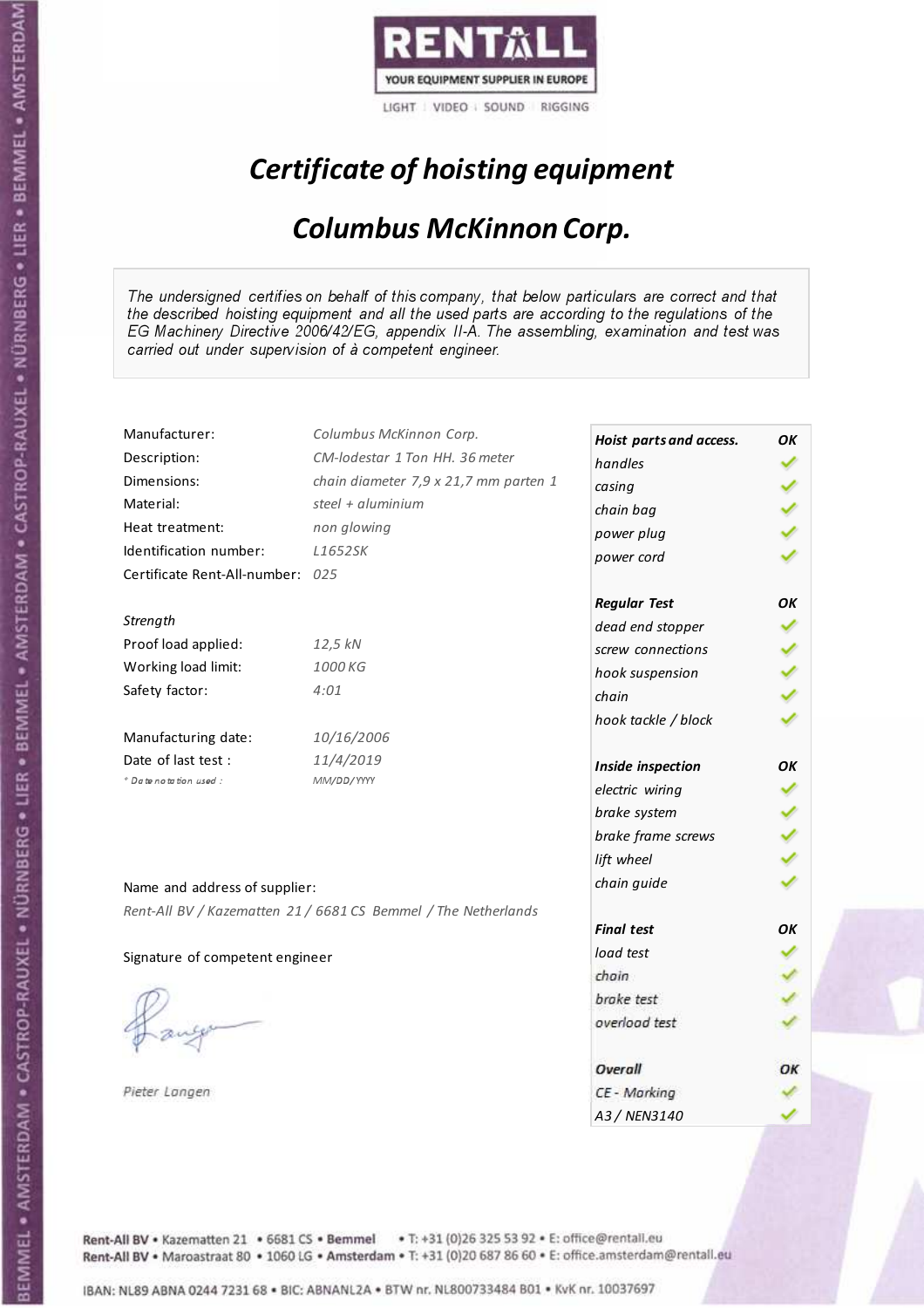RENTALL
YOUR EQUIPMENT SUPPLIER IN EUROPE
LIGHT | VIDEO | SOUND | RIGGING

# *Certificate of hoisting equipment*

## *Columbus McKinnon Corp.*

*The undersigned certifies on behalf of this company, that below particulars are correct and that the described hoisting equipment and all the used parts are according to the regulations of the EG Machinery Directive 2006/42/EG, appendix II-A. The assembling, examination and test was carried out under supervision of à competent engineer.*

| | |
|---|---|
| Manufacturer: | *Columbus McKinnon Corp.* |
| Description: | *CM-lodestar 1 Ton HH. 36 meter* |
| Dimensions: | *chain diameter 7,9 x 21,7 mm parten 1* |
| Material: | *steel + aluminium* |
| Heat treatment: | *non glowing* |
| Identification number: | *L1652SK* |
| Certificate Rent-All-number: | *025* |

*Strength*

| | |
|---|---|
| Proof load applied: | *12,5 kN* |
| Working load limit: | *1000 KG* |
| Safety factor: | *4:01* |

| | |
|---|---|
| Manufacturing date: | *10/16/2006* |
| Date of last test : | *11/4/2019* |
| *\* Date notation used :* | *MM/DD/YYYY* |

Name and address of supplier:

*Rent-All BV / Kazematten 21 / 6681 CS Bemmel / The Netherlands*

Signature of competent engineer

*Pieter Langen*

| ***Hoist parts and access.*** | ***OK*** |
|---|---|
| *handles* | ✓ |
| *casing* | ✓ |
| *chain bag* | ✓ |
| *power plug* | ✓ |
| *power cord* | ✓ |
| ***Regular Test*** | ***OK*** |
| *dead end stopper* | ✓ |
| *screw connections* | ✓ |
| *hook suspension* | ✓ |
| *chain* | ✓ |
| *hook tackle / block* | ✓ |
| ***Inside inspection*** | ***OK*** |
| *electric wiring* | ✓ |
| *brake system* | ✓ |
| *brake frame screws* | ✓ |
| *lift wheel* | ✓ |
| *chain guide* | ✓ |
| ***Final test*** | ***OK*** |
| *load test* | ✓ |
| *chain* | ✓ |
| *brake test* | ✓ |
| *overload test* | ✓ |
| ***Overall*** | ***OK*** |
| *CE - Marking* | ✓ |
| *A3 / NEN3140* | ✓ |

Rent-All BV • Kazematten 21 • 6681 CS • Bemmel • T: +31 (0)26 325 53 92 • E: office@rentall.eu
Rent-All BV • Maroastraat 80 • 1060 LG • Amsterdam • T: +31 (0)20 687 86 60 • E: office.amsterdam@rentall.eu

IBAN: NL89 ABNA 0244 7231 68 • BIC: ABNANL2A • BTW nr. NL800733484 B01 • KvK nr. 10037697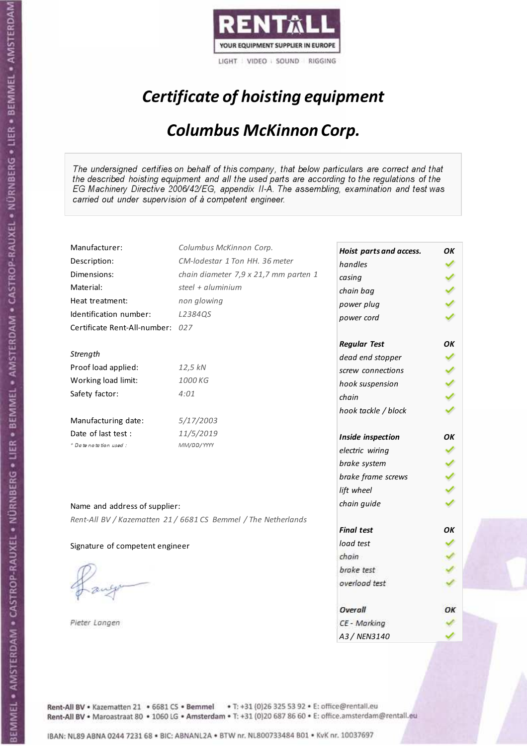RENTALL
YOUR EQUIPMENT SUPPLIER IN EUROPE
LIGHT | VIDEO | SOUND | RIGGING

# *Certificate of hoisting equipment*

## *Columbus McKinnon Corp.*

*The undersigned certifies on behalf of this company, that below particulars are correct and that the described hoisting equipment and all the used parts are according to the regulations of the EG Machinery Directive 2006/42/EG, appendix II-A. The assembling, examination and test was carried out under supervision of à competent engineer.*

| | |
|---|---|
| Manufacturer: | *Columbus McKinnon Corp.* |
| Description: | *CM-lodestar 1 Ton HH. 36 meter* |
| Dimensions: | *chain diameter 7,9 x 21,7 mm parten 1* |
| Material: | *steel + aluminium* |
| Heat treatment: | *non glowing* |
| Identification number: | *L2384QS* |
| Certificate Rent-All-number: | *027* |

*Strength*

| | |
|---|---|
| Proof load applied: | *12,5 kN* |
| Working load limit: | *1000 KG* |
| Safety factor: | *4:01* |

| | |
|---|---|
| Manufacturing date: | *5/17/2003* |
| Date of last test : | *11/5/2019* |
| *\* Date notation used :* | *MM/DD/YYYY* |

| ***Hoist parts and access.*** | ***OK*** |
|---|---|
| *handles* | ✓ |
| *casing* | ✓ |
| *chain bag* | ✓ |
| *power plug* | ✓ |
| *power cord* | ✓ |
| ***Regular Test*** | ***OK*** |
| *dead end stopper* | ✓ |
| *screw connections* | ✓ |
| *hook suspension* | ✓ |
| *chain* | ✓ |
| *hook tackle / block* | ✓ |
| ***Inside inspection*** | ***OK*** |
| *electric wiring* | ✓ |
| *brake system* | ✓ |
| *brake frame screws* | ✓ |
| *lift wheel* | ✓ |
| *chain guide* | ✓ |
| ***Final test*** | ***OK*** |
| *load test* | ✓ |
| *chain* | ✓ |
| *brake test* | ✓ |
| *overload test* | ✓ |
| ***Overall*** | ***OK*** |
| *CE - Marking* | ✓ |
| *A3 / NEN3140* | ✓ |

Name and address of supplier:

*Rent-All BV / Kazematten 21 / 6681 CS Bemmel / The Netherlands*

Signature of competent engineer

*Pieter Langen*

Rent-All BV • Kazematten 21 • 6681 CS • **Bemmel** • T: +31 (0)26 325 53 92 • E: office@rentall.eu
Rent-All BV • Maroastraat 80 • 1060 LG • **Amsterdam** • T: +31 (0)20 687 86 60 • E: office.amsterdam@rentall.eu

IBAN: NL89 ABNA 0244 7231 68 • BIC: ABNANL2A • BTW nr. NL800733484 B01 • KvK nr. 10037697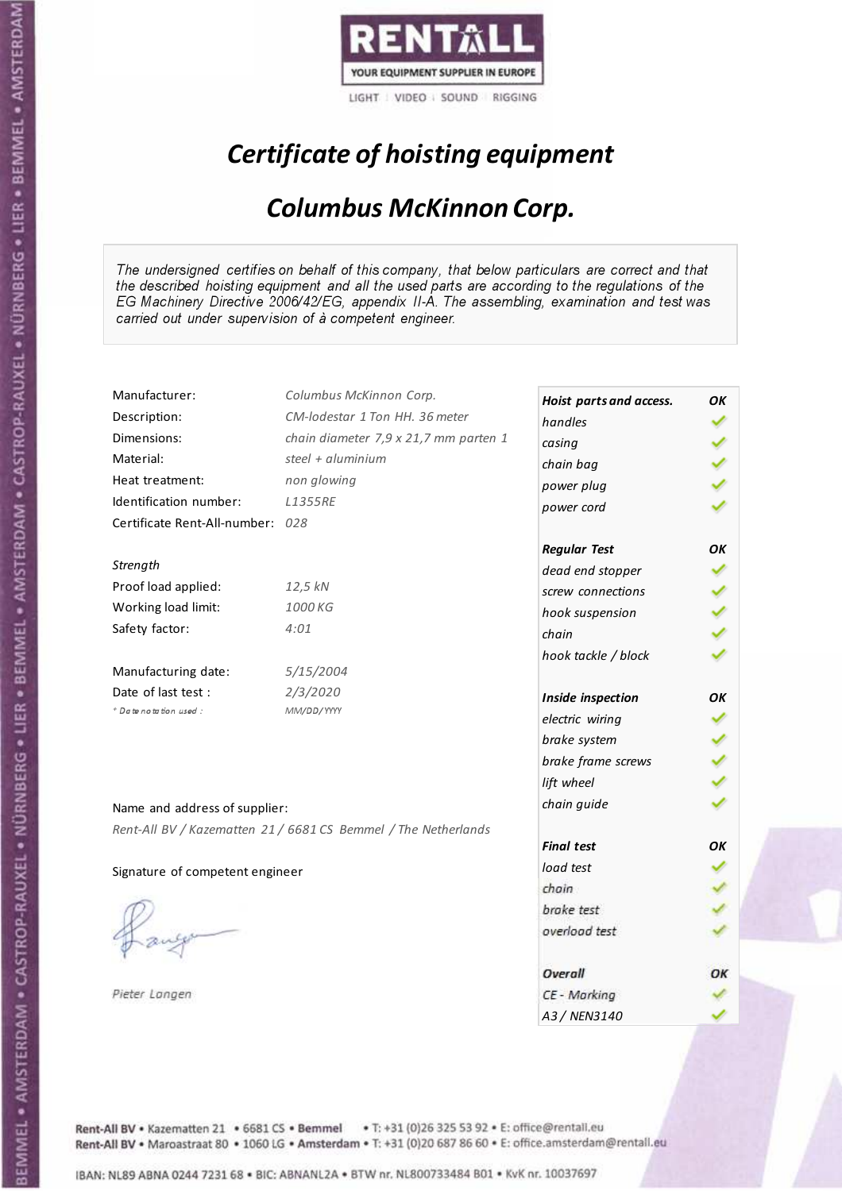RENTALL

YOUR EQUIPMENT SUPPLIER IN EUROPE

LIGHT | VIDEO | SOUND | RIGGING

# *Certificate of hoisting equipment*

## *Columbus McKinnon Corp.*

*The undersigned certifies on behalf of this company, that below particulars are correct and that the described hoisting equipment and all the used parts are according to the regulations of the EG Machinery Directive 2006/42/EG, appendix II-A. The assembling, examination and test was carried out under supervision of à competent engineer.*

| | |
|---|---|
| Manufacturer: | *Columbus McKinnon Corp.* |
| Description: | *CM-lodestar 1 Ton HH. 36 meter* |
| Dimensions: | *chain diameter 7,9 x 21,7 mm parten 1* |
| Material: | *steel + aluminium* |
| Heat treatment: | *non glowing* |
| Identification number: | *L1355RE* |
| Certificate Rent-All-number: | *028* |

*Strength*

| | |
|---|---|
| Proof load applied: | *12,5 kN* |
| Working load limit: | *1000 KG* |
| Safety factor: | *4:01* |

| | |
|---|---|
| Manufacturing date: | *5/15/2004* |
| Date of last test : | *2/3/2020* |
| *\* Date notation used :* | *MM/DD/YYYY* |

| ***Hoist parts and access.*** | ***OK*** |
|---|---|
| *handles* | ✓ |
| *casing* | ✓ |
| *chain bag* | ✓ |
| *power plug* | ✓ |
| *power cord* | ✓ |
| ***Regular Test*** | ***OK*** |
| *dead end stopper* | ✓ |
| *screw connections* | ✓ |
| *hook suspension* | ✓ |
| *chain* | ✓ |
| *hook tackle / block* | ✓ |
| ***Inside inspection*** | ***OK*** |
| *electric wiring* | ✓ |
| *brake system* | ✓ |
| *brake frame screws* | ✓ |
| *lift wheel* | ✓ |
| *chain guide* | ✓ |
| ***Final test*** | ***OK*** |
| *load test* | ✓ |
| *chain* | ✓ |
| *brake test* | ✓ |
| *overload test* | ✓ |
| ***Overall*** | ***OK*** |
| *CE - Marking* | ✓ |
| *A3 / NEN3140* | ✓ |

Name and address of supplier:

*Rent-All BV / Kazematten 21 / 6681 CS Bemmel / The Netherlands*

Signature of competent engineer

*Pieter Langen*

Rent-All BV • Kazematten 21 • 6681 CS • **Bemmel** • T: +31 (0)26 325 53 92 • E: office@rentall.eu
Rent-All BV • Maroastraat 80 • 1060 LG • **Amsterdam** • T: +31 (0)20 687 86 60 • E: office.amsterdam@rentall.eu

IBAN: NL89 ABNA 0244 7231 68 • BIC: ABNANL2A • BTW nr. NL800733484 B01 • KvK nr. 10037697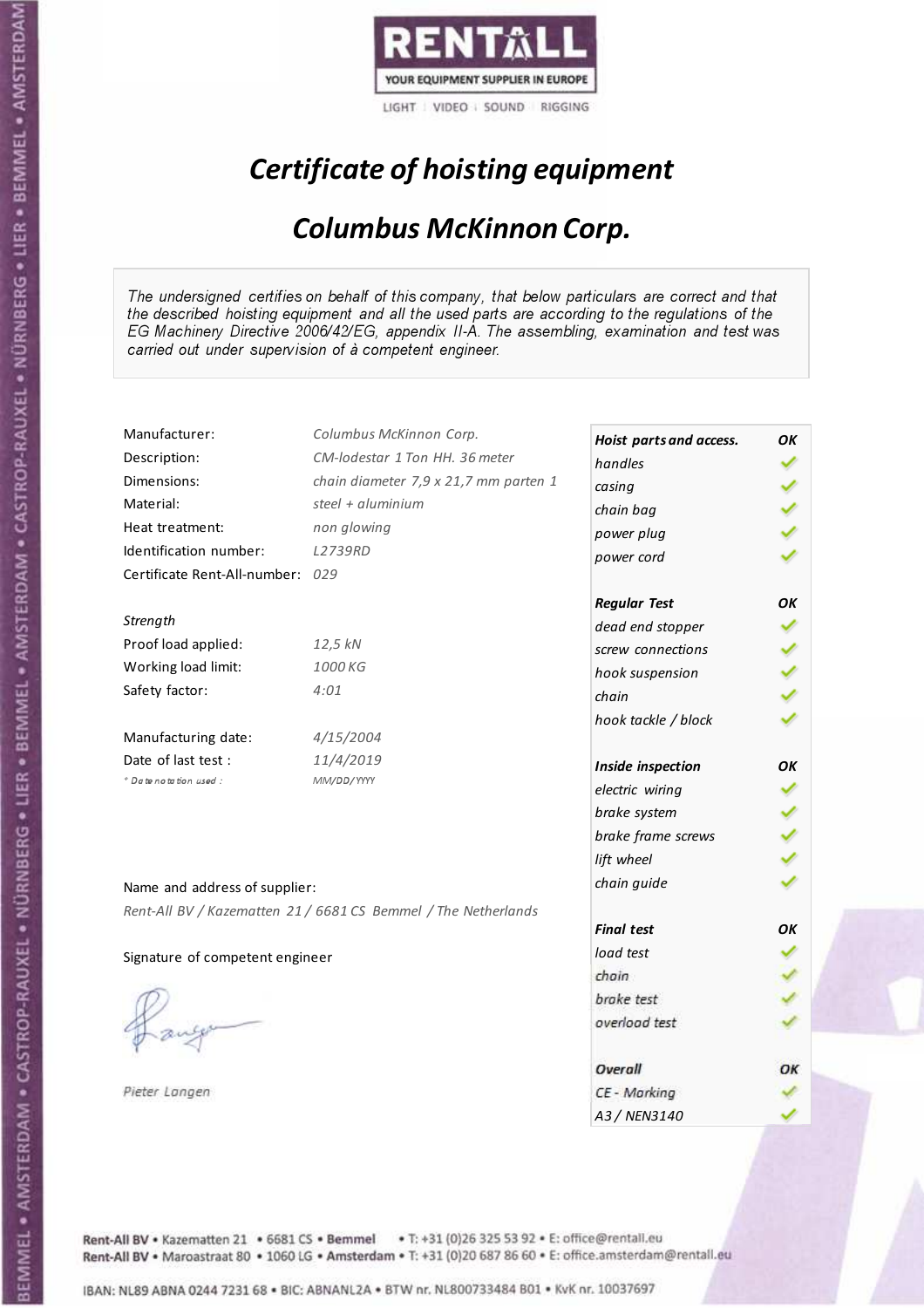RENTALL

YOUR EQUIPMENT SUPPLIER IN EUROPE

LIGHT | VIDEO | SOUND | RIGGING

# *Certificate of hoisting equipment*

## *Columbus McKinnon Corp.*

*The undersigned certifies on behalf of this company, that below particulars are correct and that the described hoisting equipment and all the used parts are according to the regulations of the EG Machinery Directive 2006/42/EG, appendix II-A. The assembling, examination and test was carried out under supervision of à competent engineer.*

| | |
|---|---|
| Manufacturer: | *Columbus McKinnon Corp.* |
| Description: | *CM-lodestar 1 Ton HH. 36 meter* |
| Dimensions: | *chain diameter 7,9 x 21,7 mm parten 1* |
| Material: | *steel + aluminium* |
| Heat treatment: | *non glowing* |
| Identification number: | *L2739RD* |
| Certificate Rent-All-number: | *029* |

*Strength*

| | |
|---|---|
| Proof load applied: | *12,5 kN* |
| Working load limit: | *1000 KG* |
| Safety factor: | *4:01* |

| | |
|---|---|
| Manufacturing date: | *4/15/2004* |
| Date of last test : | *11/4/2019* |
| *\* Date notation used :* | *MM/DD/YYYY* |

| | |
|---|---|
| ***Hoist parts and access.*** | ***OK*** |
| *handles* | ✓ |
| *casing* | ✓ |
| *chain bag* | ✓ |
| *power plug* | ✓ |
| *power cord* | ✓ |
| ***Regular Test*** | ***OK*** |
| *dead end stopper* | ✓ |
| *screw connections* | ✓ |
| *hook suspension* | ✓ |
| *chain* | ✓ |
| *hook tackle / block* | ✓ |
| ***Inside inspection*** | ***OK*** |
| *electric wiring* | ✓ |
| *brake system* | ✓ |
| *brake frame screws* | ✓ |
| *lift wheel* | ✓ |
| *chain guide* | ✓ |
| ***Final test*** | ***OK*** |
| *load test* | ✓ |
| *chain* | ✓ |
| *brake test* | ✓ |
| *overload test* | ✓ |
| ***Overall*** | ***OK*** |
| *CE - Marking* | ✓ |
| *A3 / NEN3140* | ✓ |

Name and address of supplier:

*Rent-All BV / Kazematten 21 / 6681 CS Bemmel / The Netherlands*

Signature of competent engineer

*Pieter Langen*

Rent-All BV • Kazematten 21 • 6681 CS • **Bemmel** • T: +31 (0)26 325 53 92 • E: office@rentall.eu
Rent-All BV • Maroastraat 80 • 1060 LG • **Amsterdam** • T: +31 (0)20 687 86 60 • E: office.amsterdam@rentall.eu

IBAN: NL89 ABNA 0244 7231 68 • BIC: ABNANL2A • BTW nr. NL800733484 B01 • KvK nr. 10037697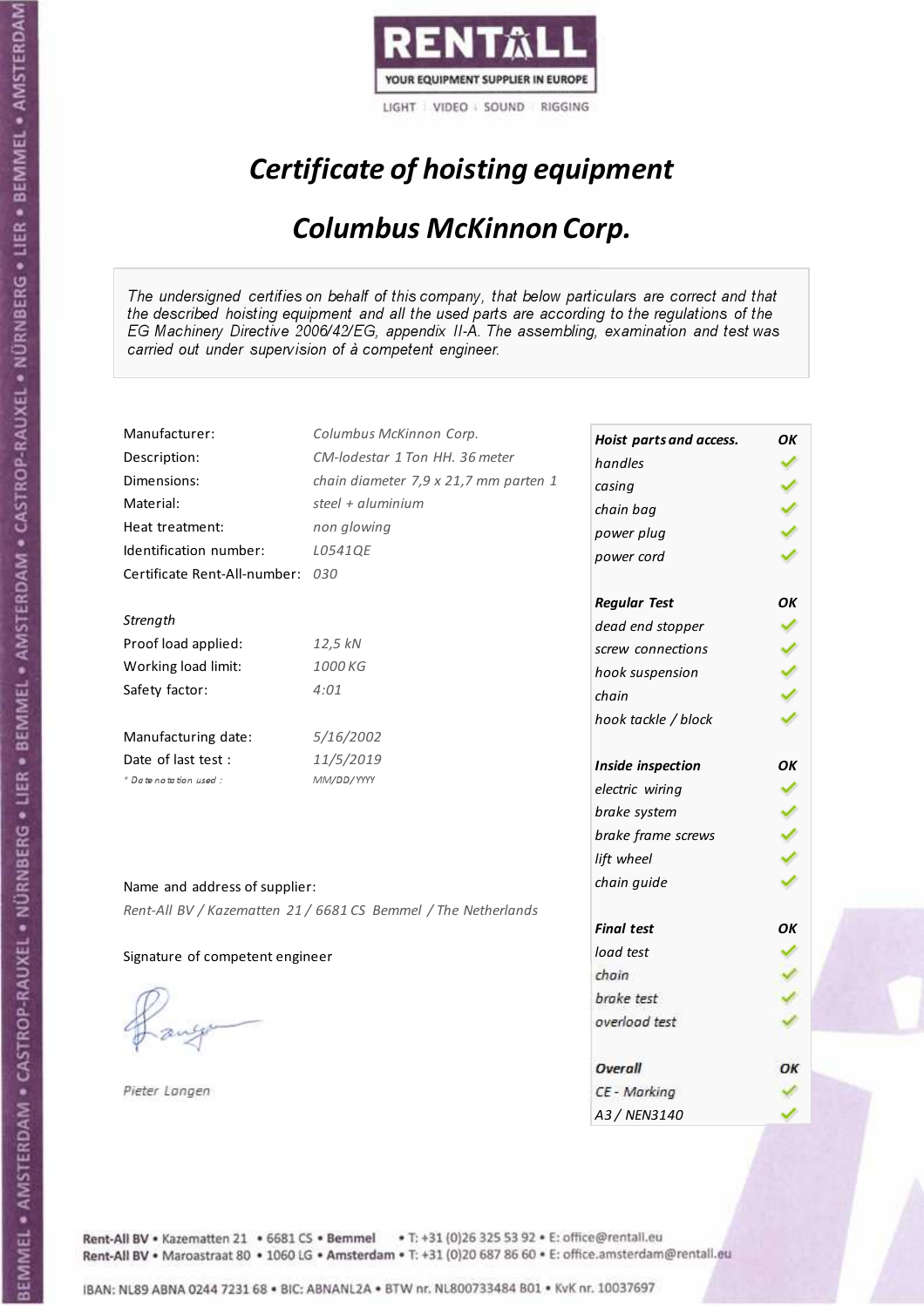RENTALL
YOUR EQUIPMENT SUPPLIER IN EUROPE
LIGHT | VIDEO | SOUND | RIGGING

# *Certificate of hoisting equipment*

## *Columbus McKinnon Corp.*

*The undersigned certifies on behalf of this company, that below particulars are correct and that the described hoisting equipment and all the used parts are according to the regulations of the EG Machinery Directive 2006/42/EG, appendix II-A. The assembling, examination and test was carried out under supervision of à competent engineer.*

| | |
|---|---|
| Manufacturer: | *Columbus McKinnon Corp.* |
| Description: | *CM-lodestar 1 Ton HH. 36 meter* |
| Dimensions: | *chain diameter 7,9 x 21,7 mm parten 1* |
| Material: | *steel + aluminium* |
| Heat treatment: | *non glowing* |
| Identification number: | *L0541QE* |
| Certificate Rent-All-number: | *030* |

*Strength*

| | |
|---|---|
| Proof load applied: | *12,5 kN* |
| Working load limit: | *1000 KG* |
| Safety factor: | *4:01* |

| | |
|---|---|
| Manufacturing date: | *5/16/2002* |
| Date of last test : | *11/5/2019* |
| *\* Date notation used :* | *MM/DD/YYYY* |

| ***Hoist parts and access.*** | ***OK*** |
|---|---|
| *handles* | ✓ |
| *casing* | ✓ |
| *chain bag* | ✓ |
| *power plug* | ✓ |
| *power cord* | ✓ |
| ***Regular Test*** | ***OK*** |
| *dead end stopper* | ✓ |
| *screw connections* | ✓ |
| *hook suspension* | ✓ |
| *chain* | ✓ |
| *hook tackle / block* | ✓ |
| ***Inside inspection*** | ***OK*** |
| *electric wiring* | ✓ |
| *brake system* | ✓ |
| *brake frame screws* | ✓ |
| *lift wheel* | ✓ |
| *chain guide* | ✓ |
| ***Final test*** | ***OK*** |
| *load test* | ✓ |
| *chain* | ✓ |
| *brake test* | ✓ |
| *overload test* | ✓ |
| ***Overall*** | ***OK*** |
| *CE - Marking* | ✓ |
| *A3 / NEN3140* | ✓ |

Name and address of supplier:

*Rent-All BV / Kazematten 21 / 6681 CS Bemmel / The Netherlands*

Signature of competent engineer

*Pieter Langen*

Rent-All BV • Kazematten 21 • 6681 CS • **Bemmel** • T: +31 (0)26 325 53 92 • E: office@rentall.eu
Rent-All BV • Maroastraat 80 • 1060 LG • **Amsterdam** • T: +31 (0)20 687 86 60 • E: office.amsterdam@rentall.eu

IBAN: NL89 ABNA 0244 7231 68 • BIC: ABNANL2A • BTW nr. NL800733484 B01 • KvK nr. 10037697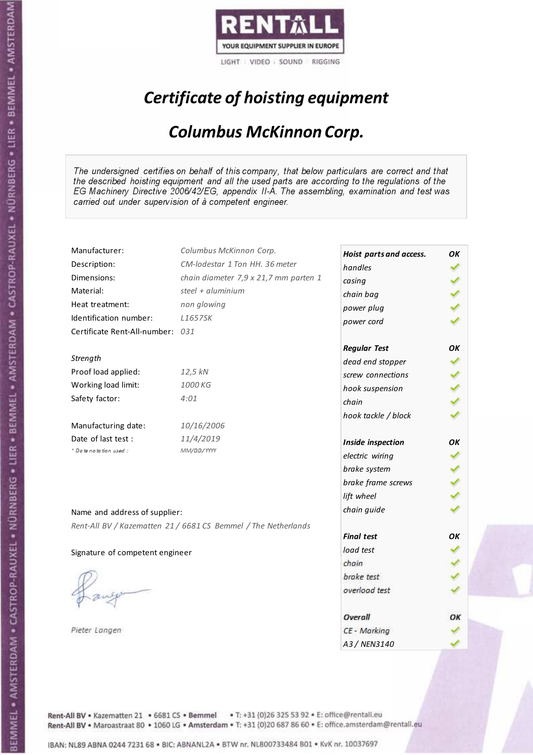RENTALL
YOUR EQUIPMENT SUPPLIER IN EUROPE
LIGHT | VIDEO | SOUND | RIGGING

# *Certificate of hoisting equipment*

## *Columbus McKinnon Corp.*

*The undersigned certifies on behalf of this company, that below particulars are correct and that the described hoisting equipment and all the used parts are according to the regulations of the EG Machinery Directive 2006/42/EG, appendix II-A. The assembling, examination and test was carried out under supervision of à competent engineer.*

| | |
|---|---|
| Manufacturer: | *Columbus McKinnon Corp.* |
| Description: | *CM-lodestar 1 Ton HH. 36 meter* |
| Dimensions: | *chain diameter 7,9 x 21,7 mm parten 1* |
| Material: | *steel + aluminium* |
| Heat treatment: | *non glowing* |
| Identification number: | *L1657SK* |
| Certificate Rent-All-number: | *031* |

*Strength*

| | |
|---|---|
| Proof load applied: | *12,5 kN* |
| Working load limit: | *1000 KG* |
| Safety factor: | *4:01* |

| | |
|---|---|
| Manufacturing date: | *10/16/2006* |
| Date of last test : | *11/4/2019* |
| *\* Date notation used :* | *MM/DD/YYYY* |

| ***Hoist parts and access.*** | ***OK*** |
|---|---|
| *handles* | ✓ |
| *casing* | ✓ |
| *chain bag* | ✓ |
| *power plug* | ✓ |
| *power cord* | ✓ |
| ***Regular Test*** | ***OK*** |
| *dead end stopper* | ✓ |
| *screw connections* | ✓ |
| *hook suspension* | ✓ |
| *chain* | ✓ |
| *hook tackle / block* | ✓ |
| ***Inside inspection*** | ***OK*** |
| *electric wiring* | ✓ |
| *brake system* | ✓ |
| *brake frame screws* | ✓ |
| *lift wheel* | ✓ |
| *chain guide* | ✓ |
| ***Final test*** | ***OK*** |
| *load test* | ✓ |
| *chain* | ✓ |
| *brake test* | ✓ |
| *overload test* | ✓ |
| ***Overall*** | ***OK*** |
| *CE - Marking* | ✓ |
| *A3 / NEN3140* | ✓ |

Name and address of supplier:

*Rent-All BV / Kazematten 21 / 6681 CS Bemmel / The Netherlands*

Signature of competent engineer

*Pieter Langen*

Rent-All BV • Kazematten 21 • 6681 CS • **Bemmel** • T: +31 (0)26 325 53 92 • E: office@rentall.eu
Rent-All BV • Maroastraat 80 • 1060 LG • **Amsterdam** • T: +31 (0)20 687 86 60 • E: office.amsterdam@rentall.eu

IBAN: NL89 ABNA 0244 7231 68 • BIC: ABNANL2A • BTW nr. NL800733484 B01 • KvK nr. 10037697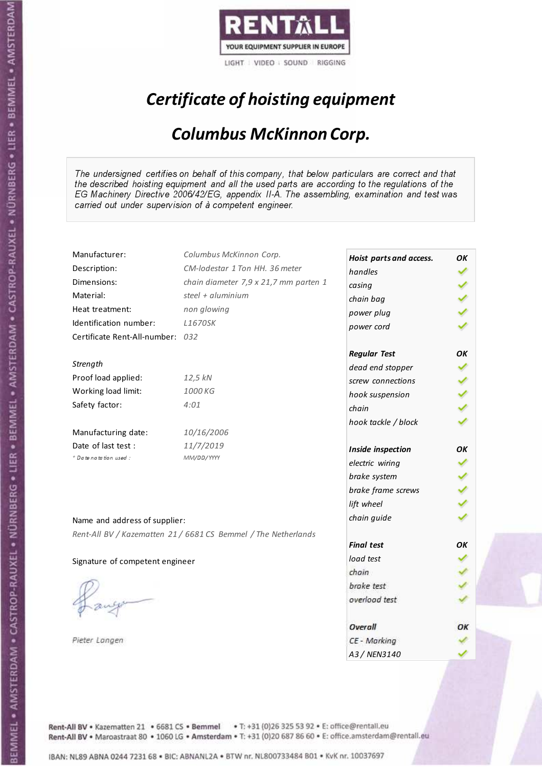RENTALL

YOUR EQUIPMENT SUPPLIER IN EUROPE

LIGHT | VIDEO | SOUND | RIGGING

# *Certificate of hoisting equipment*

## *Columbus McKinnon Corp.*

*The undersigned certifies on behalf of this company, that below particulars are correct and that the described hoisting equipment and all the used parts are according to the regulations of the EG Machinery Directive 2006/42/EG, appendix II-A. The assembling, examination and test was carried out under supervision of à competent engineer.*

| | |
|---|---|
| Manufacturer: | *Columbus McKinnon Corp.* |
| Description: | *CM-lodestar 1 Ton HH. 36 meter* |
| Dimensions: | *chain diameter 7,9 x 21,7 mm parten 1* |
| Material: | *steel + aluminium* |
| Heat treatment: | *non glowing* |
| Identification number: | *L1670SK* |
| Certificate Rent-All-number: | *032* |
| *Strength* | |
| Proof load applied: | *12,5 kN* |
| Working load limit: | *1000 KG* |
| Safety factor: | *4:01* |
| Manufacturing date: | *10/16/2006* |
| Date of last test : | *11/7/2019* |
| *\* Date notation used :* | *MM/DD/YYYY* |

| ***Hoist parts and access.*** | ***OK*** |
|---|---|
| *handles* | ✓ |
| *casing* | ✓ |
| *chain bag* | ✓ |
| *power plug* | ✓ |
| *power cord* | ✓ |
| ***Regular Test*** | ***OK*** |
| *dead end stopper* | ✓ |
| *screw connections* | ✓ |
| *hook suspension* | ✓ |
| *chain* | ✓ |
| *hook tackle / block* | ✓ |
| ***Inside inspection*** | ***OK*** |
| *electric wiring* | ✓ |
| *brake system* | ✓ |
| *brake frame screws* | ✓ |
| *lift wheel* | ✓ |
| *chain guide* | ✓ |
| ***Final test*** | ***OK*** |
| *load test* | ✓ |
| *chain* | ✓ |
| *brake test* | ✓ |
| *overload test* | ✓ |
| ***Overall*** | ***OK*** |
| *CE - Marking* | ✓ |
| *A3 / NEN3140* | ✓ |

Name and address of supplier:

*Rent-All BV / Kazematten 21 / 6681 CS Bemmel / The Netherlands*

Signature of competent engineer

*Pieter Langen*

Rent-All BV • Kazematten 21 • 6681 CS • **Bemmel** • T: +31 (0)26 325 53 92 • E: office@rentall.eu
Rent-All BV • Maroastraat 80 • 1060 LG • **Amsterdam** • T: +31 (0)20 687 86 60 • E: office.amsterdam@rentall.eu

IBAN: NL89 ABNA 0244 7231 68 • BIC: ABNANL2A • BTW nr. NL800733484 B01 • KvK nr. 10037697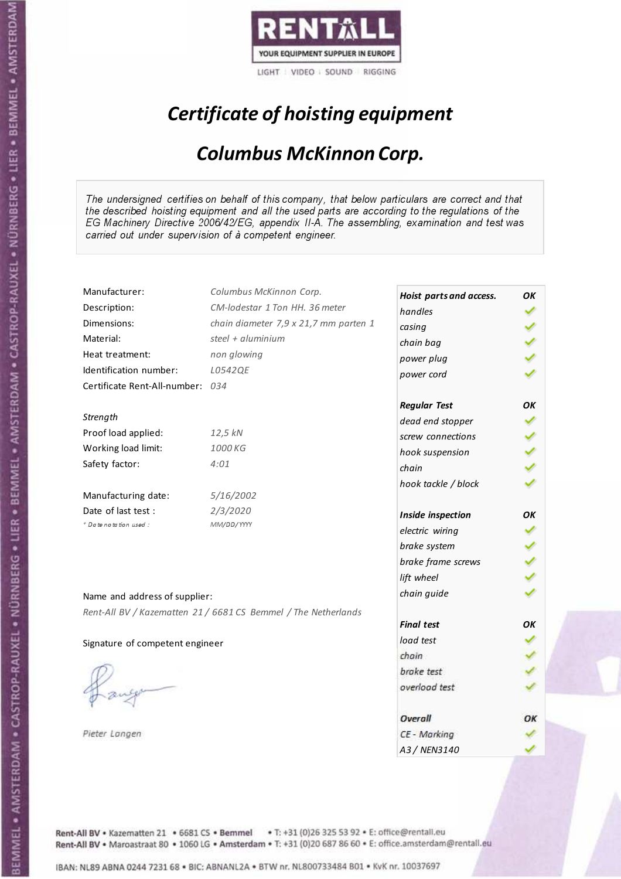RENTALL
YOUR EQUIPMENT SUPPLIER IN EUROPE
LIGHT | VIDEO | SOUND | RIGGING

# *Certificate of hoisting equipment*

## *Columbus McKinnon Corp.*

*The undersigned certifies on behalf of this company, that below particulars are correct and that the described hoisting equipment and all the used parts are according to the regulations of the EG Machinery Directive 2006/42/EG, appendix II-A. The assembling, examination and test was carried out under supervision of à competent engineer.*

| | |
|---|---|
| Manufacturer: | *Columbus McKinnon Corp.* |
| Description: | *CM-lodestar 1 Ton HH. 36 meter* |
| Dimensions: | *chain diameter 7,9 x 21,7 mm parten 1* |
| Material: | *steel + aluminium* |
| Heat treatment: | *non glowing* |
| Identification number: | *L0542QE* |
| Certificate Rent-All-number: | *034* |

*Strength*

| | |
|---|---|
| Proof load applied: | *12,5 kN* |
| Working load limit: | *1000 KG* |
| Safety factor: | *4:01* |

| | |
|---|---|
| Manufacturing date: | *5/16/2002* |
| Date of last test : | *2/3/2020* |
| * Date notation used : | *MM/DD/YYYY* |

| ***Hoist parts and access.*** | ***OK*** |
|---|---|
| *handles* | ✓ |
| *casing* | ✓ |
| *chain bag* | ✓ |
| *power plug* | ✓ |
| *power cord* | ✓ |
| ***Regular Test*** | ***OK*** |
| *dead end stopper* | ✓ |
| *screw connections* | ✓ |
| *hook suspension* | ✓ |
| *chain* | ✓ |
| *hook tackle / block* | ✓ |
| ***Inside inspection*** | ***OK*** |
| *electric wiring* | ✓ |
| *brake system* | ✓ |
| *brake frame screws* | ✓ |
| *lift wheel* | ✓ |
| *chain guide* | ✓ |
| ***Final test*** | ***OK*** |
| *load test* | ✓ |
| *chain* | ✓ |
| *brake test* | ✓ |
| *overload test* | ✓ |
| ***Overall*** | ***OK*** |
| *CE - Marking* | ✓ |
| *A3 / NEN3140* | ✓ |

Name and address of supplier:

*Rent-All BV / Kazematten 21 / 6681 CS Bemmel / The Netherlands*

Signature of competent engineer

*Pieter Langen*

**Rent-All BV** • Kazematten 21 • 6681 CS • **Bemmel** • T: +31 (0)26 325 53 92 • E: office@rentall.eu
**Rent-All BV** • Maroastraat 80 • 1060 LG • **Amsterdam** • T: +31 (0)20 687 86 60 • E: office.amsterdam@rentall.eu

IBAN: NL89 ABNA 0244 7231 68 • BIC: ABNANL2A • BTW nr. NL800733484 B01 • KvK nr. 10037697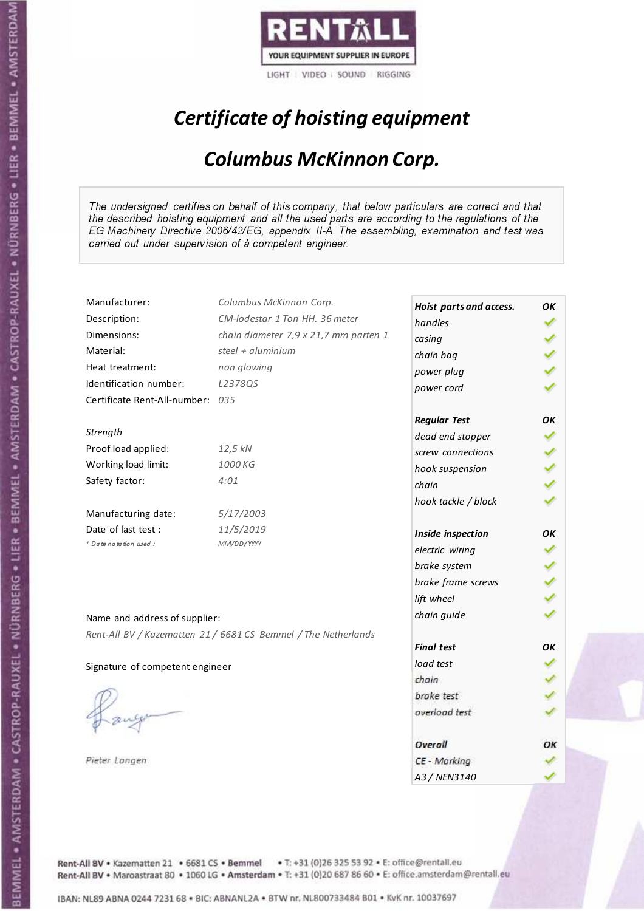RENTALL
YOUR EQUIPMENT SUPPLIER IN EUROPE
LIGHT | VIDEO | SOUND | RIGGING

# *Certificate of hoisting equipment*

## *Columbus McKinnon Corp.*

*The undersigned certifies on behalf of this company, that below particulars are correct and that the described hoisting equipment and all the used parts are according to the regulations of the EG Machinery Directive 2006/42/EG, appendix II-A. The assembling, examination and test was carried out under supervision of à competent engineer.*

| | |
|---|---|
| Manufacturer: | Columbus McKinnon Corp. |
| Description: | CM-lodestar 1 Ton HH. 36 meter |
| Dimensions: | chain diameter 7,9 x 21,7 mm parten 1 |
| Material: | steel + aluminium |
| Heat treatment: | non glowing |
| Identification number: | L2378QS |
| Certificate Rent-All-number: | 035 |

*Strength*

| | |
|---|---|
| Proof load applied: | 12,5 kN |
| Working load limit: | 1000 KG |
| Safety factor: | 4:01 |

| | |
|---|---|
| Manufacturing date: | 5/17/2003 |
| Date of last test : | 11/5/2019 |
| * Date notation used : | MM/DD/YYYY |

Name and address of supplier:

*Rent-All BV / Kazematten 21 / 6681 CS Bemmel / The Netherlands*

Signature of competent engineer

*Pieter Langen*

| **Hoist parts and access.** | **OK** |
|---|---|
| handles | ✓ |
| casing | ✓ |
| chain bag | ✓ |
| power plug | ✓ |
| power cord | ✓ |
| **Regular Test** | **OK** |
| dead end stopper | ✓ |
| screw connections | ✓ |
| hook suspension | ✓ |
| chain | ✓ |
| hook tackle / block | ✓ |
| **Inside inspection** | **OK** |
| electric wiring | ✓ |
| brake system | ✓ |
| brake frame screws | ✓ |
| lift wheel | ✓ |
| chain guide | ✓ |
| **Final test** | **OK** |
| load test | ✓ |
| chain | ✓ |
| brake test | ✓ |
| overload test | ✓ |
| **Overall** | **OK** |
| CE - Marking | ✓ |
| A3 / NEN3140 | ✓ |

Rent-All BV • Kazematten 21 • 6681 CS • Bemmel • T: +31 (0)26 325 53 92 • E: office@rentall.eu
Rent-All BV • Maroastraat 80 • 1060 LG • Amsterdam • T: +31 (0)20 687 86 60 • E: office.amsterdam@rentall.eu

IBAN: NL89 ABNA 0244 7231 68 • BIC: ABNANL2A • BTW nr. NL800733484 B01 • KvK nr. 10037697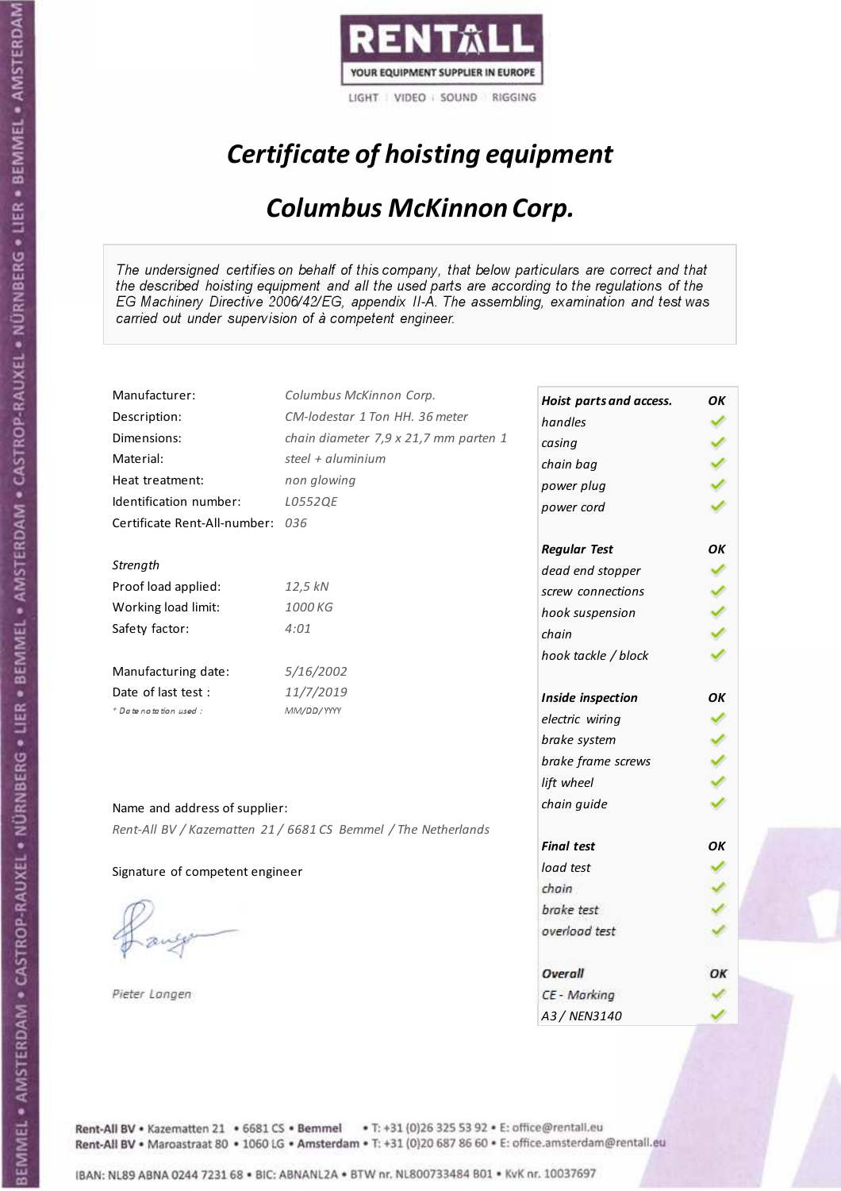RENTALL
YOUR EQUIPMENT SUPPLIER IN EUROPE
LIGHT | VIDEO | SOUND | RIGGING

# *Certificate of hoisting equipment*

## *Columbus McKinnon Corp.*

*The undersigned certifies on behalf of this company, that below particulars are correct and that the described hoisting equipment and all the used parts are according to the regulations of the EG Machinery Directive 2006/42/EG, appendix II-A. The assembling, examination and test was carried out under supervision of à competent engineer.*

| | |
|---|---|
| Manufacturer: | *Columbus McKinnon Corp.* |
| Description: | *CM-lodestar 1 Ton HH. 36 meter* |
| Dimensions: | *chain diameter 7,9 x 21,7 mm parten 1* |
| Material: | *steel + aluminium* |
| Heat treatment: | *non glowing* |
| Identification number: | *L0552QE* |
| Certificate Rent-All-number: | *036* |

*Strength*

| | |
|---|---|
| Proof load applied: | *12,5 kN* |
| Working load limit: | *1000 KG* |
| Safety factor: | *4:01* |

| | |
|---|---|
| Manufacturing date: | *5/16/2002* |
| Date of last test : | *11/7/2019* |
| * Date notation used : | *MM/DD/YYYY* |

Name and address of supplier:

*Rent-All BV / Kazematten 21 / 6681 CS Bemmel / The Netherlands*

Signature of competent engineer

*Pieter Langen*

| ***Hoist parts and access.*** | ***OK*** |
|---|---|
| *handles* | ✓ |
| *casing* | ✓ |
| *chain bag* | ✓ |
| *power plug* | ✓ |
| *power cord* | ✓ |
| ***Regular Test*** | ***OK*** |
| *dead end stopper* | ✓ |
| *screw connections* | ✓ |
| *hook suspension* | ✓ |
| *chain* | ✓ |
| *hook tackle / block* | ✓ |
| ***Inside inspection*** | ***OK*** |
| *electric wiring* | ✓ |
| *brake system* | ✓ |
| *brake frame screws* | ✓ |
| *lift wheel* | ✓ |
| *chain guide* | ✓ |
| ***Final test*** | ***OK*** |
| *load test* | ✓ |
| *chain* | ✓ |
| *brake test* | ✓ |
| *overload test* | ✓ |
| ***Overall*** | ***OK*** |
| *CE - Marking* | ✓ |
| *A3 / NEN3140* | ✓ |

Rent-All BV • Kazematten 21 • 6681 CS • Bemmel • T: +31 (0)26 325 53 92 • E: office@rentall.eu
Rent-All BV • Maroastraat 80 • 1060 LG • Amsterdam • T: +31 (0)20 687 86 60 • E: office.amsterdam@rentall.eu

IBAN: NL89 ABNA 0244 7231 68 • BIC: ABNANL2A • BTW nr. NL800733484 B01 • KvK nr. 10037697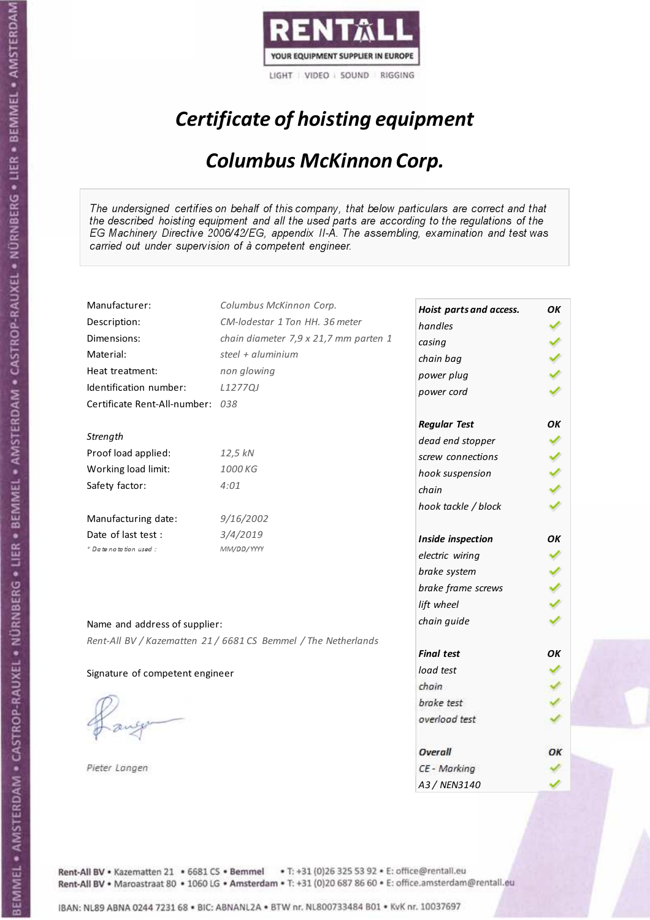RENTALL
YOUR EQUIPMENT SUPPLIER IN EUROPE
LIGHT | VIDEO | SOUND | RIGGING

# *Certificate of hoisting equipment*

## *Columbus McKinnon Corp.*

*The undersigned certifies on behalf of this company, that below particulars are correct and that the described hoisting equipment and all the used parts are according to the regulations of the EG Machinery Directive 2006/42/EG, appendix II-A. The assembling, examination and test was carried out under supervision of à competent engineer.*

| | |
|---|---|
| Manufacturer: | *Columbus McKinnon Corp.* |
| Description: | *CM-lodestar 1 Ton HH. 36 meter* |
| Dimensions: | *chain diameter 7,9 x 21,7 mm parten 1* |
| Material: | *steel + aluminium* |
| Heat treatment: | *non glowing* |
| Identification number: | *L1277QJ* |
| Certificate Rent-All-number: | *038* |

*Strength*

| | |
|---|---|
| Proof load applied: | *12,5 kN* |
| Working load limit: | *1000 KG* |
| Safety factor: | *4:01* |

| | |
|---|---|
| Manufacturing date: | *9/16/2002* |
| Date of last test : | *3/4/2019* |
| * Date notation used : | *MM/DD/YYYY* |

| **Hoist parts and access.** | **OK** |
|---|---|
| *handles* | ✓ |
| *casing* | ✓ |
| *chain bag* | ✓ |
| *power plug* | ✓ |
| *power cord* | ✓ |
| ***Regular Test*** | **OK** |
| *dead end stopper* | ✓ |
| *screw connections* | ✓ |
| *hook suspension* | ✓ |
| *chain* | ✓ |
| *hook tackle / block* | ✓ |
| ***Inside inspection*** | **OK** |
| *electric wiring* | ✓ |
| *brake system* | ✓ |
| *brake frame screws* | ✓ |
| *lift wheel* | ✓ |
| *chain guide* | ✓ |
| ***Final test*** | **OK** |
| *load test* | ✓ |
| *chain* | ✓ |
| *brake test* | ✓ |
| *overload test* | ✓ |
| ***Overall*** | ***OK*** |
| *CE - Marking* | ✓ |
| *A3 / NEN3140* | ✓ |

Name and address of supplier:

*Rent-All BV / Kazematten 21 / 6681 CS Bemmel / The Netherlands*

Signature of competent engineer

*Pieter Langen*

Rent-All BV • Kazematten 21 • 6681 CS • Bemmel • T: +31 (0)26 325 53 92 • E: office@rentall.eu
Rent-All BV • Maroastraat 80 • 1060 LG • Amsterdam • T: +31 (0)20 687 86 60 • E: office.amsterdam@rentall.eu

IBAN: NL89 ABNA 0244 7231 68 • BIC: ABNANL2A • BTW nr. NL800733484 B01 • KvK nr. 10037697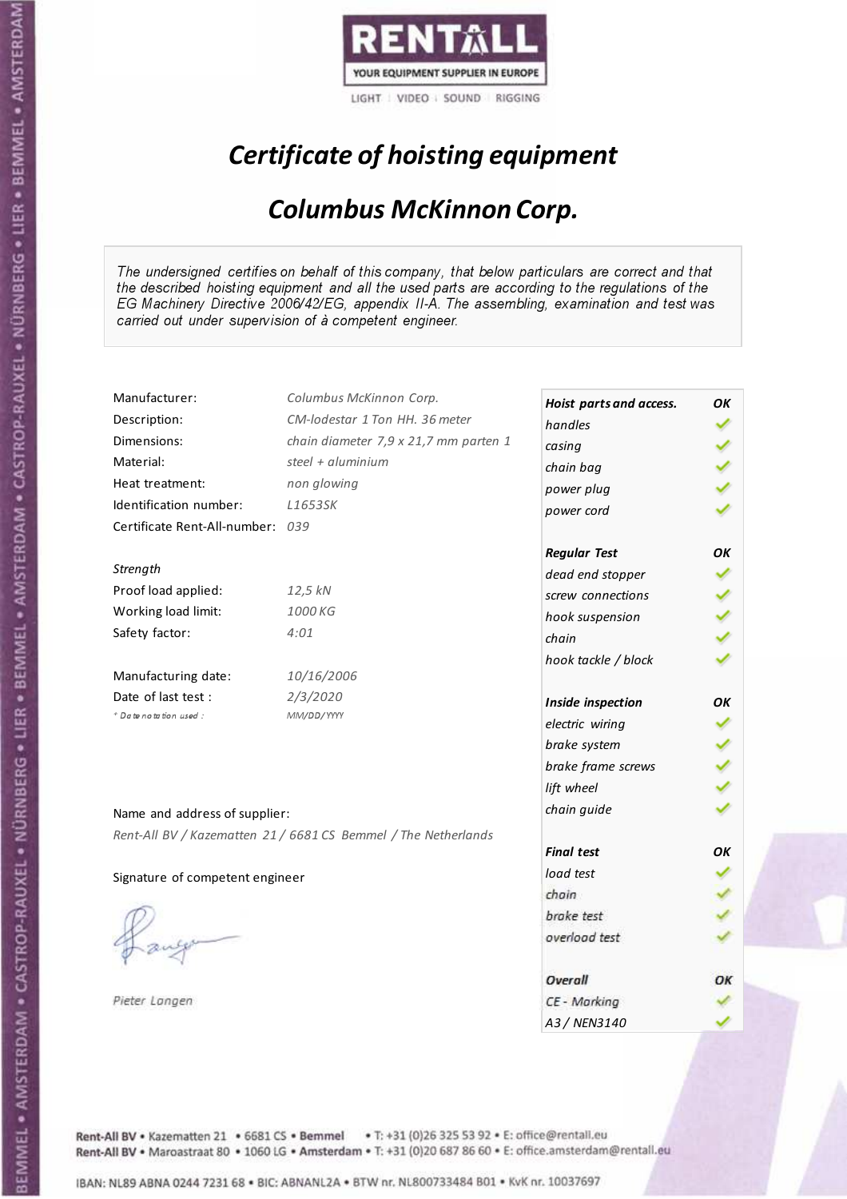RENTALL
YOUR EQUIPMENT SUPPLIER IN EUROPE
LIGHT | VIDEO | SOUND | RIGGING

# *Certificate of hoisting equipment*

## *Columbus McKinnon Corp.*

*The undersigned certifies on behalf of this company, that below particulars are correct and that the described hoisting equipment and all the used parts are according to the regulations of the EG Machinery Directive 2006/42/EG, appendix II-A. The assembling, examination and test was carried out under supervision of à competent engineer.*

| | |
|---|---|
| Manufacturer: | *Columbus McKinnon Corp.* |
| Description: | *CM-lodestar 1 Ton HH. 36 meter* |
| Dimensions: | *chain diameter 7,9 x 21,7 mm parten 1* |
| Material: | *steel + aluminium* |
| Heat treatment: | *non glowing* |
| Identification number: | *L1653SK* |
| Certificate Rent-All-number: | *039* |

*Strength*

| | |
|---|---|
| Proof load applied: | *12,5 kN* |
| Working load limit: | *1000 KG* |
| Safety factor: | *4:01* |

| | |
|---|---|
| Manufacturing date: | *10/16/2006* |
| Date of last test : | *2/3/2020* |
| *\* Date notation used :* | *MM/DD/YYYY* |

| ***Hoist parts and access.*** | ***OK*** |
|---|---|
| *handles* | ✓ |
| *casing* | ✓ |
| *chain bag* | ✓ |
| *power plug* | ✓ |
| *power cord* | ✓ |
| ***Regular Test*** | ***OK*** |
| *dead end stopper* | ✓ |
| *screw connections* | ✓ |
| *hook suspension* | ✓ |
| *chain* | ✓ |
| *hook tackle / block* | ✓ |
| ***Inside inspection*** | ***OK*** |
| *electric wiring* | ✓ |
| *brake system* | ✓ |
| *brake frame screws* | ✓ |
| *lift wheel* | ✓ |
| *chain guide* | ✓ |
| ***Final test*** | ***OK*** |
| *load test* | ✓ |
| *chain* | ✓ |
| *brake test* | ✓ |
| *overload test* | ✓ |
| ***Overall*** | ***OK*** |
| *CE - Marking* | ✓ |
| *A3 / NEN3140* | ✓ |

Name and address of supplier:

*Rent-All BV / Kazematten 21 / 6681 CS Bemmel / The Netherlands*

Signature of competent engineer

*Pieter Langen*

Rent-All BV • Kazematten 21 • 6681 CS • **Bemmel** • T: +31 (0)26 325 53 92 • E: office@rentall.eu
Rent-All BV • Maroastraat 80 • 1060 LG • **Amsterdam** • T: +31 (0)20 687 86 60 • E: office.amsterdam@rentall.eu

IBAN: NL89 ABNA 0244 7231 68 • BIC: ABNANL2A • BTW nr. NL800733484 B01 • KvK nr. 10037697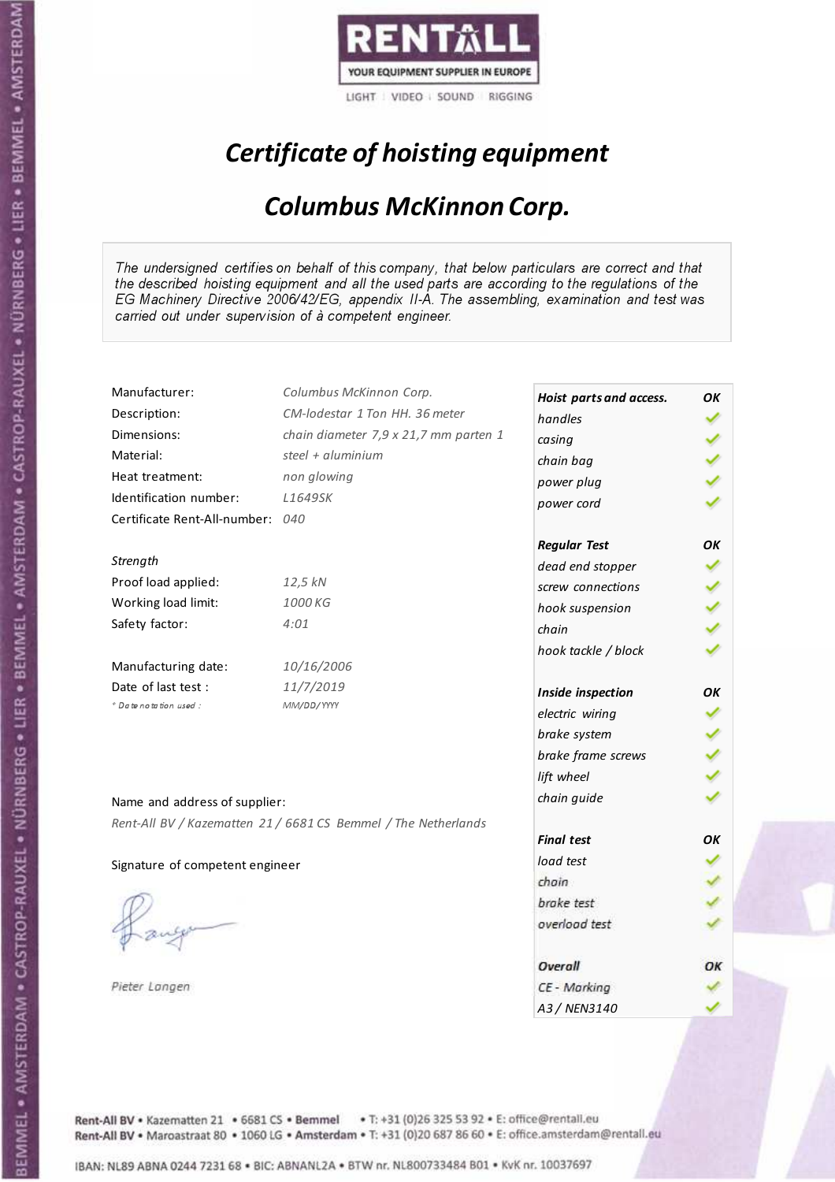RENTALL

YOUR EQUIPMENT SUPPLIER IN EUROPE

LIGHT | VIDEO | SOUND | RIGGING

# *Certificate of hoisting equipment*

## *Columbus McKinnon Corp.*

*The undersigned certifies on behalf of this company, that below particulars are correct and that the described hoisting equipment and all the used parts are according to the regulations of the EG Machinery Directive 2006/42/EG, appendix II-A. The assembling, examination and test was carried out under supervision of à competent engineer.*

| | |
|---|---|
| Manufacturer: | *Columbus McKinnon Corp.* |
| Description: | *CM-lodestar 1 Ton HH. 36 meter* |
| Dimensions: | *chain diameter 7,9 x 21,7 mm parten 1* |
| Material: | *steel + aluminium* |
| Heat treatment: | *non glowing* |
| Identification number: | *L1649SK* |
| Certificate Rent-All-number: | *040* |

*Strength*

| | |
|---|---|
| Proof load applied: | *12,5 kN* |
| Working load limit: | *1000 KG* |
| Safety factor: | *4:01* |

| | |
|---|---|
| Manufacturing date: | *10/16/2006* |
| Date of last test : | *11/7/2019* |
| *\* Date notation used :* | *MM/DD/YYYY* |

| **Hoist parts and access.** | **OK** |
|---|---|
| handles | ✓ |
| casing | ✓ |
| chain bag | ✓ |
| power plug | ✓ |
| power cord | ✓ |
| **Regular Test** | **OK** |
| dead end stopper | ✓ |
| screw connections | ✓ |
| hook suspension | ✓ |
| chain | ✓ |
| hook tackle / block | ✓ |
| **Inside inspection** | **OK** |
| electric wiring | ✓ |
| brake system | ✓ |
| brake frame screws | ✓ |
| lift wheel | ✓ |
| chain guide | ✓ |
| **Final test** | **OK** |
| load test | ✓ |
| chain | ✓ |
| brake test | ✓ |
| overload test | ✓ |
| **Overall** | **OK** |
| CE - Marking | ✓ |
| A3 / NEN3140 | ✓ |

Name and address of supplier:

*Rent-All BV / Kazematten 21 / 6681 CS Bemmel / The Netherlands*

Signature of competent engineer

*Pieter Langen*

Rent-All BV • Kazematten 21 • 6681 CS • Bemmel • T: +31 (0)26 325 53 92 • E: office@rentall.eu
Rent-All BV • Maroastraat 80 • 1060 LG • Amsterdam • T: +31 (0)20 687 86 60 • E: office.amsterdam@rentall.eu

IBAN: NL89 ABNA 0244 7231 68 • BIC: ABNANL2A • BTW nr. NL800733484 B01 • KvK nr. 10037697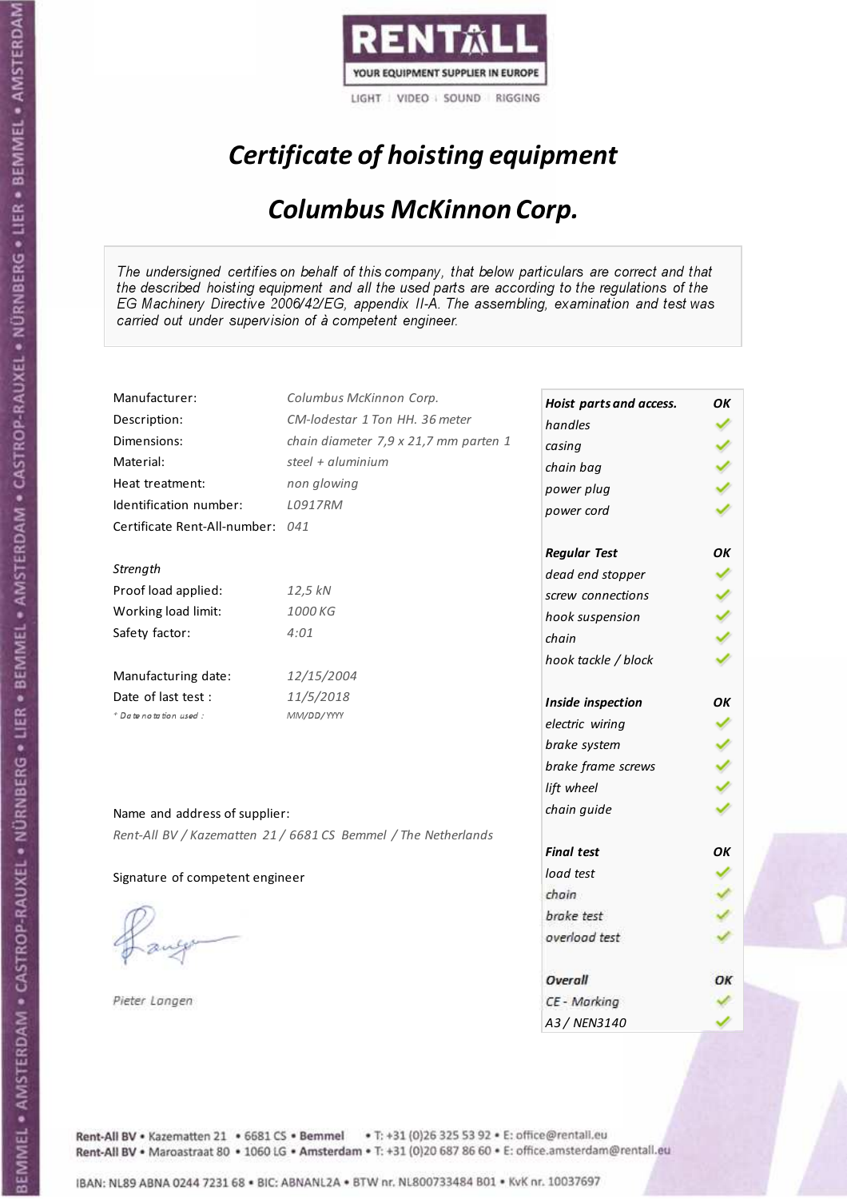RENTALL

YOUR EQUIPMENT SUPPLIER IN EUROPE

LIGHT | VIDEO | SOUND | RIGGING

# *Certificate of hoisting equipment*

## *Columbus McKinnon Corp.*

*The undersigned certifies on behalf of this company, that below particulars are correct and that the described hoisting equipment and all the used parts are according to the regulations of the EG Machinery Directive 2006/42/EG, appendix II-A. The assembling, examination and test was carried out under supervision of à competent engineer.*

| | |
|---|---|
| Manufacturer: | *Columbus McKinnon Corp.* |
| Description: | *CM-lodestar 1 Ton HH. 36 meter* |
| Dimensions: | *chain diameter 7,9 x 21,7 mm parten 1* |
| Material: | *steel + aluminium* |
| Heat treatment: | *non glowing* |
| Identification number: | *L0917RM* |
| Certificate Rent-All-number: | *041* |

*Strength*

| | |
|---|---|
| Proof load applied: | *12,5 kN* |
| Working load limit: | *1000 KG* |
| Safety factor: | *4:01* |

| | |
|---|---|
| Manufacturing date: | *12/15/2004* |
| Date of last test : | *11/5/2018* |
| * *Date notation used :* | *MM/DD/YYYY* |

| | |
|---|---|
| ***Hoist parts and access.*** | ***OK*** |
| *handles* | ✓ |
| *casing* | ✓ |
| *chain bag* | ✓ |
| *power plug* | ✓ |
| *power cord* | ✓ |
| ***Regular Test*** | ***OK*** |
| *dead end stopper* | ✓ |
| *screw connections* | ✓ |
| *hook suspension* | ✓ |
| *chain* | ✓ |
| *hook tackle / block* | ✓ |
| ***Inside inspection*** | ***OK*** |
| *electric wiring* | ✓ |
| *brake system* | ✓ |
| *brake frame screws* | ✓ |
| *lift wheel* | ✓ |
| *chain guide* | ✓ |
| ***Final test*** | ***OK*** |
| *load test* | ✓ |
| *chain* | ✓ |
| *brake test* | ✓ |
| *overload test* | ✓ |
| ***Overall*** | ***OK*** |
| *CE - Marking* | ✓ |
| *A3 / NEN3140* | ✓ |

Name and address of supplier:

*Rent-All BV / Kazematten 21 / 6681 CS Bemmel / The Netherlands*

Signature of competent engineer

*Pieter Langen*

Rent-All BV • Kazematten 21 • 6681 CS • **Bemmel** • T: +31 (0)26 325 53 92 • E: office@rentall.eu
Rent-All BV • Maroastraat 80 • 1060 LG • **Amsterdam** • T: +31 (0)20 687 86 60 • E: office.amsterdam@rentall.eu

IBAN: NL89 ABNA 0244 7231 68 • BIC: ABNANL2A • BTW nr. NL800733484 B01 • KvK nr. 10037697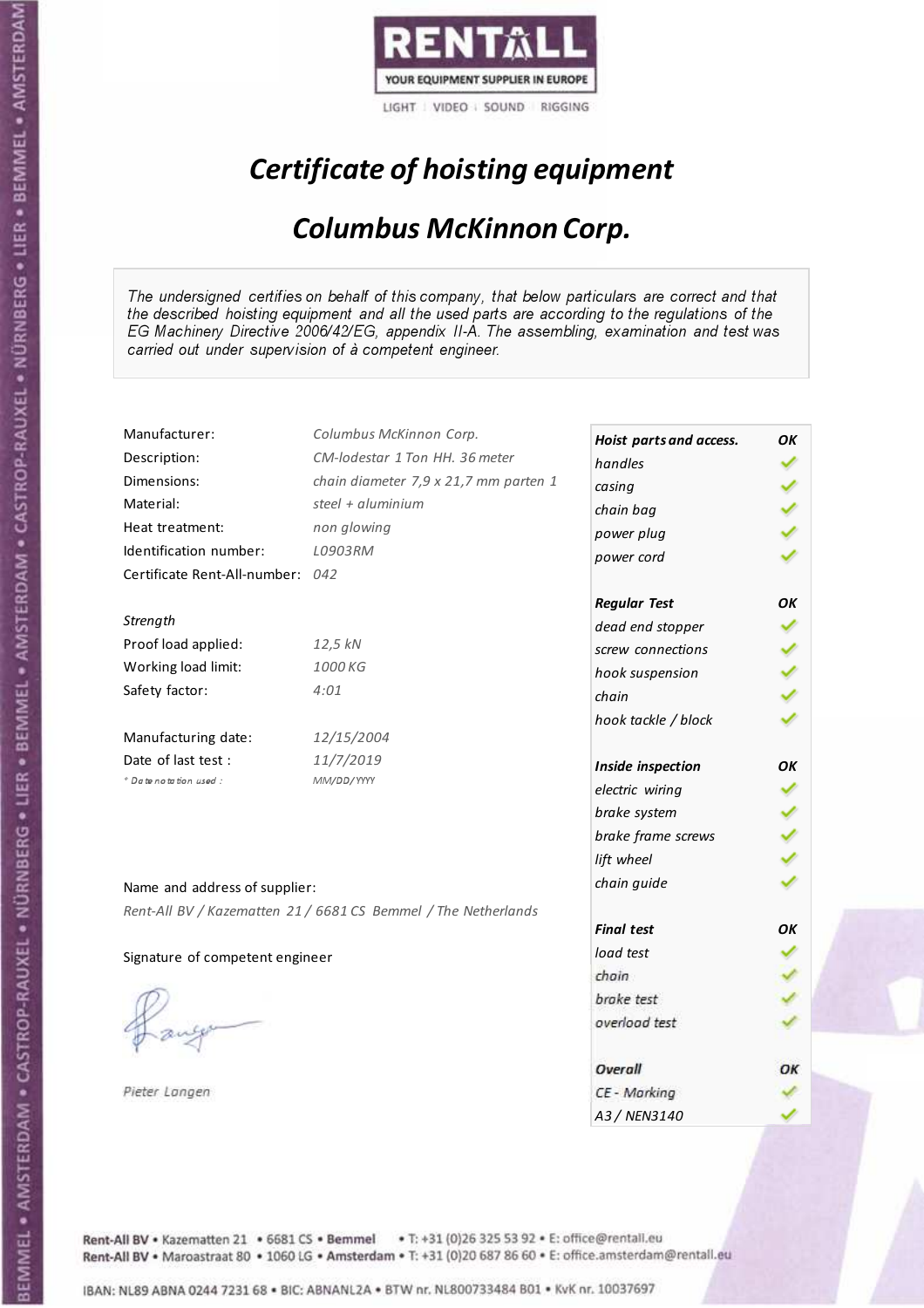RENTALL
YOUR EQUIPMENT SUPPLIER IN EUROPE
LIGHT | VIDEO | SOUND | RIGGING

# *Certificate of hoisting equipment*

## *Columbus McKinnon Corp.*

*The undersigned certifies on behalf of this company, that below particulars are correct and that the described hoisting equipment and all the used parts are according to the regulations of the EG Machinery Directive 2006/42/EG, appendix II-A. The assembling, examination and test was carried out under supervision of à competent engineer.*

| | |
|---|---|
| Manufacturer: | *Columbus McKinnon Corp.* |
| Description: | *CM-lodestar 1 Ton HH. 36 meter* |
| Dimensions: | *chain diameter 7,9 x 21,7 mm parten 1* |
| Material: | *steel + aluminium* |
| Heat treatment: | *non glowing* |
| Identification number: | *L0903RM* |
| Certificate Rent-All-number: | *042* |
| *Strength* | |
| Proof load applied: | *12,5 kN* |
| Working load limit: | *1000 KG* |
| Safety factor: | *4:01* |
| Manufacturing date: | *12/15/2004* |
| Date of last test : | *11/7/2019* |
| * *Date notation used :* | *MM/DD/YYYY* |

| ***Hoist parts and access.*** | ***OK*** |
|---|---|
| *handles* | ✓ |
| *casing* | ✓ |
| *chain bag* | ✓ |
| *power plug* | ✓ |
| *power cord* | ✓ |
| ***Regular Test*** | ***OK*** |
| *dead end stopper* | ✓ |
| *screw connections* | ✓ |
| *hook suspension* | ✓ |
| *chain* | ✓ |
| *hook tackle / block* | ✓ |
| ***Inside inspection*** | ***OK*** |
| *electric wiring* | ✓ |
| *brake system* | ✓ |
| *brake frame screws* | ✓ |
| *lift wheel* | ✓ |
| *chain guide* | ✓ |
| ***Final test*** | ***OK*** |
| *load test* | ✓ |
| *chain* | ✓ |
| *brake test* | ✓ |
| *overload test* | ✓ |
| ***Overall*** | ***OK*** |
| *CE - Marking* | ✓ |
| *A3 / NEN3140* | ✓ |

Name and address of supplier:

*Rent-All BV / Kazematten 21 / 6681 CS Bemmel / The Netherlands*

Signature of competent engineer

*Pieter Langen*

Rent-All BV • Kazematten 21 • 6681 CS • Bemmel • T: +31 (0)26 325 53 92 • E: office@rentall.eu
Rent-All BV • Maroastraat 80 • 1060 LG • Amsterdam • T: +31 (0)20 687 86 60 • E: office.amsterdam@rentall.eu

IBAN: NL89 ABNA 0244 7231 68 • BIC: ABNANL2A • BTW nr. NL800733484 B01 • KvK nr. 10037697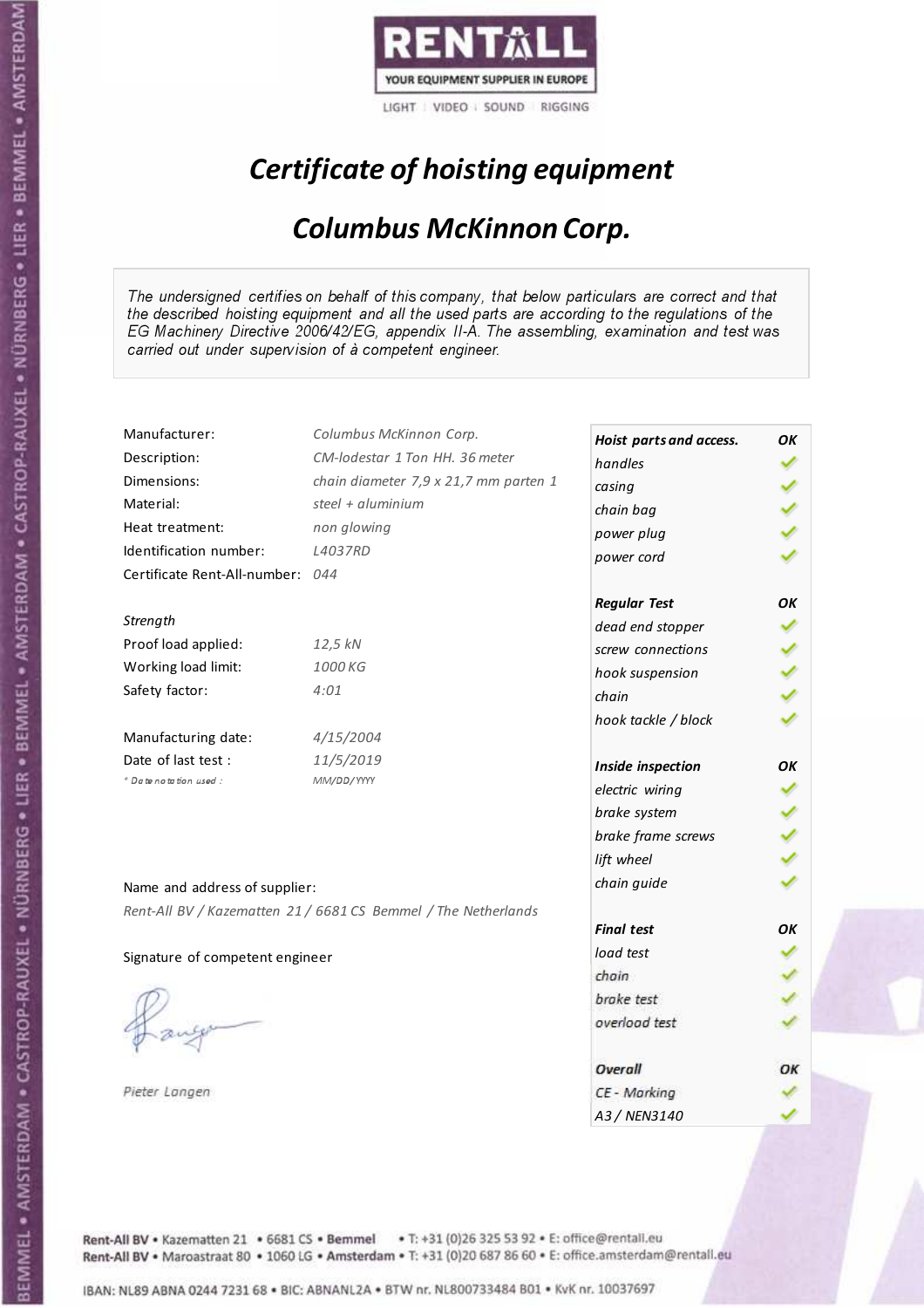RENTALL
YOUR EQUIPMENT SUPPLIER IN EUROPE
LIGHT | VIDEO | SOUND | RIGGING

# *Certificate of hoisting equipment*

## *Columbus McKinnon Corp.*

*The undersigned certifies on behalf of this company, that below particulars are correct and that the described hoisting equipment and all the used parts are according to the regulations of the EG Machinery Directive 2006/42/EG, appendix II-A. The assembling, examination and test was carried out under supervision of à competent engineer.*

| | |
|---|---|
| Manufacturer: | *Columbus McKinnon Corp.* |
| Description: | *CM-lodestar 1 Ton HH. 36 meter* |
| Dimensions: | *chain diameter 7,9 x 21,7 mm parten 1* |
| Material: | *steel + aluminium* |
| Heat treatment: | *non glowing* |
| Identification number: | *L4037RD* |
| Certificate Rent-All-number: | *044* |

*Strength*

| | |
|---|---|
| Proof load applied: | *12,5 kN* |
| Working load limit: | *1000 KG* |
| Safety factor: | *4:01* |

| | |
|---|---|
| Manufacturing date: | *4/15/2004* |
| Date of last test : | *11/5/2019* |
| * Date notation used : | *MM/DD/YYYY* |

| **Hoist parts and access.** | **OK** |
|---|---|
| handles | ✓ |
| casing | ✓ |
| chain bag | ✓ |
| power plug | ✓ |
| power cord | ✓ |
| **Regular Test** | **OK** |
| dead end stopper | ✓ |
| screw connections | ✓ |
| hook suspension | ✓ |
| chain | ✓ |
| hook tackle / block | ✓ |
| **Inside inspection** | **OK** |
| electric wiring | ✓ |
| brake system | ✓ |
| brake frame screws | ✓ |
| lift wheel | ✓ |
| chain guide | ✓ |
| **Final test** | **OK** |
| load test | ✓ |
| chain | ✓ |
| brake test | ✓ |
| overload test | ✓ |
| **Overall** | **OK** |
| CE - Marking | ✓ |
| A3 / NEN3140 | ✓ |

Name and address of supplier:

*Rent-All BV / Kazematten 21 / 6681 CS Bemmel / The Netherlands*

Signature of competent engineer

*Pieter Langen*

Rent-All BV • Kazematten 21 • 6681 CS • **Bemmel** • T: +31 (0)26 325 53 92 • E: office@rentall.eu
Rent-All BV • Maroastraat 80 • 1060 LG • **Amsterdam** • T: +31 (0)20 687 86 60 • E: office.amsterdam@rentall.eu

IBAN: NL89 ABNA 0244 7231 68 • BIC: ABNANL2A • BTW nr. NL800733484 B01 • KvK nr. 10037697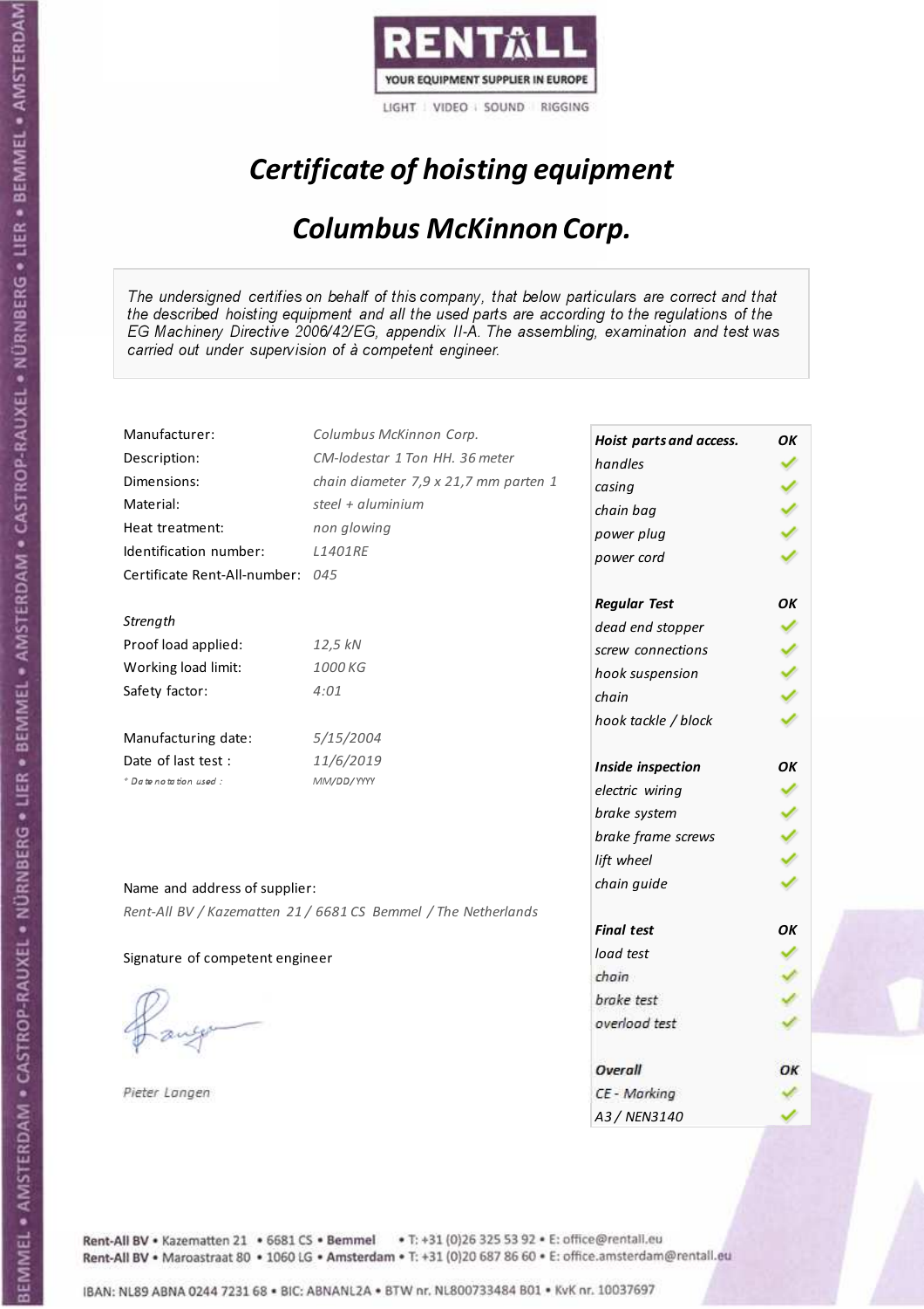RENTALL

YOUR EQUIPMENT SUPPLIER IN EUROPE

LIGHT | VIDEO | SOUND | RIGGING

# *Certificate of hoisting equipment*

## *Columbus McKinnon Corp.*

*The undersigned certifies on behalf of this company, that below particulars are correct and that the described hoisting equipment and all the used parts are according to the regulations of the EG Machinery Directive 2006/42/EG, appendix II-A. The assembling, examination and test was carried out under supervision of à competent engineer.*

| | |
|---|---|
| Manufacturer: | *Columbus McKinnon Corp.* |
| Description: | *CM-lodestar 1 Ton HH. 36 meter* |
| Dimensions: | *chain diameter 7,9 x 21,7 mm parten 1* |
| Material: | *steel + aluminium* |
| Heat treatment: | *non glowing* |
| Identification number: | *L1401RE* |
| Certificate Rent-All-number: | *045* |

*Strength*

| | |
|---|---|
| Proof load applied: | *12,5 kN* |
| Working load limit: | *1000 KG* |
| Safety factor: | *4:01* |

| | |
|---|---|
| Manufacturing date: | *5/15/2004* |
| Date of last test : | *11/6/2019* |
| * Date notation used : | *MM/DD/YYYY* |

Name and address of supplier:

*Rent-All BV / Kazematten 21 / 6681 CS Bemmel / The Netherlands*

Signature of competent engineer

*Pieter Langen*

| ***Hoist parts and access.*** | ***OK*** |
|---|---|
| *handles* | ✓ |
| *casing* | ✓ |
| *chain bag* | ✓ |
| *power plug* | ✓ |
| *power cord* | ✓ |
| ***Regular Test*** | ***OK*** |
| *dead end stopper* | ✓ |
| *screw connections* | ✓ |
| *hook suspension* | ✓ |
| *chain* | ✓ |
| *hook tackle / block* | ✓ |
| ***Inside inspection*** | ***OK*** |
| *electric wiring* | ✓ |
| *brake system* | ✓ |
| *brake frame screws* | ✓ |
| *lift wheel* | ✓ |
| *chain guide* | ✓ |
| ***Final test*** | ***OK*** |
| *load test* | ✓ |
| *chain* | ✓ |
| *brake test* | ✓ |
| *overload test* | ✓ |
| ***Overall*** | ***OK*** |
| *CE - Marking* | ✓ |
| *A3 / NEN3140* | ✓ |

Rent-All BV • Kazematten 21 • 6681 CS • Bemmel • T: +31 (0)26 325 53 92 • E: office@rentall.eu
Rent-All BV • Maroastraat 80 • 1060 LG • Amsterdam • T: +31 (0)20 687 86 60 • E: office.amsterdam@rentall.eu

IBAN: NL89 ABNA 0244 7231 68 • BIC: ABNANL2A • BTW nr. NL800733484 B01 • KvK nr. 10037697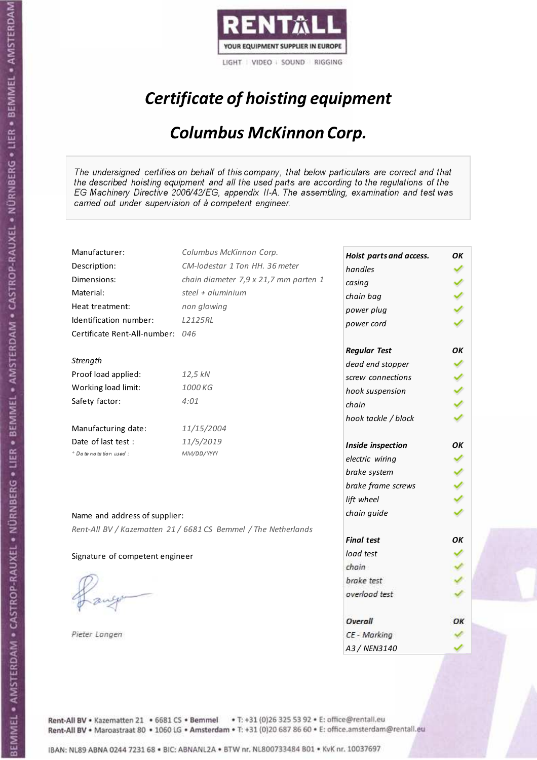RENTALL
YOUR EQUIPMENT SUPPLIER IN EUROPE
LIGHT | VIDEO | SOUND | RIGGING

# *Certificate of hoisting equipment*

## *Columbus McKinnon Corp.*

*The undersigned certifies on behalf of this company, that below particulars are correct and that the described hoisting equipment and all the used parts are according to the regulations of the EG Machinery Directive 2006/42/EG, appendix II-A. The assembling, examination and test was carried out under supervision of à competent engineer.*

| | |
|---|---|
| Manufacturer: | *Columbus McKinnon Corp.* |
| Description: | *CM-lodestar 1 Ton HH. 36 meter* |
| Dimensions: | *chain diameter 7,9 x 21,7 mm parten 1* |
| Material: | *steel + aluminium* |
| Heat treatment: | *non glowing* |
| Identification number: | *L2125RL* |
| Certificate Rent-All-number: | *046* |
| *Strength* | |
| Proof load applied: | *12,5 kN* |
| Working load limit: | *1000 KG* |
| Safety factor: | *4:01* |
| Manufacturing date: | *11/15/2004* |
| Date of last test : | *11/5/2019* |
| *\* Date notation used :* | *MM/DD/YYYY* |

| | |
|---|---|
| ***Hoist parts and access.*** | ***OK*** |
| *handles* | ✓ |
| *casing* | ✓ |
| *chain bag* | ✓ |
| *power plug* | ✓ |
| *power cord* | ✓ |
| ***Regular Test*** | ***OK*** |
| *dead end stopper* | ✓ |
| *screw connections* | ✓ |
| *hook suspension* | ✓ |
| *chain* | ✓ |
| *hook tackle / block* | ✓ |
| ***Inside inspection*** | ***OK*** |
| *electric wiring* | ✓ |
| *brake system* | ✓ |
| *brake frame screws* | ✓ |
| *lift wheel* | ✓ |
| *chain guide* | ✓ |
| ***Final test*** | ***OK*** |
| *load test* | ✓ |
| *chain* | ✓ |
| *brake test* | ✓ |
| *overload test* | ✓ |
| ***Overall*** | ***OK*** |
| *CE - Marking* | ✓ |
| *A3 / NEN3140* | ✓ |

Name and address of supplier:

*Rent-All BV / Kazematten 21 / 6681 CS Bemmel / The Netherlands*

Signature of competent engineer

*Pieter Langen*

Rent-All BV • Kazematten 21 • 6681 CS • Bemmel • T: +31 (0)26 325 53 92 • E: office@rentall.eu
Rent-All BV • Maroastraat 80 • 1060 LG • Amsterdam • T: +31 (0)20 687 86 60 • E: office.amsterdam@rentall.eu

IBAN: NL89 ABNA 0244 7231 68 • BIC: ABNANL2A • BTW nr. NL800733484 B01 • KvK nr. 10037697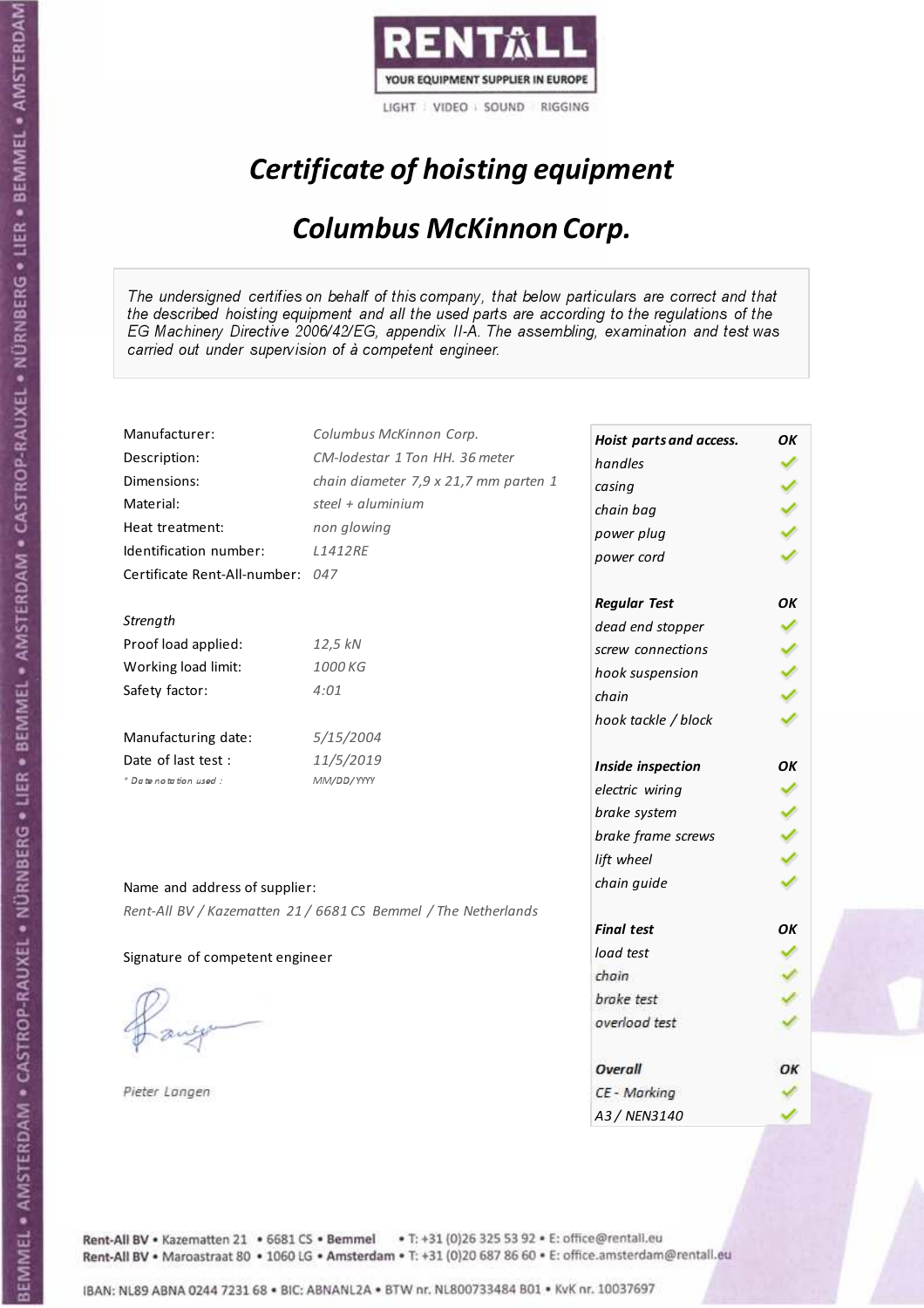RENTALL

YOUR EQUIPMENT SUPPLIER IN EUROPE

LIGHT | VIDEO | SOUND | RIGGING

# *Certificate of hoisting equipment*

## *Columbus McKinnon Corp.*

*The undersigned certifies on behalf of this company, that below particulars are correct and that the described hoisting equipment and all the used parts are according to the regulations of the EG Machinery Directive 2006/42/EG, appendix II-A. The assembling, examination and test was carried out under supervision of à competent engineer.*

| | |
|---|---|
| Manufacturer: | *Columbus McKinnon Corp.* |
| Description: | *CM-lodestar 1 Ton HH. 36 meter* |
| Dimensions: | *chain diameter 7,9 x 21,7 mm parten 1* |
| Material: | *steel + aluminium* |
| Heat treatment: | *non glowing* |
| Identification number: | *L1412RE* |
| Certificate Rent-All-number: | *047* |

*Strength*

| | |
|---|---|
| Proof load applied: | *12,5 kN* |
| Working load limit: | *1000 KG* |
| Safety factor: | *4:01* |

| | |
|---|---|
| Manufacturing date: | *5/15/2004* |
| Date of last test : | *11/5/2019* |
| *\* Date notation used :* | *MM/DD/YYYY* |

| ***Hoist parts and access.*** | ***OK*** |
|---|---|
| *handles* | ✓ |
| *casing* | ✓ |
| *chain bag* | ✓ |
| *power plug* | ✓ |
| *power cord* | ✓ |
| ***Regular Test*** | ***OK*** |
| *dead end stopper* | ✓ |
| *screw connections* | ✓ |
| *hook suspension* | ✓ |
| *chain* | ✓ |
| *hook tackle / block* | ✓ |
| ***Inside inspection*** | ***OK*** |
| *electric wiring* | ✓ |
| *brake system* | ✓ |
| *brake frame screws* | ✓ |
| *lift wheel* | ✓ |
| *chain guide* | ✓ |
| ***Final test*** | ***OK*** |
| *load test* | ✓ |
| *chain* | ✓ |
| *brake test* | ✓ |
| *overload test* | ✓ |
| ***Overall*** | ***OK*** |
| *CE - Marking* | ✓ |
| *A3 / NEN3140* | ✓ |

Name and address of supplier:

*Rent-All BV / Kazematten 21 / 6681 CS Bemmel / The Netherlands*

Signature of competent engineer

*Pieter Langen*

Rent-All BV • Kazematten 21 • 6681 CS • **Bemmel** • T: +31 (0)26 325 53 92 • E: office@rentall.eu
Rent-All BV • Maroastraat 80 • 1060 LG • **Amsterdam** • T: +31 (0)20 687 86 60 • E: office.amsterdam@rentall.eu

IBAN: NL89 ABNA 0244 7231 68 • BIC: ABNANL2A • BTW nr. NL800733484 B01 • KvK nr. 10037697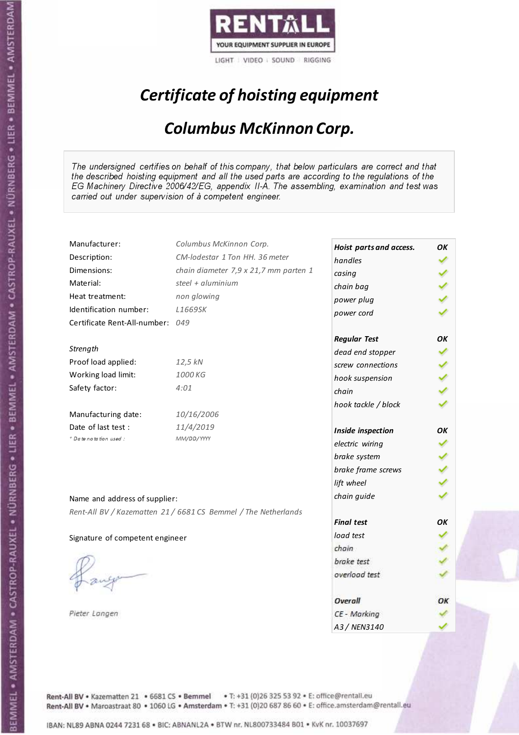RENTALL

YOUR EQUIPMENT SUPPLIER IN EUROPE

LIGHT | VIDEO | SOUND | RIGGING

# *Certificate of hoisting equipment*

## *Columbus McKinnon Corp.*

*The undersigned certifies on behalf of this company, that below particulars are correct and that the described hoisting equipment and all the used parts are according to the regulations of the EG Machinery Directive 2006/42/EG, appendix II-A. The assembling, examination and test was carried out under supervision of à competent engineer.*

| | |
|---|---|
| Manufacturer: | *Columbus McKinnon Corp.* |
| Description: | *CM-lodestar 1 Ton HH. 36 meter* |
| Dimensions: | *chain diameter 7,9 x 21,7 mm parten 1* |
| Material: | *steel + aluminium* |
| Heat treatment: | *non glowing* |
| Identification number: | *L1669SK* |
| Certificate Rent-All-number: | *049* |

*Strength*

| | |
|---|---|
| Proof load applied: | *12,5 kN* |
| Working load limit: | *1000 KG* |
| Safety factor: | *4:01* |

| | |
|---|---|
| Manufacturing date: | *10/16/2006* |
| Date of last test : | *11/4/2019* |
| * *Date notation used :* | *MM/DD/YYYY* |

Name and address of supplier:

*Rent-All BV / Kazematten 21 / 6681 CS Bemmel / The Netherlands*

Signature of competent engineer

*Pieter Langen*

| ***Hoist parts and access.*** | ***OK*** |
|---|---|
| *handles* | ✓ |
| *casing* | ✓ |
| *chain bag* | ✓ |
| *power plug* | ✓ |
| *power cord* | ✓ |
| ***Regular Test*** | ***OK*** |
| *dead end stopper* | ✓ |
| *screw connections* | ✓ |
| *hook suspension* | ✓ |
| *chain* | ✓ |
| *hook tackle / block* | ✓ |
| ***Inside inspection*** | ***OK*** |
| *electric wiring* | ✓ |
| *brake system* | ✓ |
| *brake frame screws* | ✓ |
| *lift wheel* | ✓ |
| *chain guide* | ✓ |
| ***Final test*** | ***OK*** |
| *load test* | ✓ |
| *chain* | ✓ |
| *brake test* | ✓ |
| *overload test* | ✓ |
| ***Overall*** | ***OK*** |
| *CE - Marking* | ✓ |
| *A3 / NEN3140* | ✓ |

**Rent-All BV** • Kazematten 21 • 6681 CS • **Bemmel** • T: +31 (0)26 325 53 92 • E: office@rentall.eu
**Rent-All BV** • Maroastraat 80 • 1060 LG • **Amsterdam** • T: +31 (0)20 687 86 60 • E: office.amsterdam@rentall.eu

IBAN: NL89 ABNA 0244 7231 68 • BIC: ABNANL2A • BTW nr. NL800733484 B01 • KvK nr. 10037697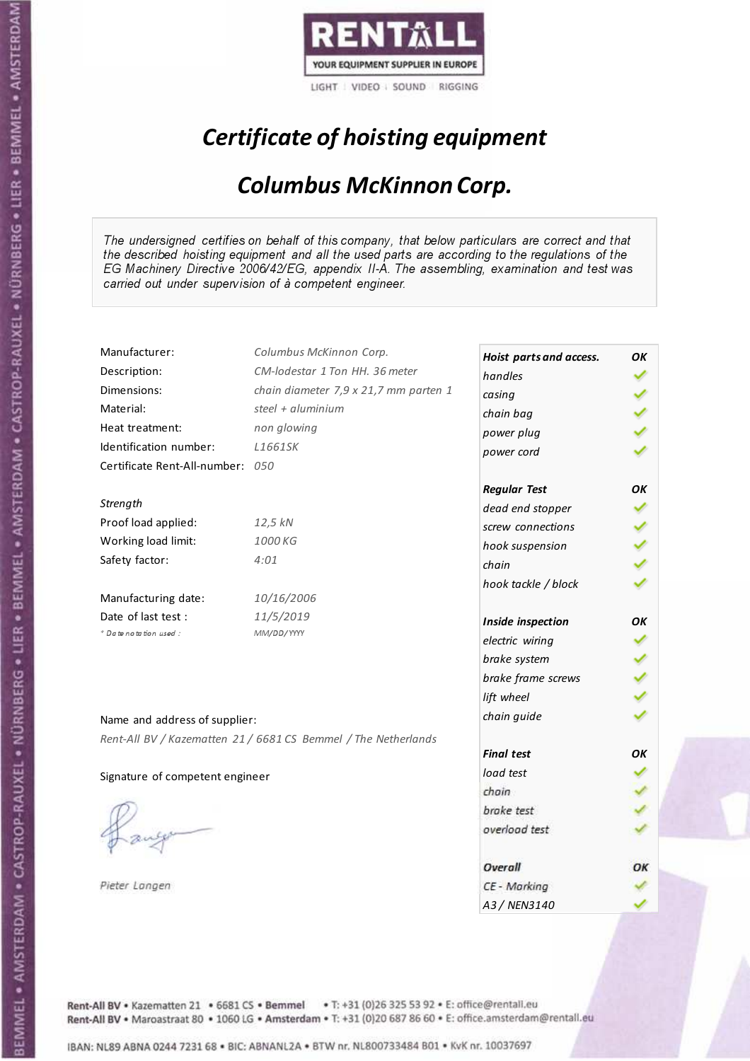RENTALL

YOUR EQUIPMENT SUPPLIER IN EUROPE

LIGHT | VIDEO | SOUND | RIGGING

# *Certificate of hoisting equipment*

## *Columbus McKinnon Corp.*

*The undersigned certifies on behalf of this company, that below particulars are correct and that the described hoisting equipment and all the used parts are according to the regulations of the EG Machinery Directive 2006/42/EG, appendix II-A. The assembling, examination and test was carried out under supervision of à competent engineer.*

| | |
|---|---|
| Manufacturer: | *Columbus McKinnon Corp.* |
| Description: | *CM-lodestar 1 Ton HH. 36 meter* |
| Dimensions: | *chain diameter 7,9 x 21,7 mm parten 1* |
| Material: | *steel + aluminium* |
| Heat treatment: | *non glowing* |
| Identification number: | *L1661SK* |
| Certificate Rent-All-number: | *050* |

*Strength*

| | |
|---|---|
| Proof load applied: | *12,5 kN* |
| Working load limit: | *1000 KG* |
| Safety factor: | *4:01* |

| | |
|---|---|
| Manufacturing date: | *10/16/2006* |
| Date of last test : | *11/5/2019* |
| * Date notation used : | MM/DD/YYYY |

| ***Hoist parts and access.*** | ***OK*** |
|---|---|
| *handles* | ✓ |
| *casing* | ✓ |
| *chain bag* | ✓ |
| *power plug* | ✓ |
| *power cord* | ✓ |
| ***Regular Test*** | ***OK*** |
| *dead end stopper* | ✓ |
| *screw connections* | ✓ |
| *hook suspension* | ✓ |
| *chain* | ✓ |
| *hook tackle / block* | ✓ |
| ***Inside inspection*** | ***OK*** |
| *electric wiring* | ✓ |
| *brake system* | ✓ |
| *brake frame screws* | ✓ |
| *lift wheel* | ✓ |
| *chain guide* | ✓ |
| ***Final test*** | ***OK*** |
| *load test* | ✓ |
| *chain* | ✓ |
| *brake test* | ✓ |
| *overload test* | ✓ |
| ***Overall*** | ***OK*** |
| *CE - Marking* | ✓ |
| *A3 / NEN3140* | ✓ |

Name and address of supplier:

*Rent-All BV / Kazematten 21 / 6681 CS Bemmel / The Netherlands*

Signature of competent engineer

*Pieter Langen*

Rent-All BV • Kazematten 21 • 6681 CS • **Bemmel** • T: +31 (0)26 325 53 92 • E: office@rentall.eu
Rent-All BV • Maroastraat 80 • 1060 LG • **Amsterdam** • T: +31 (0)20 687 86 60 • E: office.amsterdam@rentall.eu

IBAN: NL89 ABNA 0244 7231 68 • BIC: ABNANL2A • BTW nr. NL800733484 B01 • KvK nr. 10037697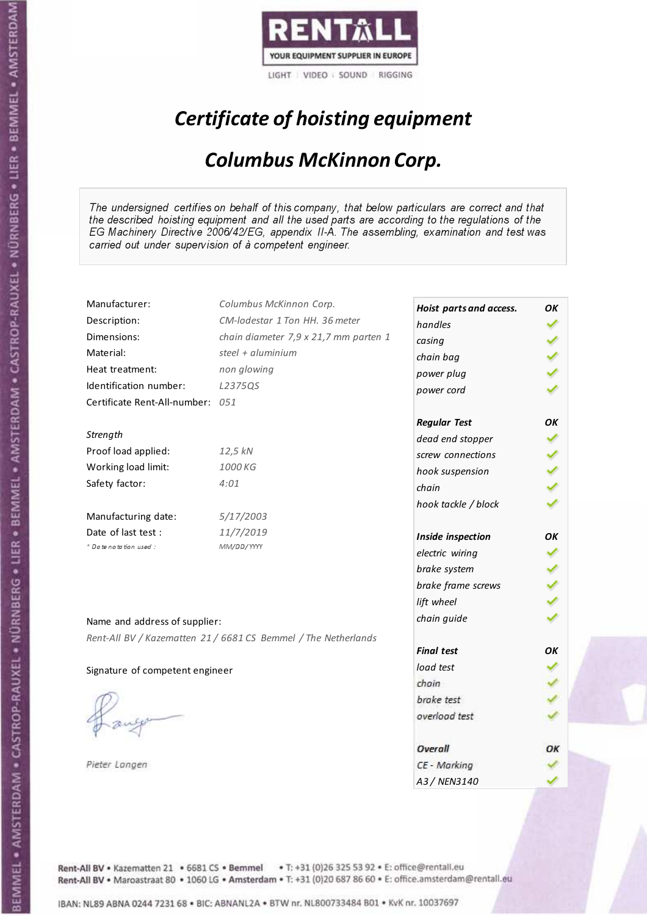RENTALL

YOUR EQUIPMENT SUPPLIER IN EUROPE

LIGHT | VIDEO | SOUND | RIGGING

# *Certificate of hoisting equipment*

## *Columbus McKinnon Corp.*

*The undersigned certifies on behalf of this company, that below particulars are correct and that the described hoisting equipment and all the used parts are according to the regulations of the EG Machinery Directive 2006/42/EG, appendix II-A. The assembling, examination and test was carried out under supervision of à competent engineer.*

| | |
|---|---|
| Manufacturer: | *Columbus McKinnon Corp.* |
| Description: | *CM-lodestar 1 Ton HH. 36 meter* |
| Dimensions: | *chain diameter 7,9 x 21,7 mm parten 1* |
| Material: | *steel + aluminium* |
| Heat treatment: | *non glowing* |
| Identification number: | *L2375QS* |
| Certificate Rent-All-number: | *051* |

*Strength*

| | |
|---|---|
| Proof load applied: | *12,5 kN* |
| Working load limit: | *1000 KG* |
| Safety factor: | *4:01* |

| | |
|---|---|
| Manufacturing date: | *5/17/2003* |
| Date of last test : | *11/7/2019* |
| *\* Date notation used :* | *MM/DD/YYYY* |

| ***Hoist parts and access.*** | ***OK*** |
|---|---|
| *handles* | ✓ |
| *casing* | ✓ |
| *chain bag* | ✓ |
| *power plug* | ✓ |
| *power cord* | ✓ |
| ***Regular Test*** | ***OK*** |
| *dead end stopper* | ✓ |
| *screw connections* | ✓ |
| *hook suspension* | ✓ |
| *chain* | ✓ |
| *hook tackle / block* | ✓ |
| ***Inside inspection*** | ***OK*** |
| *electric wiring* | ✓ |
| *brake system* | ✓ |
| *brake frame screws* | ✓ |
| *lift wheel* | ✓ |
| *chain guide* | ✓ |
| ***Final test*** | ***OK*** |
| *load test* | ✓ |
| *chain* | ✓ |
| *brake test* | ✓ |
| *overload test* | ✓ |
| ***Overall*** | ***OK*** |
| *CE - Marking* | ✓ |
| *A3 / NEN3140* | ✓ |

Name and address of supplier:

*Rent-All BV / Kazematten 21 / 6681 CS Bemmel / The Netherlands*

Signature of competent engineer

*Pieter Langen*

Rent-All BV • Kazematten 21 • 6681 CS • **Bemmel** • T: +31 (0)26 325 53 92 • E: office@rentall.eu
Rent-All BV • Maroastraat 80 • 1060 LG • **Amsterdam** • T: +31 (0)20 687 86 60 • E: office.amsterdam@rentall.eu

IBAN: NL89 ABNA 0244 7231 68 • BIC: ABNANL2A • BTW nr. NL800733484 B01 • KvK nr. 10037697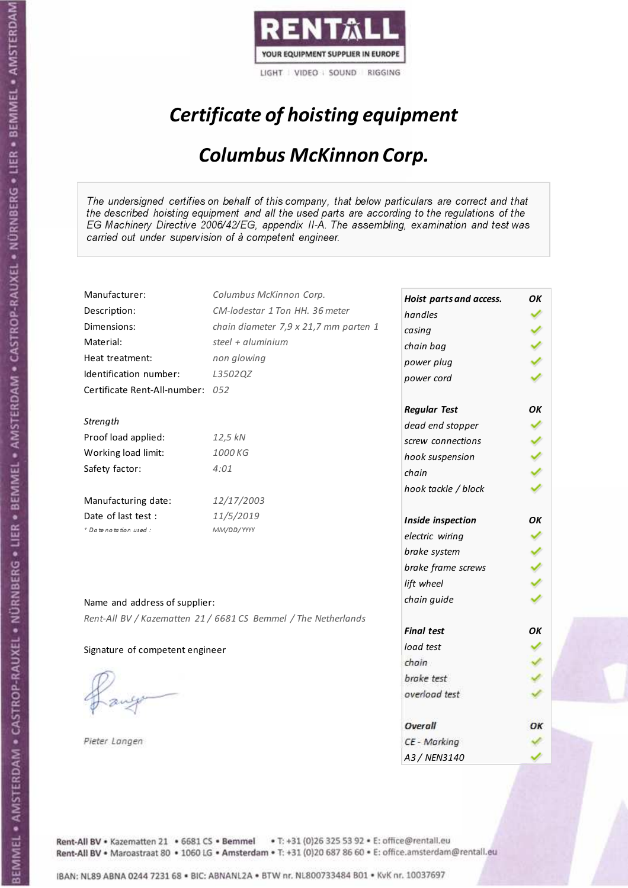RENTALL

YOUR EQUIPMENT SUPPLIER IN EUROPE

LIGHT | VIDEO | SOUND | RIGGING

# *Certificate of hoisting equipment*

## *Columbus McKinnon Corp.*

*The undersigned certifies on behalf of this company, that below particulars are correct and that the described hoisting equipment and all the used parts are according to the regulations of the EG Machinery Directive 2006/42/EG, appendix II-A. The assembling, examination and test was carried out under supervision of à competent engineer.*

| | |
|---|---|
| Manufacturer: | Columbus McKinnon Corp. |
| Description: | CM-lodestar 1 Ton HH. 36 meter |
| Dimensions: | chain diameter 7,9 x 21,7 mm parten 1 |
| Material: | steel + aluminium |
| Heat treatment: | non glowing |
| Identification number: | L3502QZ |
| Certificate Rent-All-number: | 052 |

*Strength*

| | |
|---|---|
| Proof load applied: | 12,5 kN |
| Working load limit: | 1000 KG |
| Safety factor: | 4:01 |

| | |
|---|---|
| Manufacturing date: | 12/17/2003 |
| Date of last test : | 11/5/2019 |
| * Date notation used : | MM/DD/YYYY |

| ***Hoist parts and access.*** | **OK** |
|---|---|
| handles | ✓ |
| casing | ✓ |
| chain bag | ✓ |
| power plug | ✓ |
| power cord | ✓ |
| ***Regular Test*** | **OK** |
| dead end stopper | ✓ |
| screw connections | ✓ |
| hook suspension | ✓ |
| chain | ✓ |
| hook tackle / block | ✓ |
| ***Inside inspection*** | **OK** |
| electric wiring | ✓ |
| brake system | ✓ |
| brake frame screws | ✓ |
| lift wheel | ✓ |
| chain guide | ✓ |
| ***Final test*** | **OK** |
| load test | ✓ |
| chain | ✓ |
| brake test | ✓ |
| overload test | ✓ |
| ***Overall*** | **OK** |
| CE - Marking | ✓ |
| A3 / NEN3140 | ✓ |

Name and address of supplier:

*Rent-All BV / Kazematten 21 / 6681 CS Bemmel / The Netherlands*

Signature of competent engineer

*Pieter Langen*

**Rent-All BV** • Kazematten 21 • 6681 CS • **Bemmel** • T: +31 (0)26 325 53 92 • E: office@rentall.eu
**Rent-All BV** • Maroastraat 80 • 1060 LG • **Amsterdam** • T: +31 (0)20 687 86 60 • E: office.amsterdam@rentall.eu

IBAN: NL89 ABNA 0244 7231 68 • BIC: ABNANL2A • BTW nr. NL800733484 B01 • KvK nr. 10037697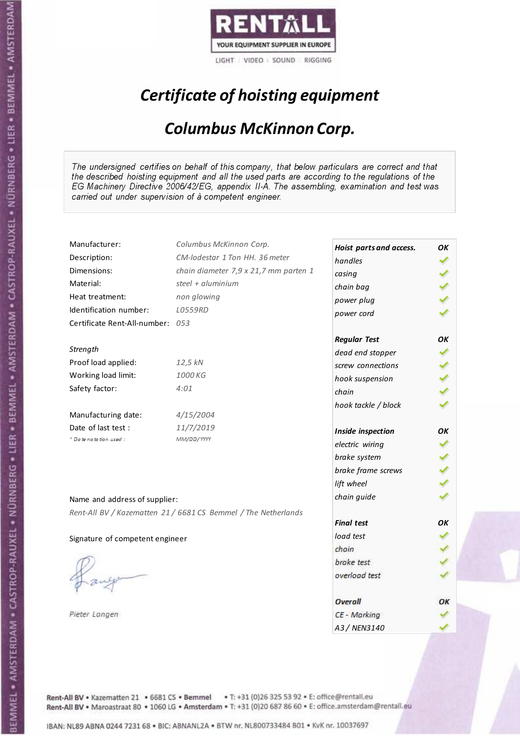RENTALL

YOUR EQUIPMENT SUPPLIER IN EUROPE

LIGHT | VIDEO | SOUND | RIGGING

# *Certificate of hoisting equipment*

## *Columbus McKinnon Corp.*

*The undersigned certifies on behalf of this company, that below particulars are correct and that the described hoisting equipment and all the used parts are according to the regulations of the EG Machinery Directive 2006/42/EG, appendix II-A. The assembling, examination and test was carried out under supervision of à competent engineer.*

| | |
|---|---|
| Manufacturer: | *Columbus McKinnon Corp.* |
| Description: | *CM-lodestar 1 Ton HH. 36 meter* |
| Dimensions: | *chain diameter 7,9 x 21,7 mm parten 1* |
| Material: | *steel + aluminium* |
| Heat treatment: | *non glowing* |
| Identification number: | *L0559RD* |
| Certificate Rent-All-number: | *053* |

*Strength*

| | |
|---|---|
| Proof load applied: | *12,5 kN* |
| Working load limit: | *1000 KG* |
| Safety factor: | *4:01* |

| | |
|---|---|
| Manufacturing date: | *4/15/2004* |
| Date of last test : | *11/7/2019* |
| *\* Date notation used :* | *MM/DD/YYYY* |

Name and address of supplier:

*Rent-All BV / Kazematten 21 / 6681 CS Bemmel / The Netherlands*

Signature of competent engineer

*Pieter Langen*

| ***Hoist parts and access.*** | ***OK*** |
|---|---|
| *handles* | ✓ |
| *casing* | ✓ |
| *chain bag* | ✓ |
| *power plug* | ✓ |
| *power cord* | ✓ |
| ***Regular Test*** | ***OK*** |
| *dead end stopper* | ✓ |
| *screw connections* | ✓ |
| *hook suspension* | ✓ |
| *chain* | ✓ |
| *hook tackle / block* | ✓ |
| ***Inside inspection*** | ***OK*** |
| *electric wiring* | ✓ |
| *brake system* | ✓ |
| *brake frame screws* | ✓ |
| *lift wheel* | ✓ |
| *chain guide* | ✓ |
| ***Final test*** | ***OK*** |
| *load test* | ✓ |
| *chain* | ✓ |
| *brake test* | ✓ |
| *overload test* | ✓ |
| ***Overall*** | ***OK*** |
| *CE - Marking* | ✓ |
| *A3 / NEN3140* | ✓ |

Rent-All BV • Kazematten 21 • 6681 CS • Bemmel • T: +31 (0)26 325 53 92 • E: office@rentall.eu
Rent-All BV • Maroastraat 80 • 1060 LG • Amsterdam • T: +31 (0)20 687 86 60 • E: office.amsterdam@rentall.eu

IBAN: NL89 ABNA 0244 7231 68 • BIC: ABNANL2A • BTW nr. NL800733484 B01 • KvK nr. 10037697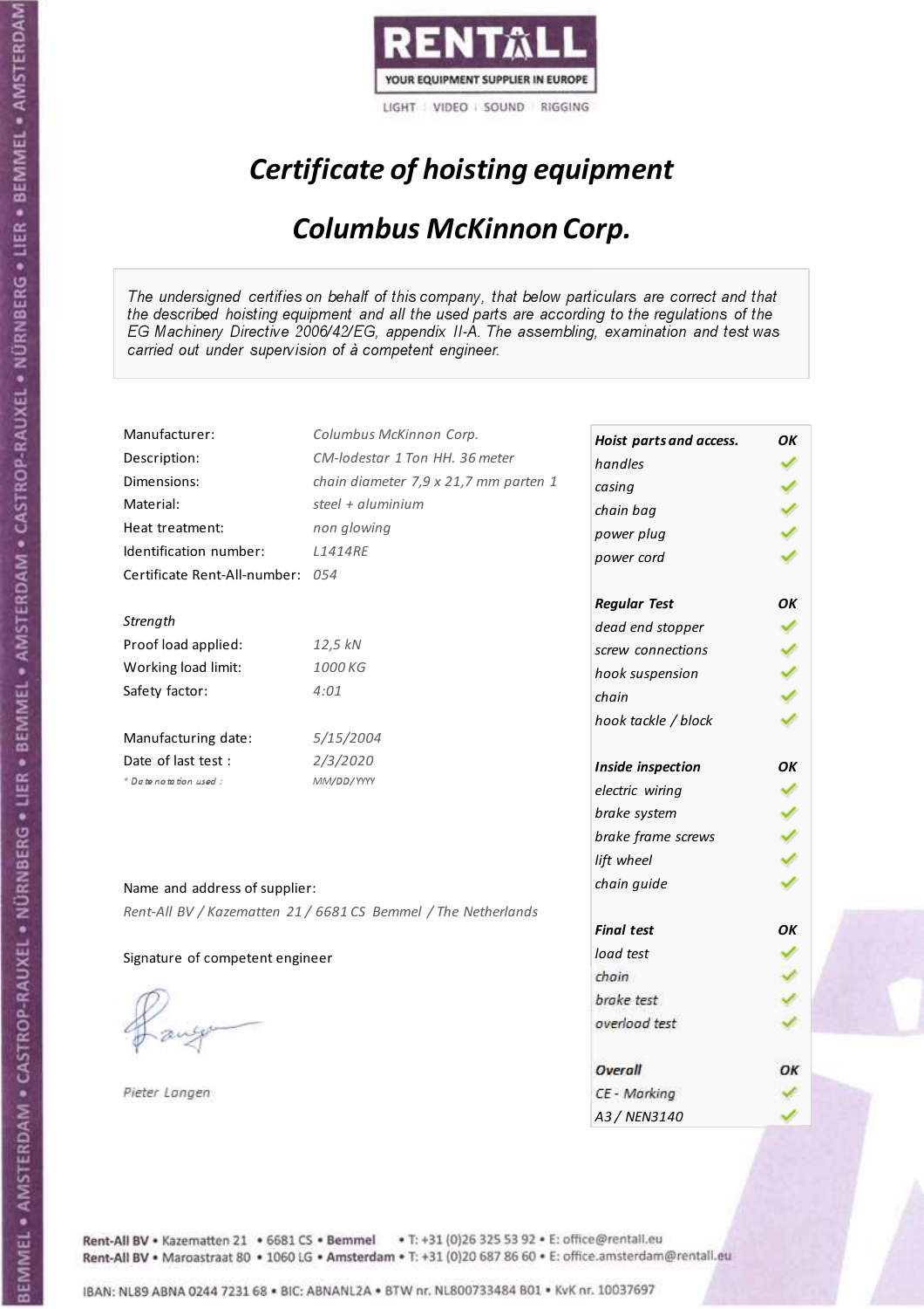RENTALL

YOUR EQUIPMENT SUPPLIER IN EUROPE

LIGHT | VIDEO | SOUND | RIGGING

# *Certificate of hoisting equipment*

## *Columbus McKinnon Corp.*

*The undersigned certifies on behalf of this company, that below particulars are correct and that the described hoisting equipment and all the used parts are according to the regulations of the EG Machinery Directive 2006/42/EG, appendix II-A. The assembling, examination and test was carried out under supervision of à competent engineer.*

| | |
|---|---|
| Manufacturer: | *Columbus McKinnon Corp.* |
| Description: | *CM-lodestar 1 Ton HH. 36 meter* |
| Dimensions: | *chain diameter 7,9 x 21,7 mm parten 1* |
| Material: | *steel + aluminium* |
| Heat treatment: | *non glowing* |
| Identification number: | *L1414RE* |
| Certificate Rent-All-number: | *054* |

*Strength*

| | |
|---|---|
| Proof load applied: | *12,5 kN* |
| Working load limit: | *1000 KG* |
| Safety factor: | *4:01* |

| | |
|---|---|
| Manufacturing date: | *5/15/2004* |
| Date of last test : | *2/3/2020* |
| * Date notation used : | *MM/DD/YYYY* |

| **Hoist parts and access.** | **OK** |
|---|---|
| *handles* | ✓ |
| *casing* | ✓ |
| *chain bag* | ✓ |
| *power plug* | ✓ |
| *power cord* | ✓ |
| **Regular Test** | **OK** |
| *dead end stopper* | ✓ |
| *screw connections* | ✓ |
| *hook suspension* | ✓ |
| *chain* | ✓ |
| *hook tackle / block* | ✓ |
| **Inside inspection** | **OK** |
| *electric wiring* | ✓ |
| *brake system* | ✓ |
| *brake frame screws* | ✓ |
| *lift wheel* | ✓ |
| *chain guide* | ✓ |
| **Final test** | **OK** |
| *load test* | ✓ |
| *chain* | ✓ |
| *brake test* | ✓ |
| *overload test* | ✓ |
| **Overall** | **OK** |
| *CE - Marking* | ✓ |
| *A3 / NEN3140* | ✓ |

Name and address of supplier:

*Rent-All BV / Kazematten 21 / 6681 CS Bemmel / The Netherlands*

Signature of competent engineer

*Pieter Langen*

Rent-All BV • Kazematten 21 • 6681 CS • **Bemmel** • T: +31 (0)26 325 53 92 • E: office@rentall.eu
Rent-All BV • Maroastraat 80 • 1060 LG • **Amsterdam** • T: +31 (0)20 687 86 60 • E: office.amsterdam@rentall.eu

IBAN: NL89 ABNA 0244 7231 68 • BIC: ABNANL2A • BTW nr. NL800733484 B01 • KvK nr. 10037697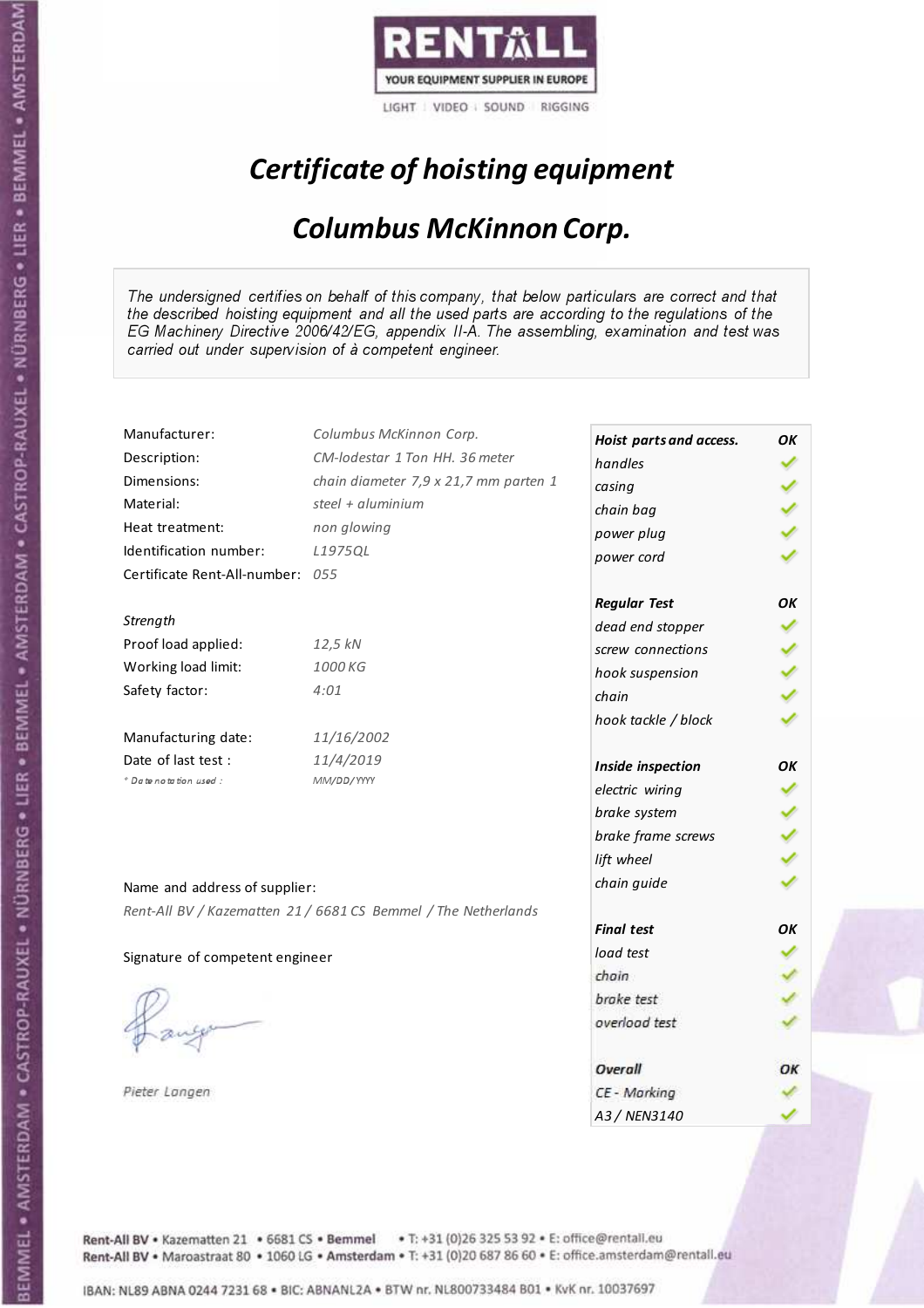RENTALL

YOUR EQUIPMENT SUPPLIER IN EUROPE

LIGHT | VIDEO | SOUND | RIGGING

# *Certificate of hoisting equipment*

## *Columbus McKinnon Corp.*

*The undersigned certifies on behalf of this company, that below particulars are correct and that the described hoisting equipment and all the used parts are according to the regulations of the EG Machinery Directive 2006/42/EG, appendix II-A. The assembling, examination and test was carried out under supervision of à competent engineer.*

| | |
|---|---|
| Manufacturer: | *Columbus McKinnon Corp.* |
| Description: | *CM-lodestar 1 Ton HH. 36 meter* |
| Dimensions: | *chain diameter 7,9 x 21,7 mm parten 1* |
| Material: | *steel + aluminium* |
| Heat treatment: | *non glowing* |
| Identification number: | *L1975QL* |
| Certificate Rent-All-number: | *055* |
| *Strength* | |
| Proof load applied: | *12,5 kN* |
| Working load limit: | *1000 KG* |
| Safety factor: | *4:01* |
| Manufacturing date: | *11/16/2002* |
| Date of last test : | *11/4/2019* |
| *\* Date notation used :* | *MM/DD/YYYY* |

| **Hoist parts and access.** | **OK** |
|---|---|
| handles | ✓ |
| casing | ✓ |
| chain bag | ✓ |
| power plug | ✓ |
| power cord | ✓ |
| **Regular Test** | **OK** |
| dead end stopper | ✓ |
| screw connections | ✓ |
| hook suspension | ✓ |
| chain | ✓ |
| hook tackle / block | ✓ |
| **Inside inspection** | **OK** |
| electric wiring | ✓ |
| brake system | ✓ |
| brake frame screws | ✓ |
| lift wheel | ✓ |
| chain guide | ✓ |
| **Final test** | **OK** |
| load test | ✓ |
| chain | ✓ |
| brake test | ✓ |
| overload test | ✓ |
| **Overall** | **OK** |
| CE - Marking | ✓ |
| A3 / NEN3140 | ✓ |

Name and address of supplier:

*Rent-All BV / Kazematten 21 / 6681 CS Bemmel / The Netherlands*

Signature of competent engineer

*Pieter Langen*

Rent-All BV • Kazematten 21 • 6681 CS • Bemmel • T: +31 (0)26 325 53 92 • E: office@rentall.eu
Rent-All BV • Maroastraat 80 • 1060 LG • Amsterdam • T: +31 (0)20 687 86 60 • E: office.amsterdam@rentall.eu

IBAN: NL89 ABNA 0244 7231 68 • BIC: ABNANL2A • BTW nr. NL800733484 B01 • KvK nr. 10037697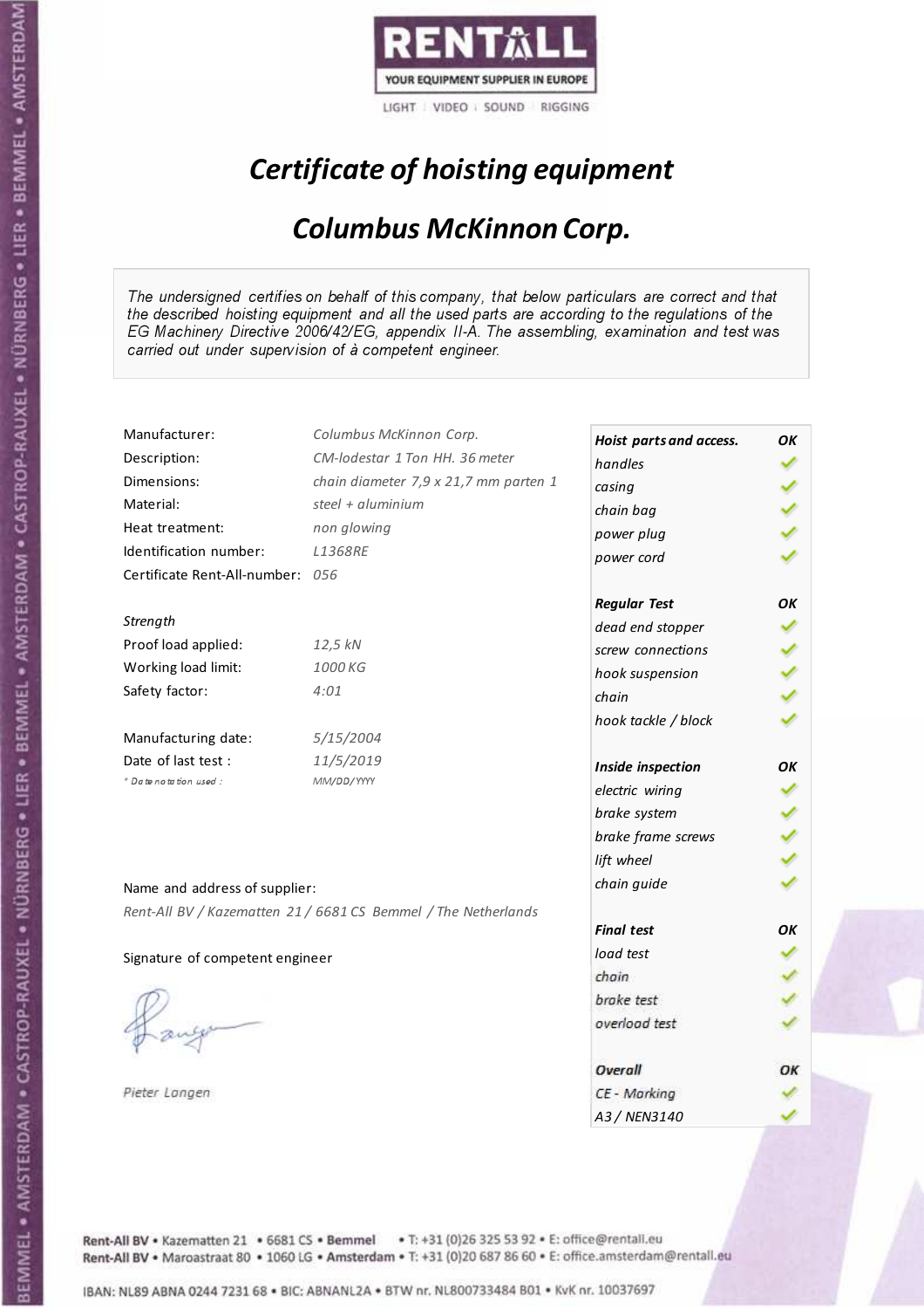RENTALL
YOUR EQUIPMENT SUPPLIER IN EUROPE
LIGHT | VIDEO | SOUND | RIGGING

# *Certificate of hoisting equipment*

## *Columbus McKinnon Corp.*

*The undersigned certifies on behalf of this company, that below particulars are correct and that the described hoisting equipment and all the used parts are according to the regulations of the EG Machinery Directive 2006/42/EG, appendix II-A. The assembling, examination and test was carried out under supervision of à competent engineer.*

| | |
|---|---|
| Manufacturer: | *Columbus McKinnon Corp.* |
| Description: | *CM-lodestar 1 Ton HH. 36 meter* |
| Dimensions: | *chain diameter 7,9 x 21,7 mm parten 1* |
| Material: | *steel + aluminium* |
| Heat treatment: | *non glowing* |
| Identification number: | *L1368RE* |
| Certificate Rent-All-number: | *056* |

*Strength*

| | |
|---|---|
| Proof load applied: | *12,5 kN* |
| Working load limit: | *1000 KG* |
| Safety factor: | *4:01* |

| | |
|---|---|
| Manufacturing date: | *5/15/2004* |
| Date of last test : | *11/5/2019* |
| * Date notation used : | *MM/DD/YYYY* |

| ***Hoist parts and access.*** | ***OK*** |
|---|---|
| *handles* | ✓ |
| *casing* | ✓ |
| *chain bag* | ✓ |
| *power plug* | ✓ |
| *power cord* | ✓ |
| ***Regular Test*** | ***OK*** |
| *dead end stopper* | ✓ |
| *screw connections* | ✓ |
| *hook suspension* | ✓ |
| *chain* | ✓ |
| *hook tackle / block* | ✓ |
| ***Inside inspection*** | ***OK*** |
| *electric wiring* | ✓ |
| *brake system* | ✓ |
| *brake frame screws* | ✓ |
| *lift wheel* | ✓ |
| *chain guide* | ✓ |
| ***Final test*** | ***OK*** |
| *load test* | ✓ |
| *chain* | ✓ |
| *brake test* | ✓ |
| *overload test* | ✓ |
| ***Overall*** | ***OK*** |
| *CE - Marking* | ✓ |
| *A3 / NEN3140* | ✓ |

Name and address of supplier:

*Rent-All BV / Kazematten 21 / 6681 CS Bemmel / The Netherlands*

Signature of competent engineer

*Pieter Langen*

Rent-All BV • Kazematten 21 • 6681 CS • **Bemmel** • T: +31 (0)26 325 53 92 • E: office@rentall.eu
Rent-All BV • Maroastraat 80 • 1060 LG • **Amsterdam** • T: +31 (0)20 687 86 60 • E: office.amsterdam@rentall.eu

IBAN: NL89 ABNA 0244 7231 68 • BIC: ABNANL2A • BTW nr. NL800733484 B01 • KvK nr. 10037697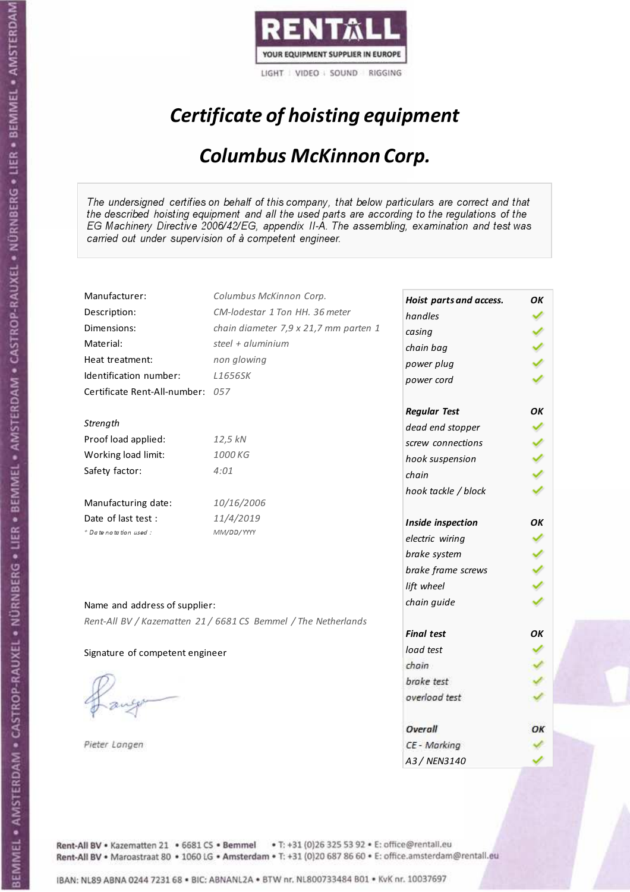RENTALL
YOUR EQUIPMENT SUPPLIER IN EUROPE
LIGHT | VIDEO | SOUND | RIGGING

# *Certificate of hoisting equipment*

## *Columbus McKinnon Corp.*

*The undersigned certifies on behalf of this company, that below particulars are correct and that the described hoisting equipment and all the used parts are according to the regulations of the EG Machinery Directive 2006/42/EG, appendix II-A. The assembling, examination and test was carried out under supervision of à competent engineer.*

| | |
|---|---|
| Manufacturer: | *Columbus McKinnon Corp.* |
| Description: | *CM-lodestar 1 Ton HH. 36 meter* |
| Dimensions: | *chain diameter 7,9 x 21,7 mm parten 1* |
| Material: | *steel + aluminium* |
| Heat treatment: | *non glowing* |
| Identification number: | *L1656SK* |
| Certificate Rent-All-number: | *057* |

*Strength*

| | |
|---|---|
| Proof load applied: | *12,5 kN* |
| Working load limit: | *1000 KG* |
| Safety factor: | *4:01* |

| | |
|---|---|
| Manufacturing date: | *10/16/2006* |
| Date of last test : | *11/4/2019* |
| * Date notation used : | *MM/DD/YYYY* |

Name and address of supplier:

*Rent-All BV / Kazematten 21 / 6681 CS Bemmel / The Netherlands*

Signature of competent engineer

*Pieter Langen*

| ***Hoist parts and access.*** | ***OK*** |
|---|---|
| *handles* | ✓ |
| *casing* | ✓ |
| *chain bag* | ✓ |
| *power plug* | ✓ |
| *power cord* | ✓ |
| ***Regular Test*** | ***OK*** |
| *dead end stopper* | ✓ |
| *screw connections* | ✓ |
| *hook suspension* | ✓ |
| *chain* | ✓ |
| *hook tackle / block* | ✓ |
| ***Inside inspection*** | ***OK*** |
| *electric wiring* | ✓ |
| *brake system* | ✓ |
| *brake frame screws* | ✓ |
| *lift wheel* | ✓ |
| *chain guide* | ✓ |
| ***Final test*** | ***OK*** |
| *load test* | ✓ |
| *chain* | ✓ |
| *brake test* | ✓ |
| *overload test* | ✓ |
| ***Overall*** | ***OK*** |
| *CE - Marking* | ✓ |
| *A3 / NEN3140* | ✓ |

Rent-All BV • Kazematten 21 • 6681 CS • Bemmel • T: +31 (0)26 325 53 92 • E: office@rentall.eu
Rent-All BV • Maroastraat 80 • 1060 LG • Amsterdam • T: +31 (0)20 687 86 60 • E: office.amsterdam@rentall.eu

IBAN: NL89 ABNA 0244 7231 68 • BIC: ABNANL2A • BTW nr. NL800733484 B01 • KvK nr. 10037697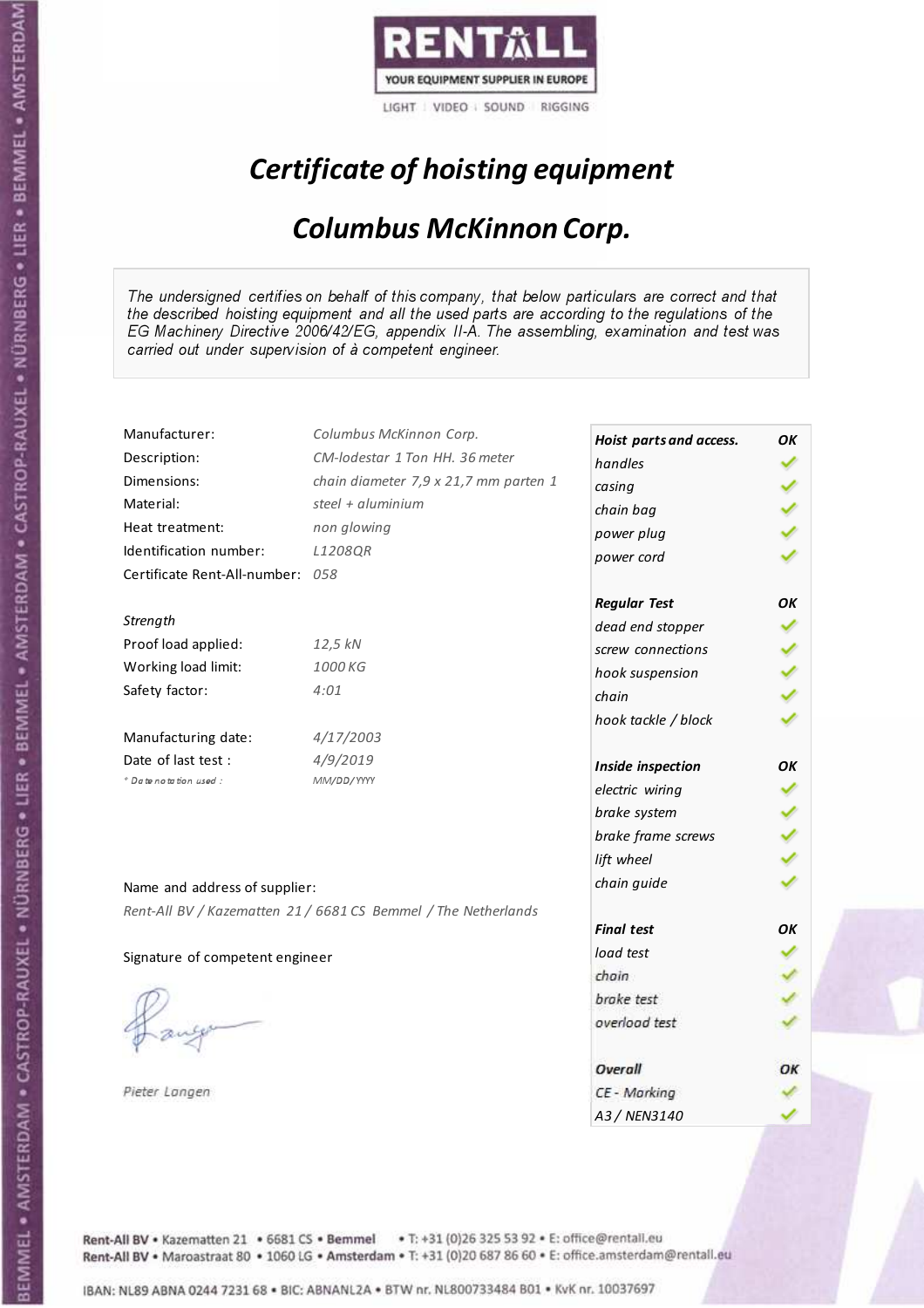RENTALL
YOUR EQUIPMENT SUPPLIER IN EUROPE
LIGHT | VIDEO | SOUND | RIGGING

# *Certificate of hoisting equipment*

## *Columbus McKinnon Corp.*

*The undersigned certifies on behalf of this company, that below particulars are correct and that the described hoisting equipment and all the used parts are according to the regulations of the EG Machinery Directive 2006/42/EG, appendix II-A. The assembling, examination and test was carried out under supervision of à competent engineer.*

| | |
|---|---|
| Manufacturer: | *Columbus McKinnon Corp.* |
| Description: | *CM-lodestar 1 Ton HH. 36 meter* |
| Dimensions: | *chain diameter 7,9 x 21,7 mm parten 1* |
| Material: | *steel + aluminium* |
| Heat treatment: | *non glowing* |
| Identification number: | *L1208QR* |
| Certificate Rent-All-number: | *058* |
| *Strength* | |
| Proof load applied: | *12,5 kN* |
| Working load limit: | *1000 KG* |
| Safety factor: | *4:01* |
| Manufacturing date: | *4/17/2003* |
| Date of last test : | *4/9/2019* |
| *\* Date notation used :* | *MM/DD/YYYY* |

| *Hoist parts and access.* | *OK* |
|---|---|
| *handles* | ✓ |
| *casing* | ✓ |
| *chain bag* | ✓ |
| *power plug* | ✓ |
| *power cord* | ✓ |
| ***Regular Test*** | ***OK*** |
| *dead end stopper* | ✓ |
| *screw connections* | ✓ |
| *hook suspension* | ✓ |
| *chain* | ✓ |
| *hook tackle / block* | ✓ |
| ***Inside inspection*** | ***OK*** |
| *electric wiring* | ✓ |
| *brake system* | ✓ |
| *brake frame screws* | ✓ |
| *lift wheel* | ✓ |
| *chain guide* | ✓ |
| ***Final test*** | ***OK*** |
| *load test* | ✓ |
| *chain* | ✓ |
| *brake test* | ✓ |
| *overload test* | ✓ |
| ***Overall*** | ***OK*** |
| *CE - Marking* | ✓ |
| *A3 / NEN3140* | ✓ |

Name and address of supplier:

*Rent-All BV / Kazematten 21 / 6681 CS Bemmel / The Netherlands*

Signature of competent engineer

*Pieter Langen*

Rent-All BV • Kazematten 21 • 6681 CS • Bemmel • T: +31 (0)26 325 53 92 • E: office@rentall.eu
Rent-All BV • Maroastraat 80 • 1060 LG • Amsterdam • T: +31 (0)20 687 86 60 • E: office.amsterdam@rentall.eu

IBAN: NL89 ABNA 0244 7231 68 • BIC: ABNANL2A • BTW nr. NL800733484 B01 • KvK nr. 10037697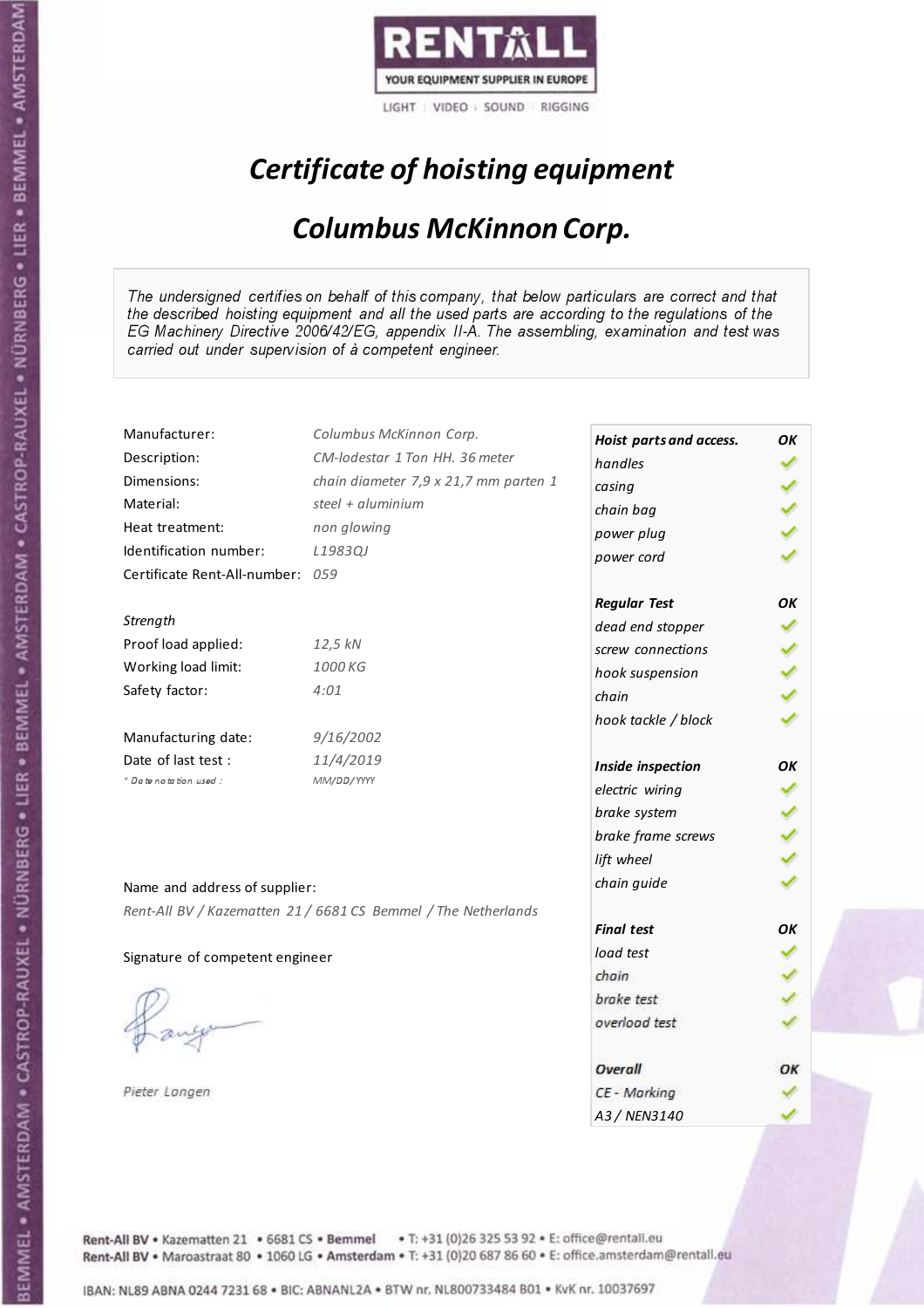RENTALL
YOUR EQUIPMENT SUPPLIER IN EUROPE
LIGHT | VIDEO | SOUND | RIGGING

# *Certificate of hoisting equipment*

## *Columbus McKinnon Corp.*

*The undersigned certifies on behalf of this company, that below particulars are correct and that the described hoisting equipment and all the used parts are according to the regulations of the EG Machinery Directive 2006/42/EG, appendix II-A. The assembling, examination and test was carried out under supervision of à competent engineer.*

| | |
|---|---|
| Manufacturer: | *Columbus McKinnon Corp.* |
| Description: | *CM-lodestar 1 Ton HH. 36 meter* |
| Dimensions: | *chain diameter 7,9 x 21,7 mm parten 1* |
| Material: | *steel + aluminium* |
| Heat treatment: | *non glowing* |
| Identification number: | *L1983QJ* |
| Certificate Rent-All-number: | *059* |

*Strength*

| | |
|---|---|
| Proof load applied: | *12,5 kN* |
| Working load limit: | *1000 KG* |
| Safety factor: | *4:01* |

| | |
|---|---|
| Manufacturing date: | *9/16/2002* |
| Date of last test : | *11/4/2019* |
| *\* Date notation used :* | *MM/DD/YYYY* |

| ***Hoist parts and access.*** | ***OK*** |
|---|---|
| *handles* | ✓ |
| *casing* | ✓ |
| *chain bag* | ✓ |
| *power plug* | ✓ |
| *power cord* | ✓ |
| ***Regular Test*** | ***OK*** |
| *dead end stopper* | ✓ |
| *screw connections* | ✓ |
| *hook suspension* | ✓ |
| *chain* | ✓ |
| *hook tackle / block* | ✓ |
| ***Inside inspection*** | ***OK*** |
| *electric wiring* | ✓ |
| *brake system* | ✓ |
| *brake frame screws* | ✓ |
| *lift wheel* | ✓ |
| *chain guide* | ✓ |
| ***Final test*** | ***OK*** |
| *load test* | ✓ |
| *chain* | ✓ |
| *brake test* | ✓ |
| *overload test* | ✓ |
| ***Overall*** | ***OK*** |
| *CE - Marking* | ✓ |
| *A3 / NEN3140* | ✓ |

Name and address of supplier:

*Rent-All BV / Kazematten 21 / 6681 CS Bemmel / The Netherlands*

Signature of competent engineer

*Pieter Langen*

Rent-All BV • Kazematten 21 • 6681 CS • Bemmel • T: +31 (0)26 325 53 92 • E: office@rentall.eu
Rent-All BV • Maroastraat 80 • 1060 LG • Amsterdam • T: +31 (0)20 687 86 60 • E: office.amsterdam@rentall.eu

IBAN: NL89 ABNA 0244 7231 68 • BIC: ABNANL2A • BTW nr. NL800733484 B01 • KvK nr. 10037697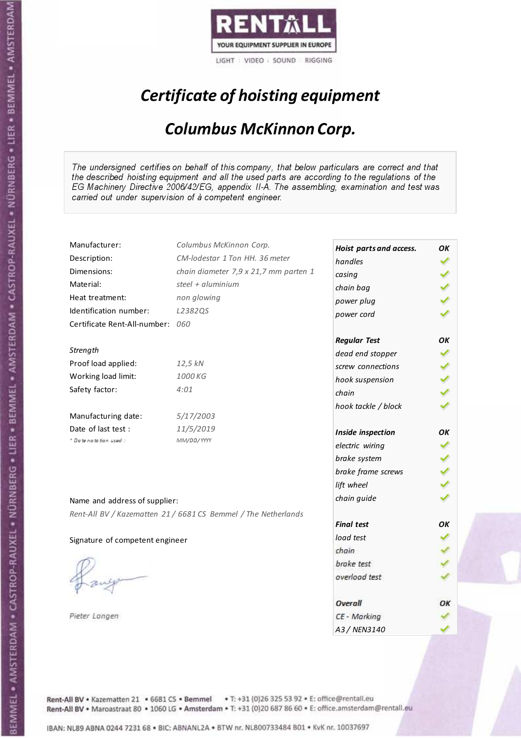RENTALL
YOUR EQUIPMENT SUPPLIER IN EUROPE
LIGHT | VIDEO | SOUND | RIGGING

# *Certificate of hoisting equipment*

## *Columbus McKinnon Corp.*

*The undersigned certifies on behalf of this company, that below particulars are correct and that the described hoisting equipment and all the used parts are according to the regulations of the EG Machinery Directive 2006/42/EG, appendix II-A. The assembling, examination and test was carried out under supervision of à competent engineer.*

| | |
|---|---|
| Manufacturer: | *Columbus McKinnon Corp.* |
| Description: | *CM-lodestar 1 Ton HH. 36 meter* |
| Dimensions: | *chain diameter 7,9 x 21,7 mm parten 1* |
| Material: | *steel + aluminium* |
| Heat treatment: | *non glowing* |
| Identification number: | *L2382QS* |
| Certificate Rent-All-number: | *060* |

*Strength*

| | |
|---|---|
| Proof load applied: | *12,5 kN* |
| Working load limit: | *1000 KG* |
| Safety factor: | *4:01* |

| | |
|---|---|
| Manufacturing date: | *5/17/2003* |
| Date of last test : | *11/5/2019* |
| * Date notation used : | *MM/DD/YYYY* |

| ***Hoist parts and access.*** | ***OK*** |
|---|---|
| *handles* | ✓ |
| *casing* | ✓ |
| *chain bag* | ✓ |
| *power plug* | ✓ |
| *power cord* | ✓ |
| ***Regular Test*** | ***OK*** |
| *dead end stopper* | ✓ |
| *screw connections* | ✓ |
| *hook suspension* | ✓ |
| *chain* | ✓ |
| *hook tackle / block* | ✓ |
| ***Inside inspection*** | ***OK*** |
| *electric wiring* | ✓ |
| *brake system* | ✓ |
| *brake frame screws* | ✓ |
| *lift wheel* | ✓ |
| *chain guide* | ✓ |
| ***Final test*** | ***OK*** |
| *load test* | ✓ |
| *chain* | ✓ |
| *brake test* | ✓ |
| *overload test* | ✓ |
| ***Overall*** | ***OK*** |
| *CE - Marking* | ✓ |
| *A3 / NEN3140* | ✓ |

Name and address of supplier:

*Rent-All BV / Kazematten 21 / 6681 CS Bemmel / The Netherlands*

Signature of competent engineer

*Pieter Langen*

Rent-All BV • Kazematten 21 • 6681 CS • Bemmel • T: +31 (0)26 325 53 92 • E: office@rentall.eu
Rent-All BV • Maroastraat 80 • 1060 LG • Amsterdam • T: +31 (0)20 687 86 60 • E: office.amsterdam@rentall.eu

IBAN: NL89 ABNA 0244 7231 68 • BIC: ABNANL2A • BTW nr. NL800733484 B01 • KvK nr. 10037697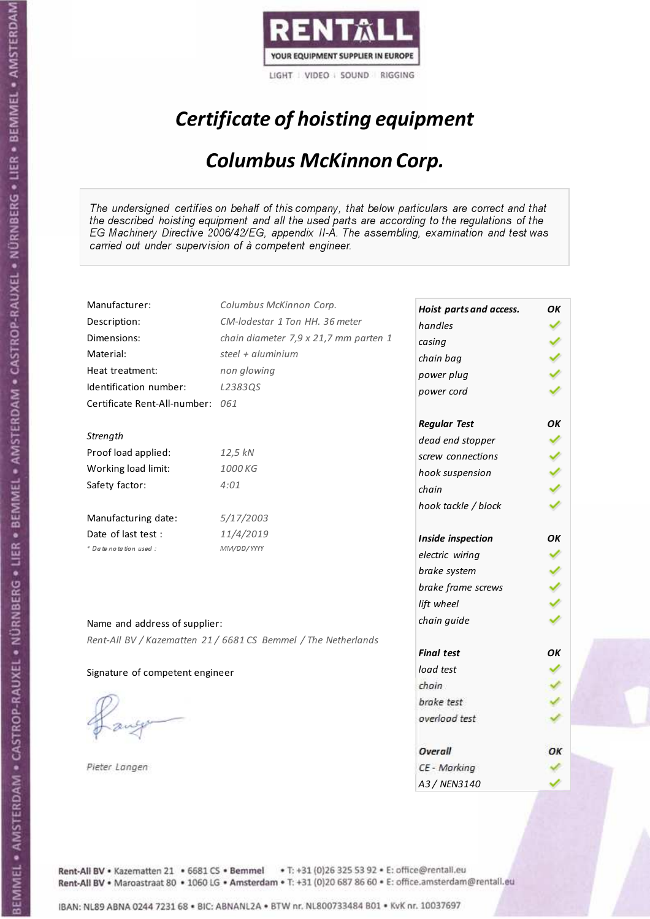RENTALL
YOUR EQUIPMENT SUPPLIER IN EUROPE
LIGHT | VIDEO | SOUND | RIGGING

# *Certificate of hoisting equipment*

## *Columbus McKinnon Corp.*

*The undersigned certifies on behalf of this company, that below particulars are correct and that the described hoisting equipment and all the used parts are according to the regulations of the EG Machinery Directive 2006/42/EG, appendix II-A. The assembling, examination and test was carried out under supervision of à competent engineer.*

| | |
|---|---|
| Manufacturer: | *Columbus McKinnon Corp.* |
| Description: | *CM-lodestar 1 Ton HH. 36 meter* |
| Dimensions: | *chain diameter 7,9 x 21,7 mm parten 1* |
| Material: | *steel + aluminium* |
| Heat treatment: | *non glowing* |
| Identification number: | *L2383QS* |
| Certificate Rent-All-number: | *061* |

*Strength*

| | |
|---|---|
| Proof load applied: | *12,5 kN* |
| Working load limit: | *1000 KG* |
| Safety factor: | *4:01* |

| | |
|---|---|
| Manufacturing date: | *5/17/2003* |
| Date of last test : | *11/4/2019* |
| *\* Date notation used :* | *MM/DD/YYYY* |

| ***Hoist parts and access.*** | ***OK*** |
|---|---|
| *handles* | ✓ |
| *casing* | ✓ |
| *chain bag* | ✓ |
| *power plug* | ✓ |
| *power cord* | ✓ |
| ***Regular Test*** | ***OK*** |
| *dead end stopper* | ✓ |
| *screw connections* | ✓ |
| *hook suspension* | ✓ |
| *chain* | ✓ |
| *hook tackle / block* | ✓ |
| ***Inside inspection*** | ***OK*** |
| *electric wiring* | ✓ |
| *brake system* | ✓ |
| *brake frame screws* | ✓ |
| *lift wheel* | ✓ |
| *chain guide* | ✓ |
| ***Final test*** | ***OK*** |
| *load test* | ✓ |
| *chain* | ✓ |
| *brake test* | ✓ |
| *overload test* | ✓ |
| ***Overall*** | ***OK*** |
| *CE - Marking* | ✓ |
| *A3 / NEN3140* | ✓ |

Name and address of supplier:

*Rent-All BV / Kazematten 21 / 6681 CS Bemmel / The Netherlands*

Signature of competent engineer

*Pieter Langen*

Rent-All BV • Kazematten 21 • 6681 CS • Bemmel • T: +31 (0)26 325 53 92 • E: office@rentall.eu
Rent-All BV • Maroastraat 80 • 1060 LG • Amsterdam • T: +31 (0)20 687 86 60 • E: office.amsterdam@rentall.eu

IBAN: NL89 ABNA 0244 7231 68 • BIC: ABNANL2A • BTW nr. NL800733484 B01 • KvK nr. 10037697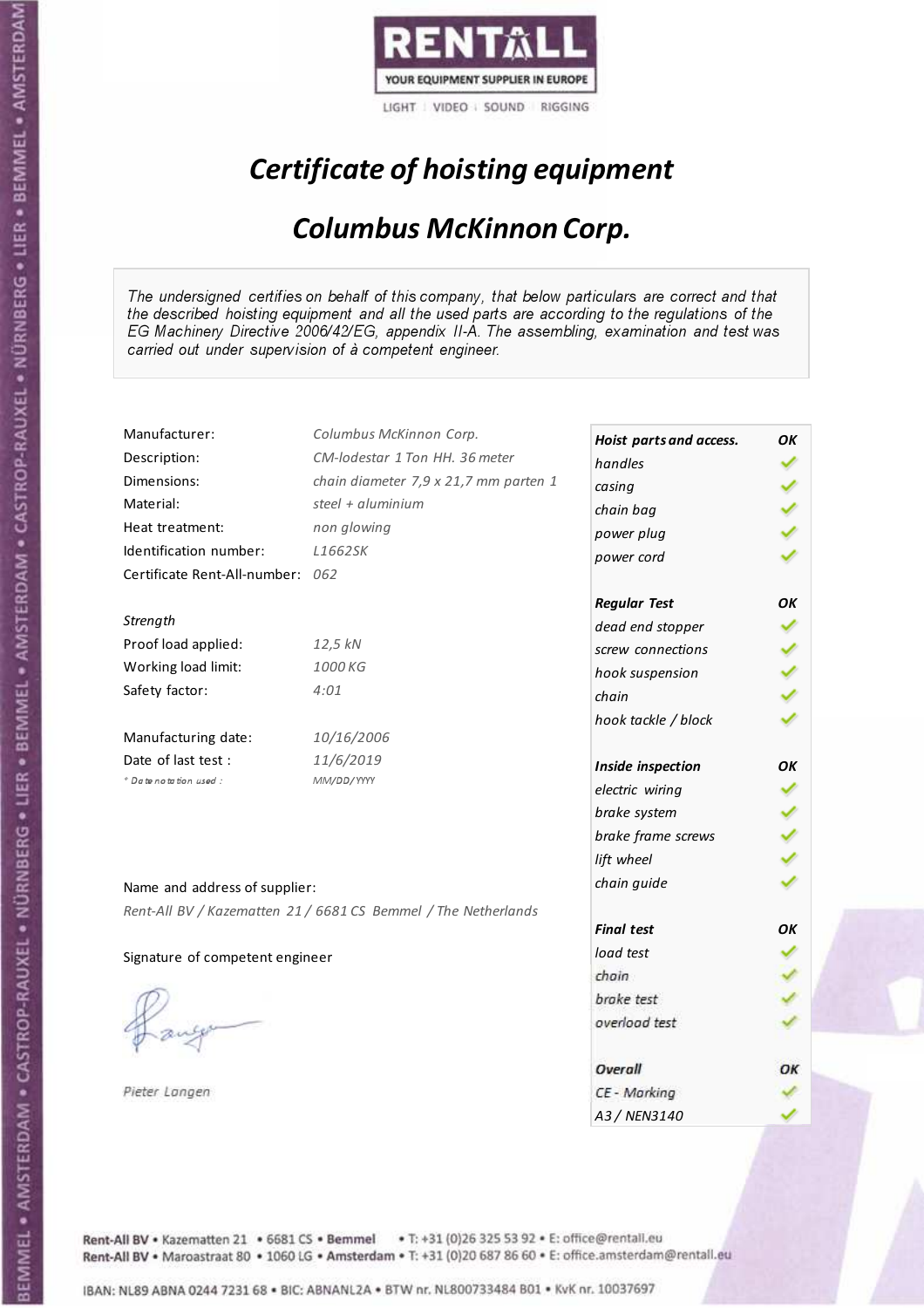RENTALL

YOUR EQUIPMENT SUPPLIER IN EUROPE

LIGHT | VIDEO | SOUND | RIGGING

# *Certificate of hoisting equipment*

## *Columbus McKinnon Corp.*

*The undersigned certifies on behalf of this company, that below particulars are correct and that the described hoisting equipment and all the used parts are according to the regulations of the EG Machinery Directive 2006/42/EG, appendix II-A. The assembling, examination and test was carried out under supervision of à competent engineer.*

| | |
|---|---|
| Manufacturer: | *Columbus McKinnon Corp.* |
| Description: | *CM-lodestar 1 Ton HH. 36 meter* |
| Dimensions: | *chain diameter 7,9 x 21,7 mm parten 1* |
| Material: | *steel + aluminium* |
| Heat treatment: | *non glowing* |
| Identification number: | *L1662SK* |
| Certificate Rent-All-number: | *062* |

*Strength*

| | |
|---|---|
| Proof load applied: | *12,5 kN* |
| Working load limit: | *1000 KG* |
| Safety factor: | *4:01* |

| | |
|---|---|
| Manufacturing date: | *10/16/2006* |
| Date of last test : | *11/6/2019* |
| *\* Date notation used :* | *MM/DD/YYYY* |

| ***Hoist parts and access.*** | ***OK*** |
|---|---|
| *handles* | ✓ |
| *casing* | ✓ |
| *chain bag* | ✓ |
| *power plug* | ✓ |
| *power cord* | ✓ |
| ***Regular Test*** | ***OK*** |
| *dead end stopper* | ✓ |
| *screw connections* | ✓ |
| *hook suspension* | ✓ |
| *chain* | ✓ |
| *hook tackle / block* | ✓ |
| ***Inside inspection*** | ***OK*** |
| *electric wiring* | ✓ |
| *brake system* | ✓ |
| *brake frame screws* | ✓ |
| *lift wheel* | ✓ |
| *chain guide* | ✓ |
| ***Final test*** | ***OK*** |
| *load test* | ✓ |
| *chain* | ✓ |
| *brake test* | ✓ |
| *overload test* | ✓ |
| ***Overall*** | ***OK*** |
| *CE - Marking* | ✓ |
| *A3 / NEN3140* | ✓ |

Name and address of supplier:

*Rent-All BV / Kazematten 21 / 6681 CS Bemmel / The Netherlands*

Signature of competent engineer

*Pieter Langen*

Rent-All BV • Kazematten 21 • 6681 CS • **Bemmel** • T: +31 (0)26 325 53 92 • E: office@rentall.eu
Rent-All BV • Maroastraat 80 • 1060 LG • **Amsterdam** • T: +31 (0)20 687 86 60 • E: office.amsterdam@rentall.eu

IBAN: NL89 ABNA 0244 7231 68 • BIC: ABNANL2A • BTW nr. NL800733484 B01 • KvK nr. 10037697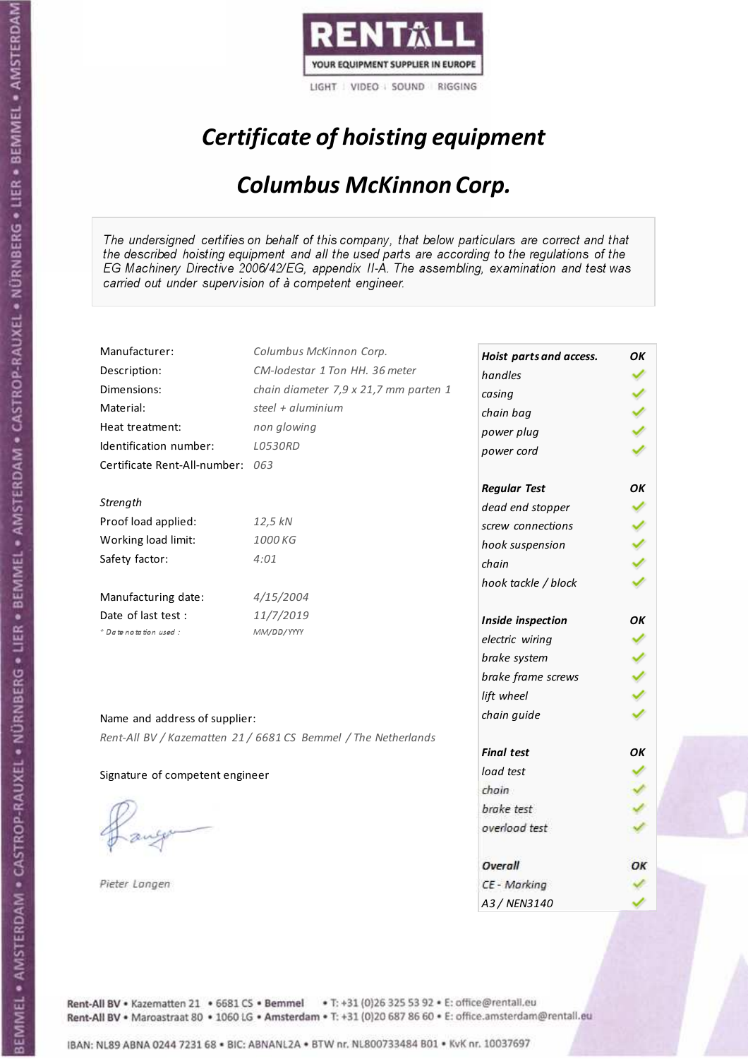RENTALL
YOUR EQUIPMENT SUPPLIER IN EUROPE
LIGHT | VIDEO | SOUND | RIGGING

# *Certificate of hoisting equipment*

## *Columbus McKinnon Corp.*

*The undersigned certifies on behalf of this company, that below particulars are correct and that the described hoisting equipment and all the used parts are according to the regulations of the EG Machinery Directive 2006/42/EG, appendix II-A. The assembling, examination and test was carried out under supervision of à competent engineer.*

| | |
|---|---|
| Manufacturer: | *Columbus McKinnon Corp.* |
| Description: | *CM-lodestar 1 Ton HH. 36 meter* |
| Dimensions: | *chain diameter 7,9 x 21,7 mm parten 1* |
| Material: | *steel + aluminium* |
| Heat treatment: | *non glowing* |
| Identification number: | *L0530RD* |
| Certificate Rent-All-number: | *063* |
| *Strength* | |
| Proof load applied: | *12,5 kN* |
| Working load limit: | *1000 KG* |
| Safety factor: | *4:01* |
| Manufacturing date: | *4/15/2004* |
| Date of last test : | *11/7/2019* |
| *\* Date notation used :* | *MM/DD/YYYY* |

| | |
|---|---|
| ***Hoist parts and access.*** | ***OK*** |
| *handles* | ✓ |
| *casing* | ✓ |
| *chain bag* | ✓ |
| *power plug* | ✓ |
| *power cord* | ✓ |
| ***Regular Test*** | ***OK*** |
| *dead end stopper* | ✓ |
| *screw connections* | ✓ |
| *hook suspension* | ✓ |
| *chain* | ✓ |
| *hook tackle / block* | ✓ |
| ***Inside inspection*** | ***OK*** |
| *electric wiring* | ✓ |
| *brake system* | ✓ |
| *brake frame screws* | ✓ |
| *lift wheel* | ✓ |
| *chain guide* | ✓ |
| ***Final test*** | ***OK*** |
| *load test* | ✓ |
| *chain* | ✓ |
| *brake test* | ✓ |
| *overload test* | ✓ |
| ***Overall*** | ***OK*** |
| *CE - Marking* | ✓ |
| *A3 / NEN3140* | ✓ |

Name and address of supplier:

*Rent-All BV / Kazematten 21 / 6681 CS Bemmel / The Netherlands*

Signature of competent engineer

*Pieter Langen*

Rent-All BV • Kazematten 21 • 6681 CS • **Bemmel** • T: +31 (0)26 325 53 92 • E: office@rentall.eu
Rent-All BV • Maroastraat 80 • 1060 LG • **Amsterdam** • T: +31 (0)20 687 86 60 • E: office.amsterdam@rentall.eu

IBAN: NL89 ABNA 0244 7231 68 • BIC: ABNANL2A • BTW nr. NL800733484 B01 • KvK nr. 10037697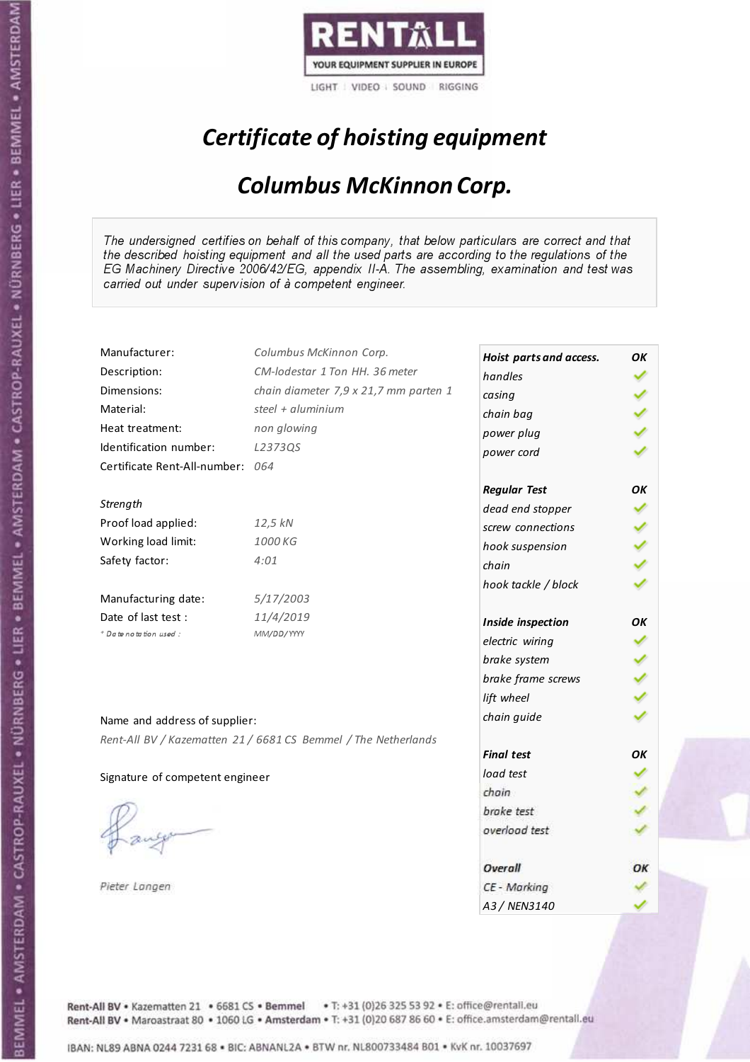RENTALL
YOUR EQUIPMENT SUPPLIER IN EUROPE
LIGHT | VIDEO | SOUND | RIGGING

# *Certificate of hoisting equipment*

## *Columbus McKinnon Corp.*

*The undersigned certifies on behalf of this company, that below particulars are correct and that the described hoisting equipment and all the used parts are according to the regulations of the EG Machinery Directive 2006/42/EG, appendix II-A. The assembling, examination and test was carried out under supervision of à competent engineer.*

| | |
|---|---|
| Manufacturer: | *Columbus McKinnon Corp.* |
| Description: | *CM-lodestar 1 Ton HH. 36 meter* |
| Dimensions: | *chain diameter 7,9 x 21,7 mm parten 1* |
| Material: | *steel + aluminium* |
| Heat treatment: | *non glowing* |
| Identification number: | *L2373QS* |
| Certificate Rent-All-number: | *064* |

*Strength*

| | |
|---|---|
| Proof load applied: | *12,5 kN* |
| Working load limit: | *1000 KG* |
| Safety factor: | *4:01* |

| | |
|---|---|
| Manufacturing date: | *5/17/2003* |
| Date of last test : | *11/4/2019* |
| *\* Date notation used :* | *MM/DD/YYYY* |

| | |
|---|---|
| ***Hoist parts and access.*** | ***OK*** |
| *handles* | ✓ |
| *casing* | ✓ |
| *chain bag* | ✓ |
| *power plug* | ✓ |
| *power cord* | ✓ |
| ***Regular Test*** | ***OK*** |
| *dead end stopper* | ✓ |
| *screw connections* | ✓ |
| *hook suspension* | ✓ |
| *chain* | ✓ |
| *hook tackle / block* | ✓ |
| ***Inside inspection*** | ***OK*** |
| *electric wiring* | ✓ |
| *brake system* | ✓ |
| *brake frame screws* | ✓ |
| *lift wheel* | ✓ |
| *chain guide* | ✓ |
| ***Final test*** | ***OK*** |
| *load test* | ✓ |
| *chain* | ✓ |
| *brake test* | ✓ |
| *overload test* | ✓ |
| ***Overall*** | ***OK*** |
| *CE - Marking* | ✓ |
| *A3 / NEN3140* | ✓ |

Name and address of supplier:

*Rent-All BV / Kazematten 21 / 6681 CS Bemmel / The Netherlands*

Signature of competent engineer

*Pieter Langen*

Rent-All BV • Kazematten 21 • 6681 CS • **Bemmel** • T: +31 (0)26 325 53 92 • E: office@rentall.eu
Rent-All BV • Maroastraat 80 • 1060 LG • **Amsterdam** • T: +31 (0)20 687 86 60 • E: office.amsterdam@rentall.eu

IBAN: NL89 ABNA 0244 7231 68 • BIC: ABNANL2A • BTW nr. NL800733484 B01 • KvK nr. 10037697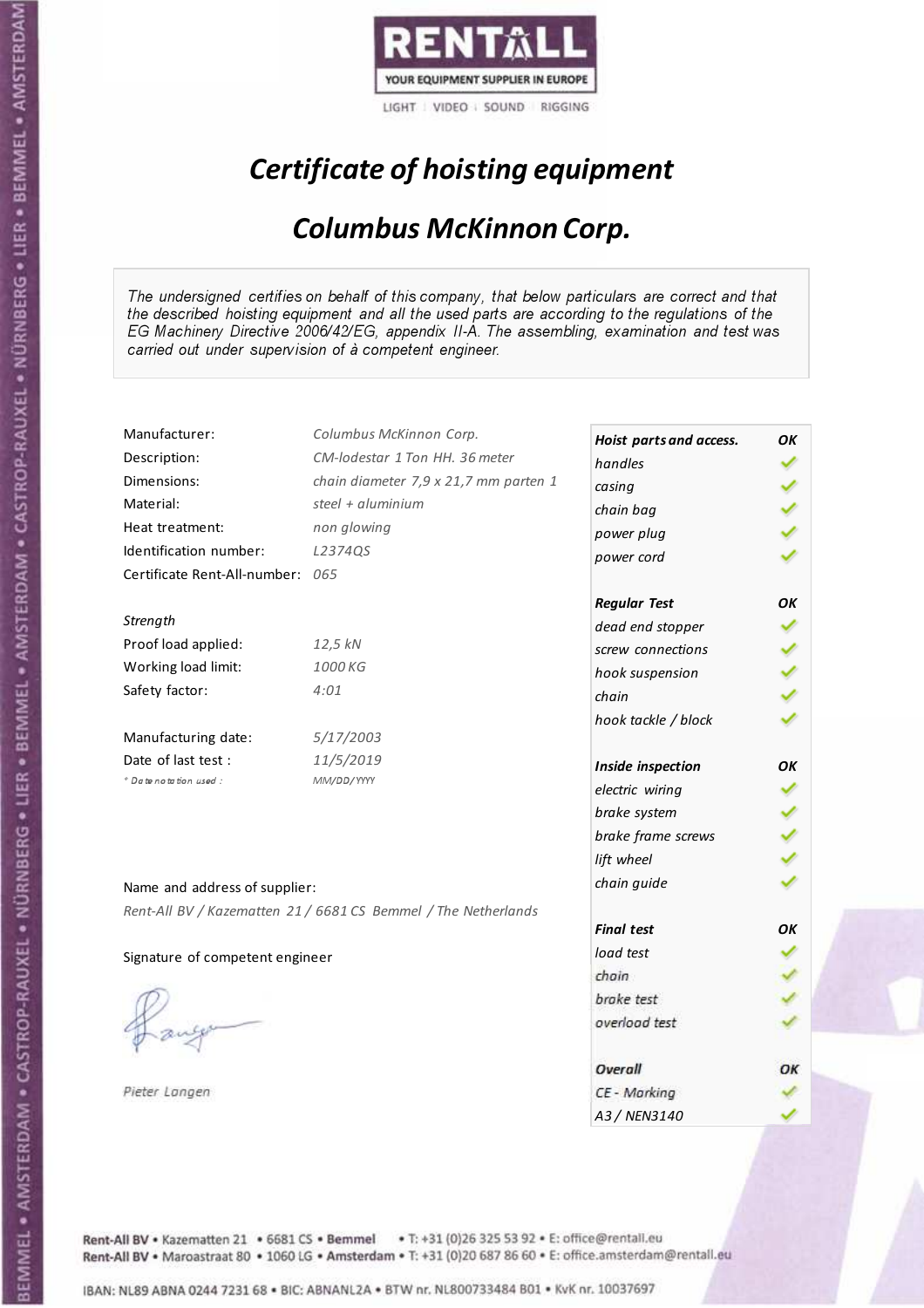RENTALL
YOUR EQUIPMENT SUPPLIER IN EUROPE
LIGHT | VIDEO | SOUND | RIGGING

# *Certificate of hoisting equipment*

## *Columbus McKinnon Corp.*

*The undersigned certifies on behalf of this company, that below particulars are correct and that the described hoisting equipment and all the used parts are according to the regulations of the EG Machinery Directive 2006/42/EG, appendix II-A. The assembling, examination and test was carried out under supervision of à competent engineer.*

| | |
|---|---|
| Manufacturer: | *Columbus McKinnon Corp.* |
| Description: | *CM-lodestar 1 Ton HH. 36 meter* |
| Dimensions: | *chain diameter 7,9 x 21,7 mm parten 1* |
| Material: | *steel + aluminium* |
| Heat treatment: | *non glowing* |
| Identification number: | *L2374QS* |
| Certificate Rent-All-number: | *065* |
| *Strength* | |
| Proof load applied: | *12,5 kN* |
| Working load limit: | *1000 KG* |
| Safety factor: | *4:01* |
| Manufacturing date: | *5/17/2003* |
| Date of last test : | *11/5/2019* |
| *\* Date notation used :* | *MM/DD/YYYY* |

| ***Hoist parts and access.*** | ***OK*** |
|---|---|
| *handles* | ✓ |
| *casing* | ✓ |
| *chain bag* | ✓ |
| *power plug* | ✓ |
| *power cord* | ✓ |
| ***Regular Test*** | ***OK*** |
| *dead end stopper* | ✓ |
| *screw connections* | ✓ |
| *hook suspension* | ✓ |
| *chain* | ✓ |
| *hook tackle / block* | ✓ |
| ***Inside inspection*** | ***OK*** |
| *electric wiring* | ✓ |
| *brake system* | ✓ |
| *brake frame screws* | ✓ |
| *lift wheel* | ✓ |
| *chain guide* | ✓ |
| ***Final test*** | ***OK*** |
| *load test* | ✓ |
| *chain* | ✓ |
| *brake test* | ✓ |
| *overload test* | ✓ |
| ***Overall*** | ***OK*** |
| *CE - Marking* | ✓ |
| *A3 / NEN3140* | ✓ |

Name and address of supplier:

*Rent-All BV / Kazematten 21 / 6681 CS Bemmel / The Netherlands*

Signature of competent engineer

*Pieter Langen*

Rent-All BV • Kazematten 21 • 6681 CS • **Bemmel** • T: +31 (0)26 325 53 92 • E: office@rentall.eu
Rent-All BV • Maroastraat 80 • 1060 LG • **Amsterdam** • T: +31 (0)20 687 86 60 • E: office.amsterdam@rentall.eu

IBAN: NL89 ABNA 0244 7231 68 • BIC: ABNANL2A • BTW nr. NL800733484 B01 • KvK nr. 10037697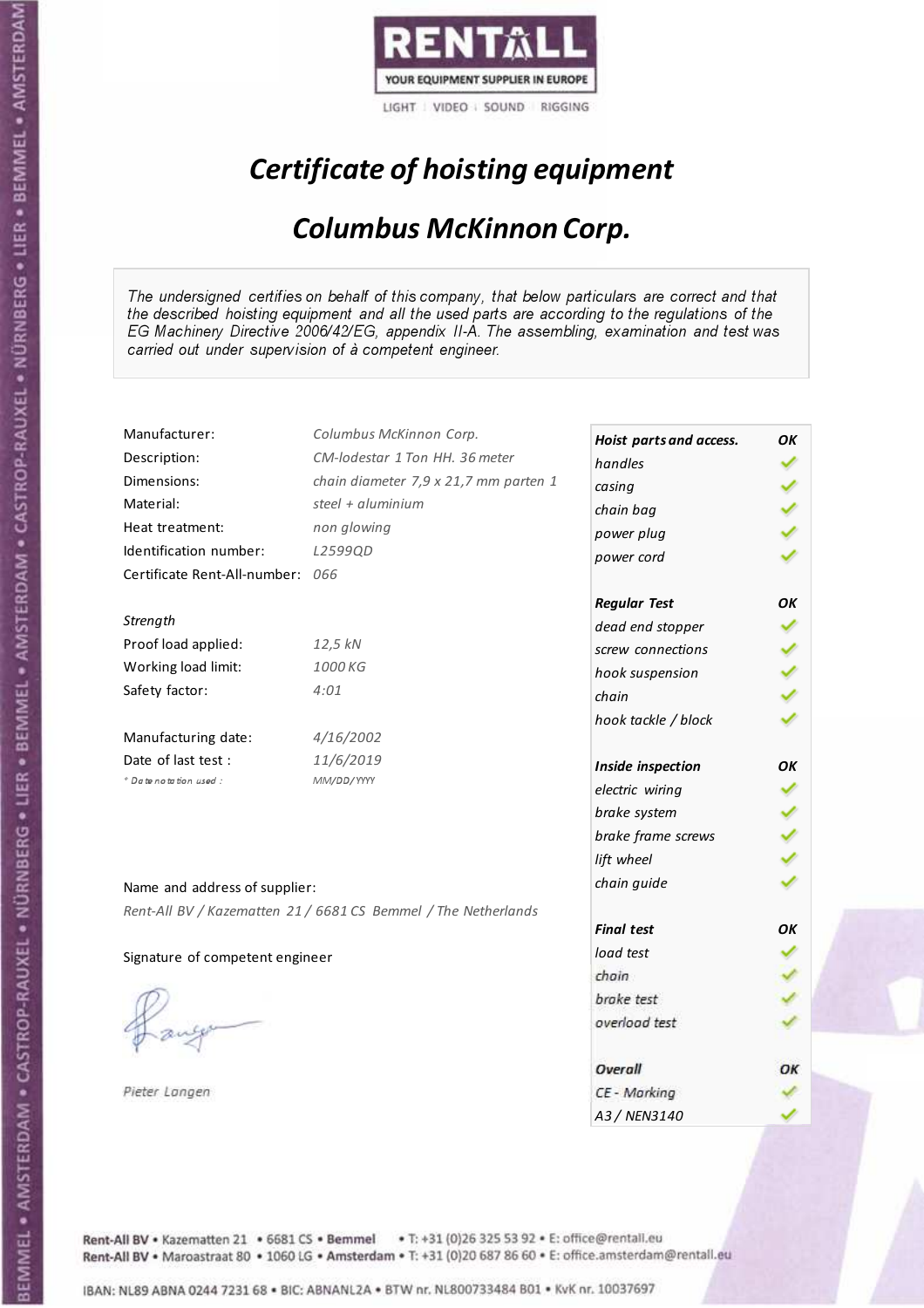RENTALL
YOUR EQUIPMENT SUPPLIER IN EUROPE
LIGHT | VIDEO | SOUND | RIGGING

# *Certificate of hoisting equipment*

## *Columbus McKinnon Corp.*

*The undersigned certifies on behalf of this company, that below particulars are correct and that the described hoisting equipment and all the used parts are according to the regulations of the EG Machinery Directive 2006/42/EG, appendix II-A. The assembling, examination and test was carried out under supervision of à competent engineer.*

| | |
|---|---|
| Manufacturer: | *Columbus McKinnon Corp.* |
| Description: | *CM-lodestar 1 Ton HH. 36 meter* |
| Dimensions: | *chain diameter 7,9 x 21,7 mm parten 1* |
| Material: | *steel + aluminium* |
| Heat treatment: | *non glowing* |
| Identification number: | *L2599QD* |
| Certificate Rent-All-number: | *066* |
| *Strength* | |
| Proof load applied: | *12,5 kN* |
| Working load limit: | *1000 KG* |
| Safety factor: | *4:01* |
| Manufacturing date: | *4/16/2002* |
| Date of last test : | *11/6/2019* |
| *\* Date notation used :* | *MM/DD/YYYY* |

| | |
|---|---|
| ***Hoist parts and access.*** | ***OK*** |
| *handles* | ✓ |
| *casing* | ✓ |
| *chain bag* | ✓ |
| *power plug* | ✓ |
| *power cord* | ✓ |
| ***Regular Test*** | ***OK*** |
| *dead end stopper* | ✓ |
| *screw connections* | ✓ |
| *hook suspension* | ✓ |
| *chain* | ✓ |
| *hook tackle / block* | ✓ |
| ***Inside inspection*** | ***OK*** |
| *electric wiring* | ✓ |
| *brake system* | ✓ |
| *brake frame screws* | ✓ |
| *lift wheel* | ✓ |
| *chain guide* | ✓ |
| ***Final test*** | ***OK*** |
| *load test* | ✓ |
| *chain* | ✓ |
| *brake test* | ✓ |
| *overload test* | ✓ |
| ***Overall*** | ***OK*** |
| *CE - Marking* | ✓ |
| *A3 / NEN3140* | ✓ |

Name and address of supplier:

*Rent-All BV / Kazematten 21 / 6681 CS Bemmel / The Netherlands*

Signature of competent engineer

*Pieter Langen*

Rent-All BV • Kazematten 21 • 6681 CS • Bemmel • T: +31 (0)26 325 53 92 • E: office@rentall.eu
Rent-All BV • Maroastraat 80 • 1060 LG • Amsterdam • T: +31 (0)20 687 86 60 • E: office.amsterdam@rentall.eu

IBAN: NL89 ABNA 0244 7231 68 • BIC: ABNANL2A • BTW nr. NL800733484 B01 • KvK nr. 10037697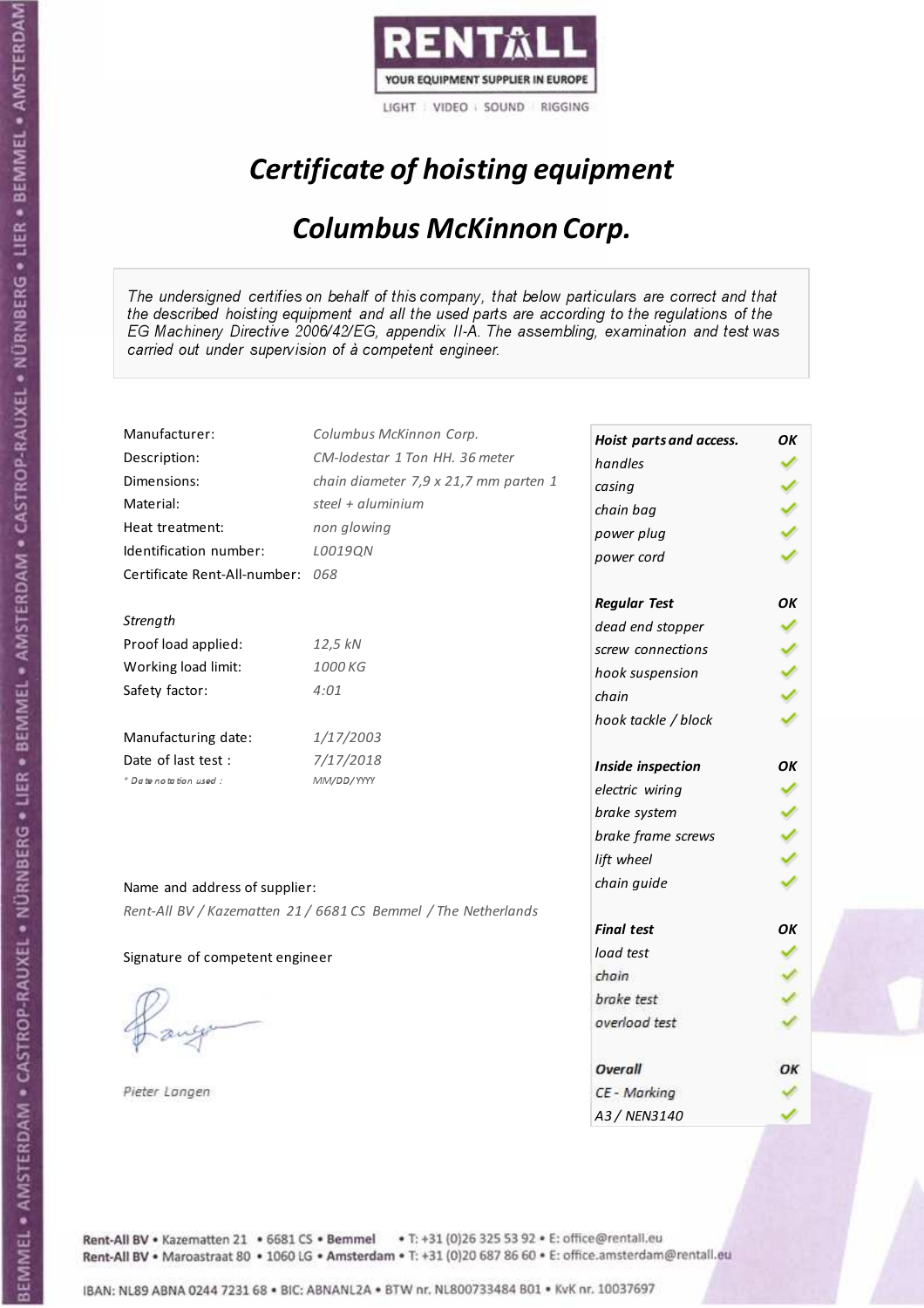RENTALL

YOUR EQUIPMENT SUPPLIER IN EUROPE

LIGHT | VIDEO | SOUND | RIGGING

# *Certificate of hoisting equipment*

## *Columbus McKinnon Corp.*

*The undersigned certifies on behalf of this company, that below particulars are correct and that the described hoisting equipment and all the used parts are according to the regulations of the EG Machinery Directive 2006/42/EG, appendix II-A. The assembling, examination and test was carried out under supervision of à competent engineer.*

| | |
|---|---|
| Manufacturer: | *Columbus McKinnon Corp.* |
| Description: | *CM-lodestar 1 Ton HH. 36 meter* |
| Dimensions: | *chain diameter 7,9 x 21,7 mm parten 1* |
| Material: | *steel + aluminium* |
| Heat treatment: | *non glowing* |
| Identification number: | *L0019QN* |
| Certificate Rent-All-number: | *068* |

*Strength*

| | |
|---|---|
| Proof load applied: | *12,5 kN* |
| Working load limit: | *1000 KG* |
| Safety factor: | *4:01* |

| | |
|---|---|
| Manufacturing date: | *1/17/2003* |
| Date of last test : | *7/17/2018* |
| *\* Date notation used :* | *MM/DD/YYYY* |

Name and address of supplier:

*Rent-All BV / Kazematten 21 / 6681 CS Bemmel / The Netherlands*

Signature of competent engineer

*Pieter Langen*

| ***Hoist parts and access.*** | ***OK*** |
|---|---|
| *handles* | ✓ |
| *casing* | ✓ |
| *chain bag* | ✓ |
| *power plug* | ✓ |
| *power cord* | ✓ |
| ***Regular Test*** | ***OK*** |
| *dead end stopper* | ✓ |
| *screw connections* | ✓ |
| *hook suspension* | ✓ |
| *chain* | ✓ |
| *hook tackle / block* | ✓ |
| ***Inside inspection*** | ***OK*** |
| *electric wiring* | ✓ |
| *brake system* | ✓ |
| *brake frame screws* | ✓ |
| *lift wheel* | ✓ |
| *chain guide* | ✓ |
| ***Final test*** | ***OK*** |
| *load test* | ✓ |
| *chain* | ✓ |
| *brake test* | ✓ |
| *overload test* | ✓ |
| ***Overall*** | ***OK*** |
| *CE - Marking* | ✓ |
| *A3 / NEN3140* | ✓ |

Rent-All BV • Kazematten 21 • 6681 CS • **Bemmel** • T: +31 (0)26 325 53 92 • E: office@rentall.eu
Rent-All BV • Maroastraat 80 • 1060 LG • **Amsterdam** • T: +31 (0)20 687 86 60 • E: office.amsterdam@rentall.eu

IBAN: NL89 ABNA 0244 7231 68 • BIC: ABNANL2A • BTW nr. NL800733484 B01 • KvK nr. 10037697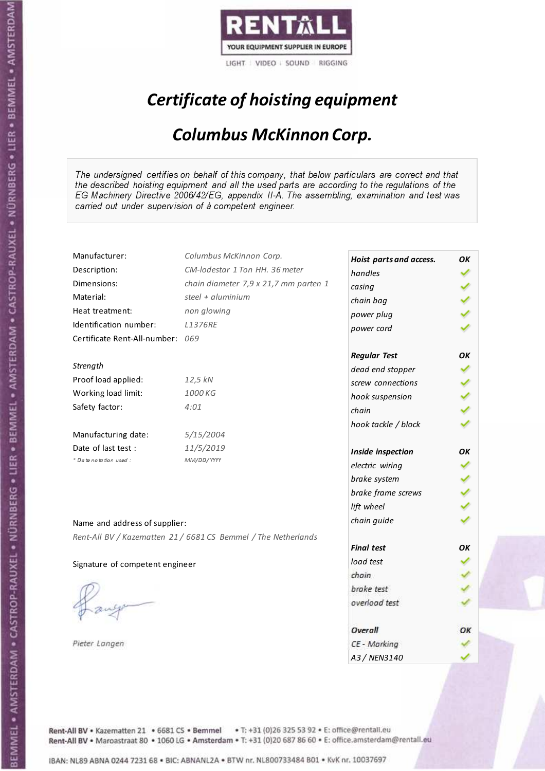RENTALL
YOUR EQUIPMENT SUPPLIER IN EUROPE
LIGHT | VIDEO | SOUND | RIGGING

# *Certificate of hoisting equipment*

## *Columbus McKinnon Corp.*

*The undersigned certifies on behalf of this company, that below particulars are correct and that the described hoisting equipment and all the used parts are according to the regulations of the EG Machinery Directive 2006/42/EG, appendix II-A. The assembling, examination and test was carried out under supervision of à competent engineer.*

| | |
|---|---|
| Manufacturer: | *Columbus McKinnon Corp.* |
| Description: | *CM-lodestar 1 Ton HH. 36 meter* |
| Dimensions: | *chain diameter 7,9 x 21,7 mm parten 1* |
| Material: | *steel + aluminium* |
| Heat treatment: | *non glowing* |
| Identification number: | *L1376RE* |
| Certificate Rent-All-number: | *069* |

*Strength*

| | |
|---|---|
| Proof load applied: | *12,5 kN* |
| Working load limit: | *1000 KG* |
| Safety factor: | *4:01* |

| | |
|---|---|
| Manufacturing date: | *5/15/2004* |
| Date of last test : | *11/5/2019* |
| *\* Date notation used :* | *MM/DD/YYYY* |

| | |
|---|---|
| ***Hoist parts and access.*** | ***OK*** |
| *handles* | ✓ |
| *casing* | ✓ |
| *chain bag* | ✓ |
| *power plug* | ✓ |
| *power cord* | ✓ |
| ***Regular Test*** | ***OK*** |
| *dead end stopper* | ✓ |
| *screw connections* | ✓ |
| *hook suspension* | ✓ |
| *chain* | ✓ |
| *hook tackle / block* | ✓ |
| ***Inside inspection*** | ***OK*** |
| *electric wiring* | ✓ |
| *brake system* | ✓ |
| *brake frame screws* | ✓ |
| *lift wheel* | ✓ |
| *chain guide* | ✓ |
| ***Final test*** | ***OK*** |
| *load test* | ✓ |
| *chain* | ✓ |
| *brake test* | ✓ |
| *overload test* | ✓ |
| ***Overall*** | ***OK*** |
| *CE - Marking* | ✓ |
| *A3 / NEN3140* | ✓ |

Name and address of supplier:

*Rent-All BV / Kazematten 21 / 6681 CS Bemmel / The Netherlands*

Signature of competent engineer

*Pieter Langen*

Rent-All BV • Kazematten 21 • 6681 CS • Bemmel • T: +31 (0)26 325 53 92 • E: office@rentall.eu
Rent-All BV • Maroastraat 80 • 1060 LG • Amsterdam • T: +31 (0)20 687 86 60 • E: office.amsterdam@rentall.eu

IBAN: NL89 ABNA 0244 7231 68 • BIC: ABNANL2A • BTW nr. NL800733484 B01 • KvK nr. 10037697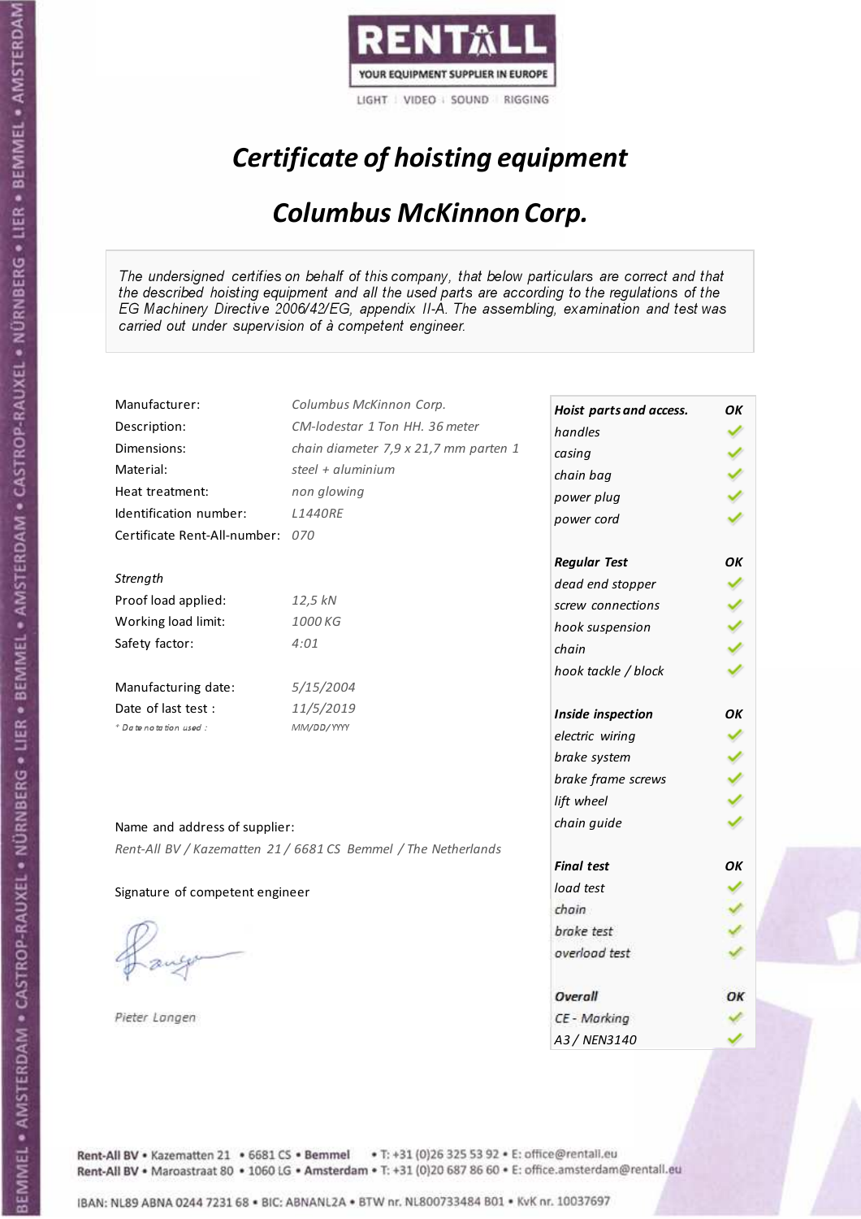RENTALL
YOUR EQUIPMENT SUPPLIER IN EUROPE
LIGHT | VIDEO | SOUND | RIGGING

# *Certificate of hoisting equipment*

## *Columbus McKinnon Corp.*

*The undersigned certifies on behalf of this company, that below particulars are correct and that the described hoisting equipment and all the used parts are according to the regulations of the EG Machinery Directive 2006/42/EG, appendix II-A. The assembling, examination and test was carried out under supervision of à competent engineer.*

| | |
|---|---|
| Manufacturer: | *Columbus McKinnon Corp.* |
| Description: | *CM-lodestar 1 Ton HH. 36 meter* |
| Dimensions: | *chain diameter 7,9 x 21,7 mm parten 1* |
| Material: | *steel + aluminium* |
| Heat treatment: | *non glowing* |
| Identification number: | *L1440RE* |
| Certificate Rent-All-number: | *070* |

*Strength*

| | |
|---|---|
| Proof load applied: | *12,5 kN* |
| Working load limit: | *1000 KG* |
| Safety factor: | *4:01* |

| | |
|---|---|
| Manufacturing date: | *5/15/2004* |
| Date of last test : | *11/5/2019* |
| *\* Date notation used :* | *MM/DD/YYYY* |

| | |
|---|---|
| ***Hoist parts and access.*** | ***OK*** |
| *handles* | ✓ |
| *casing* | ✓ |
| *chain bag* | ✓ |
| *power plug* | ✓ |
| *power cord* | ✓ |
| ***Regular Test*** | ***OK*** |
| *dead end stopper* | ✓ |
| *screw connections* | ✓ |
| *hook suspension* | ✓ |
| *chain* | ✓ |
| *hook tackle / block* | ✓ |
| ***Inside inspection*** | ***OK*** |
| *electric wiring* | ✓ |
| *brake system* | ✓ |
| *brake frame screws* | ✓ |
| *lift wheel* | ✓ |
| *chain guide* | ✓ |
| ***Final test*** | ***OK*** |
| *load test* | ✓ |
| *chain* | ✓ |
| *brake test* | ✓ |
| *overload test* | ✓ |
| ***Overall*** | ***OK*** |
| *CE - Marking* | ✓ |
| *A3 / NEN3140* | ✓ |

Name and address of supplier:

*Rent-All BV / Kazematten 21 / 6681 CS Bemmel / The Netherlands*

Signature of competent engineer

*Pieter Langen*

Rent-All BV • Kazematten 21 • 6681 CS • **Bemmel** • T: +31 (0)26 325 53 92 • E: office@rentall.eu
Rent-All BV • Maroastraat 80 • 1060 LG • **Amsterdam** • T: +31 (0)20 687 86 60 • E: office.amsterdam@rentall.eu

IBAN: NL89 ABNA 0244 7231 68 • BIC: ABNANL2A • BTW nr. NL800733484 B01 • KvK nr. 10037697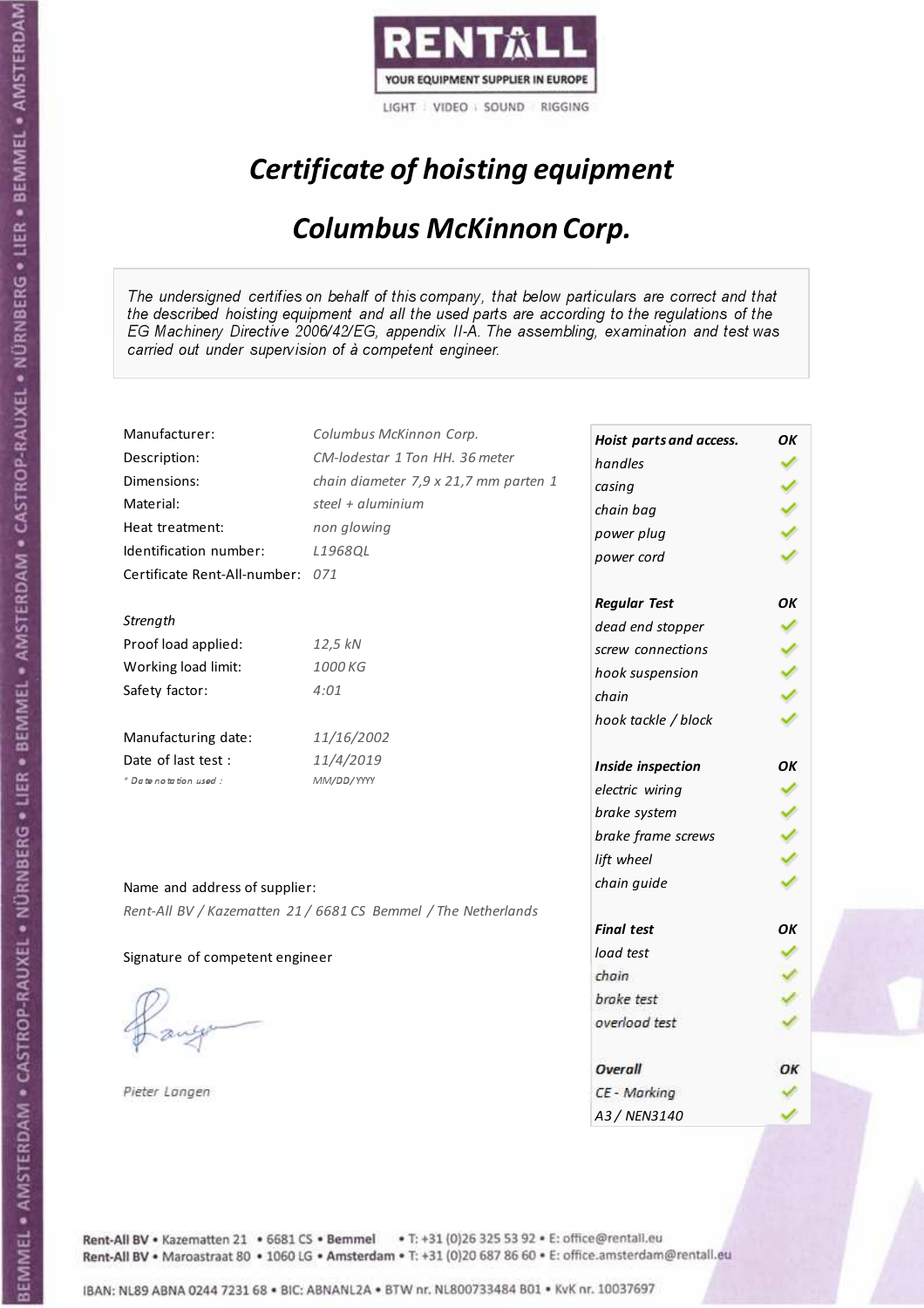RENTALL
YOUR EQUIPMENT SUPPLIER IN EUROPE
LIGHT | VIDEO | SOUND | RIGGING

# *Certificate of hoisting equipment*

## *Columbus McKinnon Corp.*

*The undersigned certifies on behalf of this company, that below particulars are correct and that the described hoisting equipment and all the used parts are according to the regulations of the EG Machinery Directive 2006/42/EG, appendix II-A. The assembling, examination and test was carried out under supervision of à competent engineer.*

| | |
|---|---|
| Manufacturer: | *Columbus McKinnon Corp.* |
| Description: | *CM-lodestar 1 Ton HH. 36 meter* |
| Dimensions: | *chain diameter 7,9 x 21,7 mm parten 1* |
| Material: | *steel + aluminium* |
| Heat treatment: | *non glowing* |
| Identification number: | *L1968QL* |
| Certificate Rent-All-number: | *071* |

*Strength*

| | |
|---|---|
| Proof load applied: | *12,5 kN* |
| Working load limit: | *1000 KG* |
| Safety factor: | *4:01* |

| | |
|---|---|
| Manufacturing date: | *11/16/2002* |
| Date of last test : | *11/4/2019* |
| *\* Date notation used :* | *MM/DD/YYYY* |

Name and address of supplier:

*Rent-All BV / Kazematten 21 / 6681 CS Bemmel / The Netherlands*

Signature of competent engineer

*Pieter Langen*

| ***Hoist parts and access.*** | ***OK*** |
|---|---|
| *handles* | ✓ |
| *casing* | ✓ |
| *chain bag* | ✓ |
| *power plug* | ✓ |
| *power cord* | ✓ |
| ***Regular Test*** | ***OK*** |
| *dead end stopper* | ✓ |
| *screw connections* | ✓ |
| *hook suspension* | ✓ |
| *chain* | ✓ |
| *hook tackle / block* | ✓ |
| ***Inside inspection*** | ***OK*** |
| *electric wiring* | ✓ |
| *brake system* | ✓ |
| *brake frame screws* | ✓ |
| *lift wheel* | ✓ |
| *chain guide* | ✓ |
| ***Final test*** | ***OK*** |
| *load test* | ✓ |
| *chain* | ✓ |
| *brake test* | ✓ |
| *overload test* | ✓ |
| ***Overall*** | ***OK*** |
| *CE - Marking* | ✓ |
| *A3 / NEN3140* | ✓ |

Rent-All BV • Kazematten 21 • 6681 CS • Bemmel • T: +31 (0)26 325 53 92 • E: office@rentall.eu
Rent-All BV • Maroastraat 80 • 1060 LG • Amsterdam • T: +31 (0)20 687 86 60 • E: office.amsterdam@rentall.eu

IBAN: NL89 ABNA 0244 7231 68 • BIC: ABNANL2A • BTW nr. NL800733484 B01 • KvK nr. 10037697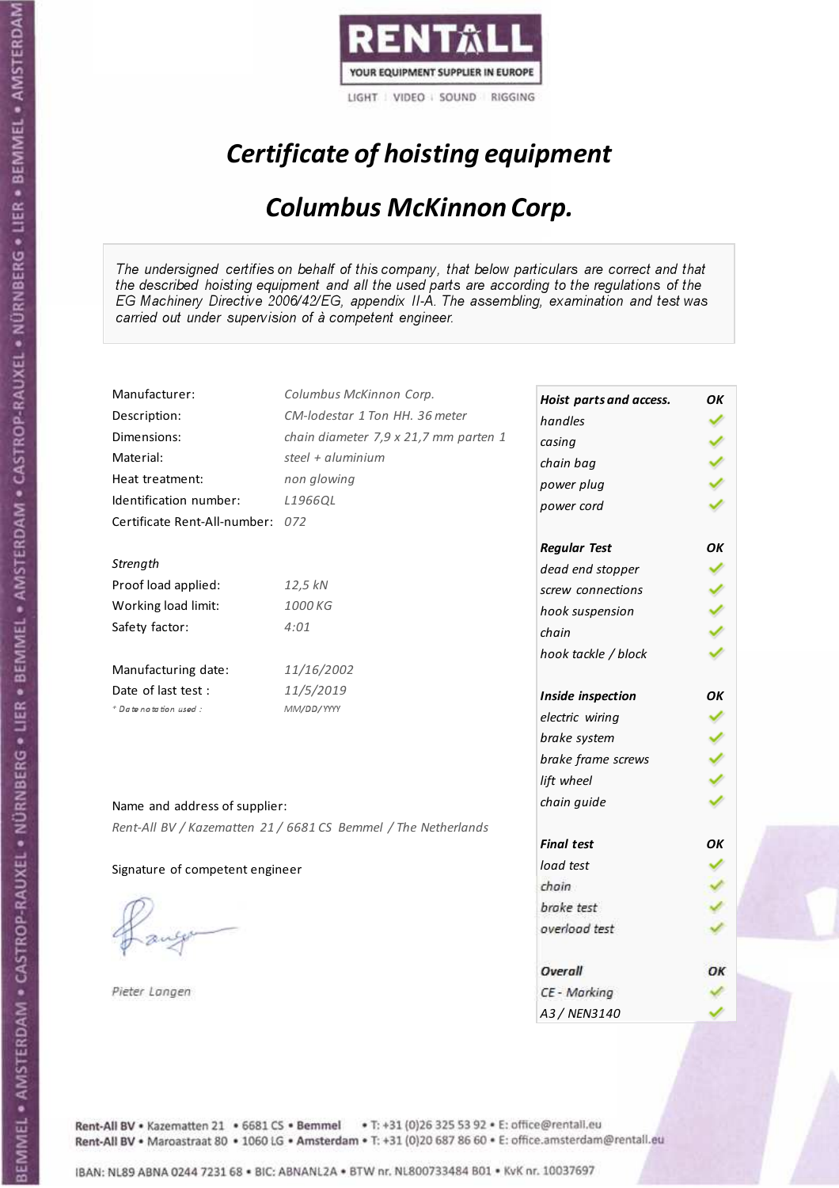RENTALL
YOUR EQUIPMENT SUPPLIER IN EUROPE
LIGHT | VIDEO | SOUND | RIGGING

# *Certificate of hoisting equipment*

## *Columbus McKinnon Corp.*

*The undersigned certifies on behalf of this company, that below particulars are correct and that the described hoisting equipment and all the used parts are according to the regulations of the EG Machinery Directive 2006/42/EG, appendix II-A. The assembling, examination and test was carried out under supervision of à competent engineer.*

| | |
|---|---|
| Manufacturer: | *Columbus McKinnon Corp.* |
| Description: | *CM-lodestar 1 Ton HH. 36 meter* |
| Dimensions: | *chain diameter 7,9 x 21,7 mm parten 1* |
| Material: | *steel + aluminium* |
| Heat treatment: | *non glowing* |
| Identification number: | *L1966QL* |
| Certificate Rent-All-number: | *072* |
| *Strength* | |
| Proof load applied: | *12,5 kN* |
| Working load limit: | *1000 KG* |
| Safety factor: | *4:01* |
| Manufacturing date: | *11/16/2002* |
| Date of last test : | *11/5/2019* |
| * *Date notation used :* | *MM/DD/YYYY* |

| ***Hoist parts and access.*** | ***OK*** |
|---|---|
| *handles* | ✓ |
| *casing* | ✓ |
| *chain bag* | ✓ |
| *power plug* | ✓ |
| *power cord* | ✓ |
| ***Regular Test*** | ***OK*** |
| *dead end stopper* | ✓ |
| *screw connections* | ✓ |
| *hook suspension* | ✓ |
| *chain* | ✓ |
| *hook tackle / block* | ✓ |
| ***Inside inspection*** | ***OK*** |
| *electric wiring* | ✓ |
| *brake system* | ✓ |
| *brake frame screws* | ✓ |
| *lift wheel* | ✓ |
| *chain guide* | ✓ |
| ***Final test*** | ***OK*** |
| *load test* | ✓ |
| *chain* | ✓ |
| *brake test* | ✓ |
| *overload test* | ✓ |
| ***Overall*** | ***OK*** |
| *CE - Marking* | ✓ |
| *A3 / NEN3140* | ✓ |

Name and address of supplier:

*Rent-All BV / Kazematten 21 / 6681 CS Bemmel / The Netherlands*

Signature of competent engineer

*Pieter Langen*

Rent-All BV • Kazematten 21 • 6681 CS • **Bemmel** • T: +31 (0)26 325 53 92 • E: office@rentall.eu
Rent-All BV • Maroastraat 80 • 1060 LG • **Amsterdam** • T: +31 (0)20 687 86 60 • E: office.amsterdam@rentall.eu

IBAN: NL89 ABNA 0244 7231 68 • BIC: ABNANL2A • BTW nr. NL800733484 B01 • KvK nr. 10037697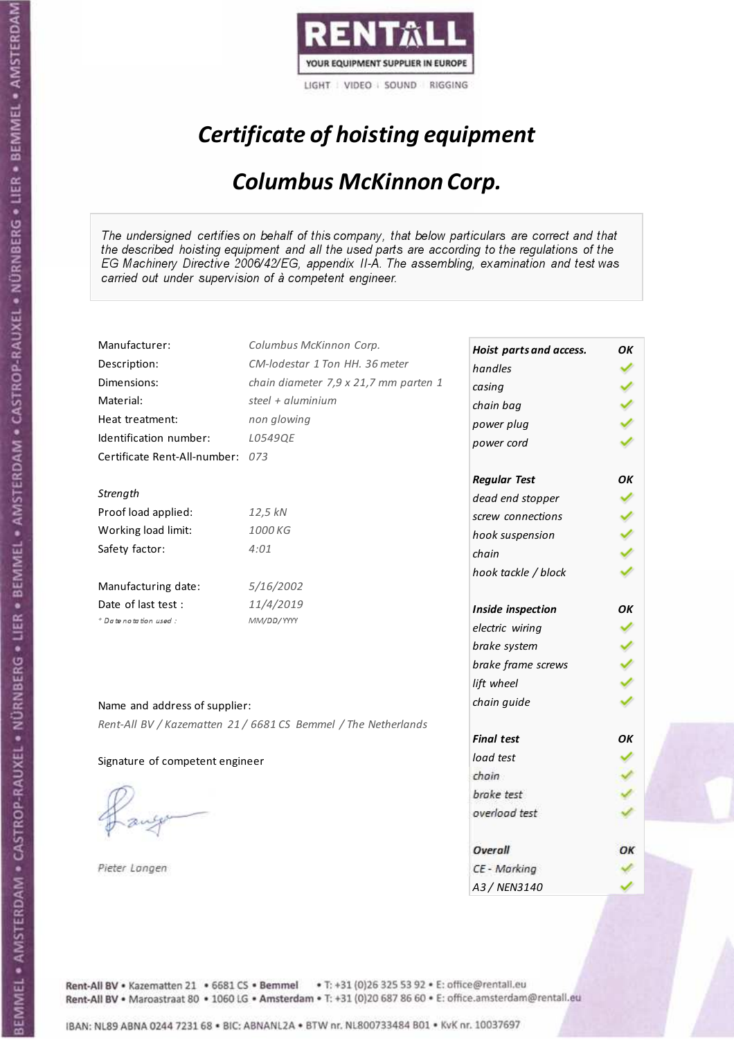RENTALL

YOUR EQUIPMENT SUPPLIER IN EUROPE

LIGHT | VIDEO | SOUND | RIGGING

# *Certificate of hoisting equipment*

## *Columbus McKinnon Corp.*

*The undersigned certifies on behalf of this company, that below particulars are correct and that the described hoisting equipment and all the used parts are according to the regulations of the EG Machinery Directive 2006/42/EG, appendix II-A. The assembling, examination and test was carried out under supervision of à competent engineer.*

| | |
|---|---|
| Manufacturer: | *Columbus McKinnon Corp.* |
| Description: | *CM-lodestar 1 Ton HH. 36 meter* |
| Dimensions: | *chain diameter 7,9 x 21,7 mm parten 1* |
| Material: | *steel + aluminium* |
| Heat treatment: | *non glowing* |
| Identification number: | *L0549QE* |
| Certificate Rent-All-number: | *073* |

*Strength*

| | |
|---|---|
| Proof load applied: | *12,5 kN* |
| Working load limit: | *1000 KG* |
| Safety factor: | *4:01* |

| | |
|---|---|
| Manufacturing date: | *5/16/2002* |
| Date of last test : | *11/4/2019* |
| *\* Date notation used :* | *MM/DD/YYYY* |

| **Hoist parts and access.** | **OK** |
|---|---|
| *handles* | ✓ |
| *casing* | ✓ |
| *chain bag* | ✓ |
| *power plug* | ✓ |
| *power cord* | ✓ |
| **Regular Test** | **OK** |
| *dead end stopper* | ✓ |
| *screw connections* | ✓ |
| *hook suspension* | ✓ |
| *chain* | ✓ |
| *hook tackle / block* | ✓ |
| **Inside inspection** | **OK** |
| *electric wiring* | ✓ |
| *brake system* | ✓ |
| *brake frame screws* | ✓ |
| *lift wheel* | ✓ |
| *chain guide* | ✓ |
| **Final test** | **OK** |
| *load test* | ✓ |
| *chain* | ✓ |
| *brake test* | ✓ |
| *overload test* | ✓ |
| **Overall** | **OK** |
| *CE - Marking* | ✓ |
| *A3 / NEN3140* | ✓ |

Name and address of supplier:

*Rent-All BV / Kazematten 21 / 6681 CS Bemmel / The Netherlands*

Signature of competent engineer

*Pieter Langen*

Rent-All BV • Kazematten 21 • 6681 CS • Bemmel • T: +31 (0)26 325 53 92 • E: office@rentall.eu
Rent-All BV • Maroastraat 80 • 1060 LG • Amsterdam • T: +31 (0)20 687 86 60 • E: office.amsterdam@rentall.eu

IBAN: NL89 ABNA 0244 7231 68 • BIC: ABNANL2A • BTW nr. NL800733484 B01 • KvK nr. 10037697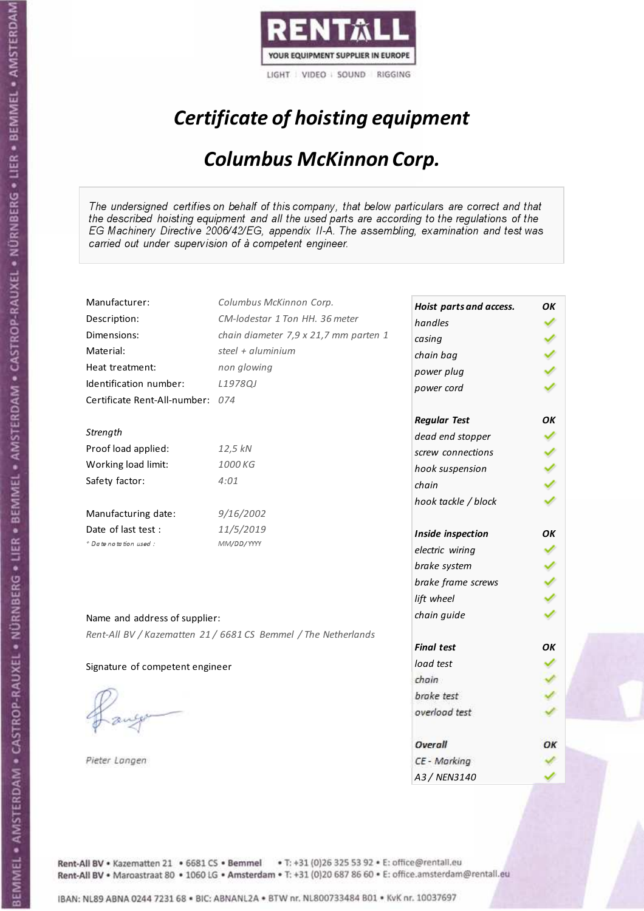RENTALL
YOUR EQUIPMENT SUPPLIER IN EUROPE
LIGHT | VIDEO | SOUND | RIGGING

# *Certificate of hoisting equipment*

## *Columbus McKinnon Corp.*

*The undersigned certifies on behalf of this company, that below particulars are correct and that the described hoisting equipment and all the used parts are according to the regulations of the EG Machinery Directive 2006/42/EG, appendix II-A. The assembling, examination and test was carried out under supervision of à competent engineer.*

| | |
|---|---|
| Manufacturer: | *Columbus McKinnon Corp.* |
| Description: | *CM-lodestar 1 Ton HH. 36 meter* |
| Dimensions: | *chain diameter 7,9 x 21,7 mm parten 1* |
| Material: | *steel + aluminium* |
| Heat treatment: | *non glowing* |
| Identification number: | *L1978QJ* |
| Certificate Rent-All-number: | *074* |

*Strength*

| | |
|---|---|
| Proof load applied: | *12,5 kN* |
| Working load limit: | *1000 KG* |
| Safety factor: | *4:01* |

| | |
|---|---|
| Manufacturing date: | *9/16/2002* |
| Date of last test : | *11/5/2019* |
| * Date notation used : | *MM/DD/YYYY* |

| Hoist parts and access. | OK |
|---|---|
| handles | ✓ |
| casing | ✓ |
| chain bag | ✓ |
| power plug | ✓ |
| power cord | ✓ |
| **Regular Test** | **OK** |
| dead end stopper | ✓ |
| screw connections | ✓ |
| hook suspension | ✓ |
| chain | ✓ |
| hook tackle / block | ✓ |
| **Inside inspection** | **OK** |
| electric wiring | ✓ |
| brake system | ✓ |
| brake frame screws | ✓ |
| lift wheel | ✓ |
| chain guide | ✓ |
| **Final test** | **OK** |
| load test | ✓ |
| chain | ✓ |
| brake test | ✓ |
| overload test | ✓ |
| **Overall** | **OK** |
| CE - Marking | ✓ |
| A3 / NEN3140 | ✓ |

Name and address of supplier:

*Rent-All BV / Kazematten 21 / 6681 CS Bemmel / The Netherlands*

Signature of competent engineer

*Pieter Langen*

Rent-All BV • Kazematten 21 • 6681 CS • Bemmel • T: +31 (0)26 325 53 92 • E: office@rentall.eu
Rent-All BV • Maroastraat 80 • 1060 LG • Amsterdam • T: +31 (0)20 687 86 60 • E: office.amsterdam@rentall.eu

IBAN: NL89 ABNA 0244 7231 68 • BIC: ABNANL2A • BTW nr. NL800733484 B01 • KvK nr. 10037697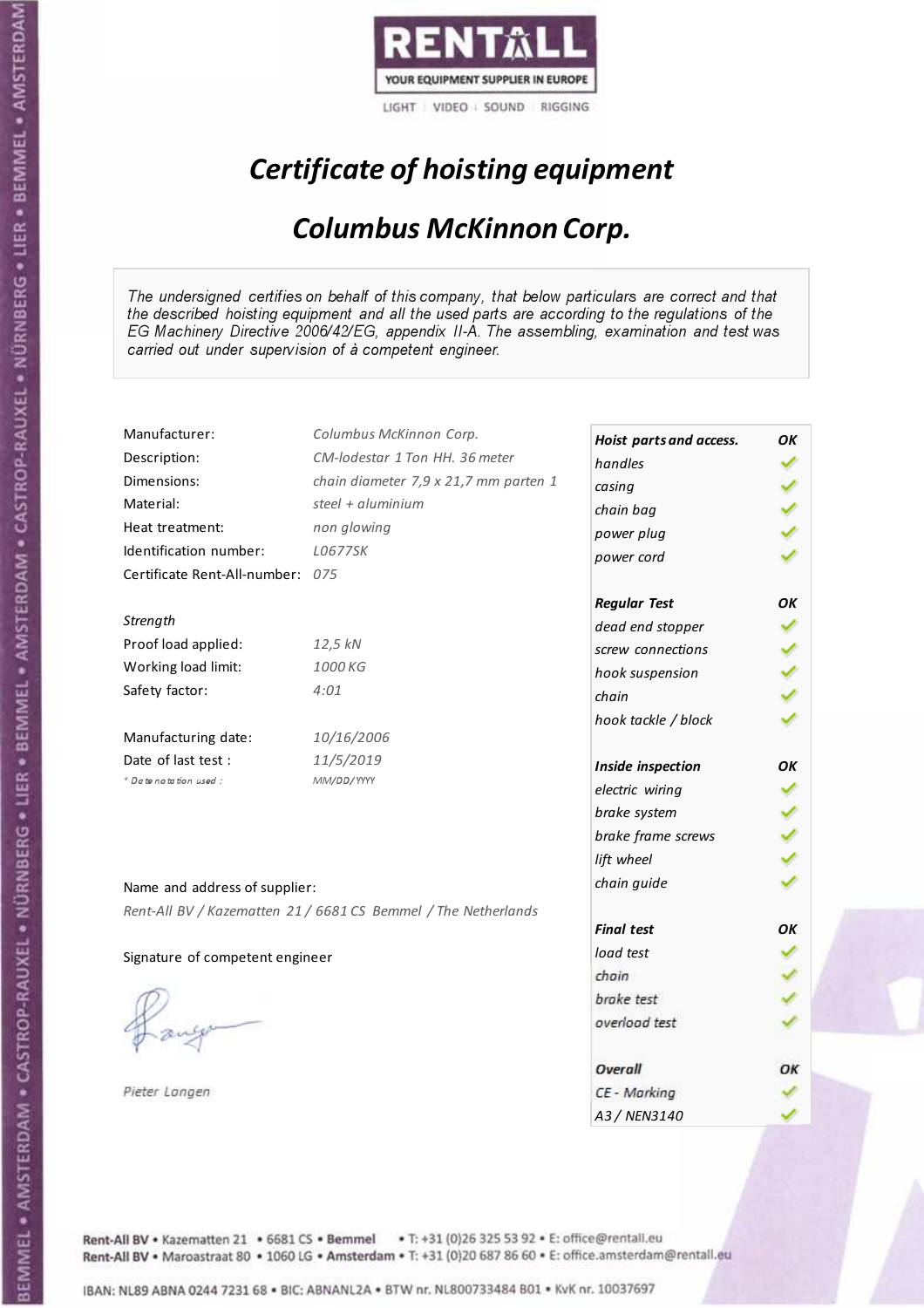RENTALL
YOUR EQUIPMENT SUPPLIER IN EUROPE
LIGHT | VIDEO | SOUND | RIGGING

# *Certificate of hoisting equipment*

## *Columbus McKinnon Corp.*

*The undersigned certifies on behalf of this company, that below particulars are correct and that the described hoisting equipment and all the used parts are according to the regulations of the EG Machinery Directive 2006/42/EG, appendix II-A. The assembling, examination and test was carried out under supervision of à competent engineer.*

| | |
|---|---|
| Manufacturer: | *Columbus McKinnon Corp.* |
| Description: | *CM-lodestar 1 Ton HH. 36 meter* |
| Dimensions: | *chain diameter 7,9 x 21,7 mm parten 1* |
| Material: | *steel + aluminium* |
| Heat treatment: | *non glowing* |
| Identification number: | *L0677SK* |
| Certificate Rent-All-number: | *075* |

*Strength*

| | |
|---|---|
| Proof load applied: | *12,5 kN* |
| Working load limit: | *1000 KG* |
| Safety factor: | *4:01* |

| | |
|---|---|
| Manufacturing date: | *10/16/2006* |
| Date of last test : | *11/5/2019* |
| *\* Date notation used :* | *MM/DD/YYYY* |

| ***Hoist parts and access.*** | ***OK*** |
|---|---|
| *handles* | ✓ |
| *casing* | ✓ |
| *chain bag* | ✓ |
| *power plug* | ✓ |
| *power cord* | ✓ |
| ***Regular Test*** | ***OK*** |
| *dead end stopper* | ✓ |
| *screw connections* | ✓ |
| *hook suspension* | ✓ |
| *chain* | ✓ |
| *hook tackle / block* | ✓ |
| ***Inside inspection*** | ***OK*** |
| *electric wiring* | ✓ |
| *brake system* | ✓ |
| *brake frame screws* | ✓ |
| *lift wheel* | ✓ |
| *chain guide* | ✓ |
| ***Final test*** | ***OK*** |
| *load test* | ✓ |
| *chain* | ✓ |
| *brake test* | ✓ |
| *overload test* | ✓ |
| ***Overall*** | ***OK*** |
| *CE - Marking* | ✓ |
| *A3 / NEN3140* | ✓ |

Name and address of supplier:

*Rent-All BV / Kazematten 21 / 6681 CS Bemmel / The Netherlands*

Signature of competent engineer

*Pieter Langen*

Rent-All BV • Kazematten 21 • 6681 CS • Bemmel • T: +31 (0)26 325 53 92 • E: office@rentall.eu
Rent-All BV • Maroastraat 80 • 1060 LG • Amsterdam • T: +31 (0)20 687 86 60 • E: office.amsterdam@rentall.eu

IBAN: NL89 ABNA 0244 7231 68 • BIC: ABNANL2A • BTW nr. NL800733484 B01 • KvK nr. 10037697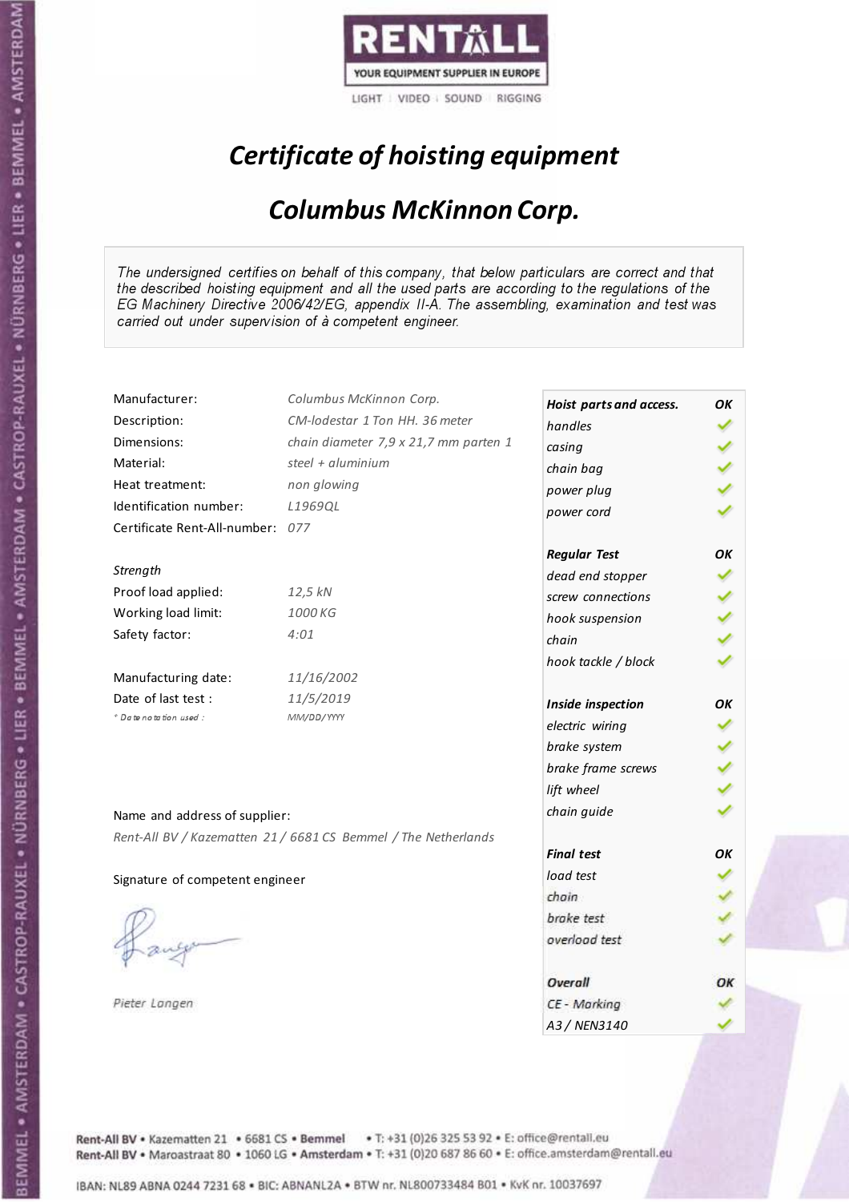RENTALL

YOUR EQUIPMENT SUPPLIER IN EUROPE

LIGHT | VIDEO | SOUND | RIGGING

# *Certificate of hoisting equipment*

## *Columbus McKinnon Corp.*

*The undersigned certifies on behalf of this company, that below particulars are correct and that the described hoisting equipment and all the used parts are according to the regulations of the EG Machinery Directive 2006/42/EG, appendix II-A. The assembling, examination and test was carried out under supervision of à competent engineer.*

| | |
|---|---|
| Manufacturer: | *Columbus McKinnon Corp.* |
| Description: | *CM-lodestar 1 Ton HH. 36 meter* |
| Dimensions: | *chain diameter 7,9 x 21,7 mm parten 1* |
| Material: | *steel + aluminium* |
| Heat treatment: | *non glowing* |
| Identification number: | *L1969QL* |
| Certificate Rent-All-number: | *077* |

*Strength*

| | |
|---|---|
| Proof load applied: | *12,5 kN* |
| Working load limit: | *1000 KG* |
| Safety factor: | *4:01* |

| | |
|---|---|
| Manufacturing date: | *11/16/2002* |
| Date of last test : | *11/5/2019* |
| * Date notation used : | *MM/DD/YYYY* |

| ***Hoist parts and access.*** | ***OK*** |
|---|---|
| *handles* | ✓ |
| *casing* | ✓ |
| *chain bag* | ✓ |
| *power plug* | ✓ |
| *power cord* | ✓ |
| ***Regular Test*** | ***OK*** |
| *dead end stopper* | ✓ |
| *screw connections* | ✓ |
| *hook suspension* | ✓ |
| *chain* | ✓ |
| *hook tackle / block* | ✓ |
| ***Inside inspection*** | ***OK*** |
| *electric wiring* | ✓ |
| *brake system* | ✓ |
| *brake frame screws* | ✓ |
| *lift wheel* | ✓ |
| *chain guide* | ✓ |
| ***Final test*** | ***OK*** |
| *load test* | ✓ |
| *chain* | ✓ |
| *brake test* | ✓ |
| *overload test* | ✓ |
| ***Overall*** | ***OK*** |
| *CE - Marking* | ✓ |
| *A3 / NEN3140* | ✓ |

Name and address of supplier:

*Rent-All BV / Kazematten 21 / 6681 CS Bemmel / The Netherlands*

Signature of competent engineer

*Pieter Langen*

Rent-All BV • Kazematten 21 • 6681 CS • **Bemmel** • T: +31 (0)26 325 53 92 • E: office@rentall.eu
Rent-All BV • Maroastraat 80 • 1060 LG • **Amsterdam** • T: +31 (0)20 687 86 60 • E: office.amsterdam@rentall.eu

IBAN: NL89 ABNA 0244 7231 68 • BIC: ABNANL2A • BTW nr. NL800733484 B01 • KvK nr. 10037697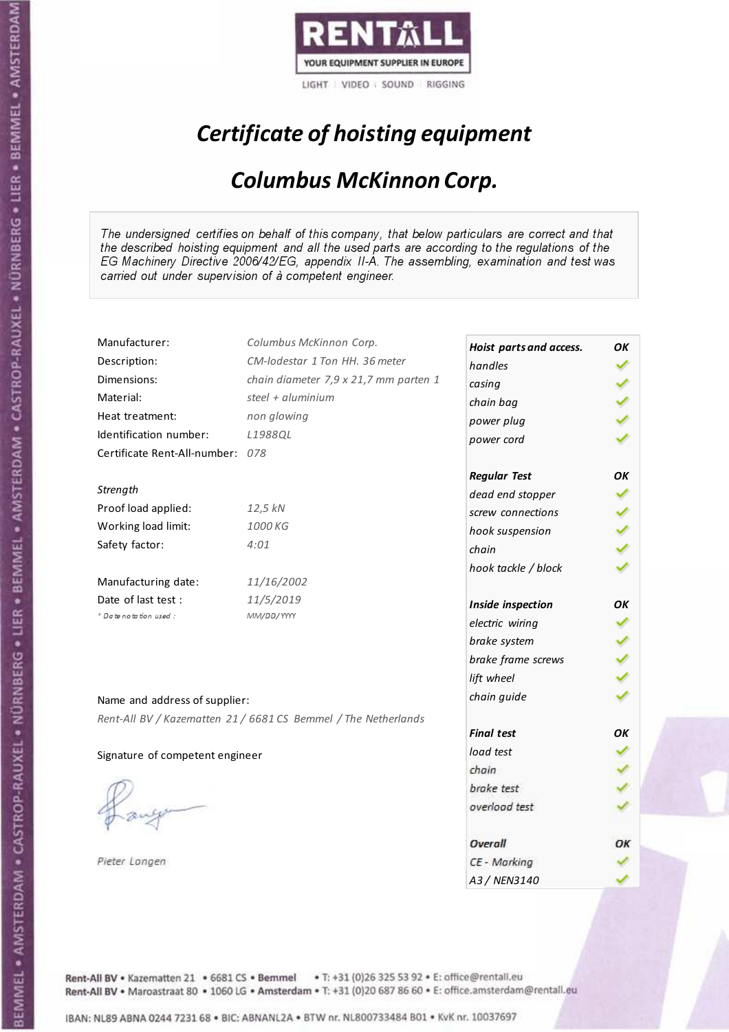RENTALL
YOUR EQUIPMENT SUPPLIER IN EUROPE
LIGHT | VIDEO | SOUND | RIGGING

# *Certificate of hoisting equipment*

## *Columbus McKinnon Corp.*

*The undersigned certifies on behalf of this company, that below particulars are correct and that the described hoisting equipment and all the used parts are according to the regulations of the EG Machinery Directive 2006/42/EG, appendix II-A. The assembling, examination and test was carried out under supervision of à competent engineer.*

| | |
|---|---|
| Manufacturer: | *Columbus McKinnon Corp.* |
| Description: | *CM-lodestar 1 Ton HH. 36 meter* |
| Dimensions: | *chain diameter 7,9 x 21,7 mm parten 1* |
| Material: | *steel + aluminium* |
| Heat treatment: | *non glowing* |
| Identification number: | *L1988QL* |
| Certificate Rent-All-number: | *078* |

*Strength*

| | |
|---|---|
| Proof load applied: | *12,5 kN* |
| Working load limit: | *1000 KG* |
| Safety factor: | *4:01* |

| | |
|---|---|
| Manufacturing date: | *11/16/2002* |
| Date of last test : | *11/5/2019* |
| * Date notation used : | *MM/DD/YYYY* |

Name and address of supplier:
*Rent-All BV / Kazematten 21 / 6681 CS Bemmel / The Netherlands*

Signature of competent engineer

*Pieter Langen*

| ***Hoist parts and access.*** | ***OK*** |
|---|---|
| *handles* | ✓ |
| *casing* | ✓ |
| *chain bag* | ✓ |
| *power plug* | ✓ |
| *power cord* | ✓ |
| ***Regular Test*** | ***OK*** |
| *dead end stopper* | ✓ |
| *screw connections* | ✓ |
| *hook suspension* | ✓ |
| *chain* | ✓ |
| *hook tackle / block* | ✓ |
| ***Inside inspection*** | ***OK*** |
| *electric wiring* | ✓ |
| *brake system* | ✓ |
| *brake frame screws* | ✓ |
| *lift wheel* | ✓ |
| *chain guide* | ✓ |
| ***Final test*** | ***OK*** |
| *load test* | ✓ |
| *chain* | ✓ |
| *brake test* | ✓ |
| *overload test* | ✓ |
| ***Overall*** | ***OK*** |
| *CE - Marking* | ✓ |
| *A3 / NEN3140* | ✓ |

Rent-All BV • Kazematten 21 • 6681 CS • Bemmel • T: +31 (0)26 325 53 92 • E: office@rentall.eu
Rent-All BV • Maroastraat 80 • 1060 LG • Amsterdam • T: +31 (0)20 687 86 60 • E: office.amsterdam@rentall.eu

IBAN: NL89 ABNA 0244 7231 68 • BIC: ABNANL2A • BTW nr. NL800733484 B01 • KvK nr. 10037697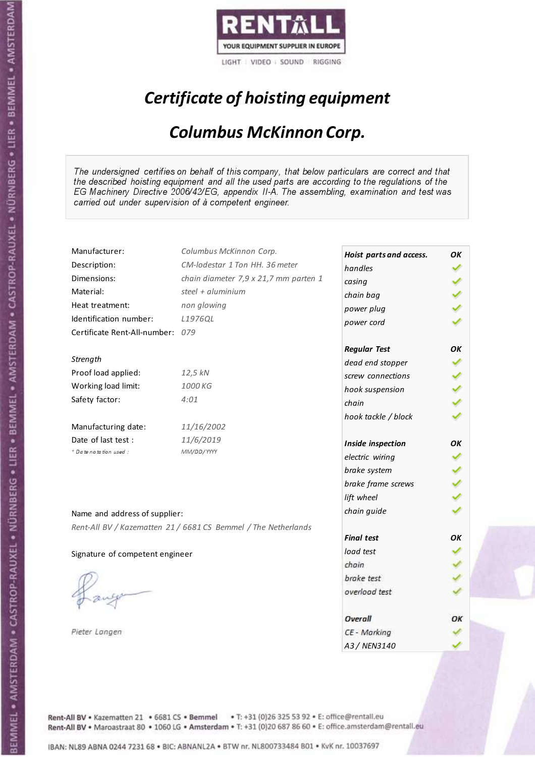RENTALL

YOUR EQUIPMENT SUPPLIER IN EUROPE

LIGHT | VIDEO | SOUND | RIGGING

# *Certificate of hoisting equipment*

## *Columbus McKinnon Corp.*

*The undersigned certifies on behalf of this company, that below particulars are correct and that the described hoisting equipment and all the used parts are according to the regulations of the EG Machinery Directive 2006/42/EG, appendix II-A. The assembling, examination and test was carried out under supervision of à competent engineer.*

| | |
|---|---|
| Manufacturer: | *Columbus McKinnon Corp.* |
| Description: | *CM-lodestar 1 Ton HH. 36 meter* |
| Dimensions: | *chain diameter 7,9 x 21,7 mm parten 1* |
| Material: | *steel + aluminium* |
| Heat treatment: | *non glowing* |
| Identification number: | *L1976QL* |
| Certificate Rent-All-number: | *079* |

*Strength*

| | |
|---|---|
| Proof load applied: | *12,5 kN* |
| Working load limit: | *1000 KG* |
| Safety factor: | *4:01* |

| | |
|---|---|
| Manufacturing date: | *11/16/2002* |
| Date of last test : | *11/6/2019* |
| *\* Date notation used :* | *MM/DD/YYYY* |

| | |
|---|---|
| ***Hoist parts and access.*** | ***OK*** |
| *handles* | ✓ |
| *casing* | ✓ |
| *chain bag* | ✓ |
| *power plug* | ✓ |
| *power cord* | ✓ |
| ***Regular Test*** | ***OK*** |
| *dead end stopper* | ✓ |
| *screw connections* | ✓ |
| *hook suspension* | ✓ |
| *chain* | ✓ |
| *hook tackle / block* | ✓ |
| ***Inside inspection*** | ***OK*** |
| *electric wiring* | ✓ |
| *brake system* | ✓ |
| *brake frame screws* | ✓ |
| *lift wheel* | ✓ |
| *chain guide* | ✓ |
| ***Final test*** | ***OK*** |
| *load test* | ✓ |
| *chain* | ✓ |
| *brake test* | ✓ |
| *overload test* | ✓ |
| ***Overall*** | ***OK*** |
| *CE - Marking* | ✓ |
| *A3 / NEN3140* | ✓ |

Name and address of supplier:

*Rent-All BV / Kazematten 21 / 6681 CS Bemmel / The Netherlands*

Signature of competent engineer

*Pieter Langen*

Rent-All BV • Kazematten 21 • 6681 CS • **Bemmel** • T: +31 (0)26 325 53 92 • E: office@rentall.eu
Rent-All BV • Maroastraat 80 • 1060 LG • **Amsterdam** • T: +31 (0)20 687 86 60 • E: office.amsterdam@rentall.eu

IBAN: NL89 ABNA 0244 7231 68 • BIC: ABNANL2A • BTW nr. NL800733484 B01 • KvK nr. 10037697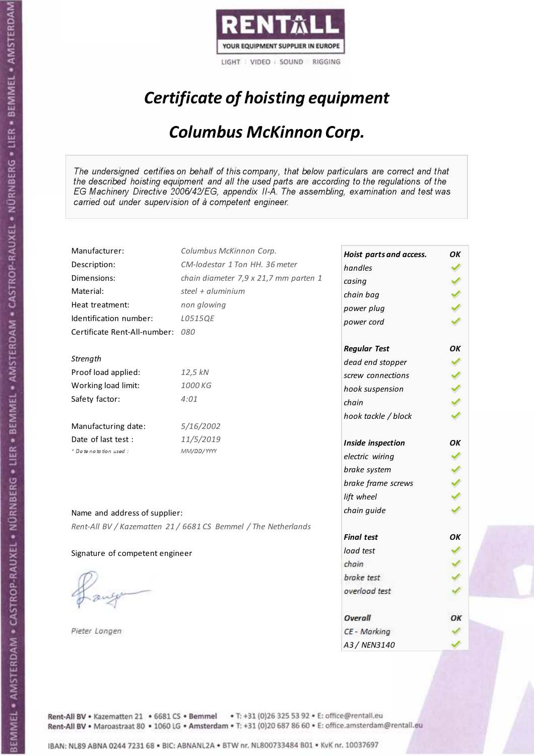RENTALL
YOUR EQUIPMENT SUPPLIER IN EUROPE
LIGHT | VIDEO | SOUND | RIGGING

# *Certificate of hoisting equipment*

## *Columbus McKinnon Corp.*

*The undersigned certifies on behalf of this company, that below particulars are correct and that the described hoisting equipment and all the used parts are according to the regulations of the EG Machinery Directive 2006/42/EG, appendix II-A. The assembling, examination and test was carried out under supervision of à competent engineer.*

| | |
|---|---|
| Manufacturer: | *Columbus McKinnon Corp.* |
| Description: | *CM-lodestar 1 Ton HH. 36 meter* |
| Dimensions: | *chain diameter 7,9 x 21,7 mm parten 1* |
| Material: | *steel + aluminium* |
| Heat treatment: | *non glowing* |
| Identification number: | *L0515QE* |
| Certificate Rent-All-number: | *080* |
| *Strength* | |
| Proof load applied: | *12,5 kN* |
| Working load limit: | *1000 KG* |
| Safety factor: | *4:01* |
| Manufacturing date: | *5/16/2002* |
| Date of last test : | *11/5/2019* |
| * *Date notation used :* | *MM/DD/YYYY* |

| *Hoist parts and access.* | *OK* |
|---|---|
| *handles* | ✓ |
| *casing* | ✓ |
| *chain bag* | ✓ |
| *power plug* | ✓ |
| *power cord* | ✓ |
| ***Regular Test*** | ***OK*** |
| *dead end stopper* | ✓ |
| *screw connections* | ✓ |
| *hook suspension* | ✓ |
| *chain* | ✓ |
| *hook tackle / block* | ✓ |
| ***Inside inspection*** | ***OK*** |
| *electric wiring* | ✓ |
| *brake system* | ✓ |
| *brake frame screws* | ✓ |
| *lift wheel* | ✓ |
| *chain guide* | ✓ |
| ***Final test*** | ***OK*** |
| *load test* | ✓ |
| *chain* | ✓ |
| *brake test* | ✓ |
| *overload test* | ✓ |
| ***Overall*** | ***OK*** |
| *CE - Marking* | ✓ |
| *A3 / NEN3140* | ✓ |

Name and address of supplier:

*Rent-All BV / Kazematten 21 / 6681 CS Bemmel / The Netherlands*

Signature of competent engineer

*Pieter Langen*

Rent-All BV • Kazematten 21 • 6681 CS • **Bemmel** • T: +31 (0)26 325 53 92 • E: office@rentall.eu
Rent-All BV • Maroastraat 80 • 1060 LG • **Amsterdam** • T: +31 (0)20 687 86 60 • E: office.amsterdam@rentall.eu

IBAN: NL89 ABNA 0244 7231 68 • BIC: ABNANL2A • BTW nr. NL800733484 B01 • KvK nr. 10037697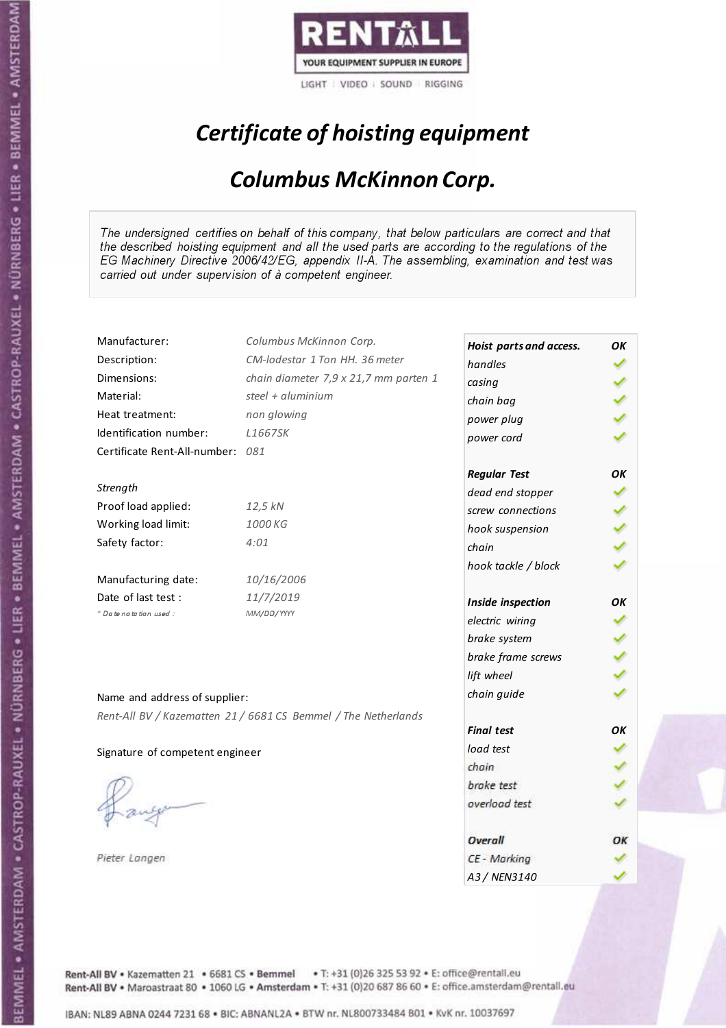RENTALL

YOUR EQUIPMENT SUPPLIER IN EUROPE

LIGHT | VIDEO | SOUND | RIGGING

# *Certificate of hoisting equipment*

## *Columbus McKinnon Corp.*

*The undersigned certifies on behalf of this company, that below particulars are correct and that the described hoisting equipment and all the used parts are according to the regulations of the EG Machinery Directive 2006/42/EG, appendix II-A. The assembling, examination and test was carried out under supervision of à competent engineer.*

| | |
|---|---|
| Manufacturer: | *Columbus McKinnon Corp.* |
| Description: | *CM-lodestar 1 Ton HH. 36 meter* |
| Dimensions: | *chain diameter 7,9 x 21,7 mm parten 1* |
| Material: | *steel + aluminium* |
| Heat treatment: | *non glowing* |
| Identification number: | *L1667SK* |
| Certificate Rent-All-number: | *081* |

*Strength*

| | |
|---|---|
| Proof load applied: | *12,5 kN* |
| Working load limit: | *1000 KG* |
| Safety factor: | *4:01* |

| | |
|---|---|
| Manufacturing date: | *10/16/2006* |
| Date of last test : | *11/7/2019* |
| * Date notation used : | *MM/DD/YYYY* |

| ***Hoist parts and access.*** | ***OK*** |
|---|---|
| *handles* | ✓ |
| *casing* | ✓ |
| *chain bag* | ✓ |
| *power plug* | ✓ |
| *power cord* | ✓ |
| ***Regular Test*** | ***OK*** |
| *dead end stopper* | ✓ |
| *screw connections* | ✓ |
| *hook suspension* | ✓ |
| *chain* | ✓ |
| *hook tackle / block* | ✓ |
| ***Inside inspection*** | ***OK*** |
| *electric wiring* | ✓ |
| *brake system* | ✓ |
| *brake frame screws* | ✓ |
| *lift wheel* | ✓ |
| *chain guide* | ✓ |
| ***Final test*** | ***OK*** |
| *load test* | ✓ |
| *chain* | ✓ |
| *brake test* | ✓ |
| *overload test* | ✓ |
| ***Overall*** | ***OK*** |
| *CE - Marking* | ✓ |
| *A3 / NEN3140* | ✓ |

Name and address of supplier:

*Rent-All BV / Kazematten 21 / 6681 CS Bemmel / The Netherlands*

Signature of competent engineer

*Pieter Langen*

Rent-All BV • Kazematten 21 • 6681 CS • **Bemmel** • T: +31 (0)26 325 53 92 • E: office@rentall.eu
Rent-All BV • Maroastraat 80 • 1060 LG • **Amsterdam** • T: +31 (0)20 687 86 60 • E: office.amsterdam@rentall.eu

IBAN: NL89 ABNA 0244 7231 68 • BIC: ABNANL2A • BTW nr. NL800733484 B01 • KvK nr. 10037697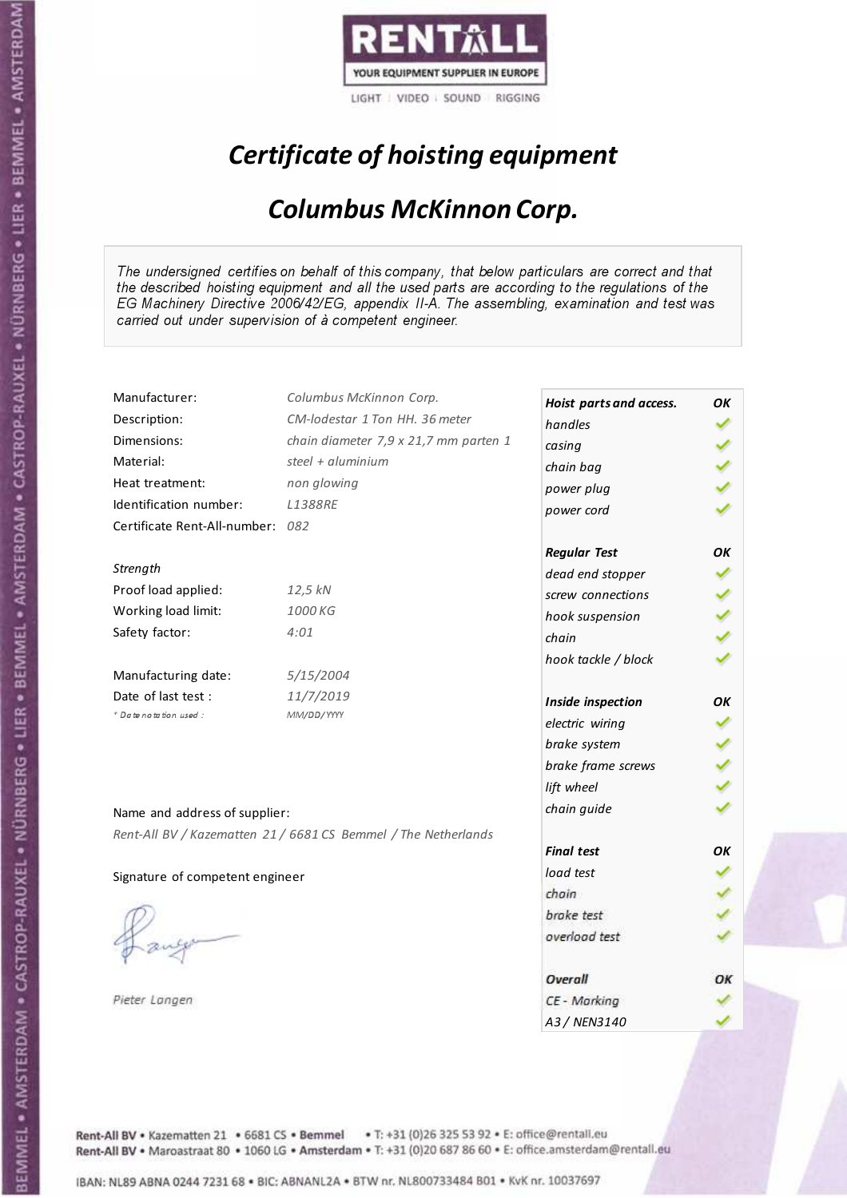RENTALL
YOUR EQUIPMENT SUPPLIER IN EUROPE
LIGHT | VIDEO | SOUND | RIGGING

# *Certificate of hoisting equipment*

## *Columbus McKinnon Corp.*

*The undersigned certifies on behalf of this company, that below particulars are correct and that the described hoisting equipment and all the used parts are according to the regulations of the EG Machinery Directive 2006/42/EG, appendix II-A. The assembling, examination and test was carried out under supervision of à competent engineer.*

| | |
|---|---|
| Manufacturer: | *Columbus McKinnon Corp.* |
| Description: | *CM-lodestar 1 Ton HH. 36 meter* |
| Dimensions: | *chain diameter 7,9 x 21,7 mm parten 1* |
| Material: | *steel + aluminium* |
| Heat treatment: | *non glowing* |
| Identification number: | *L1388RE* |
| Certificate Rent-All-number: | *082* |

*Strength*

| | |
|---|---|
| Proof load applied: | *12,5 kN* |
| Working load limit: | *1000 KG* |
| Safety factor: | *4:01* |

| | |
|---|---|
| Manufacturing date: | *5/15/2004* |
| Date of last test : | *11/7/2019* |
| * Date notation used : | *MM/DD/YYYY* |

| ***Hoist parts and access.*** | ***OK*** |
|---|---|
| *handles* | ✓ |
| *casing* | ✓ |
| *chain bag* | ✓ |
| *power plug* | ✓ |
| *power cord* | ✓ |
| ***Regular Test*** | ***OK*** |
| *dead end stopper* | ✓ |
| *screw connections* | ✓ |
| *hook suspension* | ✓ |
| *chain* | ✓ |
| *hook tackle / block* | ✓ |
| ***Inside inspection*** | ***OK*** |
| *electric wiring* | ✓ |
| *brake system* | ✓ |
| *brake frame screws* | ✓ |
| *lift wheel* | ✓ |
| *chain guide* | ✓ |
| ***Final test*** | ***OK*** |
| *load test* | ✓ |
| *chain* | ✓ |
| *brake test* | ✓ |
| *overload test* | ✓ |
| ***Overall*** | ***OK*** |
| *CE - Marking* | ✓ |
| *A3 / NEN3140* | ✓ |

Name and address of supplier:

*Rent-All BV / Kazematten 21 / 6681 CS Bemmel / The Netherlands*

Signature of competent engineer

*Pieter Langen*

Rent-All BV • Kazematten 21 • 6681 CS • **Bemmel** • T: +31 (0)26 325 53 92 • E: office@rentall.eu
Rent-All BV • Maroastraat 80 • 1060 LG • **Amsterdam** • T: +31 (0)20 687 86 60 • E: office.amsterdam@rentall.eu

IBAN: NL89 ABNA 0244 7231 68 • BIC: ABNANL2A • BTW nr. NL800733484 B01 • KvK nr. 10037697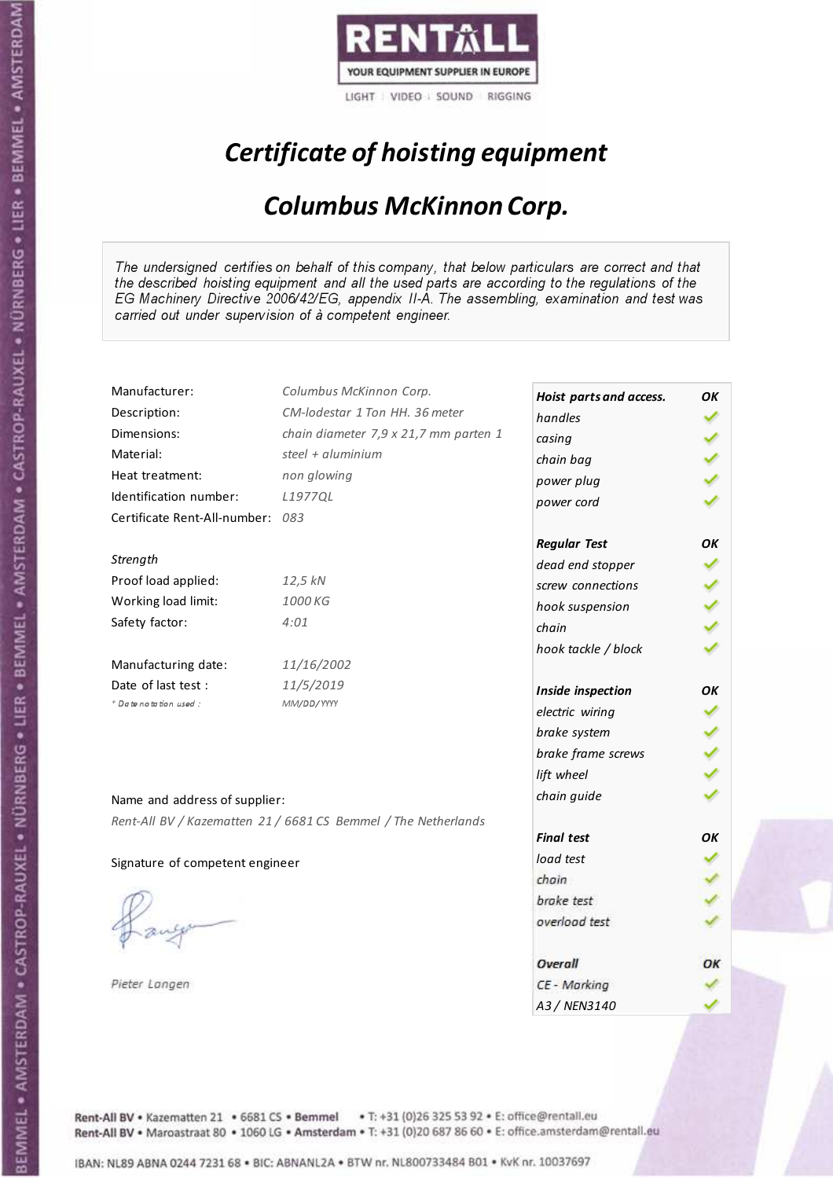RENTALL

YOUR EQUIPMENT SUPPLIER IN EUROPE

LIGHT | VIDEO | SOUND | RIGGING

# *Certificate of hoisting equipment*

## *Columbus McKinnon Corp.*

*The undersigned certifies on behalf of this company, that below particulars are correct and that the described hoisting equipment and all the used parts are according to the regulations of the EG Machinery Directive 2006/42/EG, appendix II-A. The assembling, examination and test was carried out under supervision of à competent engineer.*

| | |
|---|---|
| Manufacturer: | *Columbus McKinnon Corp.* |
| Description: | *CM-lodestar 1 Ton HH. 36 meter* |
| Dimensions: | *chain diameter 7,9 x 21,7 mm parten 1* |
| Material: | *steel + aluminium* |
| Heat treatment: | *non glowing* |
| Identification number: | *L1977QL* |
| Certificate Rent-All-number: | *083* |
| *Strength* | |
| Proof load applied: | *12,5 kN* |
| Working load limit: | *1000 KG* |
| Safety factor: | *4:01* |
| Manufacturing date: | *11/16/2002* |
| Date of last test : | *11/5/2019* |
| *\* Date notation used :* | *MM/DD/YYYY* |

| *Hoist parts and access.* | *OK* |
|---|---|
| *handles* | ✓ |
| *casing* | ✓ |
| *chain bag* | ✓ |
| *power plug* | ✓ |
| *power cord* | ✓ |
| ***Regular Test*** | ***OK*** |
| *dead end stopper* | ✓ |
| *screw connections* | ✓ |
| *hook suspension* | ✓ |
| *chain* | ✓ |
| *hook tackle / block* | ✓ |
| ***Inside inspection*** | ***OK*** |
| *electric wiring* | ✓ |
| *brake system* | ✓ |
| *brake frame screws* | ✓ |
| *lift wheel* | ✓ |
| *chain guide* | ✓ |
| ***Final test*** | ***OK*** |
| *load test* | ✓ |
| *chain* | ✓ |
| *brake test* | ✓ |
| *overload test* | ✓ |
| ***Overall*** | ***OK*** |
| *CE - Marking* | ✓ |
| *A3 / NEN3140* | ✓ |

Name and address of supplier:

*Rent-All BV / Kazematten 21 / 6681 CS Bemmel / The Netherlands*

Signature of competent engineer

*Pieter Langen*

Rent-All BV • Kazematten 21 • 6681 CS • **Bemmel** • T: +31 (0)26 325 53 92 • E: office@rentall.eu
Rent-All BV • Maroastraat 80 • 1060 LG • **Amsterdam** • T: +31 (0)20 687 86 60 • E: office.amsterdam@rentall.eu

IBAN: NL89 ABNA 0244 7231 68 • BIC: ABNANL2A • BTW nr. NL800733484 B01 • KvK nr. 10037697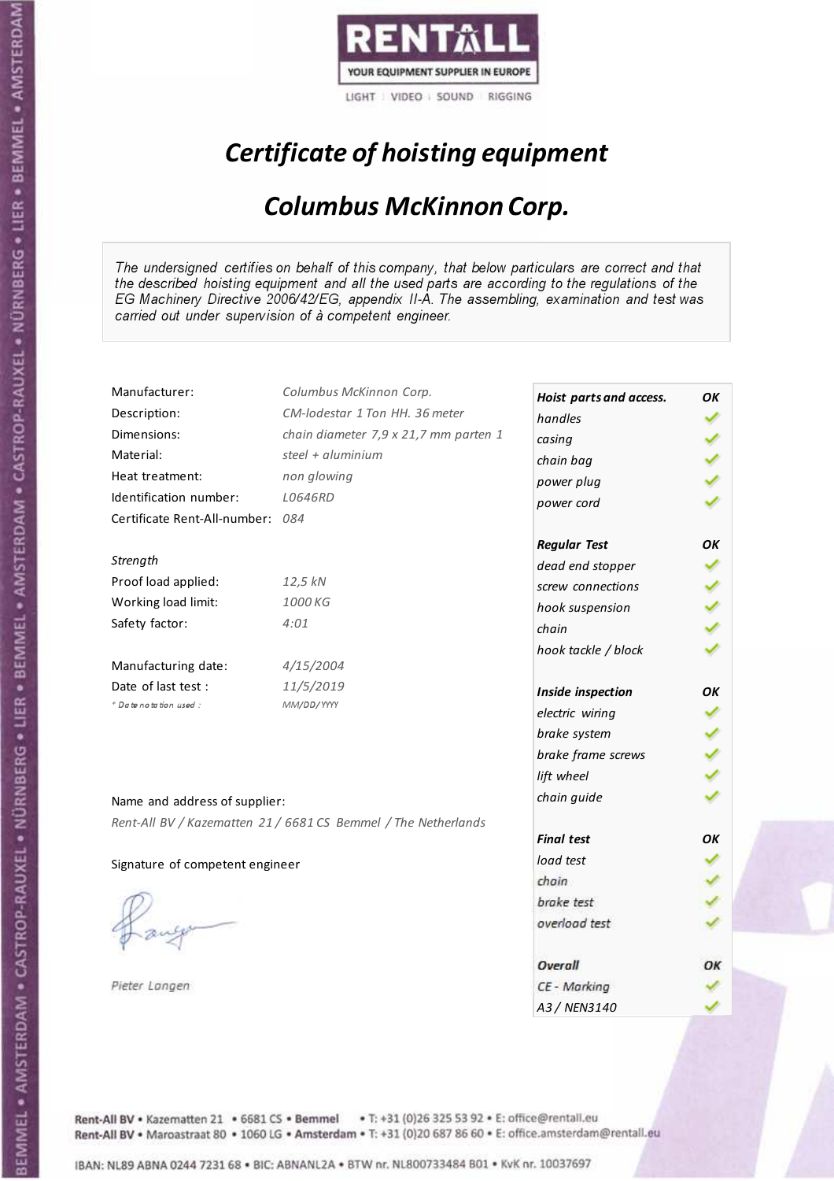RENTALL

YOUR EQUIPMENT SUPPLIER IN EUROPE

LIGHT | VIDEO | SOUND | RIGGING

# *Certificate of hoisting equipment*

## *Columbus McKinnon Corp.*

*The undersigned certifies on behalf of this company, that below particulars are correct and that the described hoisting equipment and all the used parts are according to the regulations of the EG Machinery Directive 2006/42/EG, appendix II-A. The assembling, examination and test was carried out under supervision of à competent engineer.*

| | |
|---|---|
| Manufacturer: | *Columbus McKinnon Corp.* |
| Description: | *CM-lodestar 1 Ton HH. 36 meter* |
| Dimensions: | *chain diameter 7,9 x 21,7 mm parten 1* |
| Material: | *steel + aluminium* |
| Heat treatment: | *non glowing* |
| Identification number: | *L0646RD* |
| Certificate Rent-All-number: | *084* |

*Strength*

| | |
|---|---|
| Proof load applied: | *12,5 kN* |
| Working load limit: | *1000 KG* |
| Safety factor: | *4:01* |

| | |
|---|---|
| Manufacturing date: | *4/15/2004* |
| Date of last test : | *11/5/2019* |
| * Date notation used : | *MM/DD/YYYY* |

| | |
|---|---|
| ***Hoist parts and access.*** | ***OK*** |
| *handles* | ✓ |
| *casing* | ✓ |
| *chain bag* | ✓ |
| *power plug* | ✓ |
| *power cord* | ✓ |
| ***Regular Test*** | ***OK*** |
| *dead end stopper* | ✓ |
| *screw connections* | ✓ |
| *hook suspension* | ✓ |
| *chain* | ✓ |
| *hook tackle / block* | ✓ |
| ***Inside inspection*** | ***OK*** |
| *electric wiring* | ✓ |
| *brake system* | ✓ |
| *brake frame screws* | ✓ |
| *lift wheel* | ✓ |
| *chain guide* | ✓ |
| ***Final test*** | ***OK*** |
| *load test* | ✓ |
| *chain* | ✓ |
| *brake test* | ✓ |
| *overload test* | ✓ |
| ***Overall*** | ***OK*** |
| *CE - Marking* | ✓ |
| *A3 / NEN3140* | ✓ |

Name and address of supplier:

*Rent-All BV / Kazematten 21 / 6681 CS Bemmel / The Netherlands*

Signature of competent engineer

*Pieter Langen*

Rent-All BV • Kazematten 21 • 6681 CS • **Bemmel** • T: +31 (0)26 325 53 92 • E: office@rentall.eu
Rent-All BV • Maroastraat 80 • 1060 LG • **Amsterdam** • T: +31 (0)20 687 86 60 • E: office.amsterdam@rentall.eu

IBAN: NL89 ABNA 0244 7231 68 • BIC: ABNANL2A • BTW nr. NL800733484 B01 • KvK nr. 10037697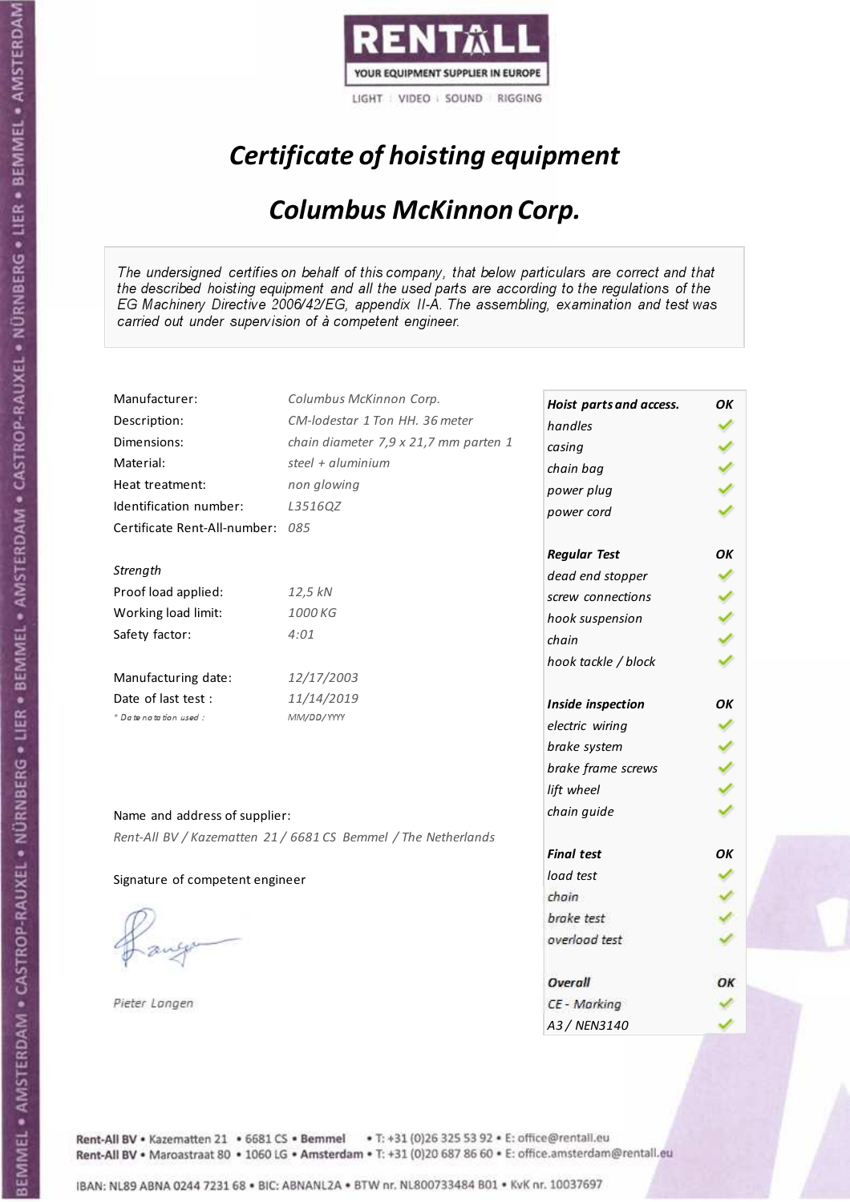RENTALL

YOUR EQUIPMENT SUPPLIER IN EUROPE

LIGHT | VIDEO | SOUND | RIGGING

# *Certificate of hoisting equipment*

## *Columbus McKinnon Corp.*

*The undersigned certifies on behalf of this company, that below particulars are correct and that the described hoisting equipment and all the used parts are according to the regulations of the EG Machinery Directive 2006/42/EG, appendix II-A. The assembling, examination and test was carried out under supervision of à competent engineer.*

| | |
|---|---|
| Manufacturer: | *Columbus McKinnon Corp.* |
| Description: | *CM-lodestar 1 Ton HH. 36 meter* |
| Dimensions: | *chain diameter 7,9 x 21,7 mm parten 1* |
| Material: | *steel + aluminium* |
| Heat treatment: | *non glowing* |
| Identification number: | *L3516QZ* |
| Certificate Rent-All-number: | *085* |

*Strength*

| | |
|---|---|
| Proof load applied: | *12,5 kN* |
| Working load limit: | *1000 KG* |
| Safety factor: | *4:01* |

| | |
|---|---|
| Manufacturing date: | *12/17/2003* |
| Date of last test : | *11/14/2019* |
| * Date notation used : | *MM/DD/YYYY* |

| ***Hoist parts and access.*** | ***OK*** |
|---|---|
| *handles* | ✓ |
| *casing* | ✓ |
| *chain bag* | ✓ |
| *power plug* | ✓ |
| *power cord* | ✓ |
| ***Regular Test*** | ***OK*** |
| *dead end stopper* | ✓ |
| *screw connections* | ✓ |
| *hook suspension* | ✓ |
| *chain* | ✓ |
| *hook tackle / block* | ✓ |
| ***Inside inspection*** | ***OK*** |
| *electric wiring* | ✓ |
| *brake system* | ✓ |
| *brake frame screws* | ✓ |
| *lift wheel* | ✓ |
| *chain guide* | ✓ |
| ***Final test*** | ***OK*** |
| *load test* | ✓ |
| *chain* | ✓ |
| *brake test* | ✓ |
| *overload test* | ✓ |
| ***Overall*** | ***OK*** |
| *CE - Marking* | ✓ |
| *A3 / NEN3140* | ✓ |

Name and address of supplier:

*Rent-All BV / Kazematten 21 / 6681 CS Bemmel / The Netherlands*

Signature of competent engineer

*Pieter Langen*

Rent-All BV • Kazematten 21 • 6681 CS • **Bemmel** • T: +31 (0)26 325 53 92 • E: office@rentall.eu
Rent-All BV • Maroastraat 80 • 1060 LG • **Amsterdam** • T: +31 (0)20 687 86 60 • E: office.amsterdam@rentall.eu

IBAN: NL89 ABNA 0244 7231 68 • BIC: ABNANL2A • BTW nr. NL800733484 B01 • KvK nr. 10037697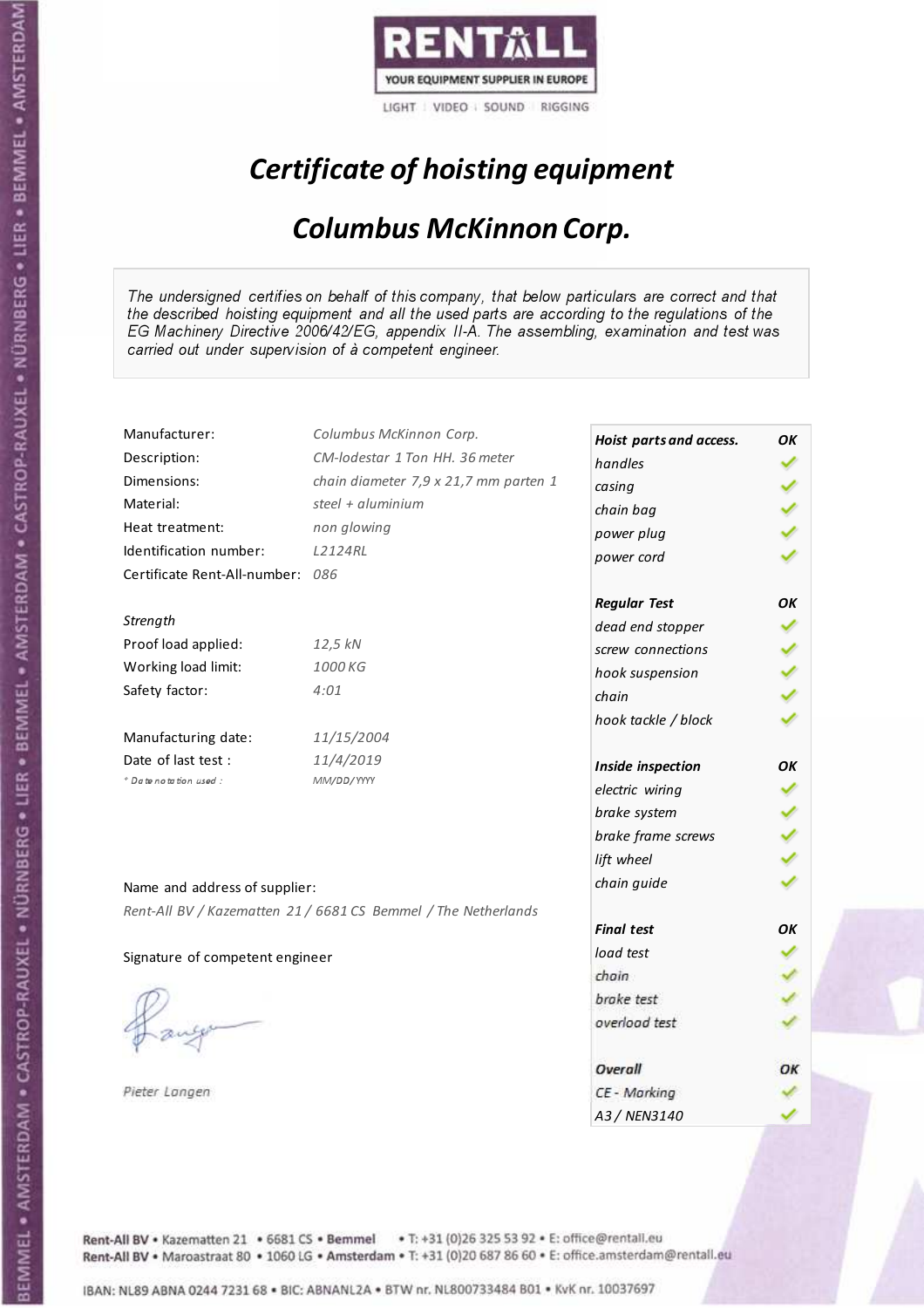RENTALL
YOUR EQUIPMENT SUPPLIER IN EUROPE
LIGHT | VIDEO | SOUND | RIGGING

# *Certificate of hoisting equipment*

## *Columbus McKinnon Corp.*

*The undersigned certifies on behalf of this company, that below particulars are correct and that the described hoisting equipment and all the used parts are according to the regulations of the EG Machinery Directive 2006/42/EG, appendix II-A. The assembling, examination and test was carried out under supervision of à competent engineer.*

| | |
|---|---|
| Manufacturer: | *Columbus McKinnon Corp.* |
| Description: | *CM-lodestar 1 Ton HH. 36 meter* |
| Dimensions: | *chain diameter 7,9 x 21,7 mm parten 1* |
| Material: | *steel + aluminium* |
| Heat treatment: | *non glowing* |
| Identification number: | *L2124RL* |
| Certificate Rent-All-number: | *086* |

*Strength*

| | |
|---|---|
| Proof load applied: | *12,5 kN* |
| Working load limit: | *1000 KG* |
| Safety factor: | *4:01* |

| | |
|---|---|
| Manufacturing date: | *11/15/2004* |
| Date of last test : | *11/4/2019* |
| *\* Date notation used :* | *MM/DD/YYYY* |

| ***Hoist parts and access.*** | ***OK*** |
|---|---|
| *handles* | ✓ |
| *casing* | ✓ |
| *chain bag* | ✓ |
| *power plug* | ✓ |
| *power cord* | ✓ |
| ***Regular Test*** | ***OK*** |
| *dead end stopper* | ✓ |
| *screw connections* | ✓ |
| *hook suspension* | ✓ |
| *chain* | ✓ |
| *hook tackle / block* | ✓ |
| ***Inside inspection*** | ***OK*** |
| *electric wiring* | ✓ |
| *brake system* | ✓ |
| *brake frame screws* | ✓ |
| *lift wheel* | ✓ |
| *chain guide* | ✓ |
| ***Final test*** | ***OK*** |
| *load test* | ✓ |
| *chain* | ✓ |
| *brake test* | ✓ |
| *overload test* | ✓ |
| ***Overall*** | ***OK*** |
| *CE - Marking* | ✓ |
| *A3 / NEN3140* | ✓ |

Name and address of supplier:

*Rent-All BV / Kazematten 21 / 6681 CS Bemmel / The Netherlands*

Signature of competent engineer

*Pieter Langen*

**Rent-All BV** • Kazematten 21 • 6681 CS • **Bemmel** • T: +31 (0)26 325 53 92 • E: office@rentall.eu
**Rent-All BV** • Maroastraat 80 • 1060 LG • **Amsterdam** • T: +31 (0)20 687 86 60 • E: office.amsterdam@rentall.eu

IBAN: NL89 ABNA 0244 7231 68 • BIC: ABNANL2A • BTW nr. NL800733484 B01 • KvK nr. 10037697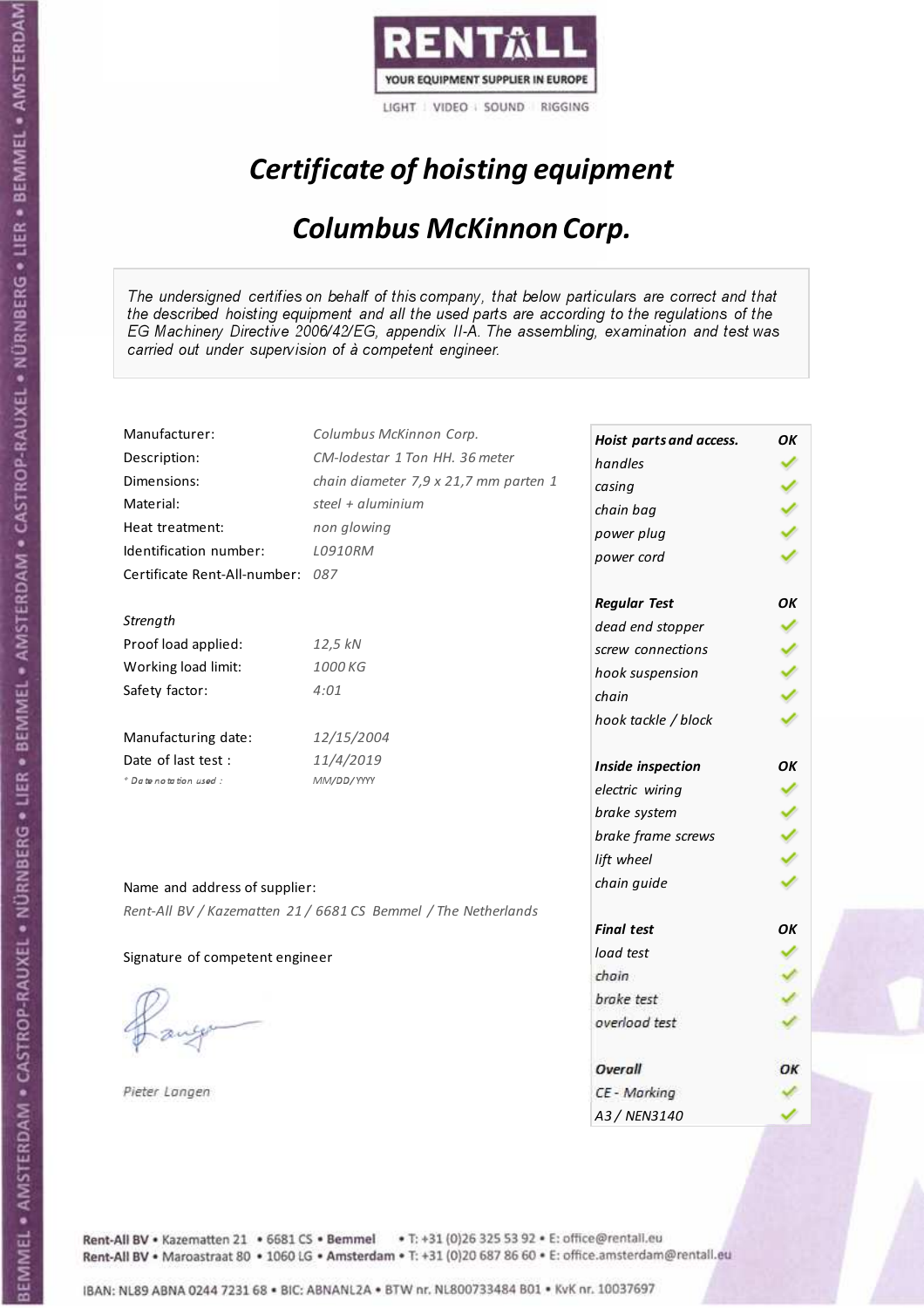RENTALL
YOUR EQUIPMENT SUPPLIER IN EUROPE
LIGHT | VIDEO | SOUND | RIGGING

# *Certificate of hoisting equipment*

## *Columbus McKinnon Corp.*

*The undersigned certifies on behalf of this company, that below particulars are correct and that the described hoisting equipment and all the used parts are according to the regulations of the EG Machinery Directive 2006/42/EG, appendix II-A. The assembling, examination and test was carried out under supervision of à competent engineer.*

| | |
|---|---|
| Manufacturer: | *Columbus McKinnon Corp.* |
| Description: | *CM-lodestar 1 Ton HH. 36 meter* |
| Dimensions: | *chain diameter 7,9 x 21,7 mm parten 1* |
| Material: | *steel + aluminium* |
| Heat treatment: | *non glowing* |
| Identification number: | *L0910RM* |
| Certificate Rent-All-number: | *087* |

*Strength*

| | |
|---|---|
| Proof load applied: | *12,5 kN* |
| Working load limit: | *1000 KG* |
| Safety factor: | *4:01* |

| | |
|---|---|
| Manufacturing date: | *12/15/2004* |
| Date of last test : | *11/4/2019* |
| *\* Date notation used :* | *MM/DD/YYYY* |

| ***Hoist parts and access.*** | ***OK*** |
|---|---|
| *handles* | ✓ |
| *casing* | ✓ |
| *chain bag* | ✓ |
| *power plug* | ✓ |
| *power cord* | ✓ |
| ***Regular Test*** | ***OK*** |
| *dead end stopper* | ✓ |
| *screw connections* | ✓ |
| *hook suspension* | ✓ |
| *chain* | ✓ |
| *hook tackle / block* | ✓ |
| ***Inside inspection*** | ***OK*** |
| *electric wiring* | ✓ |
| *brake system* | ✓ |
| *brake frame screws* | ✓ |
| *lift wheel* | ✓ |
| *chain guide* | ✓ |
| ***Final test*** | ***OK*** |
| *load test* | ✓ |
| *chain* | ✓ |
| *brake test* | ✓ |
| *overload test* | ✓ |
| ***Overall*** | ***OK*** |
| *CE - Marking* | ✓ |
| *A3 / NEN3140* | ✓ |

Name and address of supplier:

*Rent-All BV / Kazematten 21 / 6681 CS Bemmel / The Netherlands*

Signature of competent engineer

*Pieter Langen*

Rent-All BV • Kazematten 21 • 6681 CS • **Bemmel** • T: +31 (0)26 325 53 92 • E: office@rentall.eu
Rent-All BV • Maroastraat 80 • 1060 LG • **Amsterdam** • T: +31 (0)20 687 86 60 • E: office.amsterdam@rentall.eu

IBAN: NL89 ABNA 0244 7231 68 • BIC: ABNANL2A • BTW nr. NL800733484 B01 • KvK nr. 10037697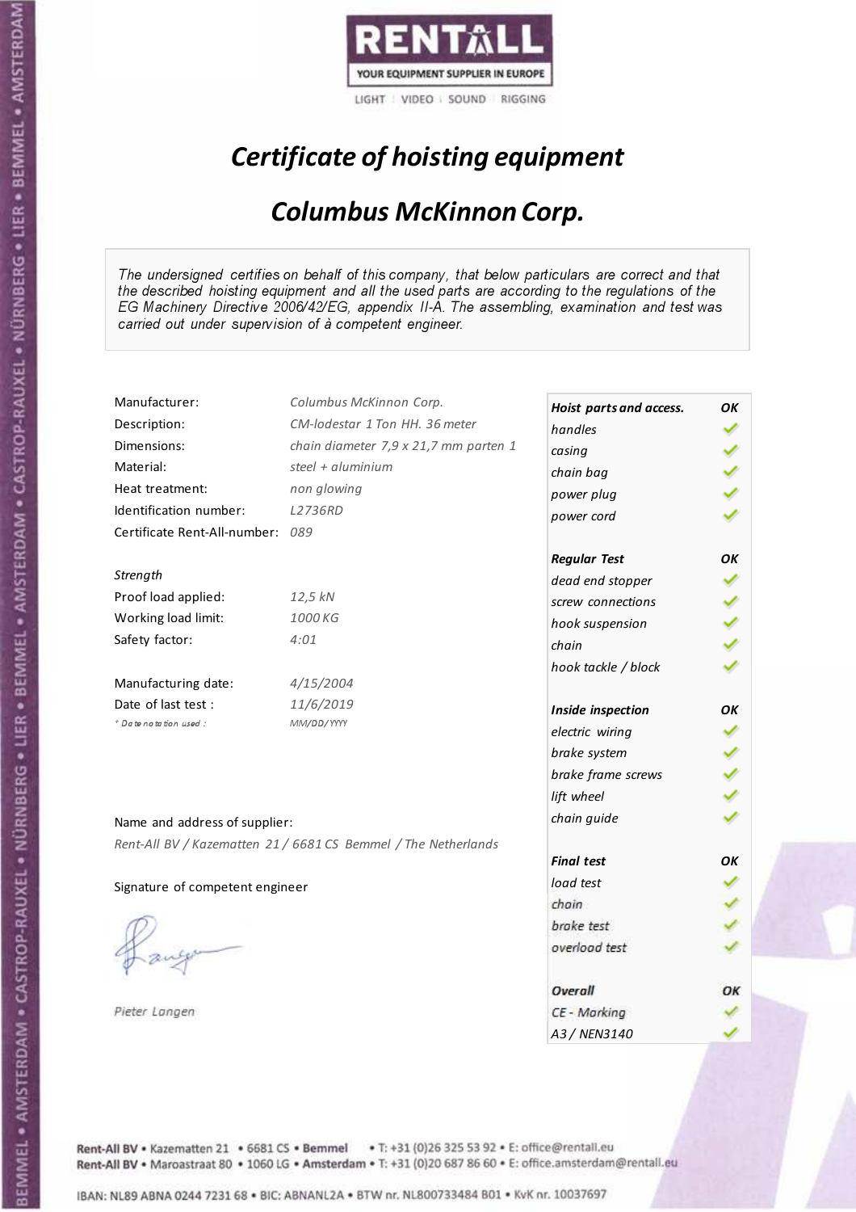RENTALL

YOUR EQUIPMENT SUPPLIER IN EUROPE

LIGHT | VIDEO | SOUND | RIGGING

# *Certificate of hoisting equipment*

## *Columbus McKinnon Corp.*

*The undersigned certifies on behalf of this company, that below particulars are correct and that the described hoisting equipment and all the used parts are according to the regulations of the EG Machinery Directive 2006/42/EG, appendix II-A. The assembling, examination and test was carried out under supervision of à competent engineer.*

| | |
|---|---|
| Manufacturer: | Columbus McKinnon Corp. |
| Description: | CM-lodestar 1 Ton HH. 36 meter |
| Dimensions: | chain diameter 7,9 x 21,7 mm parten 1 |
| Material: | steel + aluminium |
| Heat treatment: | non glowing |
| Identification number: | L2736RD |
| Certificate Rent-All-number: | 089 |
| *Strength* | |
| Proof load applied: | 12,5 kN |
| Working load limit: | 1000 KG |
| Safety factor: | 4:01 |
| Manufacturing date: | 4/15/2004 |
| Date of last test : | 11/6/2019 |
| * Date notation used : | MM/DD/YYYY |

| | |
|---|---|
| ***Hoist parts and access.*** | ***OK*** |
| *handles* | ✓ |
| *casing* | ✓ |
| *chain bag* | ✓ |
| *power plug* | ✓ |
| *power cord* | ✓ |
| ***Regular Test*** | ***OK*** |
| *dead end stopper* | ✓ |
| *screw connections* | ✓ |
| *hook suspension* | ✓ |
| *chain* | ✓ |
| *hook tackle / block* | ✓ |
| ***Inside inspection*** | ***OK*** |
| *electric wiring* | ✓ |
| *brake system* | ✓ |
| *brake frame screws* | ✓ |
| *lift wheel* | ✓ |
| *chain guide* | ✓ |
| ***Final test*** | ***OK*** |
| *load test* | ✓ |
| *chain* | ✓ |
| *brake test* | ✓ |
| *overload test* | ✓ |
| ***Overall*** | ***OK*** |
| *CE - Marking* | ✓ |
| *A3 / NEN3140* | ✓ |

Name and address of supplier:

*Rent-All BV / Kazematten 21 / 6681 CS Bemmel / The Netherlands*

Signature of competent engineer

*Pieter Langen*

Rent-All BV • Kazematten 21 • 6681 CS • **Bemmel** • T: +31 (0)26 325 53 92 • E: office@rentall.eu
Rent-All BV • Maroastraat 80 • 1060 LG • **Amsterdam** • T: +31 (0)20 687 86 60 • E: office.amsterdam@rentall.eu

IBAN: NL89 ABNA 0244 7231 68 • BIC: ABNANL2A • BTW nr. NL800733484 B01 • KvK nr. 10037697